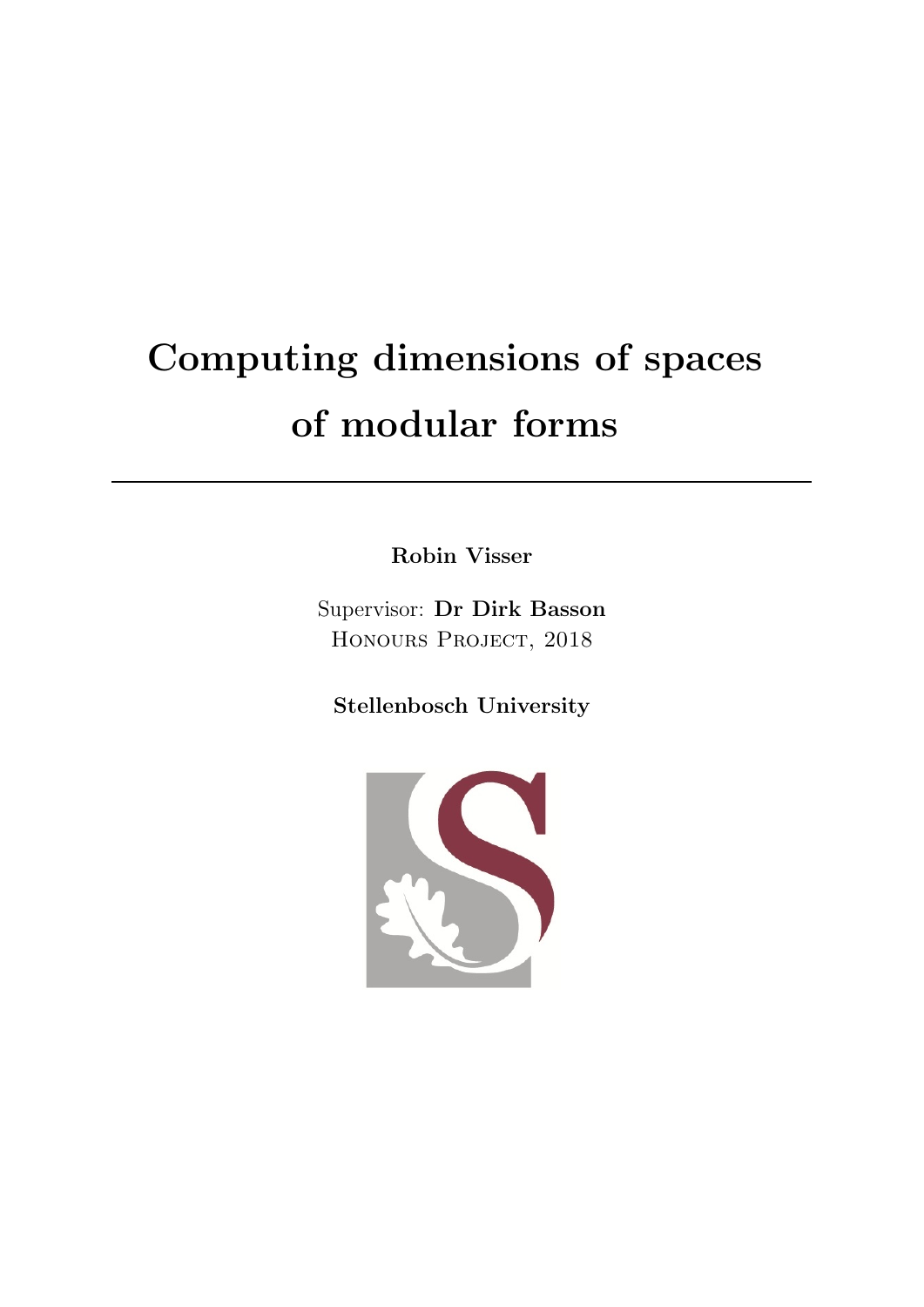# Computing dimensions of spaces of modular forms

---

**Robin Visser**

Supervisor: **Dr Dirk Basson**

Honours Project, 2018

**Stellenbosch University**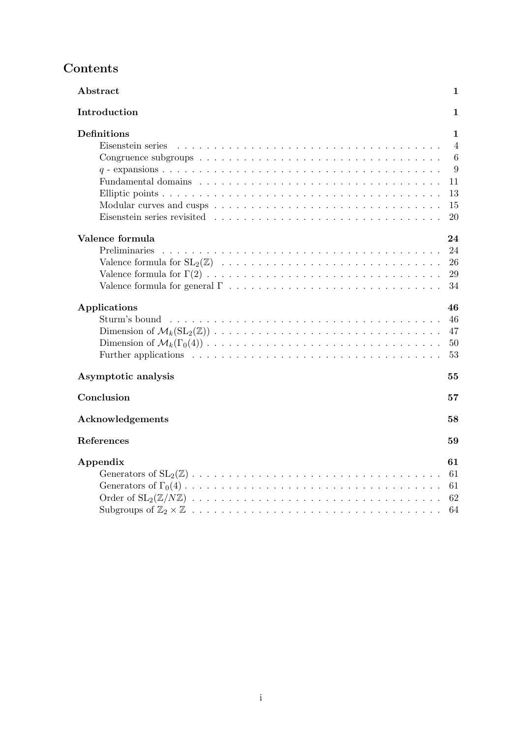# Contents

| | |
|---|---|
| **Abstract** | **1** |
| **Introduction** | **1** |
| **Definitions** | **1** |
| Eisenstein series | 4 |
| Congruence subgroups | 6 |
| $q$ - expansions | 9 |
| Fundamental domains | 11 |
| Elliptic points | 13 |
| Modular curves and cusps | 15 |
| Eisenstein series revisited | 20 |
| **Valence formula** | **24** |
| Preliminaries | 24 |
| Valence formula for $\mathrm{SL}_2(\mathbb{Z})$ | 26 |
| Valence formula for $\Gamma(2)$ | 29 |
| Valence formula for general $\Gamma$ | 34 |
| **Applications** | **46** |
| Sturm's bound | 46 |
| Dimension of $\mathcal{M}_k(\mathrm{SL}_2(\mathbb{Z}))$ | 47 |
| Dimension of $\mathcal{M}_k(\Gamma_0(4))$ | 50 |
| Further applications | 53 |
| **Asymptotic analysis** | **55** |
| **Conclusion** | **57** |
| **Acknowledgements** | **58** |
| **References** | **59** |
| **Appendix** | **61** |
| Generators of $\mathrm{SL}_2(\mathbb{Z})$ | 61 |
| Generators of $\Gamma_0(4)$ | 61 |
| Order of $\mathrm{SL}_2(\mathbb{Z}/N\mathbb{Z})$ | 62 |
| Subgroups of $\mathbb{Z}_2 \times \mathbb{Z}$ | 64 |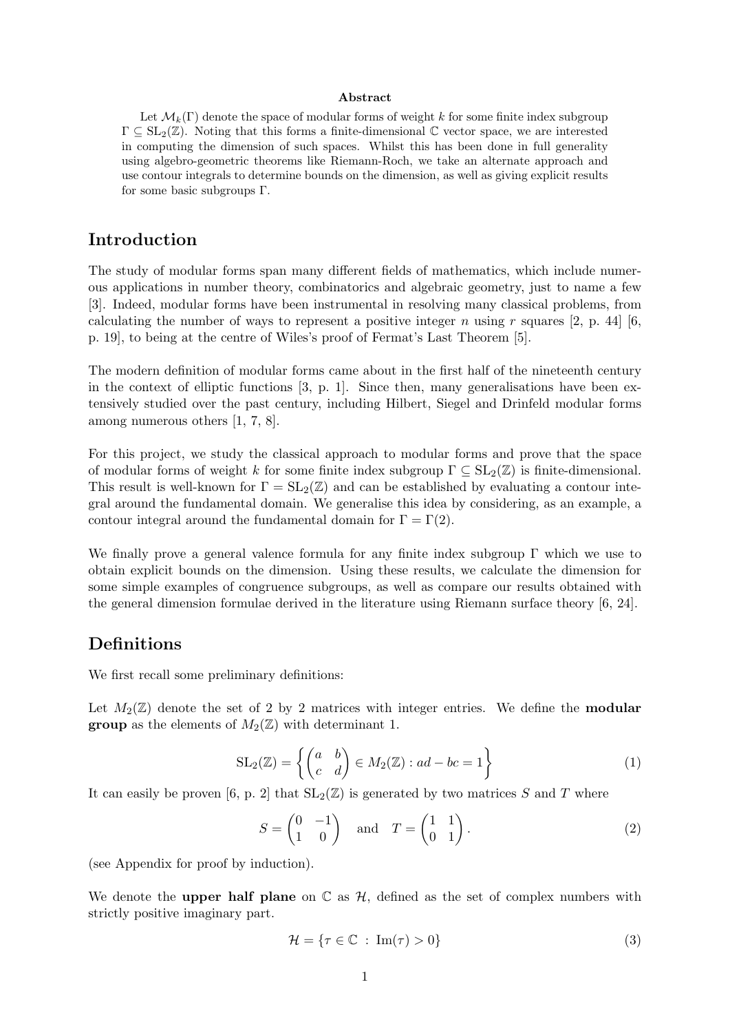**Abstract**

Let $\mathcal{M}_k(\Gamma)$ denote the space of modular forms of weight $k$ for some finite index subgroup $\Gamma \subseteq \mathrm{SL}_2(\mathbb{Z})$. Noting that this forms a finite-dimensional $\mathbb{C}$ vector space, we are interested in computing the dimension of such spaces. Whilst this has been done in full generality using algebro-geometric theorems like Riemann-Roch, we take an alternate approach and use contour integrals to determine bounds on the dimension, as well as giving explicit results for some basic subgroups $\Gamma$.

## Introduction

The study of modular forms span many different fields of mathematics, which include numerous applications in number theory, combinatorics and algebraic geometry, just to name a few [3]. Indeed, modular forms have been instrumental in resolving many classical problems, from calculating the number of ways to represent a positive integer $n$ using $r$ squares [2, p. 44] [6, p. 19], to being at the centre of Wiles's proof of Fermat's Last Theorem [5].

The modern definition of modular forms came about in the first half of the nineteenth century in the context of elliptic functions [3, p. 1]. Since then, many generalisations have been extensively studied over the past century, including Hilbert, Siegel and Drinfeld modular forms among numerous others [1, 7, 8].

For this project, we study the classical approach to modular forms and prove that the space of modular forms of weight $k$ for some finite index subgroup $\Gamma \subseteq \mathrm{SL}_2(\mathbb{Z})$ is finite-dimensional. This result is well-known for $\Gamma = \mathrm{SL}_2(\mathbb{Z})$ and can be established by evaluating a contour integral around the fundamental domain. We generalise this idea by considering, as an example, a contour integral around the fundamental domain for $\Gamma = \Gamma(2)$.

We finally prove a general valence formula for any finite index subgroup $\Gamma$ which we use to obtain explicit bounds on the dimension. Using these results, we calculate the dimension for some simple examples of congruence subgroups, as well as compare our results obtained with the general dimension formulae derived in the literature using Riemann surface theory [6, 24].

## Definitions

We first recall some preliminary definitions:

Let $M_2(\mathbb{Z})$ denote the set of 2 by 2 matrices with integer entries. We define the **modular group** as the elements of $M_2(\mathbb{Z})$ with determinant 1.

$$\mathrm{SL}_2(\mathbb{Z}) = \left\{ \begin{pmatrix} a & b \\ c & d \end{pmatrix} \in M_2(\mathbb{Z}) : ad - bc = 1 \right\} \tag{1}$$

It can easily be proven [6, p. 2] that $\mathrm{SL}_2(\mathbb{Z})$ is generated by two matrices $S$ and $T$ where

$$S = \begin{pmatrix} 0 & -1 \\ 1 & 0 \end{pmatrix} \quad \text{and} \quad T = \begin{pmatrix} 1 & 1 \\ 0 & 1 \end{pmatrix}. \tag{2}$$

(see Appendix for proof by induction).

We denote the **upper half plane** on $\mathbb{C}$ as $\mathcal{H}$, defined as the set of complex numbers with strictly positive imaginary part.

$$\mathcal{H} = \{\tau \in \mathbb{C} \;:\; \mathrm{Im}(\tau) > 0\} \tag{3}$$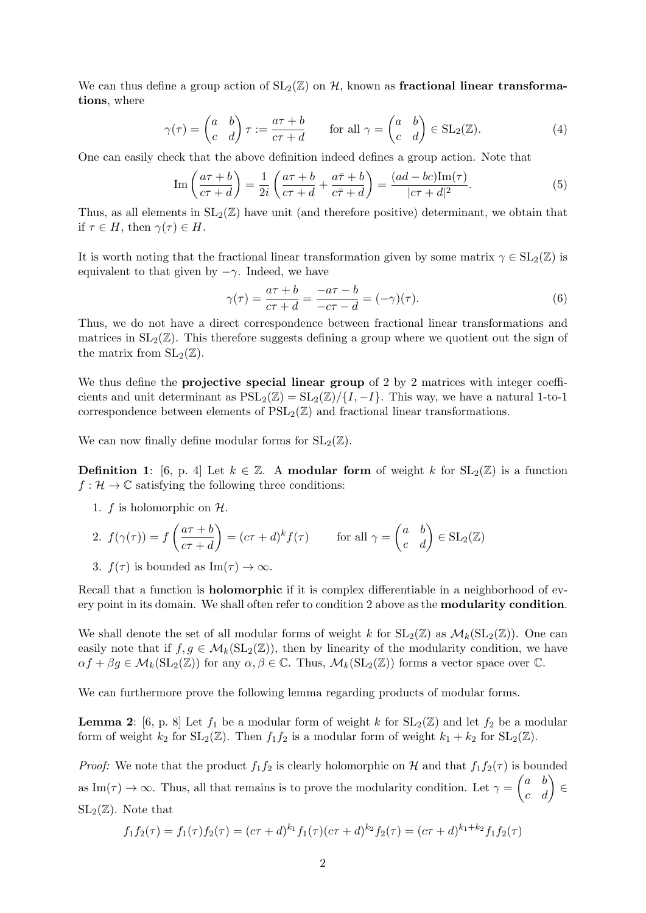We can thus define a group action of $\mathrm{SL}_2(\mathbb{Z})$ on $\mathcal{H}$, known as **fractional linear transformations**, where

$$\gamma(\tau) = \begin{pmatrix} a & b \\ c & d \end{pmatrix} \tau := \frac{a\tau + b}{c\tau + d} \qquad \text{for all } \gamma = \begin{pmatrix} a & b \\ c & d \end{pmatrix} \in \mathrm{SL}_2(\mathbb{Z}). \tag{4}$$

One can easily check that the above definition indeed defines a group action. Note that

$$\mathrm{Im}\left(\frac{a\tau + b}{c\tau + d}\right) = \frac{1}{2i}\left(\frac{a\tau + b}{c\tau + d} + \frac{a\bar{\tau} + b}{c\bar{\tau} + d}\right) = \frac{(ad - bc)\mathrm{Im}(\tau)}{|c\tau + d|^2}. \tag{5}$$

Thus, as all elements in $\mathrm{SL}_2(\mathbb{Z})$ have unit (and therefore positive) determinant, we obtain that if $\tau \in H$, then $\gamma(\tau) \in H$.

It is worth noting that the fractional linear transformation given by some matrix $\gamma \in \mathrm{SL}_2(\mathbb{Z})$ is equivalent to that given by $-\gamma$. Indeed, we have

$$\gamma(\tau) = \frac{a\tau + b}{c\tau + d} = \frac{-a\tau - b}{-c\tau - d} = (-\gamma)(\tau). \tag{6}$$

Thus, we do not have a direct correspondence between fractional linear transformations and matrices in $\mathrm{SL}_2(\mathbb{Z})$. This therefore suggests defining a group where we quotient out the sign of the matrix from $\mathrm{SL}_2(\mathbb{Z})$.

We thus define the **projective special linear group** of 2 by 2 matrices with integer coefficients and unit determinant as $\mathrm{PSL}_2(\mathbb{Z}) = \mathrm{SL}_2(\mathbb{Z})/\{I, -I\}$. This way, we have a natural 1-to-1 correspondence between elements of $\mathrm{PSL}_2(\mathbb{Z})$ and fractional linear transformations.

We can now finally define modular forms for $\mathrm{SL}_2(\mathbb{Z})$.

**Definition 1**: [6, p. 4] Let $k \in \mathbb{Z}$. A **modular form** of weight $k$ for $\mathrm{SL}_2(\mathbb{Z})$ is a function $f : \mathcal{H} \to \mathbb{C}$ satisfying the following three conditions:

1. $f$ is holomorphic on $\mathcal{H}$.
2. $f(\gamma(\tau)) = f\left(\frac{a\tau + b}{c\tau + d}\right) = (c\tau + d)^k f(\tau) \qquad \text{for all } \gamma = \begin{pmatrix} a & b \\ c & d \end{pmatrix} \in \mathrm{SL}_2(\mathbb{Z})$
3. $f(\tau)$ is bounded as $\mathrm{Im}(\tau) \to \infty$.

Recall that a function is **holomorphic** if it is complex differentiable in a neighborhood of every point in its domain. We shall often refer to condition 2 above as the **modularity condition**.

We shall denote the set of all modular forms of weight $k$ for $\mathrm{SL}_2(\mathbb{Z})$ as $\mathcal{M}_k(\mathrm{SL}_2(\mathbb{Z}))$. One can easily note that if $f, g \in \mathcal{M}_k(\mathrm{SL}_2(\mathbb{Z}))$, then by linearity of the modularity condition, we have $\alpha f + \beta g \in \mathcal{M}_k(\mathrm{SL}_2(\mathbb{Z}))$ for any $\alpha, \beta \in \mathbb{C}$. Thus, $\mathcal{M}_k(\mathrm{SL}_2(\mathbb{Z}))$ forms a vector space over $\mathbb{C}$.

We can furthermore prove the following lemma regarding products of modular forms.

**Lemma 2**: [6, p. 8] Let $f_1$ be a modular form of weight $k$ for $\mathrm{SL}_2(\mathbb{Z})$ and let $f_2$ be a modular form of weight $k_2$ for $\mathrm{SL}_2(\mathbb{Z})$. Then $f_1 f_2$ is a modular form of weight $k_1 + k_2$ for $\mathrm{SL}_2(\mathbb{Z})$.

*Proof:* We note that the product $f_1 f_2$ is clearly holomorphic on $\mathcal{H}$ and that $f_1 f_2(\tau)$ is bounded as $\mathrm{Im}(\tau) \to \infty$. Thus, all that remains is to prove the modularity condition. Let $\gamma = \begin{pmatrix} a & b \\ c & d \end{pmatrix} \in \mathrm{SL}_2(\mathbb{Z})$. Note that

$$f_1 f_2(\tau) = f_1(\tau) f_2(\tau) = (c\tau + d)^{k_1} f_1(\tau)(c\tau + d)^{k_2} f_2(\tau) = (c\tau + d)^{k_1 + k_2} f_1 f_2(\tau)$$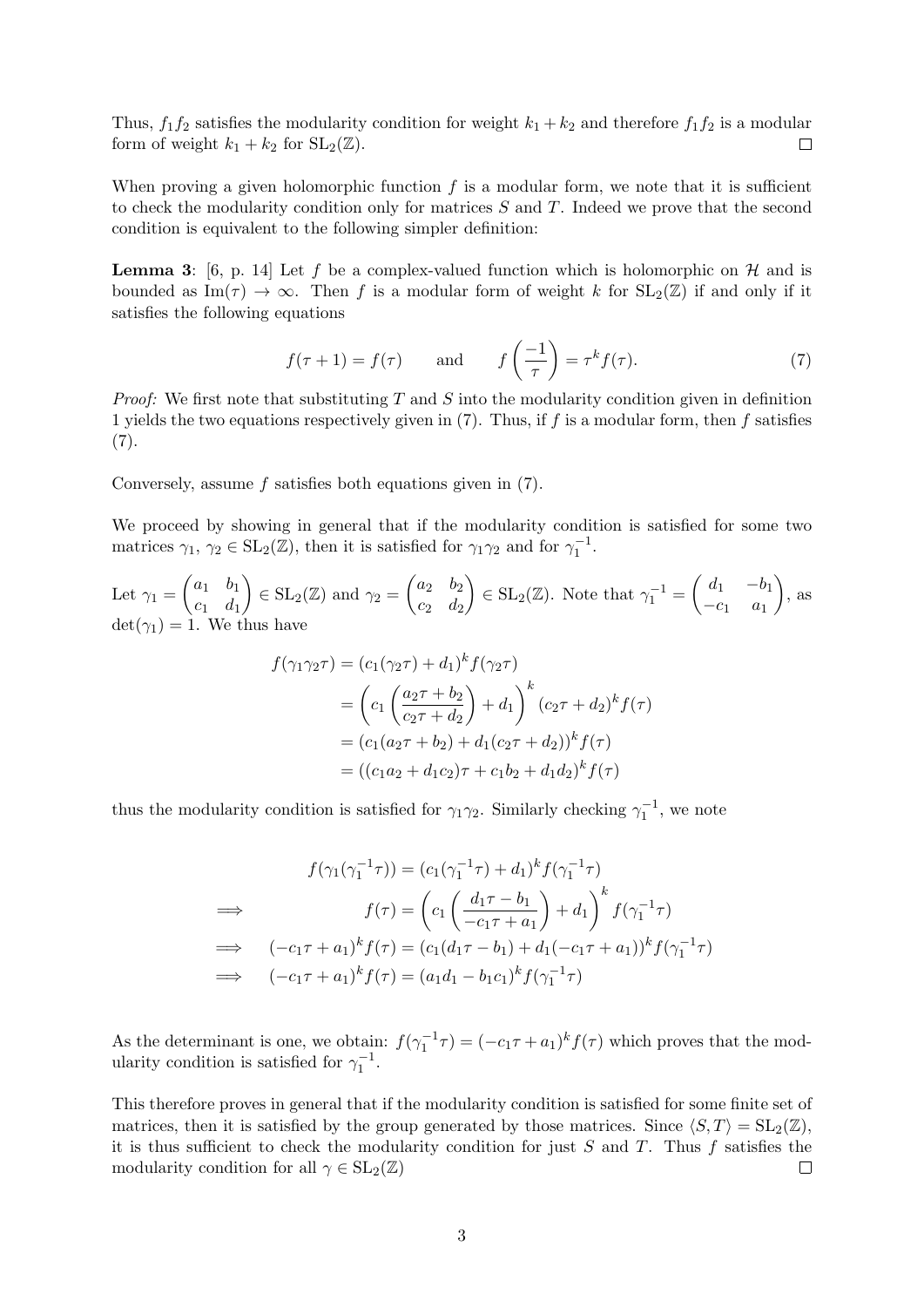Thus, $f_1 f_2$ satisfies the modularity condition for weight $k_1 + k_2$ and therefore $f_1 f_2$ is a modular form of weight $k_1 + k_2$ for $\mathrm{SL}_2(\mathbb{Z})$. $\square$

When proving a given holomorphic function $f$ is a modular form, we note that it is sufficient to check the modularity condition only for matrices $S$ and $T$. Indeed we prove that the second condition is equivalent to the following simpler definition:

**Lemma 3**: [6, p. 14] Let $f$ be a complex-valued function which is holomorphic on $\mathcal{H}$ and is bounded as $\mathrm{Im}(\tau) \to \infty$. Then $f$ is a modular form of weight $k$ for $\mathrm{SL}_2(\mathbb{Z})$ if and only if it satisfies the following equations

$$f(\tau + 1) = f(\tau) \qquad \text{and} \qquad f\left(\frac{-1}{\tau}\right) = \tau^k f(\tau). \tag{7}$$

*Proof:* We first note that substituting $T$ and $S$ into the modularity condition given in definition 1 yields the two equations respectively given in (7). Thus, if $f$ is a modular form, then $f$ satisfies (7).

Conversely, assume $f$ satisfies both equations given in (7).

We proceed by showing in general that if the modularity condition is satisfied for some two matrices $\gamma_1$, $\gamma_2 \in \mathrm{SL}_2(\mathbb{Z})$, then it is satisfied for $\gamma_1\gamma_2$ and for $\gamma_1^{-1}$.

Let $\gamma_1 = \begin{pmatrix} a_1 & b_1 \\ c_1 & d_1 \end{pmatrix} \in \mathrm{SL}_2(\mathbb{Z})$ and $\gamma_2 = \begin{pmatrix} a_2 & b_2 \\ c_2 & d_2 \end{pmatrix} \in \mathrm{SL}_2(\mathbb{Z})$. Note that $\gamma_1^{-1} = \begin{pmatrix} d_1 & -b_1 \\ -c_1 & a_1 \end{pmatrix}$, as $\det(\gamma_1) = 1$. We thus have

$$\begin{aligned}
f(\gamma_1\gamma_2\tau) &= (c_1(\gamma_2\tau) + d_1)^k f(\gamma_2\tau) \\
&= \left(c_1\left(\frac{a_2\tau + b_2}{c_2\tau + d_2}\right) + d_1\right)^k (c_2\tau + d_2)^k f(\tau) \\
&= (c_1(a_2\tau + b_2) + d_1(c_2\tau + d_2))^k f(\tau) \\
&= ((c_1a_2 + d_1c_2)\tau + c_1b_2 + d_1d_2)^k f(\tau)
\end{aligned}$$

thus the modularity condition is satisfied for $\gamma_1\gamma_2$. Similarly checking $\gamma_1^{-1}$, we note

$$\begin{aligned}
& f(\gamma_1(\gamma_1^{-1}\tau)) = (c_1(\gamma_1^{-1}\tau) + d_1)^k f(\gamma_1^{-1}\tau) \\
\implies \quad & f(\tau) = \left(c_1\left(\frac{d_1\tau - b_1}{-c_1\tau + a_1}\right) + d_1\right)^k f(\gamma_1^{-1}\tau) \\
\implies \quad & (-c_1\tau + a_1)^k f(\tau) = (c_1(d_1\tau - b_1) + d_1(-c_1\tau + a_1))^k f(\gamma_1^{-1}\tau) \\
\implies \quad & (-c_1\tau + a_1)^k f(\tau) = (a_1d_1 - b_1c_1)^k f(\gamma_1^{-1}\tau)
\end{aligned}$$

As the determinant is one, we obtain: $f(\gamma_1^{-1}\tau) = (-c_1\tau + a_1)^k f(\tau)$ which proves that the modularity condition is satisfied for $\gamma_1^{-1}$.

This therefore proves in general that if the modularity condition is satisfied for some finite set of matrices, then it is satisfied by the group generated by those matrices. Since $\langle S, T\rangle = \mathrm{SL}_2(\mathbb{Z})$, it is thus sufficient to check the modularity condition for just $S$ and $T$. Thus $f$ satisfies the modularity condition for all $\gamma \in \mathrm{SL}_2(\mathbb{Z})$ $\square$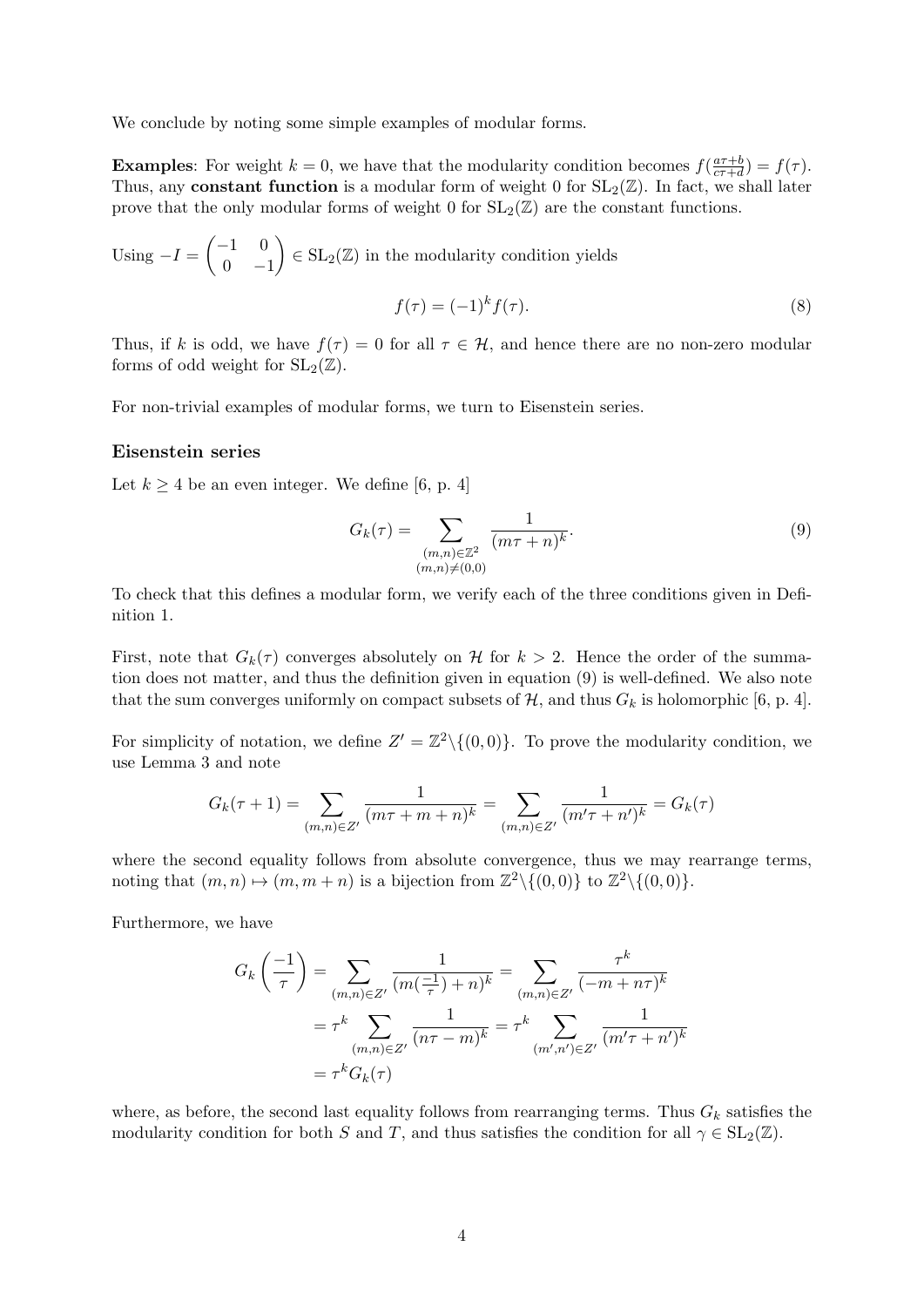We conclude by noting some simple examples of modular forms.

**Examples**: For weight $k = 0$, we have that the modularity condition becomes $f(\frac{a\tau+b}{c\tau+d}) = f(\tau)$. Thus, any **constant function** is a modular form of weight 0 for $\mathrm{SL}_2(\mathbb{Z})$. In fact, we shall later prove that the only modular forms of weight 0 for $\mathrm{SL}_2(\mathbb{Z})$ are the constant functions.

Using $-I = \begin{pmatrix} -1 & 0 \\ 0 & -1 \end{pmatrix} \in \mathrm{SL}_2(\mathbb{Z})$ in the modularity condition yields

$$f(\tau) = (-1)^k f(\tau). \tag{8}$$

Thus, if $k$ is odd, we have $f(\tau) = 0$ for all $\tau \in \mathcal{H}$, and hence there are no non-zero modular forms of odd weight for $\mathrm{SL}_2(\mathbb{Z})$.

For non-trivial examples of modular forms, we turn to Eisenstein series.

### Eisenstein series

Let $k \geq 4$ be an even integer. We define [6, p. 4]

$$G_k(\tau) = \sum_{\substack{(m,n)\in\mathbb{Z}^2 \\ (m,n)\neq(0,0)}} \frac{1}{(m\tau+n)^k}. \tag{9}$$

To check that this defines a modular form, we verify each of the three conditions given in Definition 1.

First, note that $G_k(\tau)$ converges absolutely on $\mathcal{H}$ for $k > 2$. Hence the order of the summation does not matter, and thus the definition given in equation (9) is well-defined. We also note that the sum converges uniformly on compact subsets of $\mathcal{H}$, and thus $G_k$ is holomorphic [6, p. 4].

For simplicity of notation, we define $Z' = \mathbb{Z}^2\backslash\{(0,0)\}$. To prove the modularity condition, we use Lemma 3 and note

$$G_k(\tau+1) = \sum_{(m,n)\in Z'} \frac{1}{(m\tau+m+n)^k} = \sum_{(m,n)\in Z'} \frac{1}{(m'\tau+n')^k} = G_k(\tau)$$

where the second equality follows from absolute convergence, thus we may rearrange terms, noting that $(m,n) \mapsto (m, m+n)$ is a bijection from $\mathbb{Z}^2\backslash\{(0,0)\}$ to $\mathbb{Z}^2\backslash\{(0,0)\}$.

Furthermore, we have

$$\begin{aligned}
G_k\left(\frac{-1}{\tau}\right) &= \sum_{(m,n)\in Z'} \frac{1}{(m(\frac{-1}{\tau})+n)^k} = \sum_{(m,n)\in Z'} \frac{\tau^k}{(-m+n\tau)^k} \\
&= \tau^k \sum_{(m,n)\in Z'} \frac{1}{(n\tau-m)^k} = \tau^k \sum_{(m',n')\in Z'} \frac{1}{(m'\tau+n')^k} \\
&= \tau^k G_k(\tau)
\end{aligned}$$

where, as before, the second last equality follows from rearranging terms. Thus $G_k$ satisfies the modularity condition for both $S$ and $T$, and thus satisfies the condition for all $\gamma \in \mathrm{SL}_2(\mathbb{Z})$.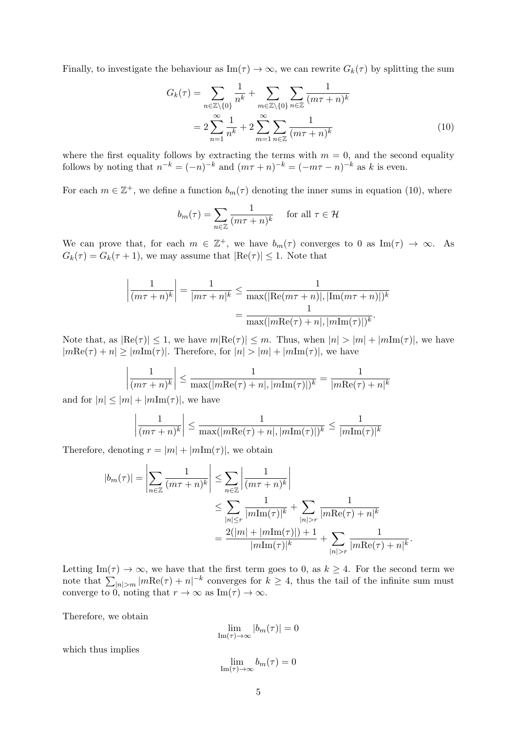Finally, to investigate the behaviour as $\text{Im}(\tau) \to \infty$, we can rewrite $G_k(\tau)$ by splitting the sum

$$
\begin{aligned}
G_k(\tau) &= \sum_{n \in \mathbb{Z}\setminus\{0\}} \frac{1}{n^k} + \sum_{m \in \mathbb{Z}\setminus\{0\}} \sum_{n \in \mathbb{Z}} \frac{1}{(m\tau + n)^k} \\
&= 2\sum_{n=1}^{\infty} \frac{1}{n^k} + 2\sum_{m=1}^{\infty} \sum_{n \in \mathbb{Z}} \frac{1}{(m\tau + n)^k}
\end{aligned} \tag{10}
$$

where the first equality follows by extracting the terms with $m = 0$, and the second equality follows by noting that $n^{-k} = (-n)^{-k}$ and $(m\tau + n)^{-k} = (-m\tau - n)^{-k}$ as $k$ is even.

For each $m \in \mathbb{Z}^+$, we define a function $b_m(\tau)$ denoting the inner sums in equation (10), where

$$
b_m(\tau) = \sum_{n \in \mathbb{Z}} \frac{1}{(m\tau + n)^k} \quad \text{ for all } \tau \in \mathcal{H}
$$

We can prove that, for each $m \in \mathbb{Z}^+$, we have $b_m(\tau)$ converges to 0 as $\text{Im}(\tau) \to \infty$. As $G_k(\tau) = G_k(\tau + 1)$, we may assume that $|\text{Re}(\tau)| \leq 1$. Note that

$$
\begin{aligned}
\left|\frac{1}{(m\tau + n)^k}\right| = \frac{1}{|m\tau + n|^k} &\leq \frac{1}{\max(|\text{Re}(m\tau + n)|, |\text{Im}(m\tau + n)|)^k} \\
&= \frac{1}{\max(|m\text{Re}(\tau) + n|, |m\text{Im}(\tau)|)^k}.
\end{aligned}
$$

Note that, as $|\text{Re}(\tau)| \leq 1$, we have $m|\text{Re}(\tau)| \leq m$. Thus, when $|n| > |m| + |m\text{Im}(\tau)|$, we have $|m\text{Re}(\tau) + n| \geq |m\text{Im}(\tau)|$. Therefore, for $|n| > |m| + |m\text{Im}(\tau)|$, we have

$$
\left|\frac{1}{(m\tau + n)^k}\right| \leq \frac{1}{\max(|m\text{Re}(\tau) + n|, |m\text{Im}(\tau)|)^k} = \frac{1}{|m\text{Re}(\tau) + n|^k}
$$

and for $|n| \leq |m| + |m\text{Im}(\tau)|$, we have

$$
\left|\frac{1}{(m\tau + n)^k}\right| \leq \frac{1}{\max(|m\text{Re}(\tau) + n|, |m\text{Im}(\tau)|)^k} \leq \frac{1}{|m\text{Im}(\tau)|^k}
$$

Therefore, denoting $r = |m| + |m\text{Im}(\tau)|$, we obtain

$$
\begin{aligned}
|b_m(\tau)| = \left|\sum_{n \in \mathbb{Z}} \frac{1}{(m\tau + n)^k}\right| &\leq \sum_{n \in \mathbb{Z}} \left|\frac{1}{(m\tau + n)^k}\right| \\
&\leq \sum_{|n| \leq r} \frac{1}{|m\text{Im}(\tau)|^k} + \sum_{|n| > r} \frac{1}{|m\text{Re}(\tau) + n|^k} \\
&= \frac{2(|m| + |m\text{Im}(\tau)|) + 1}{|m\text{Im}(\tau)|^k} + \sum_{|n| > r} \frac{1}{|m\text{Re}(\tau) + n|^k}.
\end{aligned}
$$

Letting $\text{Im}(\tau) \to \infty$, we have that the first term goes to 0, as $k \geq 4$. For the second term we note that $\sum_{|n| > m} |m\text{Re}(\tau) + n|^{-k}$ converges for $k \geq 4$, thus the tail of the infinite sum must converge to 0, noting that $r \to \infty$ as $\text{Im}(\tau) \to \infty$.

Therefore, we obtain

$$
\lim_{\text{Im}(\tau) \to \infty} |b_m(\tau)| = 0
$$

which thus implies

$$
\lim_{\text{Im}(\tau) \to \infty} b_m(\tau) = 0
$$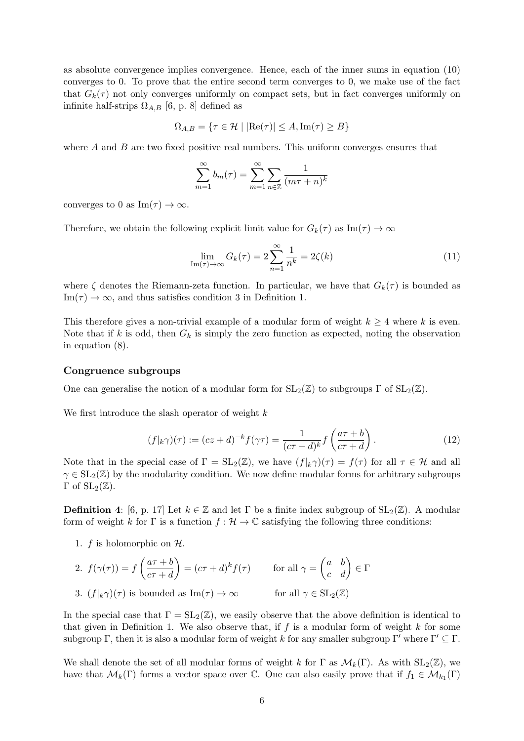as absolute convergence implies convergence. Hence, each of the inner sums in equation (10) converges to 0. To prove that the entire second term converges to 0, we make use of the fact that $G_k(\tau)$ not only converges uniformly on compact sets, but in fact converges uniformly on infinite half-strips $\Omega_{A,B}$ [6, p. 8] defined as

$$\Omega_{A,B} = \{\tau \in \mathcal{H} \mid |\mathrm{Re}(\tau)| \le A, \mathrm{Im}(\tau) \ge B\}$$

where $A$ and $B$ are two fixed positive real numbers. This uniform converges ensures that

$$\sum_{m=1}^{\infty} b_m(\tau) = \sum_{m=1}^{\infty} \sum_{n\in\mathbb{Z}} \frac{1}{(m\tau + n)^k}$$

converges to 0 as $\mathrm{Im}(\tau) \to \infty$.

Therefore, we obtain the following explicit limit value for $G_k(\tau)$ as $\mathrm{Im}(\tau) \to \infty$

$$\lim_{\mathrm{Im}(\tau)\to\infty} G_k(\tau) = 2\sum_{n=1}^{\infty} \frac{1}{n^k} = 2\zeta(k) \tag{11}$$

where $\zeta$ denotes the Riemann-zeta function. In particular, we have that $G_k(\tau)$ is bounded as $\mathrm{Im}(\tau) \to \infty$, and thus satisfies condition 3 in Definition 1.

This therefore gives a non-trivial example of a modular form of weight $k \ge 4$ where $k$ is even. Note that if $k$ is odd, then $G_k$ is simply the zero function as expected, noting the observation in equation (8).

### Congruence subgroups

One can generalise the notion of a modular form for $\mathrm{SL}_2(\mathbb{Z})$ to subgroups $\Gamma$ of $\mathrm{SL}_2(\mathbb{Z})$.

We first introduce the slash operator of weight $k$

$$(f|_k\gamma)(\tau) := (cz + d)^{-k} f(\gamma\tau) = \frac{1}{(c\tau + d)^k} f\left(\frac{a\tau + b}{c\tau + d}\right). \tag{12}$$

Note that in the special case of $\Gamma = \mathrm{SL}_2(\mathbb{Z})$, we have $(f|_k\gamma)(\tau) = f(\tau)$ for all $\tau \in \mathcal{H}$ and all $\gamma \in \mathrm{SL}_2(\mathbb{Z})$ by the modularity condition. We now define modular forms for arbitrary subgroups $\Gamma$ of $\mathrm{SL}_2(\mathbb{Z})$.

**Definition 4**: [6, p. 17] Let $k \in \mathbb{Z}$ and let $\Gamma$ be a finite index subgroup of $\mathrm{SL}_2(\mathbb{Z})$. A modular form of weight $k$ for $\Gamma$ is a function $f : \mathcal{H} \to \mathbb{C}$ satisfying the following three conditions:

1. $f$ is holomorphic on $\mathcal{H}$.
2. $f(\gamma(\tau)) = f\left(\frac{a\tau + b}{c\tau + d}\right) = (c\tau + d)^k f(\tau)$ for all $\gamma = \begin{pmatrix} a & b \\ c & d \end{pmatrix} \in \Gamma$
3. $(f|_k\gamma)(\tau)$ is bounded as $\mathrm{Im}(\tau) \to \infty$ for all $\gamma \in \mathrm{SL}_2(\mathbb{Z})$

In the special case that $\Gamma = \mathrm{SL}_2(\mathbb{Z})$, we easily observe that the above definition is identical to that given in Definition 1. We also observe that, if $f$ is a modular form of weight $k$ for some subgroup $\Gamma$, then it is also a modular form of weight $k$ for any smaller subgroup $\Gamma'$ where $\Gamma' \subseteq \Gamma$.

We shall denote the set of all modular forms of weight $k$ for $\Gamma$ as $\mathcal{M}_k(\Gamma)$. As with $\mathrm{SL}_2(\mathbb{Z})$, we have that $\mathcal{M}_k(\Gamma)$ forms a vector space over $\mathbb{C}$. One can also easily prove that if $f_1 \in \mathcal{M}_{k_1}(\Gamma)$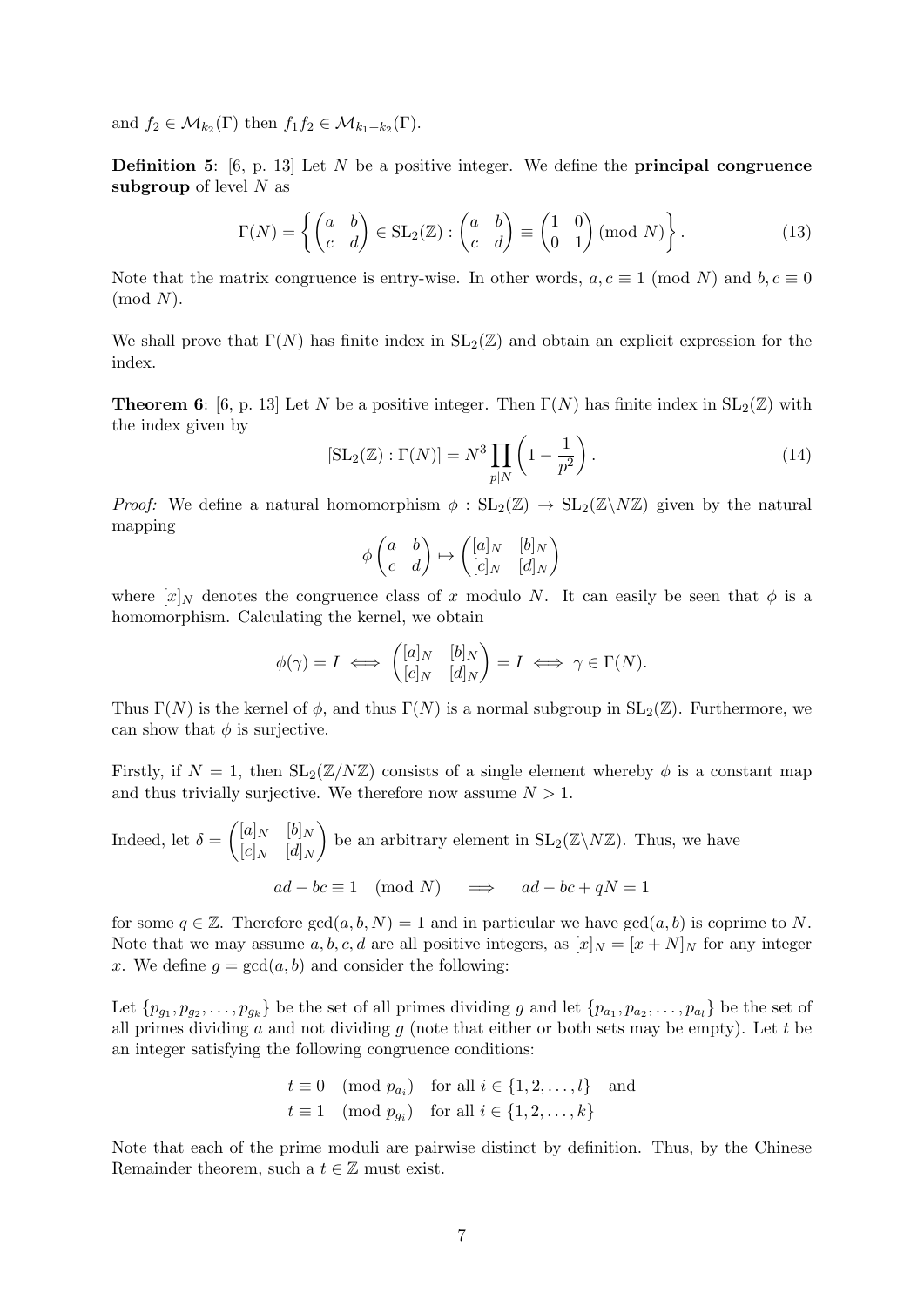and $f_2 \in \mathcal{M}_{k_2}(\Gamma)$ then $f_1 f_2 \in \mathcal{M}_{k_1+k_2}(\Gamma)$.

**Definition 5**: [6, p. 13] Let $N$ be a positive integer. We define the **principal congruence subgroup** of level $N$ as

$$\Gamma(N) = \left\{ \begin{pmatrix} a & b \\ c & d \end{pmatrix} \in \mathrm{SL}_2(\mathbb{Z}) : \begin{pmatrix} a & b \\ c & d \end{pmatrix} \equiv \begin{pmatrix} 1 & 0 \\ 0 & 1 \end{pmatrix} \pmod{N} \right\}. \tag{13}$$

Note that the matrix congruence is entry-wise. In other words, $a, c \equiv 1 \pmod{N}$ and $b, c \equiv 0 \pmod{N}$.

We shall prove that $\Gamma(N)$ has finite index in $\mathrm{SL}_2(\mathbb{Z})$ and obtain an explicit expression for the index.

**Theorem 6**: [6, p. 13] Let $N$ be a positive integer. Then $\Gamma(N)$ has finite index in $\mathrm{SL}_2(\mathbb{Z})$ with the index given by

$$[\mathrm{SL}_2(\mathbb{Z}) : \Gamma(N)] = N^3 \prod_{p \mid N} \left(1 - \frac{1}{p^2}\right). \tag{14}$$

*Proof:* We define a natural homomorphism $\phi : \mathrm{SL}_2(\mathbb{Z}) \to \mathrm{SL}_2(\mathbb{Z}\backslash N\mathbb{Z})$ given by the natural mapping

$$\phi \begin{pmatrix} a & b \\ c & d \end{pmatrix} \mapsto \begin{pmatrix} [a]_N & [b]_N \\ [c]_N & [d]_N \end{pmatrix}$$

where $[x]_N$ denotes the congruence class of $x$ modulo $N$. It can easily be seen that $\phi$ is a homomorphism. Calculating the kernel, we obtain

$$\phi(\gamma) = I \iff \begin{pmatrix} [a]_N & [b]_N \\ [c]_N & [d]_N \end{pmatrix} = I \iff \gamma \in \Gamma(N).$$

Thus $\Gamma(N)$ is the kernel of $\phi$, and thus $\Gamma(N)$ is a normal subgroup in $\mathrm{SL}_2(\mathbb{Z})$. Furthermore, we can show that $\phi$ is surjective.

Firstly, if $N = 1$, then $\mathrm{SL}_2(\mathbb{Z}/N\mathbb{Z})$ consists of a single element whereby $\phi$ is a constant map and thus trivially surjective. We therefore now assume $N > 1$.

Indeed, let $\delta = \begin{pmatrix} [a]_N & [b]_N \\ [c]_N & [d]_N \end{pmatrix}$ be an arbitrary element in $\mathrm{SL}_2(\mathbb{Z}\backslash N\mathbb{Z})$. Thus, we have

$$ad - bc \equiv 1 \pmod{N} \quad \implies \quad ad - bc + qN = 1$$

for some $q \in \mathbb{Z}$. Therefore $\gcd(a, b, N) = 1$ and in particular we have $\gcd(a, b)$ is coprime to $N$. Note that we may assume $a, b, c, d$ are all positive integers, as $[x]_N = [x + N]_N$ for any integer $x$. We define $g = \gcd(a, b)$ and consider the following:

Let $\{p_{g_1}, p_{g_2}, \ldots, p_{g_k}\}$ be the set of all primes dividing $g$ and let $\{p_{a_1}, p_{a_2}, \ldots, p_{a_l}\}$ be the set of all primes dividing $a$ and not dividing $g$ (note that either or both sets may be empty). Let $t$ be an integer satisfying the following congruence conditions:

$$t \equiv 0 \pmod{p_{a_i}} \quad \text{for all } i \in \{1, 2, \ldots, l\} \quad \text{and}$$
$$t \equiv 1 \pmod{p_{g_i}} \quad \text{for all } i \in \{1, 2, \ldots, k\}$$

Note that each of the prime moduli are pairwise distinct by definition. Thus, by the Chinese Remainder theorem, such a $t \in \mathbb{Z}$ must exist.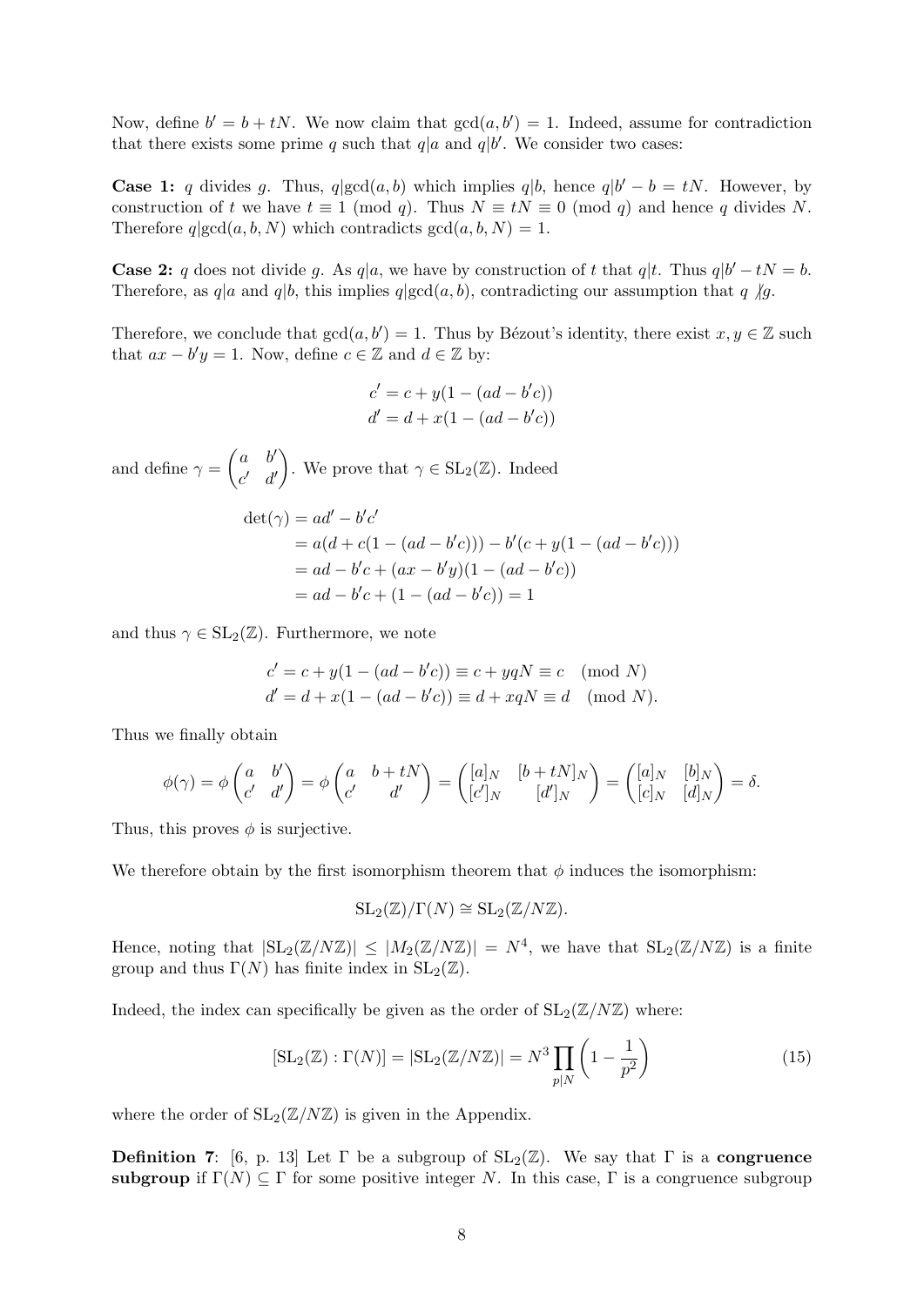Now, define $b' = b + tN$. We now claim that $\gcd(a, b') = 1$. Indeed, assume for contradiction that there exists some prime $q$ such that $q|a$ and $q|b'$. We consider two cases:

**Case 1:** $q$ divides $g$. Thus, $q|\gcd(a,b)$ which implies $q|b$, hence $q|b' - b = tN$. However, by construction of $t$ we have $t \equiv 1 \pmod q$. Thus $N \equiv tN \equiv 0 \pmod q$ and hence $q$ divides $N$. Therefore $q|\gcd(a,b,N)$ which contradicts $\gcd(a,b,N) = 1$.

**Case 2:** $q$ does not divide $g$. As $q|a$, we have by construction of $t$ that $q|t$. Thus $q|b' - tN = b$. Therefore, as $q|a$ and $q|b$, this implies $q|\gcd(a,b)$, contradicting our assumption that $q \not| g$.

Therefore, we conclude that $\gcd(a, b') = 1$. Thus by Bézout's identity, there exist $x, y \in \mathbb{Z}$ such that $ax - b'y = 1$. Now, define $c \in \mathbb{Z}$ and $d \in \mathbb{Z}$ by:

$$
\begin{aligned}
c' &= c + y(1 - (ad - b'c)) \\
d' &= d + x(1 - (ad - b'c))
\end{aligned}
$$

and define $\gamma = \begin{pmatrix} a & b' \\ c' & d' \end{pmatrix}$. We prove that $\gamma \in \mathrm{SL}_2(\mathbb{Z})$. Indeed

$$
\begin{aligned}
\det(\gamma) &= ad' - b'c' \\
&= a(d + c(1 - (ad - b'c))) - b'(c + y(1 - (ad - b'c))) \\
&= ad - b'c + (ax - b'y)(1 - (ad - b'c)) \\
&= ad - b'c + (1 - (ad - b'c)) = 1
\end{aligned}
$$

and thus $\gamma \in \mathrm{SL}_2(\mathbb{Z})$. Furthermore, we note

$$
\begin{aligned}
c' &= c + y(1 - (ad - b'c)) \equiv c + yqN \equiv c \pmod N \\
d' &= d + x(1 - (ad - b'c)) \equiv d + xqN \equiv d \pmod N.
\end{aligned}
$$

Thus we finally obtain

$$
\phi(\gamma) = \phi\begin{pmatrix} a & b' \\ c' & d' \end{pmatrix} = \phi\begin{pmatrix} a & b + tN \\ c' & d' \end{pmatrix} = \begin{pmatrix} [a]_N & [b + tN]_N \\ [c']_N & [d']_N \end{pmatrix} = \begin{pmatrix} [a]_N & [b]_N \\ [c]_N & [d]_N \end{pmatrix} = \delta.
$$

Thus, this proves $\phi$ is surjective.

We therefore obtain by the first isomorphism theorem that $\phi$ induces the isomorphism:

$$
\mathrm{SL}_2(\mathbb{Z})/\Gamma(N) \cong \mathrm{SL}_2(\mathbb{Z}/N\mathbb{Z}).
$$

Hence, noting that $|\mathrm{SL}_2(\mathbb{Z}/N\mathbb{Z})| \leq |M_2(\mathbb{Z}/N\mathbb{Z})| = N^4$, we have that $\mathrm{SL}_2(\mathbb{Z}/N\mathbb{Z})$ is a finite group and thus $\Gamma(N)$ has finite index in $\mathrm{SL}_2(\mathbb{Z})$.

Indeed, the index can specifically be given as the order of $\mathrm{SL}_2(\mathbb{Z}/N\mathbb{Z})$ where:

$$
[\mathrm{SL}_2(\mathbb{Z}) : \Gamma(N)] = |\mathrm{SL}_2(\mathbb{Z}/N\mathbb{Z})| = N^3 \prod_{p|N} \left(1 - \frac{1}{p^2}\right) \tag{15}
$$

where the order of $\mathrm{SL}_2(\mathbb{Z}/N\mathbb{Z})$ is given in the Appendix.

**Definition 7**: [6, p. 13] Let $\Gamma$ be a subgroup of $\mathrm{SL}_2(\mathbb{Z})$. We say that $\Gamma$ is a **congruence subgroup** if $\Gamma(N) \subseteq \Gamma$ for some positive integer $N$. In this case, $\Gamma$ is a congruence subgroup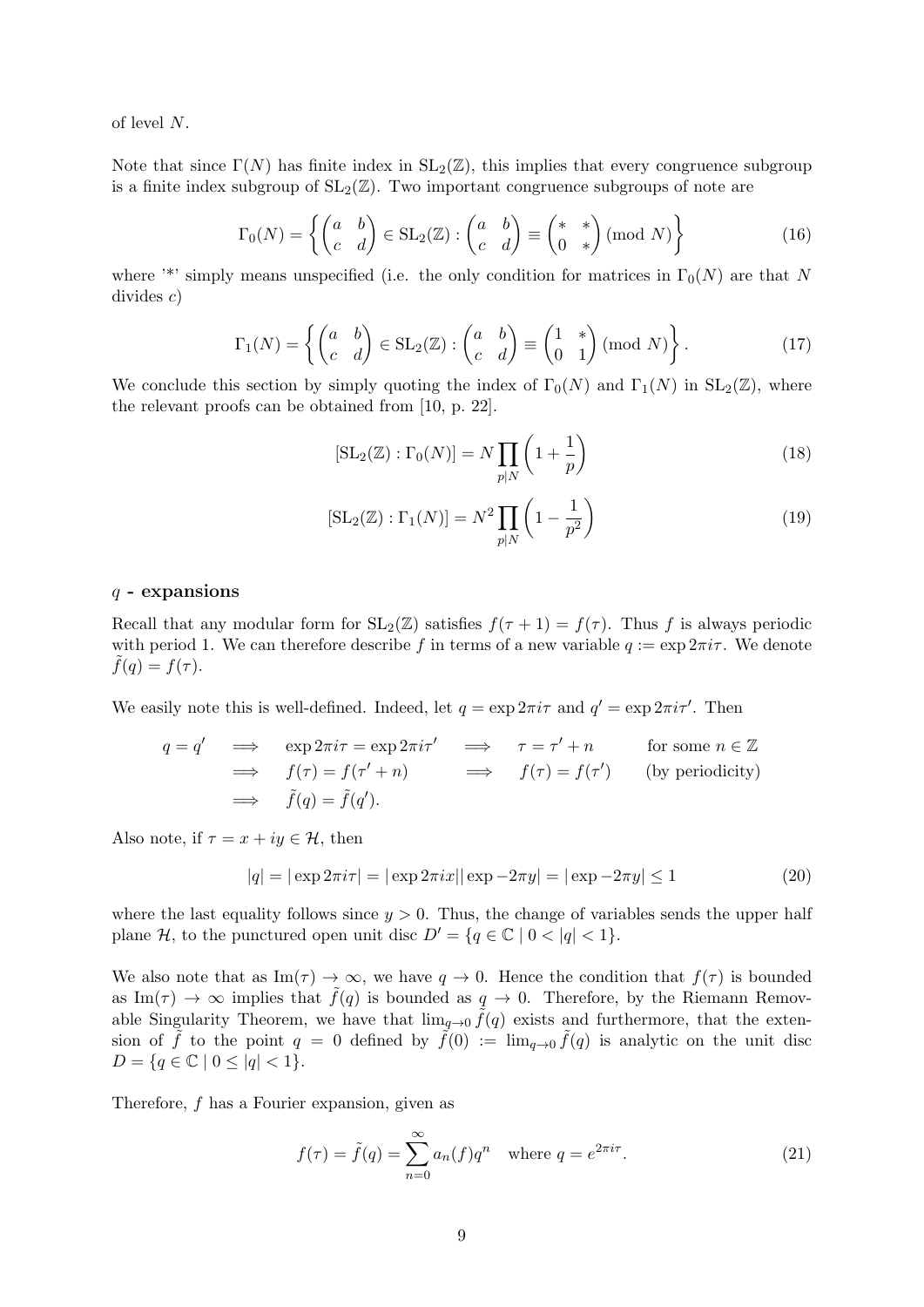of level $N$.

Note that since $\Gamma(N)$ has finite index in $\mathrm{SL}_2(\mathbb{Z})$, this implies that every congruence subgroup is a finite index subgroup of $\mathrm{SL}_2(\mathbb{Z})$. Two important congruence subgroups of note are

$$\Gamma_0(N) = \left\{ \begin{pmatrix} a & b \\ c & d \end{pmatrix} \in \mathrm{SL}_2(\mathbb{Z}) : \begin{pmatrix} a & b \\ c & d \end{pmatrix} \equiv \begin{pmatrix} * & * \\ 0 & * \end{pmatrix} (\mathrm{mod}\ N) \right\} \tag{16}$$

where '*' simply means unspecified (i.e. the only condition for matrices in $\Gamma_0(N)$ are that $N$ divides $c$)

$$\Gamma_1(N) = \left\{ \begin{pmatrix} a & b \\ c & d \end{pmatrix} \in \mathrm{SL}_2(\mathbb{Z}) : \begin{pmatrix} a & b \\ c & d \end{pmatrix} \equiv \begin{pmatrix} 1 & * \\ 0 & 1 \end{pmatrix} (\mathrm{mod}\ N) \right\}. \tag{17}$$

We conclude this section by simply quoting the index of $\Gamma_0(N)$ and $\Gamma_1(N)$ in $\mathrm{SL}_2(\mathbb{Z})$, where the relevant proofs can be obtained from [10, p. 22].

$$[\mathrm{SL}_2(\mathbb{Z}) : \Gamma_0(N)] = N \prod_{p|N} \left(1 + \frac{1}{p}\right) \tag{18}$$

$$[\mathrm{SL}_2(\mathbb{Z}) : \Gamma_1(N)] = N^2 \prod_{p|N} \left(1 - \frac{1}{p^2}\right) \tag{19}$$

### $q$ - expansions

Recall that any modular form for $\mathrm{SL}_2(\mathbb{Z})$ satisfies $f(\tau + 1) = f(\tau)$. Thus $f$ is always periodic with period 1. We can therefore describe $f$ in terms of a new variable $q := \exp 2\pi i\tau$. We denote $\tilde{f}(q) = f(\tau)$.

We easily note this is well-defined. Indeed, let $q = \exp 2\pi i\tau$ and $q' = \exp 2\pi i\tau'$. Then

$$\begin{aligned}
q = q' \quad &\implies \quad \exp 2\pi i\tau = \exp 2\pi i\tau' \quad \implies \quad \tau = \tau' + n \qquad \text{for some } n \in \mathbb{Z} \\
&\implies \quad f(\tau) = f(\tau' + n) \qquad \implies \quad f(\tau) = f(\tau') \qquad \text{(by periodicity)} \\
&\implies \quad \tilde{f}(q) = \tilde{f}(q').
\end{aligned}$$

Also note, if $\tau = x + iy \in \mathcal{H}$, then

$$|q| = |\exp 2\pi i\tau| = |\exp 2\pi ix||\exp -2\pi y| = |\exp -2\pi y| \leq 1 \tag{20}$$

where the last equality follows since $y > 0$. Thus, the change of variables sends the upper half plane $\mathcal{H}$, to the punctured open unit disc $D' = \{q \in \mathbb{C} \mid 0 < |q| < 1\}$.

We also note that as $\mathrm{Im}(\tau) \to \infty$, we have $q \to 0$. Hence the condition that $f(\tau)$ is bounded as $\mathrm{Im}(\tau) \to \infty$ implies that $\tilde{f}(q)$ is bounded as $q \to 0$. Therefore, by the Riemann Removable Singularity Theorem, we have that $\lim_{q\to 0} \tilde{f}(q)$ exists and furthermore, that the extension of $\tilde{f}$ to the point $q = 0$ defined by $\tilde{f}(0) := \lim_{q\to 0} \tilde{f}(q)$ is analytic on the unit disc $D = \{q \in \mathbb{C} \mid 0 \leq |q| < 1\}$.

Therefore, $f$ has a Fourier expansion, given as

$$f(\tau) = \tilde{f}(q) = \sum_{n=0}^{\infty} a_n(f) q^n \quad \text{where } q = e^{2\pi i\tau}. \tag{21}$$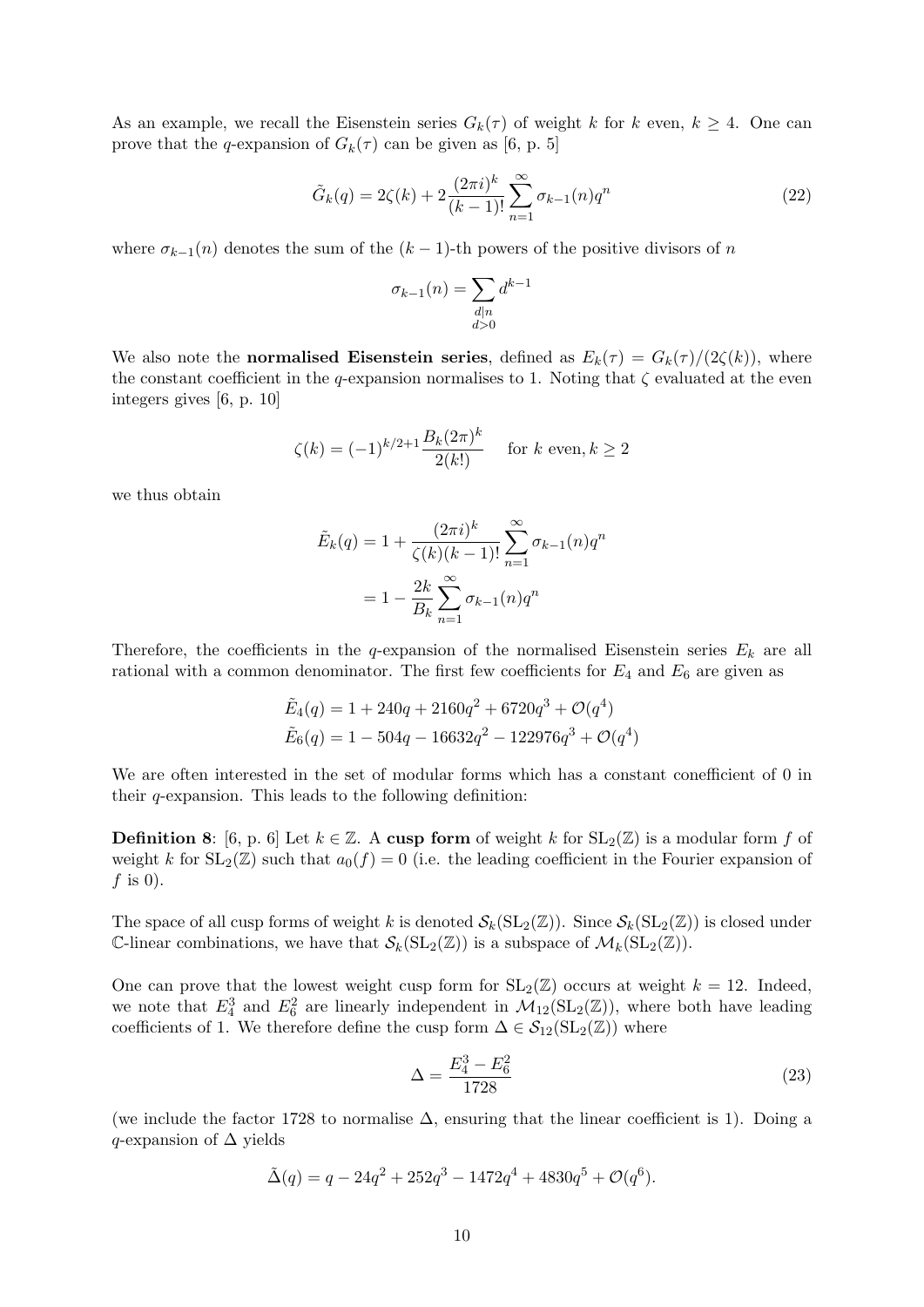As an example, we recall the Eisenstein series $G_k(\tau)$ of weight $k$ for $k$ even, $k \geq 4$. One can prove that the $q$-expansion of $G_k(\tau)$ can be given as [6, p. 5]

$$\tilde{G}_k(q) = 2\zeta(k) + 2\frac{(2\pi i)^k}{(k-1)!}\sum_{n=1}^{\infty}\sigma_{k-1}(n)q^n \tag{22}$$

where $\sigma_{k-1}(n)$ denotes the sum of the $(k-1)$-th powers of the positive divisors of $n$

$$\sigma_{k-1}(n) = \sum_{\substack{d|n \\ d>0}} d^{k-1}$$

We also note the **normalised Eisenstein series**, defined as $E_k(\tau) = G_k(\tau)/(2\zeta(k))$, where the constant coefficient in the $q$-expansion normalises to 1. Noting that $\zeta$ evaluated at the even integers gives [6, p. 10]

$$\zeta(k) = (-1)^{k/2+1}\frac{B_k(2\pi)^k}{2(k!)} \quad \text{for } k \text{ even}, k \geq 2$$

we thus obtain

$$\begin{aligned}
\tilde{E}_k(q) &= 1 + \frac{(2\pi i)^k}{\zeta(k)(k-1)!}\sum_{n=1}^{\infty}\sigma_{k-1}(n)q^n \\
&= 1 - \frac{2k}{B_k}\sum_{n=1}^{\infty}\sigma_{k-1}(n)q^n
\end{aligned}$$

Therefore, the coefficients in the $q$-expansion of the normalised Eisenstein series $E_k$ are all rational with a common denominator. The first few coefficients for $E_4$ and $E_6$ are given as

$$\begin{aligned}
\tilde{E}_4(q) &= 1 + 240q + 2160q^2 + 6720q^3 + \mathcal{O}(q^4) \\
\tilde{E}_6(q) &= 1 - 504q - 16632q^2 - 122976q^3 + \mathcal{O}(q^4)
\end{aligned}$$

We are often interested in the set of modular forms which has a constant conefficient of 0 in their $q$-expansion. This leads to the following definition:

**Definition 8**: [6, p. 6] Let $k \in \mathbb{Z}$. A **cusp form** of weight $k$ for $\mathrm{SL}_2(\mathbb{Z})$ is a modular form $f$ of weight $k$ for $\mathrm{SL}_2(\mathbb{Z})$ such that $a_0(f) = 0$ (i.e. the leading coefficient in the Fourier expansion of $f$ is 0).

The space of all cusp forms of weight $k$ is denoted $\mathcal{S}_k(\mathrm{SL}_2(\mathbb{Z}))$. Since $\mathcal{S}_k(\mathrm{SL}_2(\mathbb{Z}))$ is closed under $\mathbb{C}$-linear combinations, we have that $\mathcal{S}_k(\mathrm{SL}_2(\mathbb{Z}))$ is a subspace of $\mathcal{M}_k(\mathrm{SL}_2(\mathbb{Z}))$.

One can prove that the lowest weight cusp form for $\mathrm{SL}_2(\mathbb{Z})$ occurs at weight $k = 12$. Indeed, we note that $E_4^3$ and $E_6^2$ are linearly independent in $\mathcal{M}_{12}(\mathrm{SL}_2(\mathbb{Z}))$, where both have leading coefficients of 1. We therefore define the cusp form $\Delta \in \mathcal{S}_{12}(\mathrm{SL}_2(\mathbb{Z}))$ where

$$\Delta = \frac{E_4^3 - E_6^2}{1728} \tag{23}$$

(we include the factor 1728 to normalise $\Delta$, ensuring that the linear coefficient is 1). Doing a $q$-expansion of $\Delta$ yields

$$\tilde{\Delta}(q) = q - 24q^2 + 252q^3 - 1472q^4 + 4830q^5 + \mathcal{O}(q^6).$$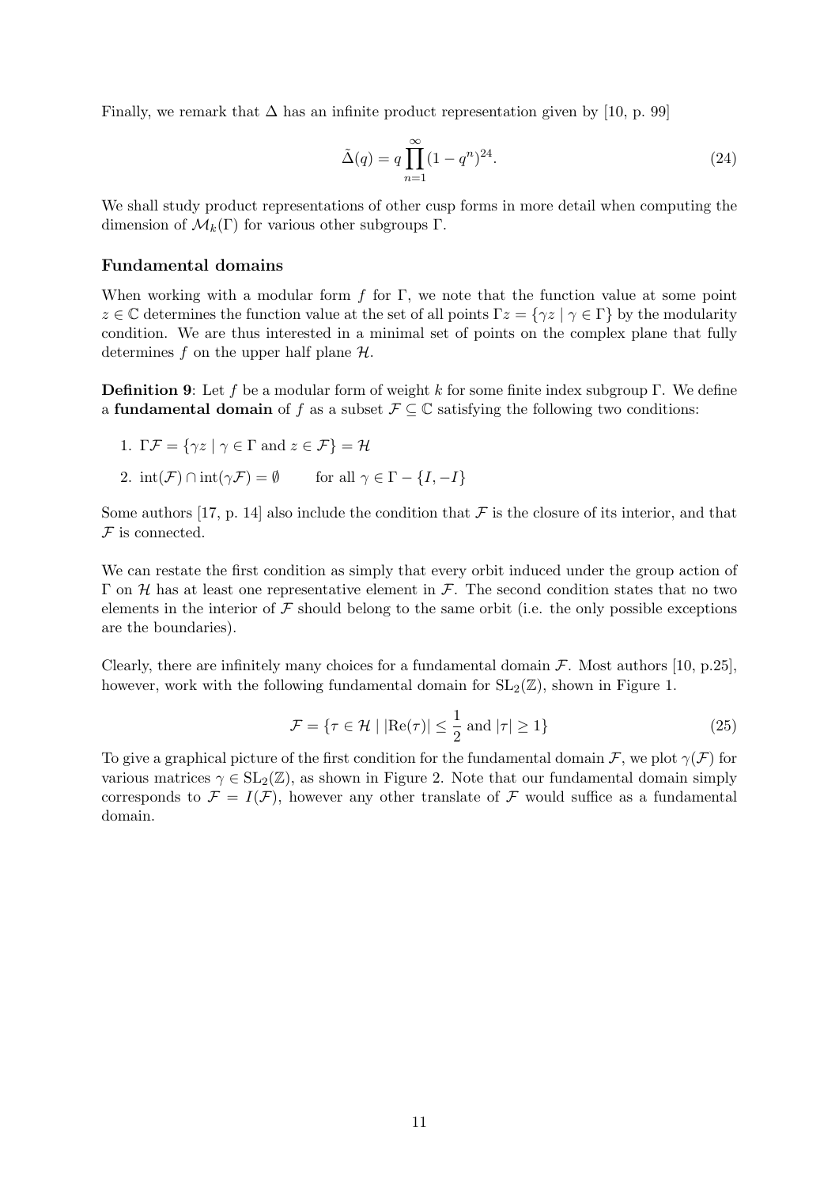Finally, we remark that $\Delta$ has an infinite product representation given by [10, p. 99]

$$\tilde{\Delta}(q) = q \prod_{n=1}^{\infty} (1 - q^n)^{24}. \tag{24}$$

We shall study product representations of other cusp forms in more detail when computing the dimension of $\mathcal{M}_k(\Gamma)$ for various other subgroups $\Gamma$.

### Fundamental domains

When working with a modular form $f$ for $\Gamma$, we note that the function value at some point $z \in \mathbb{C}$ determines the function value at the set of all points $\Gamma z = \{\gamma z \mid \gamma \in \Gamma\}$ by the modularity condition. We are thus interested in a minimal set of points on the complex plane that fully determines $f$ on the upper half plane $\mathcal{H}$.

**Definition 9**: Let $f$ be a modular form of weight $k$ for some finite index subgroup $\Gamma$. We define a **fundamental domain** of $f$ as a subset $\mathcal{F} \subseteq \mathbb{C}$ satisfying the following two conditions:

1. $\Gamma \mathcal{F} = \{\gamma z \mid \gamma \in \Gamma \text{ and } z \in \mathcal{F}\} = \mathcal{H}$
2. $\text{int}(\mathcal{F}) \cap \text{int}(\gamma \mathcal{F}) = \emptyset \qquad \text{for all } \gamma \in \Gamma - \{I, -I\}$

Some authors [17, p. 14] also include the condition that $\mathcal{F}$ is the closure of its interior, and that $\mathcal{F}$ is connected.

We can restate the first condition as simply that every orbit induced under the group action of $\Gamma$ on $\mathcal{H}$ has at least one representative element in $\mathcal{F}$. The second condition states that no two elements in the interior of $\mathcal{F}$ should belong to the same orbit (i.e. the only possible exceptions are the boundaries).

Clearly, there are infinitely many choices for a fundamental domain $\mathcal{F}$. Most authors [10, p.25], however, work with the following fundamental domain for $\text{SL}_2(\mathbb{Z})$, shown in Figure 1.

$$\mathcal{F} = \{\tau \in \mathcal{H} \mid |\text{Re}(\tau)| \leq \frac{1}{2} \text{ and } |\tau| \geq 1\} \tag{25}$$

To give a graphical picture of the first condition for the fundamental domain $\mathcal{F}$, we plot $\gamma(\mathcal{F})$ for various matrices $\gamma \in \text{SL}_2(\mathbb{Z})$, as shown in Figure 2. Note that our fundamental domain simply corresponds to $\mathcal{F} = I(\mathcal{F})$, however any other translate of $\mathcal{F}$ would suffice as a fundamental domain.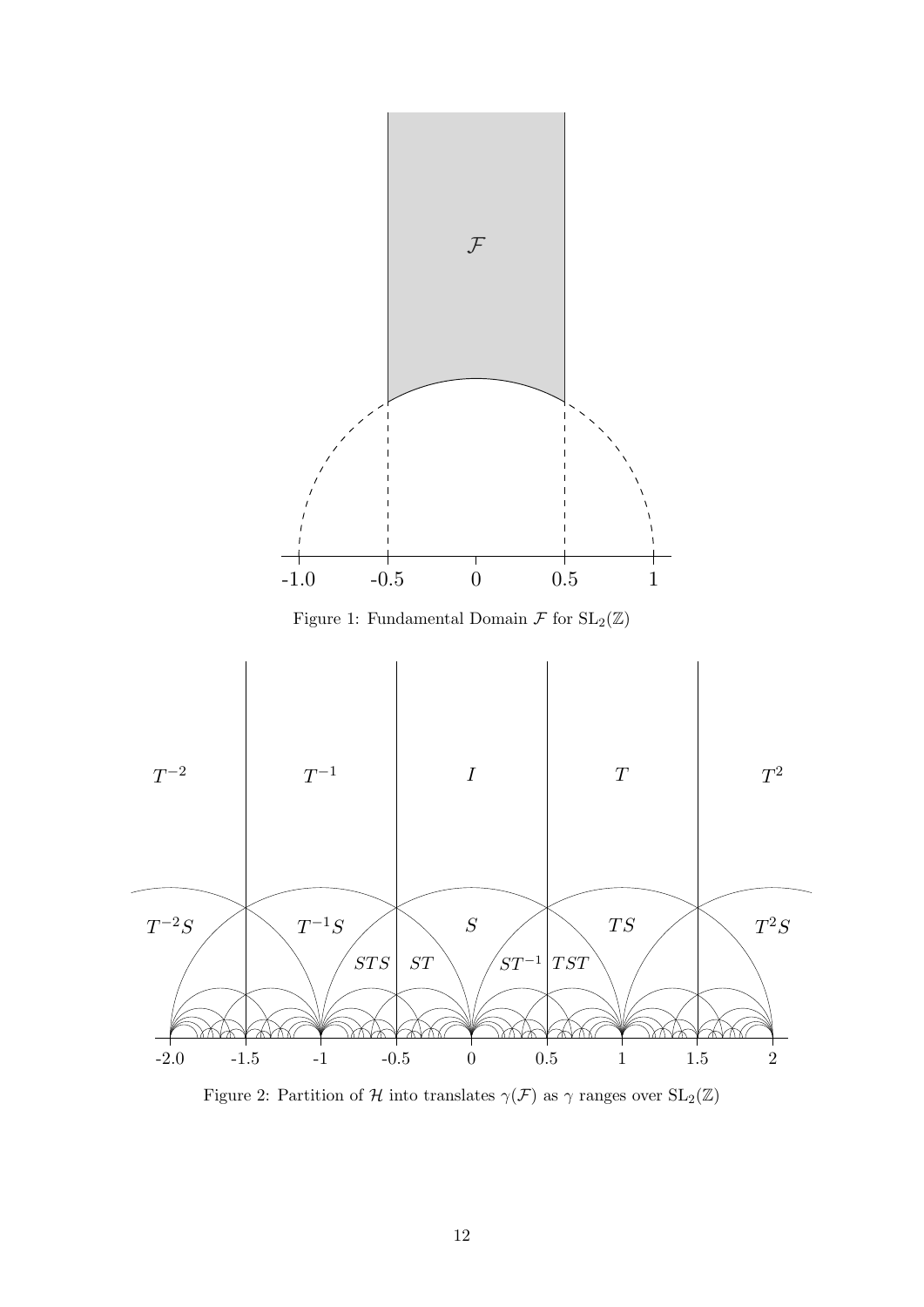Figure 1: Fundamental Domain $\mathcal{F}$ for $\mathrm{SL}_2(\mathbb{Z})$

Figure 2: Partition of $\mathcal{H}$ into translates $\gamma(\mathcal{F})$ as $\gamma$ ranges over $\mathrm{SL}_2(\mathbb{Z})$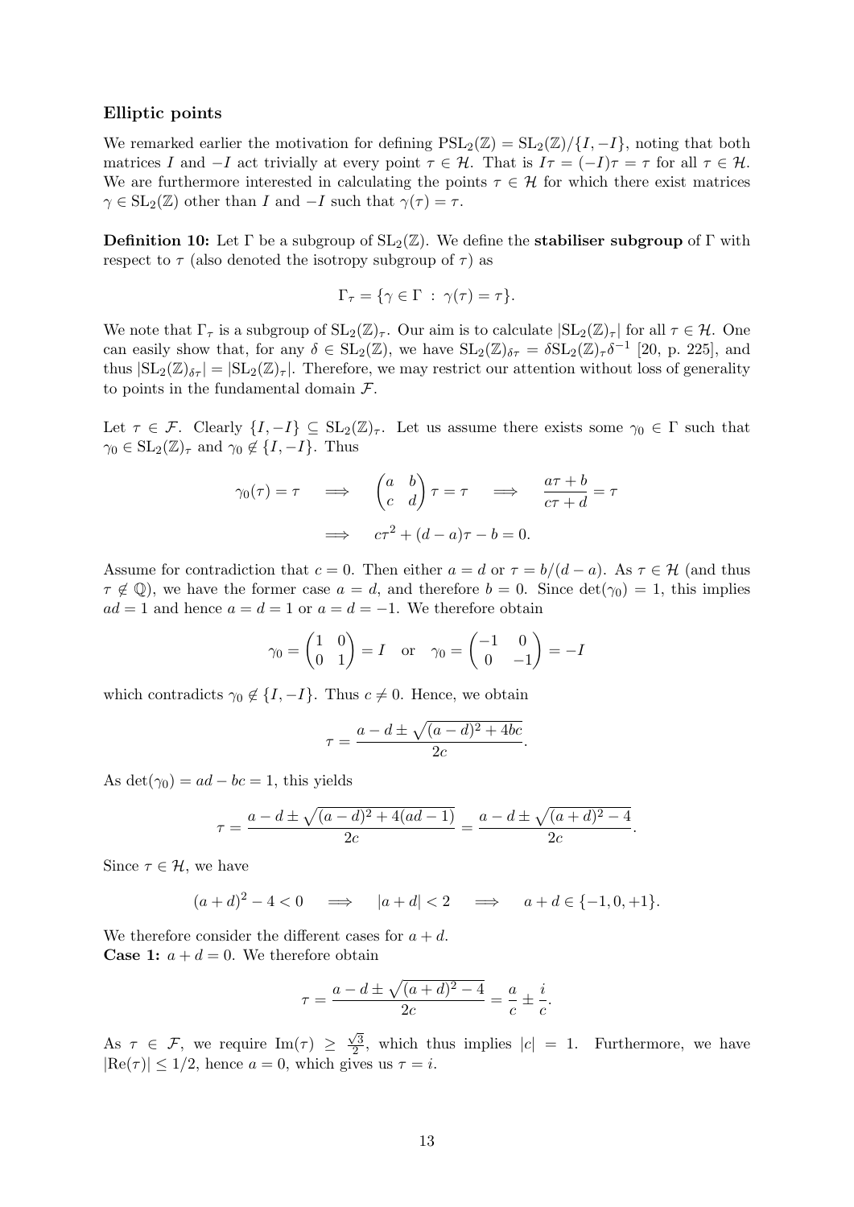### Elliptic points

We remarked earlier the motivation for defining $\mathrm{PSL}_2(\mathbb{Z}) = \mathrm{SL}_2(\mathbb{Z})/\{I, -I\}$, noting that both matrices $I$ and $-I$ act trivially at every point $\tau \in \mathcal{H}$. That is $I\tau = (-I)\tau = \tau$ for all $\tau \in \mathcal{H}$. We are furthermore interested in calculating the points $\tau \in \mathcal{H}$ for which there exist matrices $\gamma \in \mathrm{SL}_2(\mathbb{Z})$ other than $I$ and $-I$ such that $\gamma(\tau) = \tau$.

**Definition 10:** Let $\Gamma$ be a subgroup of $\mathrm{SL}_2(\mathbb{Z})$. We define the **stabiliser subgroup** of $\Gamma$ with respect to $\tau$ (also denoted the isotropy subgroup of $\tau$) as

$$\Gamma_\tau = \{\gamma \in \Gamma \ : \ \gamma(\tau) = \tau\}.$$

We note that $\Gamma_\tau$ is a subgroup of $\mathrm{SL}_2(\mathbb{Z})_\tau$. Our aim is to calculate $|\mathrm{SL}_2(\mathbb{Z})_\tau|$ for all $\tau \in \mathcal{H}$. One can easily show that, for any $\delta \in \mathrm{SL}_2(\mathbb{Z})$, we have $\mathrm{SL}_2(\mathbb{Z})_{\delta\tau} = \delta \mathrm{SL}_2(\mathbb{Z})_\tau \delta^{-1}$ [20, p. 225], and thus $|\mathrm{SL}_2(\mathbb{Z})_{\delta\tau}| = |\mathrm{SL}_2(\mathbb{Z})_\tau|$. Therefore, we may restrict our attention without loss of generality to points in the fundamental domain $\mathcal{F}$.

Let $\tau \in \mathcal{F}$. Clearly $\{I, -I\} \subseteq \mathrm{SL}_2(\mathbb{Z})_\tau$. Let us assume there exists some $\gamma_0 \in \Gamma$ such that $\gamma_0 \in \mathrm{SL}_2(\mathbb{Z})_\tau$ and $\gamma_0 \notin \{I, -I\}$. Thus

$$\gamma_0(\tau) = \tau \quad \Longrightarrow \quad \begin{pmatrix} a & b \\ c & d \end{pmatrix} \tau = \tau \quad \Longrightarrow \quad \frac{a\tau + b}{c\tau + d} = \tau$$

$$\Longrightarrow \quad c\tau^2 + (d - a)\tau - b = 0.$$

Assume for contradiction that $c = 0$. Then either $a = d$ or $\tau = b/(d - a)$. As $\tau \in \mathcal{H}$ (and thus $\tau \notin \mathbb{Q}$), we have the former case $a = d$, and therefore $b = 0$. Since $\det(\gamma_0) = 1$, this implies $ad = 1$ and hence $a = d = 1$ or $a = d = -1$. We therefore obtain

$$\gamma_0 = \begin{pmatrix} 1 & 0 \\ 0 & 1 \end{pmatrix} = I \quad \text{or} \quad \gamma_0 = \begin{pmatrix} -1 & 0 \\ 0 & -1 \end{pmatrix} = -I$$

which contradicts $\gamma_0 \notin \{I, -I\}$. Thus $c \neq 0$. Hence, we obtain

$$\tau = \frac{a - d \pm \sqrt{(a - d)^2 + 4bc}}{2c}.$$

As $\det(\gamma_0) = ad - bc = 1$, this yields

$$\tau = \frac{a - d \pm \sqrt{(a - d)^2 + 4(ad - 1)}}{2c} = \frac{a - d \pm \sqrt{(a + d)^2 - 4}}{2c}.$$

Since $\tau \in \mathcal{H}$, we have

$$(a + d)^2 - 4 < 0 \quad \Longrightarrow \quad |a + d| < 2 \quad \Longrightarrow \quad a + d \in \{-1, 0, +1\}.$$

We therefore consider the different cases for $a + d$.
**Case 1:** $a + d = 0$. We therefore obtain

$$\tau = \frac{a - d \pm \sqrt{(a + d)^2 - 4}}{2c} = \frac{a}{c} \pm \frac{i}{c}.$$

As $\tau \in \mathcal{F}$, we require $\mathrm{Im}(\tau) \geq \frac{\sqrt{3}}{2}$, which thus implies $|c| = 1$. Furthermore, we have $|\mathrm{Re}(\tau)| \leq 1/2$, hence $a = 0$, which gives us $\tau = i$.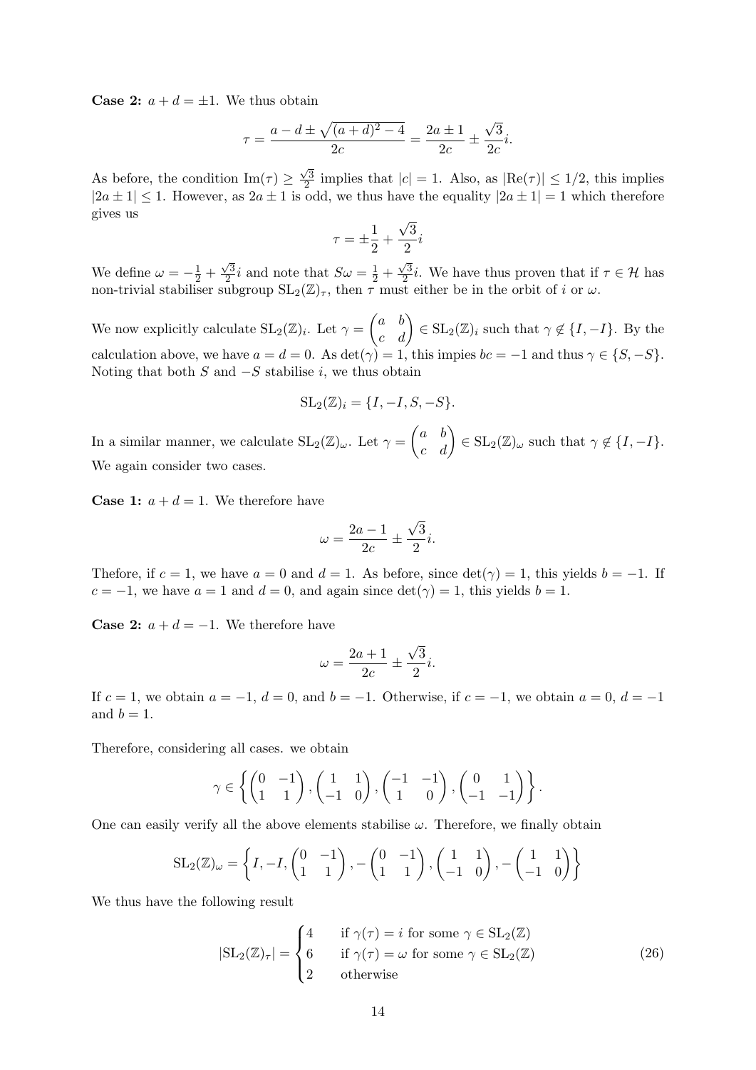**Case 2:** $a + d = \pm 1$. We thus obtain

$$\tau = \frac{a - d \pm \sqrt{(a+d)^2 - 4}}{2c} = \frac{2a \pm 1}{2c} \pm \frac{\sqrt{3}}{2c} i.$$

As before, the condition $\text{Im}(\tau) \geq \frac{\sqrt{3}}{2}$ implies that $|c| = 1$. Also, as $|\text{Re}(\tau)| \leq 1/2$, this implies $|2a \pm 1| \leq 1$. However, as $2a \pm 1$ is odd, we thus have the equality $|2a \pm 1| = 1$ which therefore gives us

$$\tau = \pm \frac{1}{2} + \frac{\sqrt{3}}{2} i$$

We define $\omega = -\frac{1}{2} + \frac{\sqrt{3}}{2} i$ and note that $S\omega = \frac{1}{2} + \frac{\sqrt{3}}{2} i$. We have thus proven that if $\tau \in \mathcal{H}$ has non-trivial stabiliser subgroup $\text{SL}_2(\mathbb{Z})_\tau$, then $\tau$ must either be in the orbit of $i$ or $\omega$.

We now explicitly calculate $\text{SL}_2(\mathbb{Z})_i$. Let $\gamma = \begin{pmatrix} a & b \\ c & d \end{pmatrix} \in \text{SL}_2(\mathbb{Z})_i$ such that $\gamma \notin \{I, -I\}$. By the calculation above, we have $a = d = 0$. As $\det(\gamma) = 1$, this impies $bc = -1$ and thus $\gamma \in \{S, -S\}$. Noting that both $S$ and $-S$ stabilise $i$, we thus obtain

$$\text{SL}_2(\mathbb{Z})_i = \{I, -I, S, -S\}.$$

In a similar manner, we calculate $\text{SL}_2(\mathbb{Z})_\omega$. Let $\gamma = \begin{pmatrix} a & b \\ c & d \end{pmatrix} \in \text{SL}_2(\mathbb{Z})_\omega$ such that $\gamma \notin \{I, -I\}$. We again consider two cases.

**Case 1:** $a + d = 1$. We therefore have

$$\omega = \frac{2a - 1}{2c} \pm \frac{\sqrt{3}}{2} i.$$

Thefore, if $c = 1$, we have $a = 0$ and $d = 1$. As before, since $\det(\gamma) = 1$, this yields $b = -1$. If $c = -1$, we have $a = 1$ and $d = 0$, and again since $\det(\gamma) = 1$, this yields $b = 1$.

**Case 2:** $a + d = -1$. We therefore have

$$\omega = \frac{2a + 1}{2c} \pm \frac{\sqrt{3}}{2} i.$$

If $c = 1$, we obtain $a = -1$, $d = 0$, and $b = -1$. Otherwise, if $c = -1$, we obtain $a = 0$, $d = -1$ and $b = 1$.

Therefore, considering all cases. we obtain

$$\gamma \in \left\{ \begin{pmatrix} 0 & -1 \\ 1 & 1 \end{pmatrix}, \begin{pmatrix} 1 & 1 \\ -1 & 0 \end{pmatrix}, \begin{pmatrix} -1 & -1 \\ 1 & 0 \end{pmatrix}, \begin{pmatrix} 0 & 1 \\ -1 & -1 \end{pmatrix} \right\}.$$

One can easily verify all the above elements stabilise $\omega$. Therefore, we finally obtain

$$\text{SL}_2(\mathbb{Z})_\omega = \left\{ I, -I, \begin{pmatrix} 0 & -1 \\ 1 & 1 \end{pmatrix}, -\begin{pmatrix} 0 & -1 \\ 1 & 1 \end{pmatrix}, \begin{pmatrix} 1 & 1 \\ -1 & 0 \end{pmatrix}, -\begin{pmatrix} 1 & 1 \\ -1 & 0 \end{pmatrix} \right\}$$

We thus have the following result

$$|\text{SL}_2(\mathbb{Z})_\tau| = \begin{cases} 4 & \text{if } \gamma(\tau) = i \text{ for some } \gamma \in \text{SL}_2(\mathbb{Z}) \\ 6 & \text{if } \gamma(\tau) = \omega \text{ for some } \gamma \in \text{SL}_2(\mathbb{Z}) \\ 2 & \text{otherwise} \end{cases} \tag{26}$$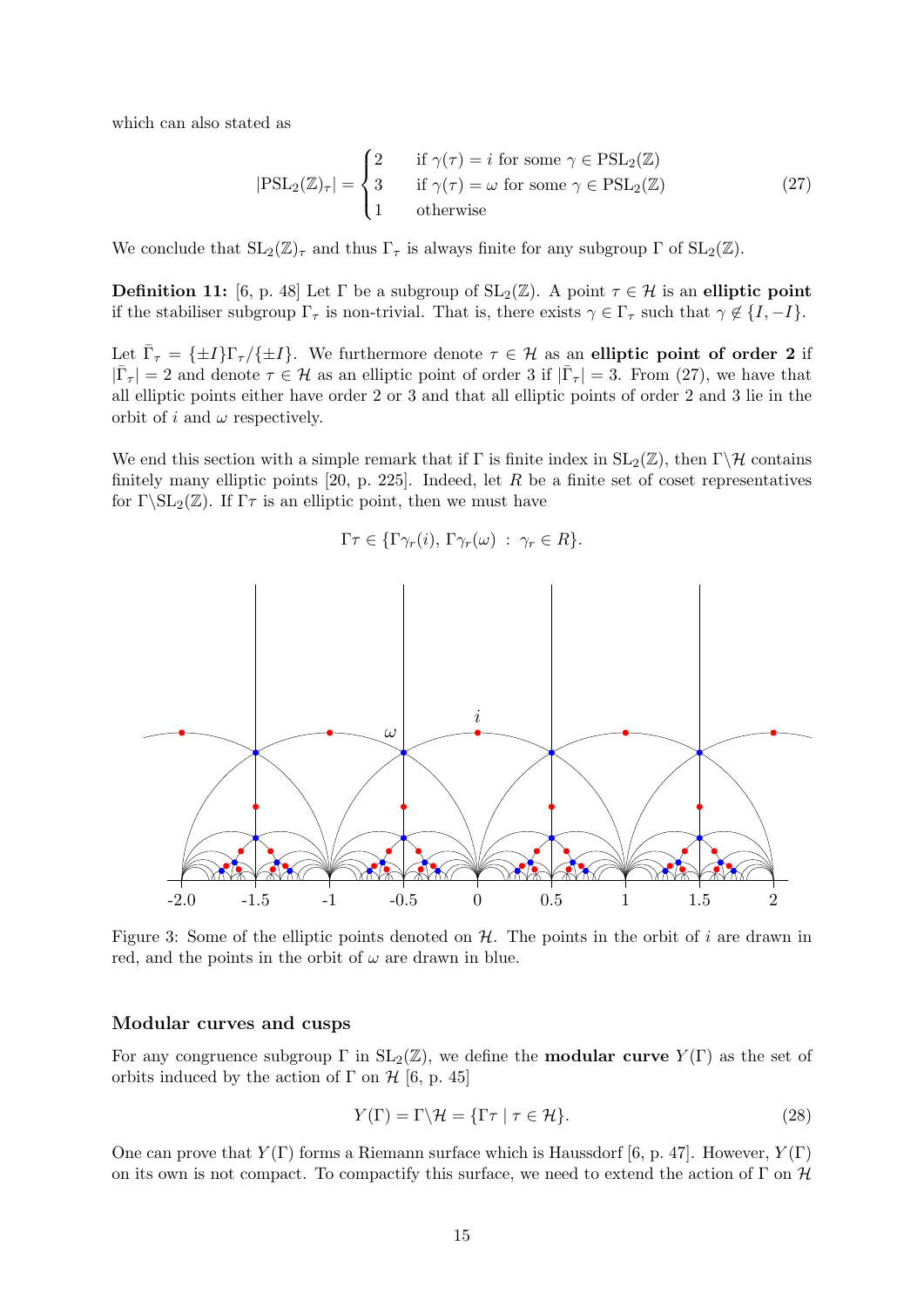which can also stated as

$$|\mathrm{PSL}_2(\mathbb{Z})_\tau| = \begin{cases} 2 & \text{if } \gamma(\tau) = i \text{ for some } \gamma \in \mathrm{PSL}_2(\mathbb{Z}) \\ 3 & \text{if } \gamma(\tau) = \omega \text{ for some } \gamma \in \mathrm{PSL}_2(\mathbb{Z}) \\ 1 & \text{otherwise} \end{cases} \tag{27}$$

We conclude that $\mathrm{SL}_2(\mathbb{Z})_\tau$ and thus $\Gamma_\tau$ is always finite for any subgroup $\Gamma$ of $\mathrm{SL}_2(\mathbb{Z})$.

**Definition 11:** [6, p. 48] Let $\Gamma$ be a subgroup of $\mathrm{SL}_2(\mathbb{Z})$. A point $\tau \in \mathcal{H}$ is an **elliptic point** if the stabiliser subgroup $\Gamma_\tau$ is non-trivial. That is, there exists $\gamma \in \Gamma_\tau$ such that $\gamma \notin \{I, -I\}$.

Let $\bar{\Gamma}_\tau = \{\pm I\}\Gamma_\tau/\{\pm I\}$. We furthermore denote $\tau \in \mathcal{H}$ as an **elliptic point of order 2** if $|\bar{\Gamma}_\tau| = 2$ and denote $\tau \in \mathcal{H}$ as an elliptic point of order 3 if $|\bar{\Gamma}_\tau| = 3$. From (27), we have that all elliptic points either have order 2 or 3 and that all elliptic points of order 2 and 3 lie in the orbit of $i$ and $\omega$ respectively.

We end this section with a simple remark that if $\Gamma$ is finite index in $\mathrm{SL}_2(\mathbb{Z})$, then $\Gamma\backslash\mathcal{H}$ contains finitely many elliptic points [20, p. 225]. Indeed, let $R$ be a finite set of coset representatives for $\Gamma\backslash\mathrm{SL}_2(\mathbb{Z})$. If $\Gamma\tau$ is an elliptic point, then we must have

$$\Gamma\tau \in \{\Gamma\gamma_r(i),\, \Gamma\gamma_r(\omega) \;:\; \gamma_r \in R\}.$$

Figure 3: Some of the elliptic points denoted on $\mathcal{H}$. The points in the orbit of $i$ are drawn in red, and the points in the orbit of $\omega$ are drawn in blue.

### Modular curves and cusps

For any congruence subgroup $\Gamma$ in $\mathrm{SL}_2(\mathbb{Z})$, we define the **modular curve** $Y(\Gamma)$ as the set of orbits induced by the action of $\Gamma$ on $\mathcal{H}$ [6, p. 45]

$$Y(\Gamma) = \Gamma\backslash\mathcal{H} = \{\Gamma\tau \mid \tau \in \mathcal{H}\}. \tag{28}$$

One can prove that $Y(\Gamma)$ forms a Riemann surface which is Haussdorf [6, p. 47]. However, $Y(\Gamma)$ on its own is not compact. To compactify this surface, we need to extend the action of $\Gamma$ on $\mathcal{H}$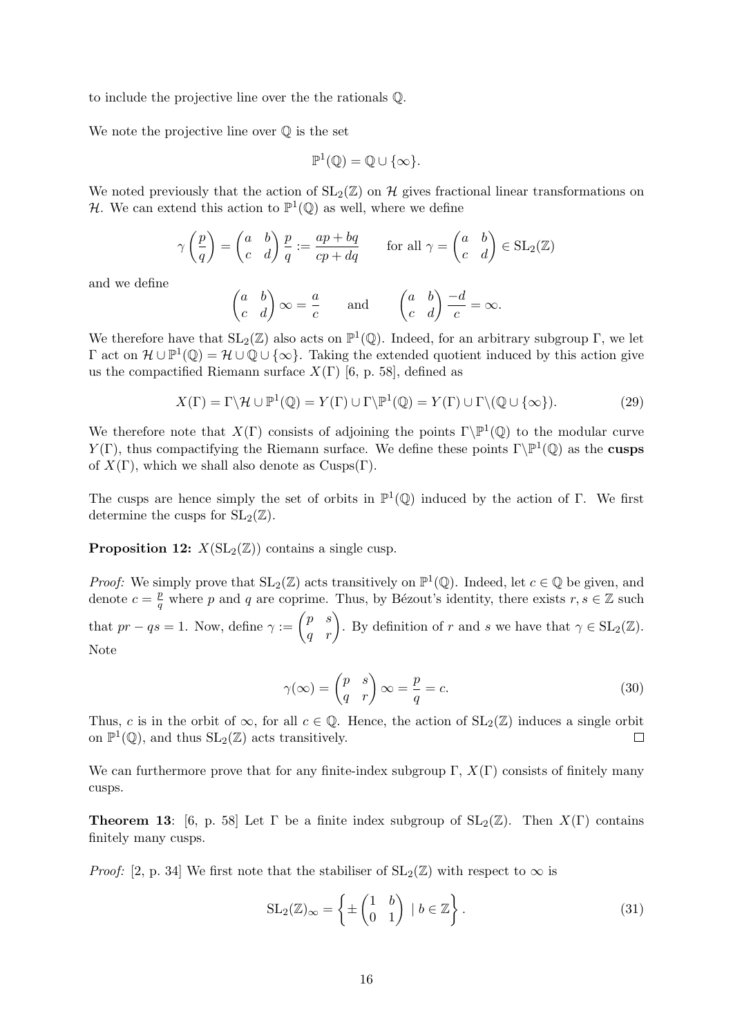to include the projective line over the the rationals $\mathbb{Q}$.

We note the projective line over $\mathbb{Q}$ is the set

$$\mathbb{P}^1(\mathbb{Q}) = \mathbb{Q} \cup \{\infty\}.$$

We noted previously that the action of $\mathrm{SL}_2(\mathbb{Z})$ on $\mathcal{H}$ gives fractional linear transformations on $\mathcal{H}$. We can extend this action to $\mathbb{P}^1(\mathbb{Q})$ as well, where we define

$$\gamma\left(\frac{p}{q}\right) = \begin{pmatrix} a & b \\ c & d \end{pmatrix} \frac{p}{q} := \frac{ap+bq}{cp+dq} \qquad \text{for all } \gamma = \begin{pmatrix} a & b \\ c & d \end{pmatrix} \in \mathrm{SL}_2(\mathbb{Z})$$

and we define

$$\begin{pmatrix} a & b \\ c & d \end{pmatrix} \infty = \frac{a}{c} \qquad \text{and} \qquad \begin{pmatrix} a & b \\ c & d \end{pmatrix} \frac{-d}{c} = \infty.$$

We therefore have that $\mathrm{SL}_2(\mathbb{Z})$ also acts on $\mathbb{P}^1(\mathbb{Q})$. Indeed, for an arbitrary subgroup $\Gamma$, we let $\Gamma$ act on $\mathcal{H} \cup \mathbb{P}^1(\mathbb{Q}) = \mathcal{H} \cup \mathbb{Q} \cup \{\infty\}$. Taking the extended quotient induced by this action give us the compactified Riemann surface $X(\Gamma)$ [6, p. 58], defined as

$$X(\Gamma) = \Gamma\backslash\mathcal{H} \cup \mathbb{P}^1(\mathbb{Q}) = Y(\Gamma) \cup \Gamma\backslash\mathbb{P}^1(\mathbb{Q}) = Y(\Gamma) \cup \Gamma\backslash(\mathbb{Q} \cup \{\infty\}). \tag{29}$$

We therefore note that $X(\Gamma)$ consists of adjoining the points $\Gamma\backslash\mathbb{P}^1(\mathbb{Q})$ to the modular curve $Y(\Gamma)$, thus compactifying the Riemann surface. We define these points $\Gamma\backslash\mathbb{P}^1(\mathbb{Q})$ as the **cusps** of $X(\Gamma)$, which we shall also denote as $\mathrm{Cusps}(\Gamma)$.

The cusps are hence simply the set of orbits in $\mathbb{P}^1(\mathbb{Q})$ induced by the action of $\Gamma$. We first determine the cusps for $\mathrm{SL}_2(\mathbb{Z})$.

**Proposition 12:** $X(\mathrm{SL}_2(\mathbb{Z}))$ contains a single cusp.

*Proof:* We simply prove that $\mathrm{SL}_2(\mathbb{Z})$ acts transitively on $\mathbb{P}^1(\mathbb{Q})$. Indeed, let $c \in \mathbb{Q}$ be given, and denote $c = \frac{p}{q}$ where $p$ and $q$ are coprime. Thus, by Bézout's identity, there exists $r, s \in \mathbb{Z}$ such that $pr - qs = 1$. Now, define $\gamma := \begin{pmatrix} p & s \\ q & r \end{pmatrix}$. By definition of $r$ and $s$ we have that $\gamma \in \mathrm{SL}_2(\mathbb{Z})$. Note

$$\gamma(\infty) = \begin{pmatrix} p & s \\ q & r \end{pmatrix} \infty = \frac{p}{q} = c. \tag{30}$$

Thus, $c$ is in the orbit of $\infty$, for all $c \in \mathbb{Q}$. Hence, the action of $\mathrm{SL}_2(\mathbb{Z})$ induces a single orbit on $\mathbb{P}^1(\mathbb{Q})$, and thus $\mathrm{SL}_2(\mathbb{Z})$ acts transitively. $\square$

We can furthermore prove that for any finite-index subgroup $\Gamma$, $X(\Gamma)$ consists of finitely many cusps.

**Theorem 13**: [6, p. 58] Let $\Gamma$ be a finite index subgroup of $\mathrm{SL}_2(\mathbb{Z})$. Then $X(\Gamma)$ contains finitely many cusps.

*Proof:* [2, p. 34] We first note that the stabiliser of $\mathrm{SL}_2(\mathbb{Z})$ with respect to $\infty$ is

$$\mathrm{SL}_2(\mathbb{Z})_\infty = \left\{ \pm\begin{pmatrix} 1 & b \\ 0 & 1 \end{pmatrix} \mid b \in \mathbb{Z} \right\}. \tag{31}$$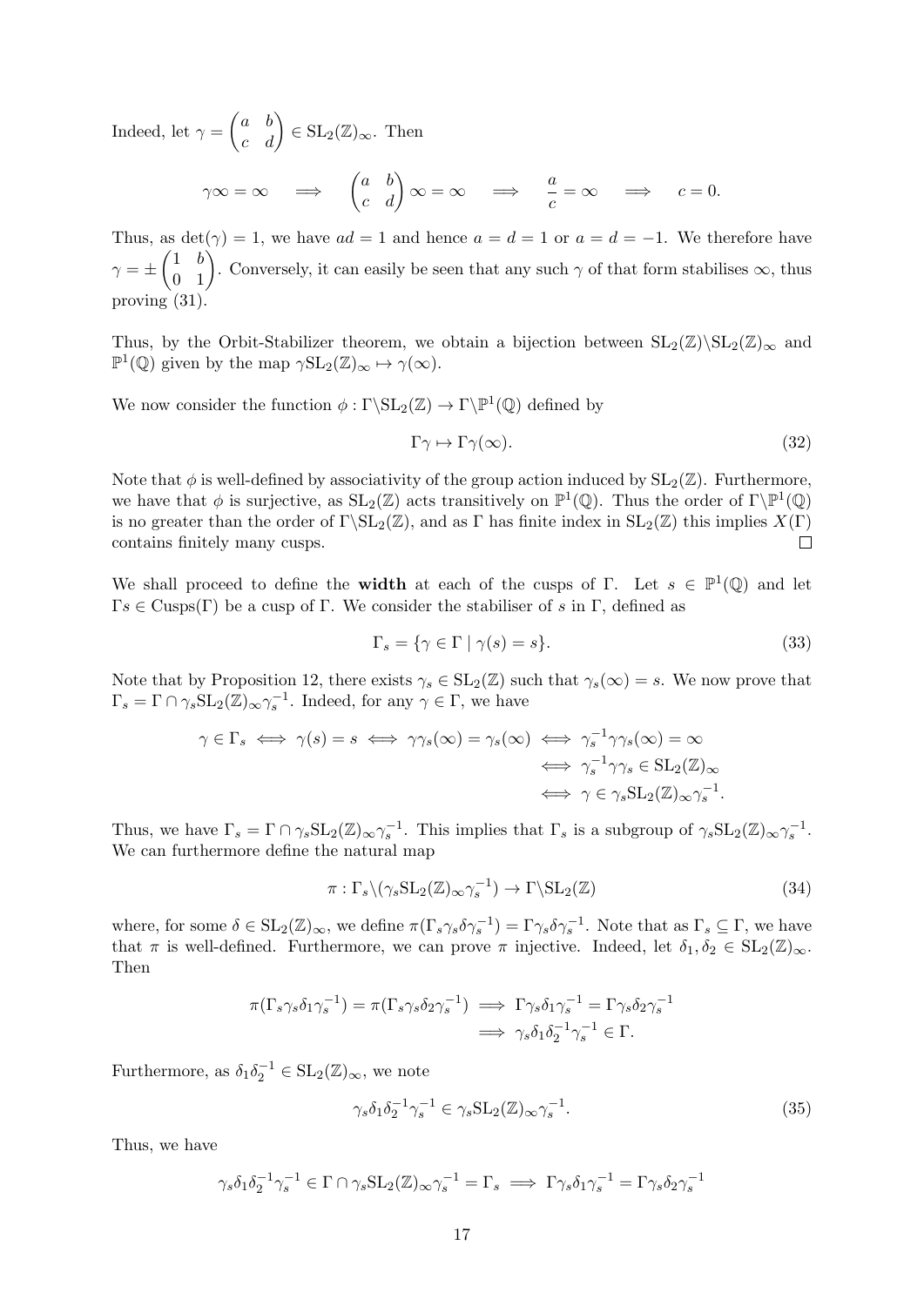Indeed, let $\gamma = \begin{pmatrix} a & b \\ c & d \end{pmatrix} \in \mathrm{SL}_2(\mathbb{Z})_\infty$. Then

$$\gamma\infty = \infty \quad \Longrightarrow \quad \begin{pmatrix} a & b \\ c & d \end{pmatrix} \infty = \infty \quad \Longrightarrow \quad \frac{a}{c} = \infty \quad \Longrightarrow \quad c = 0.$$

Thus, as $\det(\gamma) = 1$, we have $ad = 1$ and hence $a = d = 1$ or $a = d = -1$. We therefore have $\gamma = \pm \begin{pmatrix} 1 & b \\ 0 & 1 \end{pmatrix}$. Conversely, it can easily be seen that any such $\gamma$ of that form stabilises $\infty$, thus proving (31).

Thus, by the Orbit-Stabilizer theorem, we obtain a bijection between $\mathrm{SL}_2(\mathbb{Z})\backslash\mathrm{SL}_2(\mathbb{Z})_\infty$ and $\mathbb{P}^1(\mathbb{Q})$ given by the map $\gamma\mathrm{SL}_2(\mathbb{Z})_\infty \mapsto \gamma(\infty)$.

We now consider the function $\phi : \Gamma\backslash\mathrm{SL}_2(\mathbb{Z}) \to \Gamma\backslash\mathbb{P}^1(\mathbb{Q})$ defined by

$$\Gamma\gamma \mapsto \Gamma\gamma(\infty). \tag{32}$$

Note that $\phi$ is well-defined by associativity of the group action induced by $\mathrm{SL}_2(\mathbb{Z})$. Furthermore, we have that $\phi$ is surjective, as $\mathrm{SL}_2(\mathbb{Z})$ acts transitively on $\mathbb{P}^1(\mathbb{Q})$. Thus the order of $\Gamma\backslash\mathbb{P}^1(\mathbb{Q})$ is no greater than the order of $\Gamma\backslash\mathrm{SL}_2(\mathbb{Z})$, and as $\Gamma$ has finite index in $\mathrm{SL}_2(\mathbb{Z})$ this implies $X(\Gamma)$ contains finitely many cusps. $\square$

We shall proceed to define the **width** at each of the cusps of $\Gamma$. Let $s \in \mathbb{P}^1(\mathbb{Q})$ and let $\Gamma s \in \mathrm{Cusps}(\Gamma)$ be a cusp of $\Gamma$. We consider the stabiliser of $s$ in $\Gamma$, defined as

$$\Gamma_s = \{\gamma \in \Gamma \mid \gamma(s) = s\}. \tag{33}$$

Note that by Proposition 12, there exists $\gamma_s \in \mathrm{SL}_2(\mathbb{Z})$ such that $\gamma_s(\infty) = s$. We now prove that $\Gamma_s = \Gamma \cap \gamma_s\mathrm{SL}_2(\mathbb{Z})_\infty\gamma_s^{-1}$. Indeed, for any $\gamma \in \Gamma$, we have

$$\begin{aligned}
\gamma \in \Gamma_s \iff \gamma(s) = s \iff \gamma\gamma_s(\infty) = \gamma_s(\infty) &\iff \gamma_s^{-1}\gamma\gamma_s(\infty) = \infty \\
&\iff \gamma_s^{-1}\gamma\gamma_s \in \mathrm{SL}_2(\mathbb{Z})_\infty \\
&\iff \gamma \in \gamma_s\mathrm{SL}_2(\mathbb{Z})_\infty\gamma_s^{-1}.
\end{aligned}$$

Thus, we have $\Gamma_s = \Gamma \cap \gamma_s\mathrm{SL}_2(\mathbb{Z})_\infty\gamma_s^{-1}$. This implies that $\Gamma_s$ is a subgroup of $\gamma_s\mathrm{SL}_2(\mathbb{Z})_\infty\gamma_s^{-1}$. We can furthermore define the natural map

$$\pi : \Gamma_s\backslash(\gamma_s\mathrm{SL}_2(\mathbb{Z})_\infty\gamma_s^{-1}) \to \Gamma\backslash\mathrm{SL}_2(\mathbb{Z}) \tag{34}$$

where, for some $\delta \in \mathrm{SL}_2(\mathbb{Z})_\infty$, we define $\pi(\Gamma_s\gamma_s\delta\gamma_s^{-1}) = \Gamma\gamma_s\delta\gamma_s^{-1}$. Note that as $\Gamma_s \subseteq \Gamma$, we have that $\pi$ is well-defined. Furthermore, we can prove $\pi$ injective. Indeed, let $\delta_1, \delta_2 \in \mathrm{SL}_2(\mathbb{Z})_\infty$. Then

$$\begin{aligned}
\pi(\Gamma_s\gamma_s\delta_1\gamma_s^{-1}) = \pi(\Gamma_s\gamma_s\delta_2\gamma_s^{-1}) &\implies \Gamma\gamma_s\delta_1\gamma_s^{-1} = \Gamma\gamma_s\delta_2\gamma_s^{-1} \\
&\implies \gamma_s\delta_1\delta_2^{-1}\gamma_s^{-1} \in \Gamma.
\end{aligned}$$

Furthermore, as $\delta_1\delta_2^{-1} \in \mathrm{SL}_2(\mathbb{Z})_\infty$, we note

$$\gamma_s\delta_1\delta_2^{-1}\gamma_s^{-1} \in \gamma_s\mathrm{SL}_2(\mathbb{Z})_\infty\gamma_s^{-1}. \tag{35}$$

Thus, we have

$$\gamma_s\delta_1\delta_2^{-1}\gamma_s^{-1} \in \Gamma \cap \gamma_s\mathrm{SL}_2(\mathbb{Z})_\infty\gamma_s^{-1} = \Gamma_s \implies \Gamma\gamma_s\delta_1\gamma_s^{-1} = \Gamma\gamma_s\delta_2\gamma_s^{-1}$$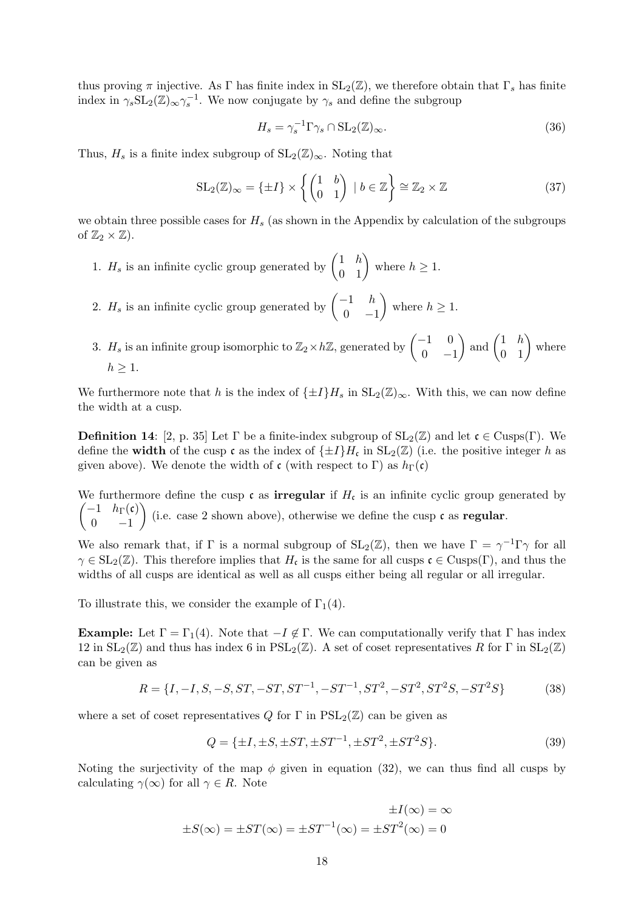thus proving $\pi$ injective. As $\Gamma$ has finite index in $\mathrm{SL}_2(\mathbb{Z})$, we therefore obtain that $\Gamma_s$ has finite index in $\gamma_s \mathrm{SL}_2(\mathbb{Z})_\infty \gamma_s^{-1}$. We now conjugate by $\gamma_s$ and define the subgroup

$$H_s = \gamma_s^{-1} \Gamma \gamma_s \cap \mathrm{SL}_2(\mathbb{Z})_\infty. \tag{36}$$

Thus, $H_s$ is a finite index subgroup of $\mathrm{SL}_2(\mathbb{Z})_\infty$. Noting that

$$\mathrm{SL}_2(\mathbb{Z})_\infty = \{\pm I\} \times \left\{ \begin{pmatrix} 1 & b \\ 0 & 1 \end{pmatrix} \mid b \in \mathbb{Z} \right\} \cong \mathbb{Z}_2 \times \mathbb{Z} \tag{37}$$

we obtain three possible cases for $H_s$ (as shown in the Appendix by calculation of the subgroups of $\mathbb{Z}_2 \times \mathbb{Z}$).

1. $H_s$ is an infinite cyclic group generated by $\begin{pmatrix} 1 & h \\ 0 & 1 \end{pmatrix}$ where $h \geq 1$.
2. $H_s$ is an infinite cyclic group generated by $\begin{pmatrix} -1 & h \\ 0 & -1 \end{pmatrix}$ where $h \geq 1$.
3. $H_s$ is an infinite group isomorphic to $\mathbb{Z}_2 \times h\mathbb{Z}$, generated by $\begin{pmatrix} -1 & 0 \\ 0 & -1 \end{pmatrix}$ and $\begin{pmatrix} 1 & h \\ 0 & 1 \end{pmatrix}$ where $h \geq 1$.

We furthermore note that $h$ is the index of $\{\pm I\}H_s$ in $\mathrm{SL}_2(\mathbb{Z})_\infty$. With this, we can now define the width at a cusp.

**Definition 14**: [2, p. 35] Let $\Gamma$ be a finite-index subgroup of $\mathrm{SL}_2(\mathbb{Z})$ and let $\mathfrak{c} \in \mathrm{Cusps}(\Gamma)$. We define the **width** of the cusp $\mathfrak{c}$ as the index of $\{\pm I\}H_\mathfrak{c}$ in $\mathrm{SL}_2(\mathbb{Z})$ (i.e. the positive integer $h$ as given above). We denote the width of $\mathfrak{c}$ (with respect to $\Gamma$) as $h_\Gamma(\mathfrak{c})$

We furthermore define the cusp $\mathfrak{c}$ as **irregular** if $H_\mathfrak{c}$ is an infinite cyclic group generated by $\begin{pmatrix} -1 & h_\Gamma(\mathfrak{c}) \\ 0 & -1 \end{pmatrix}$ (i.e. case 2 shown above), otherwise we define the cusp $\mathfrak{c}$ as **regular**.

We also remark that, if $\Gamma$ is a normal subgroup of $\mathrm{SL}_2(\mathbb{Z})$, then we have $\Gamma = \gamma^{-1}\Gamma\gamma$ for all $\gamma \in \mathrm{SL}_2(\mathbb{Z})$. This therefore implies that $H_\mathfrak{c}$ is the same for all cusps $\mathfrak{c} \in \mathrm{Cusps}(\Gamma)$, and thus the widths of all cusps are identical as well as all cusps either being all regular or all irregular.

To illustrate this, we consider the example of $\Gamma_1(4)$.

**Example:** Let $\Gamma = \Gamma_1(4)$. Note that $-I \notin \Gamma$. We can computationally verify that $\Gamma$ has index 12 in $\mathrm{SL}_2(\mathbb{Z})$ and thus has index 6 in $\mathrm{PSL}_2(\mathbb{Z})$. A set of coset representatives $R$ for $\Gamma$ in $\mathrm{SL}_2(\mathbb{Z})$ can be given as

$$R = \{I, -I, S, -S, ST, -ST, ST^{-1}, -ST^{-1}, ST^2, -ST^2, ST^2S, -ST^2S\} \tag{38}$$

where a set of coset representatives $Q$ for $\Gamma$ in $\mathrm{PSL}_2(\mathbb{Z})$ can be given as

$$Q = \{\pm I, \pm S, \pm ST, \pm ST^{-1}, \pm ST^2, \pm ST^2S\}. \tag{39}$$

Noting the surjectivity of the map $\phi$ given in equation (32), we can thus find all cusps by calculating $\gamma(\infty)$ for all $\gamma \in R$. Note

$$\pm I(\infty) = \infty$$

$$\pm S(\infty) = \pm ST(\infty) = \pm ST^{-1}(\infty) = \pm ST^2(\infty) = 0$$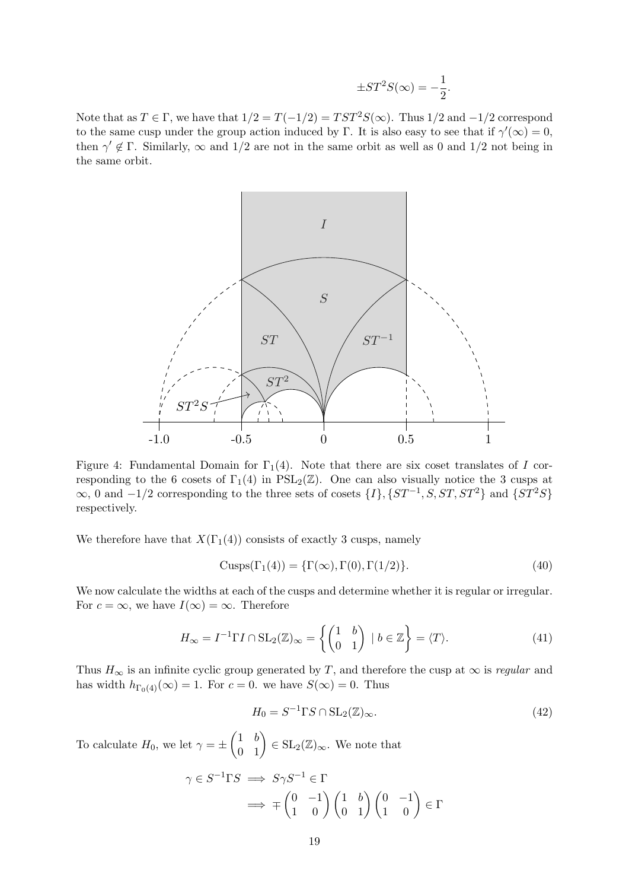$$\pm ST^2S(\infty) = -\frac{1}{2}.$$

Note that as $T \in \Gamma$, we have that $1/2 = T(-1/2) = TST^2S(\infty)$. Thus $1/2$ and $-1/2$ correspond to the same cusp under the group action induced by $\Gamma$. It is also easy to see that if $\gamma'(\infty) = 0$, then $\gamma' \notin \Gamma$. Similarly, $\infty$ and $1/2$ are not in the same orbit as well as 0 and $1/2$ not being in the same orbit.

Figure 4: Fundamental Domain for $\Gamma_1(4)$. Note that there are six coset translates of $I$ corresponding to the 6 cosets of $\Gamma_1(4)$ in $\mathrm{PSL}_2(\mathbb{Z})$. One can also visually notice the 3 cusps at $\infty$, 0 and $-1/2$ corresponding to the three sets of cosets $\{I\}, \{ST^{-1}, S, ST, ST^2\}$ and $\{ST^2S\}$ respectively.

We therefore have that $X(\Gamma_1(4))$ consists of exactly 3 cusps, namely

$$\mathrm{Cusps}(\Gamma_1(4)) = \{\Gamma(\infty), \Gamma(0), \Gamma(1/2)\}. \tag{40}$$

We now calculate the widths at each of the cusps and determine whether it is regular or irregular. For $c = \infty$, we have $I(\infty) = \infty$. Therefore

$$H_\infty = I^{-1}\Gamma I \cap \mathrm{SL}_2(\mathbb{Z})_\infty = \left\{ \begin{pmatrix} 1 & b \\ 0 & 1 \end{pmatrix} \mid b \in \mathbb{Z} \right\} = \langle T \rangle. \tag{41}$$

Thus $H_\infty$ is an infinite cyclic group generated by $T$, and therefore the cusp at $\infty$ is *regular* and has width $h_{\Gamma_0(4)}(\infty) = 1$. For $c = 0$. we have $S(\infty) = 0$. Thus

$$H_0 = S^{-1}\Gamma S \cap \mathrm{SL}_2(\mathbb{Z})_\infty. \tag{42}$$

To calculate $H_0$, we let $\gamma = \pm \begin{pmatrix} 1 & b \\ 0 & 1 \end{pmatrix} \in \mathrm{SL}_2(\mathbb{Z})_\infty$. We note that

$$\begin{aligned} \gamma \in S^{-1}\Gamma S &\implies S\gamma S^{-1} \in \Gamma \\ &\implies \mp \begin{pmatrix} 0 & -1 \\ 1 & 0 \end{pmatrix} \begin{pmatrix} 1 & b \\ 0 & 1 \end{pmatrix} \begin{pmatrix} 0 & -1 \\ 1 & 0 \end{pmatrix} \in \Gamma \end{aligned}$$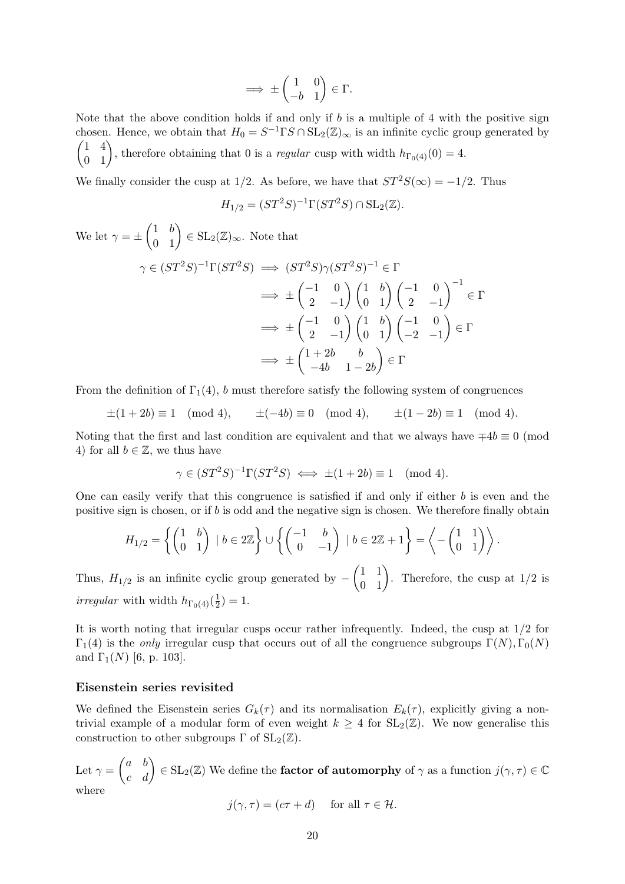$$\implies \pm \begin{pmatrix} 1 & 0 \\ -b & 1 \end{pmatrix} \in \Gamma.$$

Note that the above condition holds if and only if $b$ is a multiple of 4 with the positive sign chosen. Hence, we obtain that $H_0 = S^{-1}\Gamma S \cap \mathrm{SL}_2(\mathbb{Z})_\infty$ is an infinite cyclic group generated by $\begin{pmatrix} 1 & 4 \\ 0 & 1 \end{pmatrix}$, therefore obtaining that 0 is a *regular* cusp with width $h_{\Gamma_0(4)}(0) = 4$.

We finally consider the cusp at $1/2$. As before, we have that $ST^2S(\infty) = -1/2$. Thus

$$H_{1/2} = (ST^2S)^{-1}\Gamma(ST^2S) \cap \mathrm{SL}_2(\mathbb{Z}).$$

We let $\gamma = \pm \begin{pmatrix} 1 & b \\ 0 & 1 \end{pmatrix} \in \mathrm{SL}_2(\mathbb{Z})_\infty$. Note that

$$\begin{aligned}
\gamma \in (ST^2S)^{-1}\Gamma(ST^2S) &\implies (ST^2S)\gamma(ST^2S)^{-1} \in \Gamma \\
&\implies \pm \begin{pmatrix} -1 & 0 \\ 2 & -1 \end{pmatrix} \begin{pmatrix} 1 & b \\ 0 & 1 \end{pmatrix} \begin{pmatrix} -1 & 0 \\ 2 & -1 \end{pmatrix}^{-1} \in \Gamma \\
&\implies \pm \begin{pmatrix} -1 & 0 \\ 2 & -1 \end{pmatrix} \begin{pmatrix} 1 & b \\ 0 & 1 \end{pmatrix} \begin{pmatrix} -1 & 0 \\ -2 & -1 \end{pmatrix} \in \Gamma \\
&\implies \pm \begin{pmatrix} 1+2b & b \\ -4b & 1-2b \end{pmatrix} \in \Gamma
\end{aligned}$$

From the definition of $\Gamma_1(4)$, $b$ must therefore satisfy the following system of congruences

$$\pm(1+2b) \equiv 1 \pmod 4, \qquad \pm(-4b) \equiv 0 \pmod 4, \qquad \pm(1-2b) \equiv 1 \pmod 4.$$

Noting that the first and last condition are equivalent and that we always have $\mp 4b \equiv 0 \pmod 4$ for all $b \in \mathbb{Z}$, we thus have

$$\gamma \in (ST^2S)^{-1}\Gamma(ST^2S) \iff \pm(1+2b) \equiv 1 \pmod 4.$$

One can easily verify that this congruence is satisfied if and only if either $b$ is even and the positive sign is chosen, or if $b$ is odd and the negative sign is chosen. We therefore finally obtain

$$H_{1/2} = \left\{ \begin{pmatrix} 1 & b \\ 0 & 1 \end{pmatrix} \mid b \in 2\mathbb{Z} \right\} \cup \left\{ \begin{pmatrix} -1 & b \\ 0 & -1 \end{pmatrix} \mid b \in 2\mathbb{Z}+1 \right\} = \left\langle -\begin{pmatrix} 1 & 1 \\ 0 & 1 \end{pmatrix} \right\rangle.$$

Thus, $H_{1/2}$ is an infinite cyclic group generated by $-\begin{pmatrix} 1 & 1 \\ 0 & 1 \end{pmatrix}$. Therefore, the cusp at $1/2$ is *irregular* with width $h_{\Gamma_0(4)}(\frac{1}{2}) = 1$.

It is worth noting that irregular cusps occur rather infrequently. Indeed, the cusp at $1/2$ for $\Gamma_1(4)$ is the *only* irregular cusp that occurs out of all the congruence subgroups $\Gamma(N), \Gamma_0(N)$ and $\Gamma_1(N)$ [6, p. 103].

### Eisenstein series revisited

We defined the Eisenstein series $G_k(\tau)$ and its normalisation $E_k(\tau)$, explicitly giving a non-trivial example of a modular form of even weight $k \geq 4$ for $\mathrm{SL}_2(\mathbb{Z})$. We now generalise this construction to other subgroups $\Gamma$ of $\mathrm{SL}_2(\mathbb{Z})$.

Let $\gamma = \begin{pmatrix} a & b \\ c & d \end{pmatrix} \in \mathrm{SL}_2(\mathbb{Z})$ We define the **factor of automorphy** of $\gamma$ as a function $j(\gamma, \tau) \in \mathbb{C}$ where

$$j(\gamma, \tau) = (c\tau + d) \quad \text{ for all } \tau \in \mathcal{H}.$$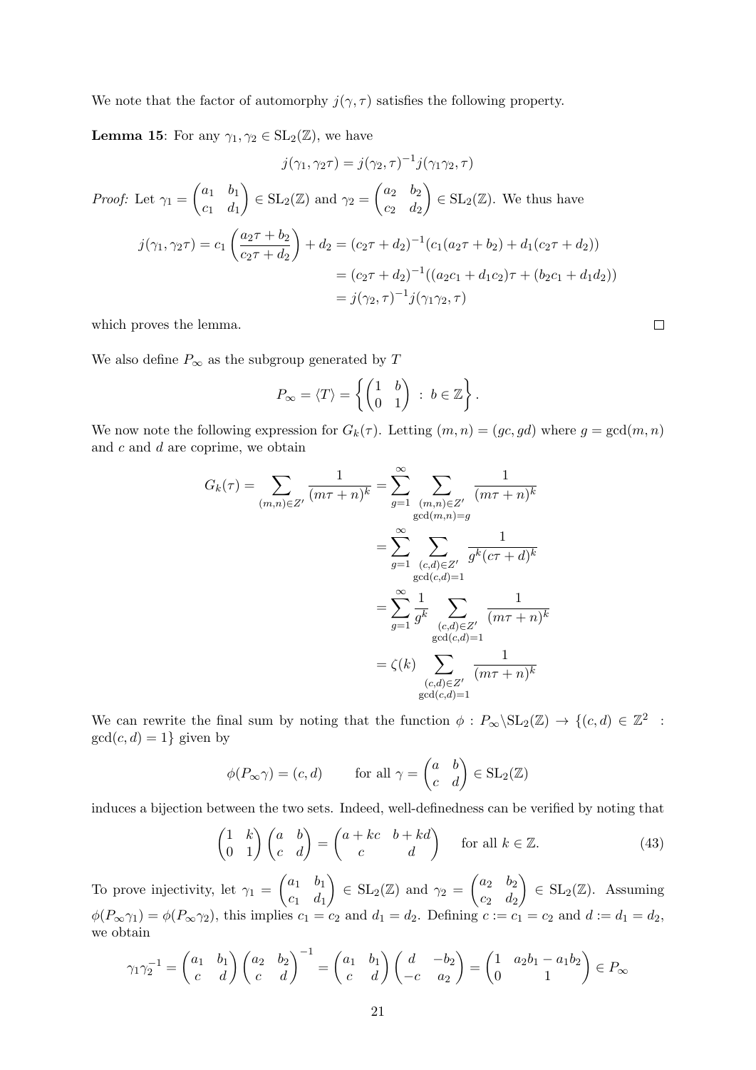We note that the factor of automorphy $j(\gamma, \tau)$ satisfies the following property.

**Lemma 15**: For any $\gamma_1, \gamma_2 \in \mathrm{SL}_2(\mathbb{Z})$, we have

$$j(\gamma_1, \gamma_2\tau) = j(\gamma_2, \tau)^{-1} j(\gamma_1\gamma_2, \tau)$$

*Proof:* Let $\gamma_1 = \begin{pmatrix} a_1 & b_1 \\ c_1 & d_1 \end{pmatrix} \in \mathrm{SL}_2(\mathbb{Z})$ and $\gamma_2 = \begin{pmatrix} a_2 & b_2 \\ c_2 & d_2 \end{pmatrix} \in \mathrm{SL}_2(\mathbb{Z})$. We thus have

$$\begin{aligned} j(\gamma_1, \gamma_2\tau) = c_1 \left( \frac{a_2\tau + b_2}{c_2\tau + d_2} \right) + d_2 &= (c_2\tau + d_2)^{-1}(c_1(a_2\tau + b_2) + d_1(c_2\tau + d_2)) \\ &= (c_2\tau + d_2)^{-1}((a_2c_1 + d_1c_2)\tau + (b_2c_1 + d_1d_2)) \\ &= j(\gamma_2, \tau)^{-1} j(\gamma_1\gamma_2, \tau) \end{aligned}$$

which proves the lemma. $\square$

We also define $P_\infty$ as the subgroup generated by $T$

$$P_\infty = \langle T \rangle = \left\{ \begin{pmatrix} 1 & b \\ 0 & 1 \end{pmatrix} \ : \ b \in \mathbb{Z} \right\}.$$

We now note the following expression for $G_k(\tau)$. Letting $(m, n) = (gc, gd)$ where $g = \gcd(m, n)$ and $c$ and $d$ are coprime, we obtain

$$\begin{aligned} G_k(\tau) = \sum_{(m,n) \in Z'} \frac{1}{(m\tau + n)^k} &= \sum_{g=1}^{\infty} \sum_{\substack{(m,n) \in Z' \\ \gcd(m,n) = g}} \frac{1}{(m\tau + n)^k} \\ &= \sum_{g=1}^{\infty} \sum_{\substack{(c,d) \in Z' \\ \gcd(c,d) = 1}} \frac{1}{g^k(c\tau + d)^k} \\ &= \sum_{g=1}^{\infty} \frac{1}{g^k} \sum_{\substack{(c,d) \in Z' \\ \gcd(c,d) = 1}} \frac{1}{(m\tau + n)^k} \\ &= \zeta(k) \sum_{\substack{(c,d) \in Z' \\ \gcd(c,d) = 1}} \frac{1}{(m\tau + n)^k} \end{aligned}$$

We can rewrite the final sum by noting that the function $\phi : P_\infty \backslash \mathrm{SL}_2(\mathbb{Z}) \to \{(c, d) \in \mathbb{Z}^2 \ : \ \gcd(c, d) = 1\}$ given by

$$\phi(P_\infty\gamma) = (c, d) \qquad \text{for all } \gamma = \begin{pmatrix} a & b \\ c & d \end{pmatrix} \in \mathrm{SL}_2(\mathbb{Z})$$

induces a bijection between the two sets. Indeed, well-definedness can be verified by noting that

$$\begin{pmatrix} 1 & k \\ 0 & 1 \end{pmatrix} \begin{pmatrix} a & b \\ c & d \end{pmatrix} = \begin{pmatrix} a + kc & b + kd \\ c & d \end{pmatrix} \qquad \text{for all } k \in \mathbb{Z}. \tag{43}$$

To prove injectivity, let $\gamma_1 = \begin{pmatrix} a_1 & b_1 \\ c_1 & d_1 \end{pmatrix} \in \mathrm{SL}_2(\mathbb{Z})$ and $\gamma_2 = \begin{pmatrix} a_2 & b_2 \\ c_2 & d_2 \end{pmatrix} \in \mathrm{SL}_2(\mathbb{Z})$. Assuming $\phi(P_\infty\gamma_1) = \phi(P_\infty\gamma_2)$, this implies $c_1 = c_2$ and $d_1 = d_2$. Defining $c := c_1 = c_2$ and $d := d_1 = d_2$, we obtain

$$\gamma_1\gamma_2^{-1} = \begin{pmatrix} a_1 & b_1 \\ c & d \end{pmatrix} \begin{pmatrix} a_2 & b_2 \\ c & d \end{pmatrix}^{-1} = \begin{pmatrix} a_1 & b_1 \\ c & d \end{pmatrix} \begin{pmatrix} d & -b_2 \\ -c & a_2 \end{pmatrix} = \begin{pmatrix} 1 & a_2b_1 - a_1b_2 \\ 0 & 1 \end{pmatrix} \in P_\infty$$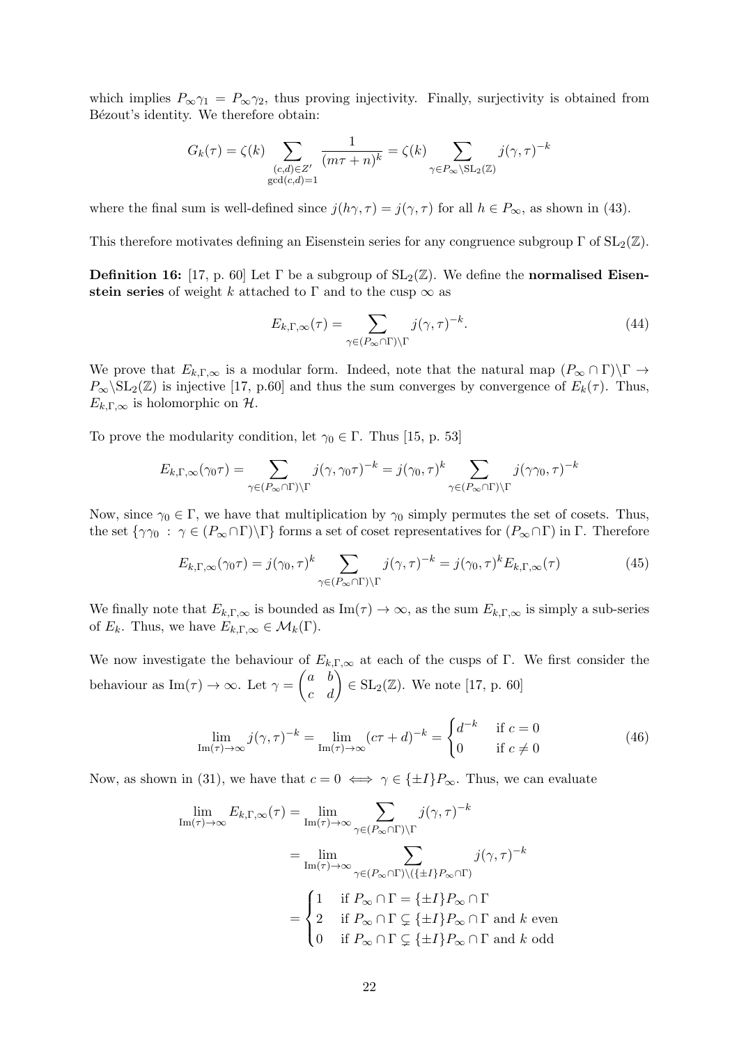which implies $P_\infty \gamma_1 = P_\infty \gamma_2$, thus proving injectivity. Finally, surjectivity is obtained from Bézout's identity. We therefore obtain:

$$G_k(\tau) = \zeta(k) \sum_{\substack{(c,d)\in Z' \\ \gcd(c,d)=1}} \frac{1}{(m\tau+n)^k} = \zeta(k) \sum_{\gamma \in P_\infty \backslash \mathrm{SL}_2(\mathbb{Z})} j(\gamma,\tau)^{-k}$$

where the final sum is well-defined since $j(h\gamma,\tau) = j(\gamma,\tau)$ for all $h \in P_\infty$, as shown in (43).

This therefore motivates defining an Eisenstein series for any congruence subgroup $\Gamma$ of $\mathrm{SL}_2(\mathbb{Z})$.

**Definition 16:** [17, p. 60] Let $\Gamma$ be a subgroup of $\mathrm{SL}_2(\mathbb{Z})$. We define the **normalised Eisenstein series** of weight $k$ attached to $\Gamma$ and to the cusp $\infty$ as

$$E_{k,\Gamma,\infty}(\tau) = \sum_{\gamma \in (P_\infty \cap \Gamma)\backslash \Gamma} j(\gamma,\tau)^{-k}. \tag{44}$$

We prove that $E_{k,\Gamma,\infty}$ is a modular form. Indeed, note that the natural map $(P_\infty \cap \Gamma)\backslash\Gamma \to P_\infty \backslash \mathrm{SL}_2(\mathbb{Z})$ is injective [17, p.60] and thus the sum converges by convergence of $E_k(\tau)$. Thus, $E_{k,\Gamma,\infty}$ is holomorphic on $\mathcal{H}$.

To prove the modularity condition, let $\gamma_0 \in \Gamma$. Thus [15, p. 53]

$$E_{k,\Gamma,\infty}(\gamma_0\tau) = \sum_{\gamma \in (P_\infty \cap \Gamma)\backslash \Gamma} j(\gamma,\gamma_0\tau)^{-k} = j(\gamma_0,\tau)^k \sum_{\gamma \in (P_\infty \cap \Gamma)\backslash \Gamma} j(\gamma\gamma_0,\tau)^{-k}$$

Now, since $\gamma_0 \in \Gamma$, we have that multiplication by $\gamma_0$ simply permutes the set of cosets. Thus, the set $\{\gamma\gamma_0 \ : \ \gamma \in (P_\infty \cap \Gamma)\backslash\Gamma\}$ forms a set of coset representatives for $(P_\infty \cap \Gamma)$ in $\Gamma$. Therefore

$$E_{k,\Gamma,\infty}(\gamma_0\tau) = j(\gamma_0,\tau)^k \sum_{\gamma \in (P_\infty \cap \Gamma)\backslash \Gamma} j(\gamma,\tau)^{-k} = j(\gamma_0,\tau)^k E_{k,\Gamma,\infty}(\tau) \tag{45}$$

We finally note that $E_{k,\Gamma,\infty}$ is bounded as $\mathrm{Im}(\tau) \to \infty$, as the sum $E_{k,\Gamma,\infty}$ is simply a sub-series of $E_k$. Thus, we have $E_{k,\Gamma,\infty} \in \mathcal{M}_k(\Gamma)$.

We now investigate the behaviour of $E_{k,\Gamma,\infty}$ at each of the cusps of $\Gamma$. We first consider the behaviour as $\mathrm{Im}(\tau) \to \infty$. Let $\gamma = \begin{pmatrix} a & b \\ c & d \end{pmatrix} \in \mathrm{SL}_2(\mathbb{Z})$. We note [17, p. 60]

$$\lim_{\mathrm{Im}(\tau)\to\infty} j(\gamma,\tau)^{-k} = \lim_{\mathrm{Im}(\tau)\to\infty} (c\tau+d)^{-k} = \begin{cases} d^{-k} & \text{if } c = 0 \\ 0 & \text{if } c \neq 0 \end{cases} \tag{46}$$

Now, as shown in (31), we have that $c = 0 \iff \gamma \in \{\pm I\}P_\infty$. Thus, we can evaluate

$$\begin{aligned}
\lim_{\mathrm{Im}(\tau)\to\infty} E_{k,\Gamma,\infty}(\tau) &= \lim_{\mathrm{Im}(\tau)\to\infty} \sum_{\gamma \in (P_\infty \cap \Gamma)\backslash \Gamma} j(\gamma,\tau)^{-k} \\
&= \lim_{\mathrm{Im}(\tau)\to\infty} \sum_{\gamma \in (P_\infty \cap \Gamma)\backslash (\{\pm I\}P_\infty \cap \Gamma)} j(\gamma,\tau)^{-k} \\
&= \begin{cases} 1 & \text{if } P_\infty \cap \Gamma = \{\pm I\}P_\infty \cap \Gamma \\ 2 & \text{if } P_\infty \cap \Gamma \subsetneq \{\pm I\}P_\infty \cap \Gamma \text{ and } k \text{ even} \\ 0 & \text{if } P_\infty \cap \Gamma \subsetneq \{\pm I\}P_\infty \cap \Gamma \text{ and } k \text{ odd} \end{cases}
\end{aligned}$$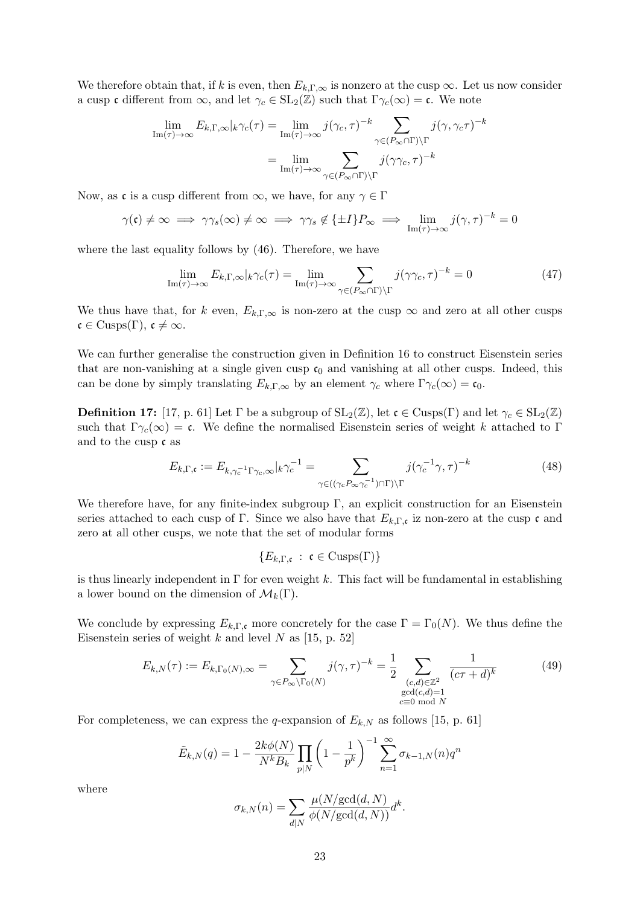We therefore obtain that, if $k$ is even, then $E_{k,\Gamma,\infty}$ is nonzero at the cusp $\infty$. Let us now consider a cusp $\mathfrak{c}$ different from $\infty$, and let $\gamma_c \in \mathrm{SL}_2(\mathbb{Z})$ such that $\Gamma\gamma_c(\infty) = \mathfrak{c}$. We note

$$\lim_{\mathrm{Im}(\tau)\to\infty} E_{k,\Gamma,\infty}|_k\gamma_c(\tau) = \lim_{\mathrm{Im}(\tau)\to\infty} j(\gamma_c,\tau)^{-k} \sum_{\gamma\in(P_\infty\cap\Gamma)\backslash\Gamma} j(\gamma,\gamma_c\tau)^{-k}$$
$$= \lim_{\mathrm{Im}(\tau)\to\infty} \sum_{\gamma\in(P_\infty\cap\Gamma)\backslash\Gamma} j(\gamma\gamma_c,\tau)^{-k}$$

Now, as $\mathfrak{c}$ is a cusp different from $\infty$, we have, for any $\gamma \in \Gamma$

$$\gamma(\mathfrak{c}) \neq \infty \implies \gamma\gamma_s(\infty) \neq \infty \implies \gamma\gamma_s \notin \{\pm I\}P_\infty \implies \lim_{\mathrm{Im}(\tau)\to\infty} j(\gamma,\tau)^{-k} = 0$$

where the last equality follows by (46). Therefore, we have

$$\lim_{\mathrm{Im}(\tau)\to\infty} E_{k,\Gamma,\infty}|_k\gamma_c(\tau) = \lim_{\mathrm{Im}(\tau)\to\infty} \sum_{\gamma\in(P_\infty\cap\Gamma)\backslash\Gamma} j(\gamma\gamma_c,\tau)^{-k} = 0 \tag{47}$$

We thus have that, for $k$ even, $E_{k,\Gamma,\infty}$ is non-zero at the cusp $\infty$ and zero at all other cusps $\mathfrak{c} \in \mathrm{Cusps}(\Gamma)$, $\mathfrak{c} \neq \infty$.

We can further generalise the construction given in Definition 16 to construct Eisenstein series that are non-vanishing at a single given cusp $\mathfrak{c}_0$ and vanishing at all other cusps. Indeed, this can be done by simply translating $E_{k,\Gamma,\infty}$ by an element $\gamma_c$ where $\Gamma\gamma_c(\infty) = \mathfrak{c}_0$.

**Definition 17:** [17, p. 61] Let $\Gamma$ be a subgroup of $\mathrm{SL}_2(\mathbb{Z})$, let $\mathfrak{c} \in \mathrm{Cusps}(\Gamma)$ and let $\gamma_c \in \mathrm{SL}_2(\mathbb{Z})$ such that $\Gamma\gamma_c(\infty) = \mathfrak{c}$. We define the normalised Eisenstein series of weight $k$ attached to $\Gamma$ and to the cusp $\mathfrak{c}$ as

$$E_{k,\Gamma,\mathfrak{c}} := E_{k,\gamma_c^{-1}\Gamma\gamma_c,\infty}|_k\gamma_c^{-1} = \sum_{\gamma\in((\gamma_c P_\infty \gamma_c^{-1})\cap\Gamma)\backslash\Gamma} j(\gamma_c^{-1}\gamma,\tau)^{-k} \tag{48}$$

We therefore have, for any finite-index subgroup $\Gamma$, an explicit construction for an Eisenstein series attached to each cusp of $\Gamma$. Since we also have that $E_{k,\Gamma,\mathfrak{c}}$ iz non-zero at the cusp $\mathfrak{c}$ and zero at all other cusps, we note that the set of modular forms

$$\{E_{k,\Gamma,\mathfrak{c}} \ : \ \mathfrak{c} \in \mathrm{Cusps}(\Gamma)\}$$

is thus linearly independent in $\Gamma$ for even weight $k$. This fact will be fundamental in establishing a lower bound on the dimension of $\mathcal{M}_k(\Gamma)$.

We conclude by expressing $E_{k,\Gamma,\mathfrak{c}}$ more concretely for the case $\Gamma = \Gamma_0(N)$. We thus define the Eisenstein series of weight $k$ and level $N$ as [15, p. 52]

$$E_{k,N}(\tau) := E_{k,\Gamma_0(N),\infty} = \sum_{\gamma\in P_\infty\backslash\Gamma_0(N)} j(\gamma,\tau)^{-k} = \frac{1}{2} \sum_{\substack{(c,d)\in\mathbb{Z}^2 \\ \gcd(c,d)=1 \\ c\equiv 0 \bmod N}} \frac{1}{(c\tau+d)^k} \tag{49}$$

For completeness, we can express the $q$-expansion of $E_{k,N}$ as follows [15, p. 61]

$$\tilde{E}_{k,N}(q) = 1 - \frac{2k\phi(N)}{N^k B_k} \prod_{p|N} \left(1 - \frac{1}{p^k}\right)^{-1} \sum_{n=1}^{\infty} \sigma_{k-1,N}(n) q^n$$

where

$$\sigma_{k,N}(n) = \sum_{d|N} \frac{\mu(N/\gcd(d,N))}{\phi(N/\gcd(d,N))} d^k.$$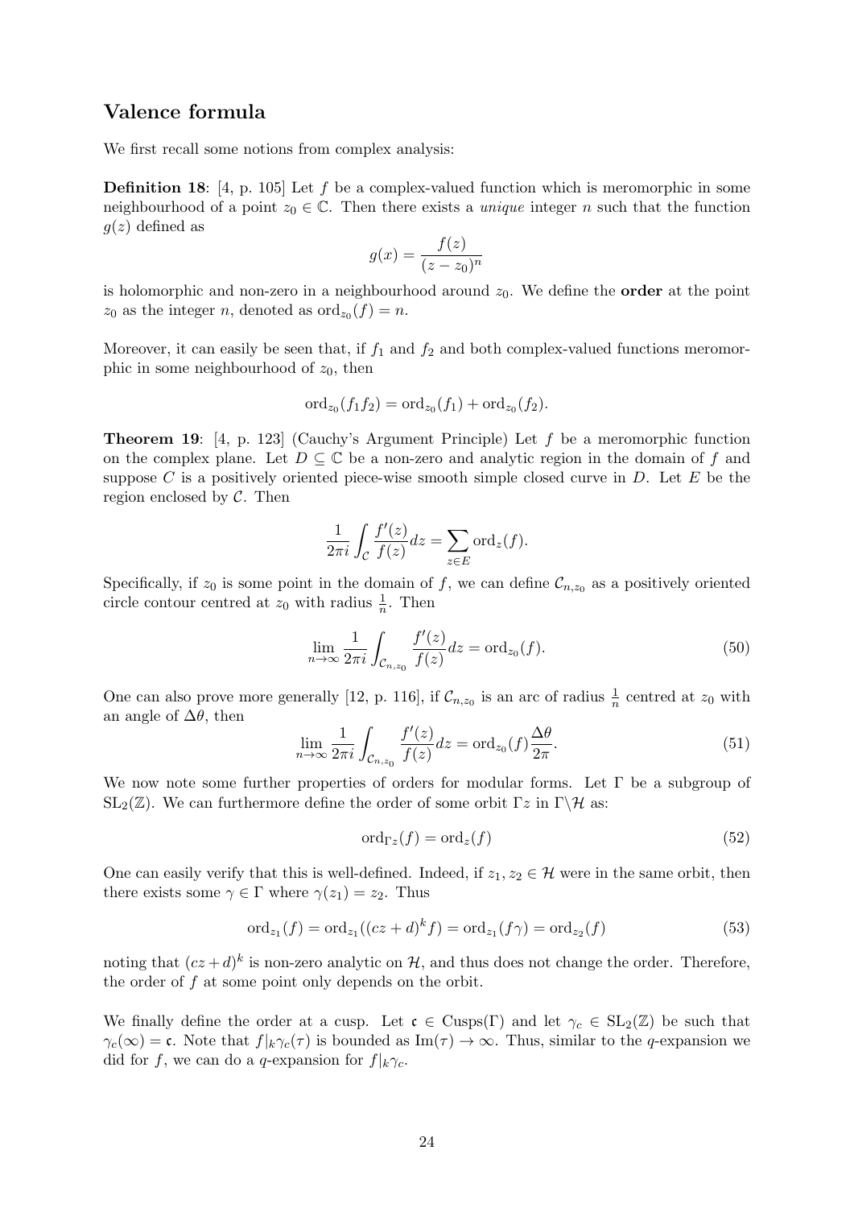## Valence formula

We first recall some notions from complex analysis:

**Definition 18**: [4, p. 105] Let $f$ be a complex-valued function which is meromorphic in some neighbourhood of a point $z_0 \in \mathbb{C}$. Then there exists a *unique* integer $n$ such that the function $g(z)$ defined as

$$g(x) = \frac{f(z)}{(z - z_0)^n}$$

is holomorphic and non-zero in a neighbourhood around $z_0$. We define the **order** at the point $z_0$ as the integer $n$, denoted as $\mathrm{ord}_{z_0}(f) = n$.

Moreover, it can easily be seen that, if $f_1$ and $f_2$ and both complex-valued functions meromorphic in some neighbourhood of $z_0$, then

$$\mathrm{ord}_{z_0}(f_1 f_2) = \mathrm{ord}_{z_0}(f_1) + \mathrm{ord}_{z_0}(f_2).$$

**Theorem 19**: [4, p. 123] (Cauchy's Argument Principle) Let $f$ be a meromorphic function on the complex plane. Let $D \subseteq \mathbb{C}$ be a non-zero and analytic region in the domain of $f$ and suppose $C$ is a positively oriented piece-wise smooth simple closed curve in $D$. Let $E$ be the region enclosed by $\mathcal{C}$. Then

$$\frac{1}{2\pi i} \int_{\mathcal{C}} \frac{f'(z)}{f(z)} dz = \sum_{z \in E} \mathrm{ord}_z(f).$$

Specifically, if $z_0$ is some point in the domain of $f$, we can define $\mathcal{C}_{n,z_0}$ as a positively oriented circle contour centred at $z_0$ with radius $\frac{1}{n}$. Then

$$\lim_{n \to \infty} \frac{1}{2\pi i} \int_{\mathcal{C}_{n,z_0}} \frac{f'(z)}{f(z)} dz = \mathrm{ord}_{z_0}(f). \tag{50}$$

One can also prove more generally [12, p. 116], if $\mathcal{C}_{n,z_0}$ is an arc of radius $\frac{1}{n}$ centred at $z_0$ with an angle of $\Delta\theta$, then

$$\lim_{n \to \infty} \frac{1}{2\pi i} \int_{\mathcal{C}_{n,z_0}} \frac{f'(z)}{f(z)} dz = \mathrm{ord}_{z_0}(f) \frac{\Delta\theta}{2\pi}. \tag{51}$$

We now note some further properties of orders for modular forms. Let $\Gamma$ be a subgroup of $\mathrm{SL}_2(\mathbb{Z})$. We can furthermore define the order of some orbit $\Gamma z$ in $\Gamma \backslash \mathcal{H}$ as:

$$\mathrm{ord}_{\Gamma z}(f) = \mathrm{ord}_z(f) \tag{52}$$

One can easily verify that this is well-defined. Indeed, if $z_1, z_2 \in \mathcal{H}$ were in the same orbit, then there exists some $\gamma \in \Gamma$ where $\gamma(z_1) = z_2$. Thus

$$\mathrm{ord}_{z_1}(f) = \mathrm{ord}_{z_1}((cz+d)^k f) = \mathrm{ord}_{z_1}(f\gamma) = \mathrm{ord}_{z_2}(f) \tag{53}$$

noting that $(cz+d)^k$ is non-zero analytic on $\mathcal{H}$, and thus does not change the order. Therefore, the order of $f$ at some point only depends on the orbit.

We finally define the order at a cusp. Let $\mathfrak{c} \in \mathrm{Cusps}(\Gamma)$ and let $\gamma_c \in \mathrm{SL}_2(\mathbb{Z})$ be such that $\gamma_c(\infty) = \mathfrak{c}$. Note that $f|_k\gamma_c(\tau)$ is bounded as $\mathrm{Im}(\tau) \to \infty$. Thus, similar to the $q$-expansion we did for $f$, we can do a $q$-expansion for $f|_k\gamma_c$.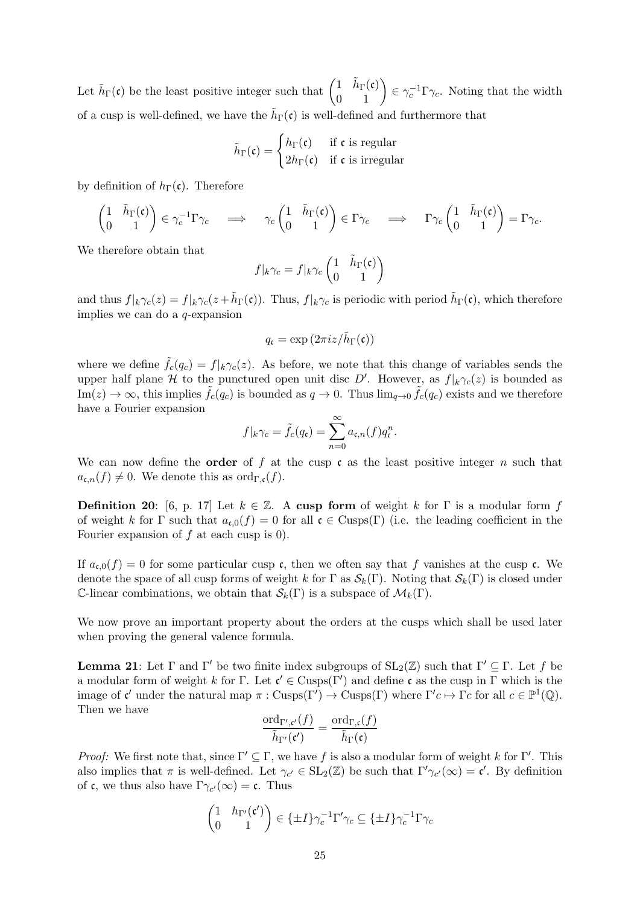Let $\tilde{h}_\Gamma(\mathfrak{c})$ be the least positive integer such that $\begin{pmatrix} 1 & \tilde{h}_\Gamma(\mathfrak{c}) \\ 0 & 1 \end{pmatrix} \in \gamma_c^{-1}\Gamma\gamma_c$. Noting that the width of a cusp is well-defined, we have the $\tilde{h}_\Gamma(\mathfrak{c})$ is well-defined and furthermore that

$$\tilde{h}_\Gamma(\mathfrak{c}) = \begin{cases} h_\Gamma(\mathfrak{c}) & \text{if } \mathfrak{c} \text{ is regular} \\ 2h_\Gamma(\mathfrak{c}) & \text{if } \mathfrak{c} \text{ is irregular} \end{cases}$$

by definition of $h_\Gamma(\mathfrak{c})$. Therefore

$$\begin{pmatrix} 1 & \tilde{h}_\Gamma(\mathfrak{c}) \\ 0 & 1 \end{pmatrix} \in \gamma_c^{-1}\Gamma\gamma_c \quad \implies \quad \gamma_c \begin{pmatrix} 1 & \tilde{h}_\Gamma(\mathfrak{c}) \\ 0 & 1 \end{pmatrix} \in \Gamma\gamma_c \quad \implies \quad \Gamma\gamma_c \begin{pmatrix} 1 & \tilde{h}_\Gamma(\mathfrak{c}) \\ 0 & 1 \end{pmatrix} = \Gamma\gamma_c.$$

We therefore obtain that

$$f|_k\gamma_c = f|_k\gamma_c \begin{pmatrix} 1 & \tilde{h}_\Gamma(\mathfrak{c}) \\ 0 & 1 \end{pmatrix}$$

and thus $f|_k\gamma_c(z) = f|_k\gamma_c(z + \tilde{h}_\Gamma(\mathfrak{c}))$. Thus, $f|_k\gamma_c$ is periodic with period $\tilde{h}_\Gamma(\mathfrak{c})$, which therefore implies we can do a $q$-expansion

$$q_\mathfrak{c} = \exp\left(2\pi i z / \tilde{h}_\Gamma(\mathfrak{c})\right)$$

where we define $\tilde{f}_c(q_c) = f|_k\gamma_c(z)$. As before, we note that this change of variables sends the upper half plane $\mathcal{H}$ to the punctured open unit disc $D'$. However, as $f|_k\gamma_c(z)$ is bounded as $\text{Im}(z) \to \infty$, this implies $\tilde{f}_c(q_c)$ is bounded as $q \to 0$. Thus $\lim_{q\to 0} \tilde{f}_c(q_c)$ exists and we therefore have a Fourier expansion

$$f|_k\gamma_c = \tilde{f}_c(q_\mathfrak{c}) = \sum_{n=0}^{\infty} a_{\mathfrak{c},n}(f) q_\mathfrak{c}^n.$$

We can now define the **order** of $f$ at the cusp $\mathfrak{c}$ as the least positive integer $n$ such that $a_{\mathfrak{c},n}(f) \neq 0$. We denote this as $\text{ord}_{\Gamma,\mathfrak{c}}(f)$.

**Definition 20**: [6, p. 17] Let $k \in \mathbb{Z}$. A **cusp form** of weight $k$ for $\Gamma$ is a modular form $f$ of weight $k$ for $\Gamma$ such that $a_{\mathfrak{c},0}(f) = 0$ for all $\mathfrak{c} \in \text{Cusps}(\Gamma)$ (i.e. the leading coefficient in the Fourier expansion of $f$ at each cusp is 0).

If $a_{\mathfrak{c},0}(f) = 0$ for some particular cusp $\mathfrak{c}$, then we often say that $f$ vanishes at the cusp $\mathfrak{c}$. We denote the space of all cusp forms of weight $k$ for $\Gamma$ as $\mathcal{S}_k(\Gamma)$. Noting that $\mathcal{S}_k(\Gamma)$ is closed under $\mathbb{C}$-linear combinations, we obtain that $\mathcal{S}_k(\Gamma)$ is a subspace of $\mathcal{M}_k(\Gamma)$.

We now prove an important property about the orders at the cusps which shall be used later when proving the general valence formula.

**Lemma 21**: Let $\Gamma$ and $\Gamma'$ be two finite index subgroups of $\text{SL}_2(\mathbb{Z})$ such that $\Gamma' \subseteq \Gamma$. Let $f$ be a modular form of weight $k$ for $\Gamma$. Let $\mathfrak{c}' \in \text{Cusps}(\Gamma')$ and define $\mathfrak{c}$ as the cusp in $\Gamma$ which is the image of $\mathfrak{c}'$ under the natural map $\pi : \text{Cusps}(\Gamma') \to \text{Cusps}(\Gamma)$ where $\Gamma'c \mapsto \Gamma c$ for all $c \in \mathbb{P}^1(\mathbb{Q})$. Then we have

$$\frac{\text{ord}_{\Gamma',\mathfrak{c}'}(f)}{\tilde{h}_{\Gamma'}(\mathfrak{c}')} = \frac{\text{ord}_{\Gamma,\mathfrak{c}}(f)}{\tilde{h}_\Gamma(\mathfrak{c})}$$

*Proof:* We first note that, since $\Gamma' \subseteq \Gamma$, we have $f$ is also a modular form of weight $k$ for $\Gamma'$. This also implies that $\pi$ is well-defined. Let $\gamma_{c'} \in \text{SL}_2(\mathbb{Z})$ be such that $\Gamma'\gamma_{c'}(\infty) = \mathfrak{c}'$. By definition of $\mathfrak{c}$, we thus also have $\Gamma\gamma_{c'}(\infty) = \mathfrak{c}$. Thus

$$\begin{pmatrix} 1 & h_{\Gamma'}(\mathfrak{c}') \\ 0 & 1 \end{pmatrix} \in \{\pm I\}\gamma_c^{-1}\Gamma'\gamma_c \subseteq \{\pm I\}\gamma_c^{-1}\Gamma\gamma_c$$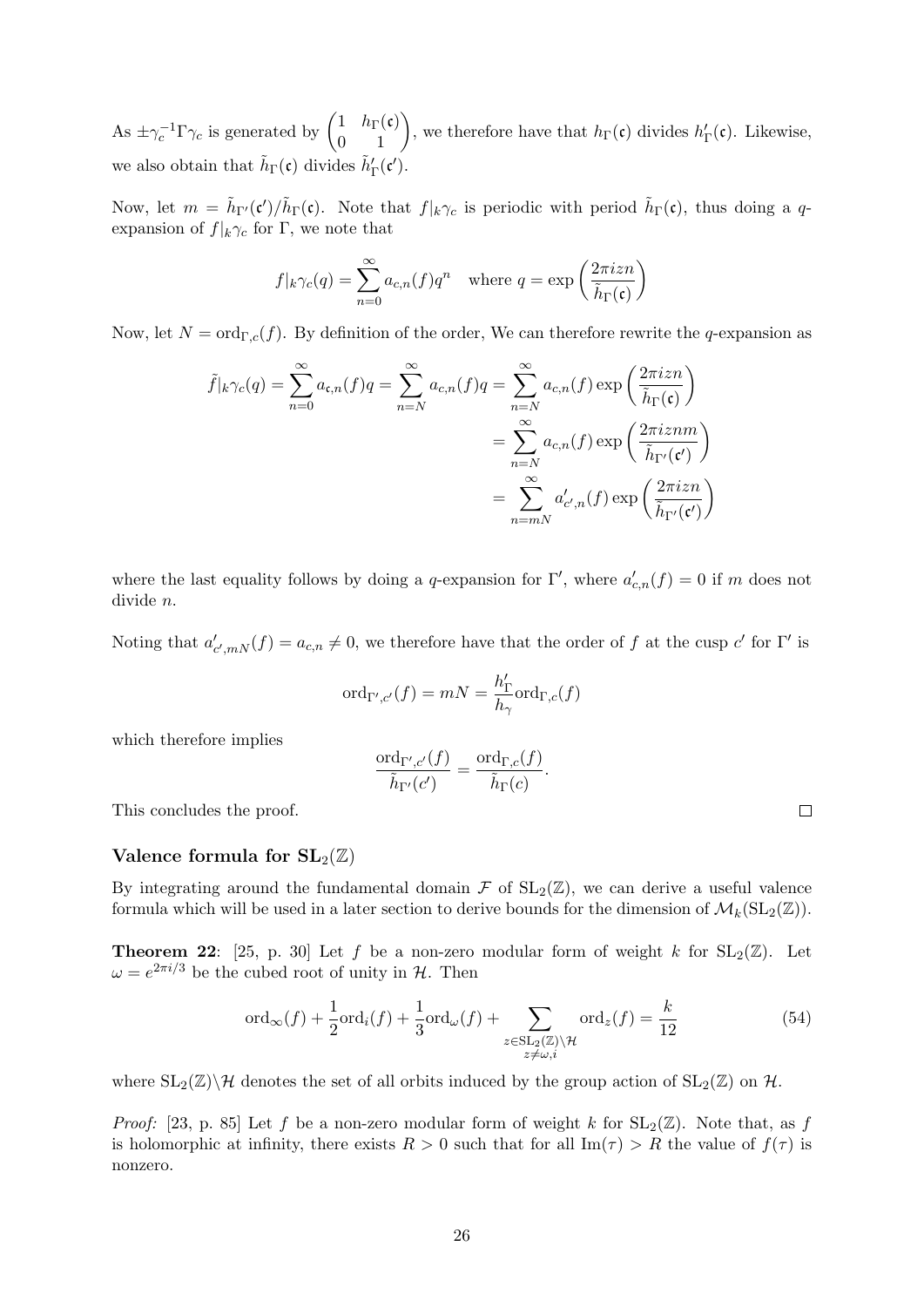As $\pm\gamma_c^{-1}\Gamma\gamma_c$ is generated by $\begin{pmatrix} 1 & h_\Gamma(\mathfrak{c}) \\ 0 & 1 \end{pmatrix}$, we therefore have that $h_\Gamma(\mathfrak{c})$ divides $h'_\Gamma(\mathfrak{c})$. Likewise, we also obtain that $\tilde{h}_\Gamma(\mathfrak{c})$ divides $\tilde{h}'_\Gamma(\mathfrak{c}')$.

Now, let $m = \tilde{h}_{\Gamma'}(\mathfrak{c}')/\tilde{h}_\Gamma(\mathfrak{c})$. Note that $f|_k\gamma_c$ is periodic with period $\tilde{h}_\Gamma(\mathfrak{c})$, thus doing a $q$-expansion of $f|_k\gamma_c$ for $\Gamma$, we note that

$$f|_k\gamma_c(q) = \sum_{n=0}^{\infty} a_{c,n}(f)q^n \quad \text{where } q = \exp\left(\frac{2\pi izn}{\tilde{h}_\Gamma(\mathfrak{c})}\right)$$

Now, let $N = \mathrm{ord}_{\Gamma,c}(f)$. By definition of the order, We can therefore rewrite the $q$-expansion as

$$\begin{aligned}
\tilde{f}|_k\gamma_c(q) = \sum_{n=0}^{\infty} a_{\mathfrak{c},n}(f)q = \sum_{n=N}^{\infty} a_{c,n}(f)q &= \sum_{n=N}^{\infty} a_{c,n}(f)\exp\left(\frac{2\pi izn}{\tilde{h}_\Gamma(\mathfrak{c})}\right) \\
&= \sum_{n=N}^{\infty} a_{c,n}(f)\exp\left(\frac{2\pi iznm}{\tilde{h}_{\Gamma'}(\mathfrak{c}')}\right) \\
&= \sum_{n=mN}^{\infty} a'_{\mathfrak{c}',n}(f)\exp\left(\frac{2\pi izn}{\tilde{h}_{\Gamma'}(\mathfrak{c}')}\right)
\end{aligned}$$

where the last equality follows by doing a $q$-expansion for $\Gamma'$, where $a'_{c,n}(f) = 0$ if $m$ does not divide $n$.

Noting that $a'_{\mathfrak{c}',mN}(f) = a_{c,n} \neq 0$, we therefore have that the order of $f$ at the cusp $c'$ for $\Gamma'$ is

$$\mathrm{ord}_{\Gamma',c'}(f) = mN = \frac{h'_\Gamma}{h_\gamma}\mathrm{ord}_{\Gamma,c}(f)$$

which therefore implies

$$\frac{\mathrm{ord}_{\Gamma',c'}(f)}{\tilde{h}_{\Gamma'}(c')} = \frac{\mathrm{ord}_{\Gamma,c}(f)}{\tilde{h}_\Gamma(c)}.$$

This concludes the proof. $\square$

### Valence formula for $\mathbf{SL}_2(\mathbb{Z})$

By integrating around the fundamental domain $\mathcal{F}$ of $\mathrm{SL}_2(\mathbb{Z})$, we can derive a useful valence formula which will be used in a later section to derive bounds for the dimension of $\mathcal{M}_k(\mathrm{SL}_2(\mathbb{Z}))$.

**Theorem 22**: [25, p. 30] Let $f$ be a non-zero modular form of weight $k$ for $\mathrm{SL}_2(\mathbb{Z})$. Let $\omega = e^{2\pi i/3}$ be the cubed root of unity in $\mathcal{H}$. Then

$$\mathrm{ord}_\infty(f) + \frac{1}{2}\mathrm{ord}_i(f) + \frac{1}{3}\mathrm{ord}_\omega(f) + \sum_{\substack{z\in\mathrm{SL}_2(\mathbb{Z})\backslash\mathcal{H} \\ z\neq\omega,i}} \mathrm{ord}_z(f) = \frac{k}{12} \tag{54}$$

where $\mathrm{SL}_2(\mathbb{Z})\backslash\mathcal{H}$ denotes the set of all orbits induced by the group action of $\mathrm{SL}_2(\mathbb{Z})$ on $\mathcal{H}$.

*Proof:* [23, p. 85] Let $f$ be a non-zero modular form of weight $k$ for $\mathrm{SL}_2(\mathbb{Z})$. Note that, as $f$ is holomorphic at infinity, there exists $R > 0$ such that for all $\mathrm{Im}(\tau) > R$ the value of $f(\tau)$ is nonzero.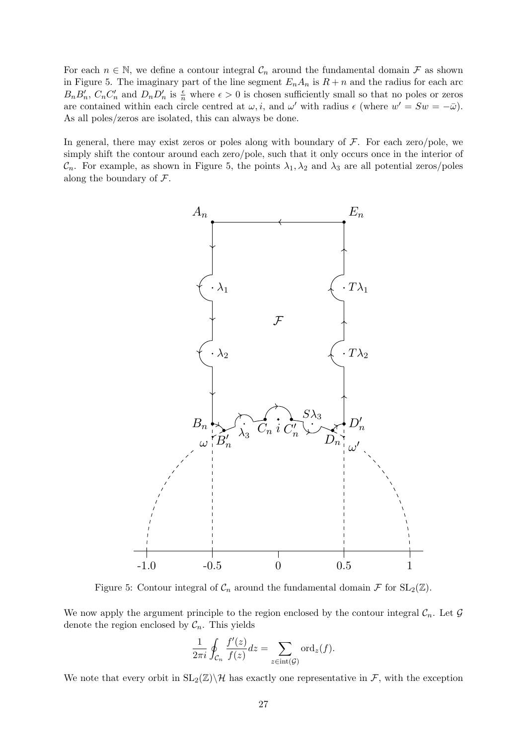For each $n \in \mathbb{N}$, we define a contour integral $\mathcal{C}_n$ around the fundamental domain $\mathcal{F}$ as shown in Figure 5. The imaginary part of the line segment $E_nA_n$ is $R+n$ and the radius for each arc $B_nB_n'$, $C_nC_n'$ and $D_nD_n'$ is $\frac{\epsilon}{n}$ where $\epsilon > 0$ is chosen sufficiently small so that no poles or zeros are contained within each circle centred at $\omega, i$, and $\omega'$ with radius $\epsilon$ (where $w' = Sw = -\bar{\omega}$). As all poles/zeros are isolated, this can always be done.

In general, there may exist zeros or poles along with boundary of $\mathcal{F}$. For each zero/pole, we simply shift the contour around each zero/pole, such that it only occurs once in the interior of $\mathcal{C}_n$. For example, as shown in Figure 5, the points $\lambda_1, \lambda_2$ and $\lambda_3$ are all potential zeros/poles along the boundary of $\mathcal{F}$.

Figure 5: Contour integral of $\mathcal{C}_n$ around the fundamental domain $\mathcal{F}$ for $\mathrm{SL}_2(\mathbb{Z})$.

We now apply the argument principle to the region enclosed by the contour integral $\mathcal{C}_n$. Let $\mathcal{G}$ denote the region enclosed by $\mathcal{C}_n$. This yields

$$\frac{1}{2\pi i}\oint_{\mathcal{C}_n} \frac{f'(z)}{f(z)}dz = \sum_{z\in \mathrm{int}(\mathcal{G})} \mathrm{ord}_z(f).$$

We note that every orbit in $\mathrm{SL}_2(\mathbb{Z})\backslash\mathcal{H}$ has exactly one representative in $\mathcal{F}$, with the exception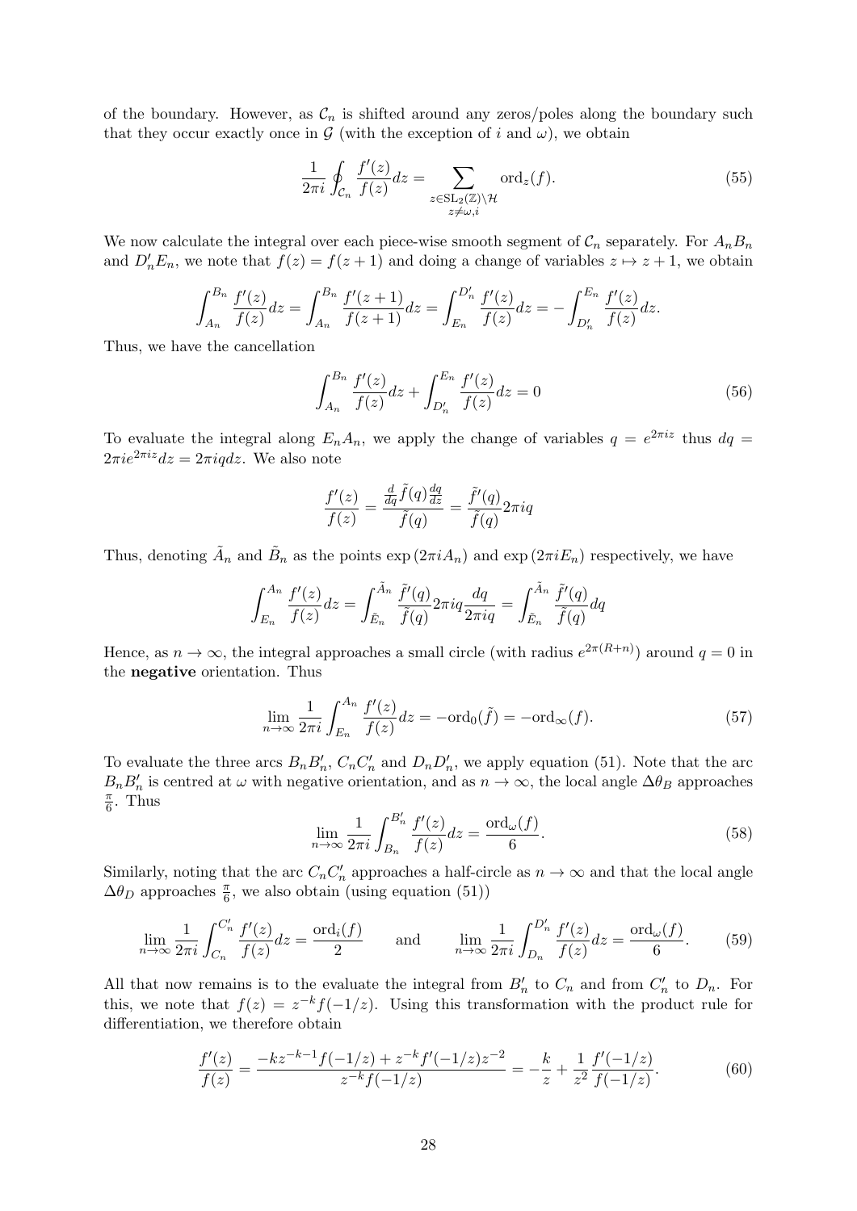of the boundary. However, as $\mathcal{C}_n$ is shifted around any zeros/poles along the boundary such that they occur exactly once in $\mathcal{G}$ (with the exception of $i$ and $\omega$), we obtain

$$\frac{1}{2\pi i}\oint_{\mathcal{C}_n}\frac{f'(z)}{f(z)}dz = \sum_{\substack{z\in \mathrm{SL}_2(\mathbb{Z})\backslash\mathcal{H} \\ z\neq\omega,i}}\mathrm{ord}_z(f). \tag{55}$$

We now calculate the integral over each piece-wise smooth segment of $\mathcal{C}_n$ separately. For $A_nB_n$ and $D_n'E_n$, we note that $f(z) = f(z+1)$ and doing a change of variables $z\mapsto z+1$, we obtain

$$\int_{A_n}^{B_n}\frac{f'(z)}{f(z)}dz = \int_{A_n}^{B_n}\frac{f'(z+1)}{f(z+1)}dz = \int_{E_n}^{D_n'}\frac{f'(z)}{f(z)}dz = -\int_{D_n'}^{E_n}\frac{f'(z)}{f(z)}dz.$$

Thus, we have the cancellation

$$\int_{A_n}^{B_n}\frac{f'(z)}{f(z)}dz + \int_{D_n'}^{E_n}\frac{f'(z)}{f(z)}dz = 0 \tag{56}$$

To evaluate the integral along $E_nA_n$, we apply the change of variables $q = e^{2\pi iz}$ thus $dq = 2\pi i e^{2\pi iz}dz = 2\pi iq dz$. We also note

$$\frac{f'(z)}{f(z)} = \frac{\frac{d}{dq}\tilde{f}(q)\frac{dq}{dz}}{\tilde{f}(q)} = \frac{\tilde{f}'(q)}{\tilde{f}(q)}2\pi iq$$

Thus, denoting $\tilde{A}_n$ and $\tilde{B}_n$ as the points $\exp(2\pi iA_n)$ and $\exp(2\pi iE_n)$ respectively, we have

$$\int_{E_n}^{A_n}\frac{f'(z)}{f(z)}dz = \int_{\tilde{E}_n}^{\tilde{A}_n}\frac{\tilde{f}'(q)}{\tilde{f}(q)}2\pi iq\frac{dq}{2\pi iq} = \int_{\tilde{E}_n}^{\tilde{A}_n}\frac{\tilde{f}'(q)}{\tilde{f}(q)}dq$$

Hence, as $n\to\infty$, the integral approaches a small circle (with radius $e^{2\pi(R+n)}$) around $q=0$ in the **negative** orientation. Thus

$$\lim_{n\to\infty}\frac{1}{2\pi i}\int_{E_n}^{A_n}\frac{f'(z)}{f(z)}dz = -\mathrm{ord}_0(\tilde{f}) = -\mathrm{ord}_\infty(f). \tag{57}$$

To evaluate the three arcs $B_nB_n'$, $C_nC_n'$ and $D_nD_n'$, we apply equation (51). Note that the arc $B_nB_n'$ is centred at $\omega$ with negative orientation, and as $n\to\infty$, the local angle $\Delta\theta_B$ approaches $\frac{\pi}{6}$. Thus

$$\lim_{n\to\infty}\frac{1}{2\pi i}\int_{B_n}^{B_n'}\frac{f'(z)}{f(z)}dz = \frac{\mathrm{ord}_\omega(f)}{6}. \tag{58}$$

Similarly, noting that the arc $C_nC_n'$ approaches a half-circle as $n\to\infty$ and that the local angle $\Delta\theta_D$ approaches $\frac{\pi}{6}$, we also obtain (using equation (51))

$$\lim_{n\to\infty}\frac{1}{2\pi i}\int_{C_n}^{C_n'}\frac{f'(z)}{f(z)}dz = \frac{\mathrm{ord}_i(f)}{2} \qquad\text{and}\qquad \lim_{n\to\infty}\frac{1}{2\pi i}\int_{D_n}^{D_n'}\frac{f'(z)}{f(z)}dz = \frac{\mathrm{ord}_\omega(f)}{6}. \tag{59}$$

All that now remains is to the evaluate the integral from $B_n'$ to $C_n$ and from $C_n'$ to $D_n$. For this, we note that $f(z) = z^{-k}f(-1/z)$. Using this transformation with the product rule for differentiation, we therefore obtain

$$\frac{f'(z)}{f(z)} = \frac{-kz^{-k-1}f(-1/z) + z^{-k}f'(-1/z)z^{-2}}{z^{-k}f(-1/z)} = -\frac{k}{z} + \frac{1}{z^2}\frac{f'(-1/z)}{f(-1/z)}. \tag{60}$$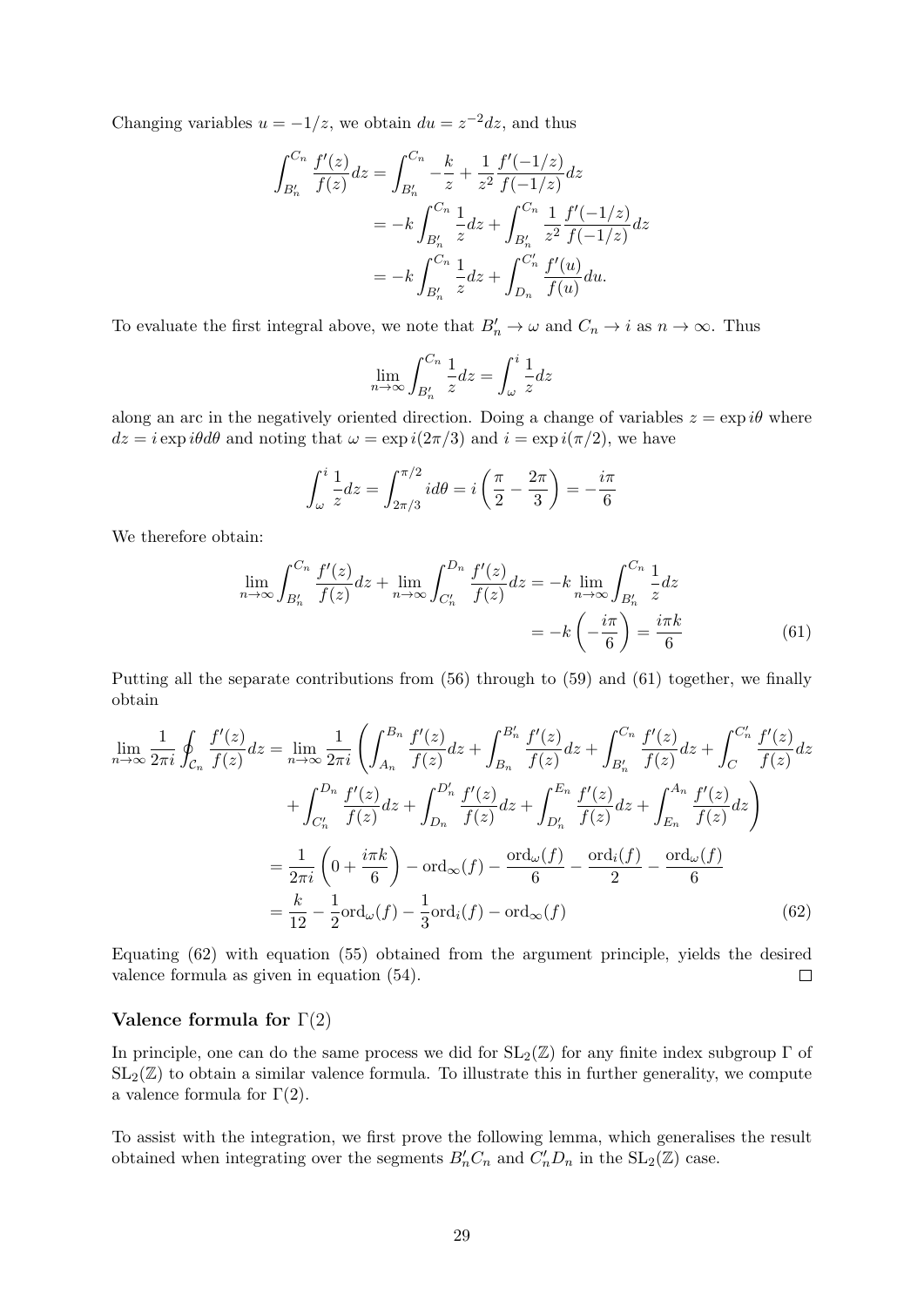Changing variables $u = -1/z$, we obtain $du = z^{-2}dz$, and thus

$$
\begin{aligned}
\int_{B_n'}^{C_n} \frac{f'(z)}{f(z)} dz &= \int_{B_n'}^{C_n} -\frac{k}{z} + \frac{1}{z^2}\frac{f'(-1/z)}{f(-1/z)} dz \\
&= -k\int_{B_n'}^{C_n} \frac{1}{z} dz + \int_{B_n'}^{C_n} \frac{1}{z^2}\frac{f'(-1/z)}{f(-1/z)} dz \\
&= -k\int_{B_n'}^{C_n} \frac{1}{z} dz + \int_{D_n}^{C_n'} \frac{f'(u)}{f(u)} du.
\end{aligned}
$$

To evaluate the first integral above, we note that $B_n' \to \omega$ and $C_n \to i$ as $n \to \infty$. Thus

$$
\lim_{n\to\infty} \int_{B_n'}^{C_n} \frac{1}{z} dz = \int_{\omega}^{i} \frac{1}{z} dz
$$

along an arc in the negatively oriented direction. Doing a change of variables $z = \exp i\theta$ where $dz = i \exp i\theta d\theta$ and noting that $\omega = \exp i(2\pi/3)$ and $i = \exp i(\pi/2)$, we have

$$
\int_{\omega}^{i} \frac{1}{z} dz = \int_{2\pi/3}^{\pi/2} i d\theta = i\left(\frac{\pi}{2} - \frac{2\pi}{3}\right) = -\frac{i\pi}{6}
$$

We therefore obtain:

$$
\begin{aligned}
\lim_{n\to\infty} \int_{B_n'}^{C_n} \frac{f'(z)}{f(z)} dz + \lim_{n\to\infty} \int_{C_n'}^{D_n} \frac{f'(z)}{f(z)} dz &= -k \lim_{n\to\infty} \int_{B_n'}^{C_n} \frac{1}{z} dz \\
&= -k\left(-\frac{i\pi}{6}\right) = \frac{i\pi k}{6} \qquad (61)
\end{aligned}
$$

Putting all the separate contributions from (56) through to (59) and (61) together, we finally obtain

$$
\begin{aligned}
\lim_{n\to\infty} \frac{1}{2\pi i} \oint_{\mathcal{C}_n} \frac{f'(z)}{f(z)} dz &= \lim_{n\to\infty} \frac{1}{2\pi i} \left( \int_{A_n}^{B_n} \frac{f'(z)}{f(z)} dz + \int_{B_n}^{B_n'} \frac{f'(z)}{f(z)} dz + \int_{B_n'}^{C_n} \frac{f'(z)}{f(z)} dz + \int_{C}^{C_n'} \frac{f'(z)}{f(z)} dz \right. \\
&\quad \left. + \int_{C_n'}^{D_n} \frac{f'(z)}{f(z)} dz + \int_{D_n}^{D_n'} \frac{f'(z)}{f(z)} dz + \int_{D_n'}^{E_n} \frac{f'(z)}{f(z)} dz + \int_{E_n}^{A_n} \frac{f'(z)}{f(z)} dz \right) \\
&= \frac{1}{2\pi i}\left(0 + \frac{i\pi k}{6}\right) - \mathrm{ord}_\infty(f) - \frac{\mathrm{ord}_\omega(f)}{6} - \frac{\mathrm{ord}_i(f)}{2} - \frac{\mathrm{ord}_\omega(f)}{6} \\
&= \frac{k}{12} - \frac{1}{2}\mathrm{ord}_\omega(f) - \frac{1}{3}\mathrm{ord}_i(f) - \mathrm{ord}_\infty(f) \qquad (62)
\end{aligned}
$$

Equating (62) with equation (55) obtained from the argument principle, yields the desired valence formula as given in equation (54). $\square$

### Valence formula for $\Gamma(2)$

In principle, one can do the same process we did for $\mathrm{SL}_2(\mathbb{Z})$ for any finite index subgroup $\Gamma$ of $\mathrm{SL}_2(\mathbb{Z})$ to obtain a similar valence formula. To illustrate this in further generality, we compute a valence formula for $\Gamma(2)$.

To assist with the integration, we first prove the following lemma, which generalises the result obtained when integrating over the segments $B_n'C_n$ and $C_n'D_n$ in the $\mathrm{SL}_2(\mathbb{Z})$ case.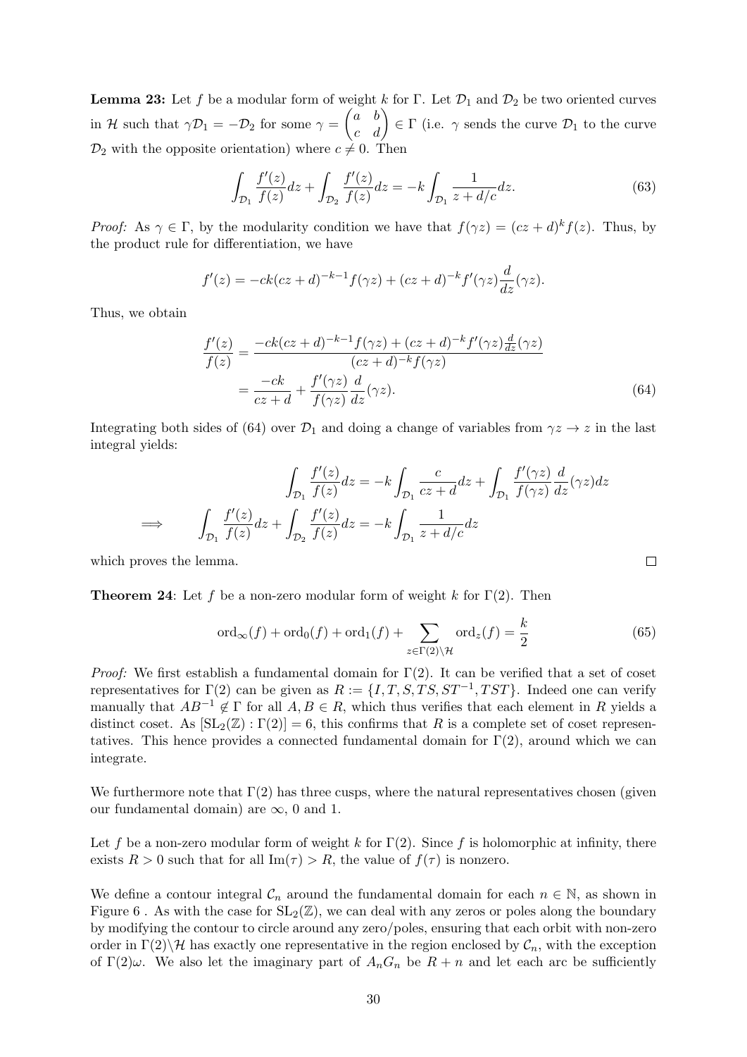**Lemma 23:** Let $f$ be a modular form of weight $k$ for $\Gamma$. Let $\mathcal{D}_1$ and $\mathcal{D}_2$ be two oriented curves in $\mathcal{H}$ such that $\gamma\mathcal{D}_1 = -\mathcal{D}_2$ for some $\gamma = \begin{pmatrix} a & b \\ c & d \end{pmatrix} \in \Gamma$ (i.e. $\gamma$ sends the curve $\mathcal{D}_1$ to the curve $\mathcal{D}_2$ with the opposite orientation) where $c \neq 0$. Then

$$\int_{\mathcal{D}_1} \frac{f'(z)}{f(z)} dz + \int_{\mathcal{D}_2} \frac{f'(z)}{f(z)} dz = -k \int_{\mathcal{D}_1} \frac{1}{z + d/c} dz. \tag{63}$$

*Proof:* As $\gamma \in \Gamma$, by the modularity condition we have that $f(\gamma z) = (cz+d)^k f(z)$. Thus, by the product rule for differentiation, we have

$$f'(z) = -ck(cz+d)^{-k-1} f(\gamma z) + (cz+d)^{-k} f'(\gamma z) \frac{d}{dz}(\gamma z).$$

Thus, we obtain

$$\begin{aligned}
\frac{f'(z)}{f(z)} &= \frac{-ck(cz+d)^{-k-1} f(\gamma z) + (cz+d)^{-k} f'(\gamma z) \frac{d}{dz}(\gamma z)}{(cz+d)^{-k} f(\gamma z)} \\
&= \frac{-ck}{cz+d} + \frac{f'(\gamma z)}{f(\gamma z)} \frac{d}{dz}(\gamma z).
\end{aligned} \tag{64}$$

Integrating both sides of (64) over $\mathcal{D}_1$ and doing a change of variables from $\gamma z \to z$ in the last integral yields:

$$\begin{aligned}
\int_{\mathcal{D}_1} \frac{f'(z)}{f(z)} dz &= -k \int_{\mathcal{D}_1} \frac{c}{cz+d} dz + \int_{\mathcal{D}_1} \frac{f'(\gamma z)}{f(\gamma z)} \frac{d}{dz}(\gamma z) dz \\
\implies \quad \int_{\mathcal{D}_1} \frac{f'(z)}{f(z)} dz + \int_{\mathcal{D}_2} \frac{f'(z)}{f(z)} dz &= -k \int_{\mathcal{D}_1} \frac{1}{z + d/c} dz
\end{aligned}$$

which proves the lemma. $\square$

**Theorem 24**: Let $f$ be a non-zero modular form of weight $k$ for $\Gamma(2)$. Then

$$\operatorname{ord}_\infty(f) + \operatorname{ord}_0(f) + \operatorname{ord}_1(f) + \sum_{z \in \Gamma(2)\backslash\mathcal{H}} \operatorname{ord}_z(f) = \frac{k}{2} \tag{65}$$

*Proof:* We first establish a fundamental domain for $\Gamma(2)$. It can be verified that a set of coset representatives for $\Gamma(2)$ can be given as $R := \{I, T, S, TS, ST^{-1}, TST\}$. Indeed one can verify manually that $AB^{-1} \notin \Gamma$ for all $A, B \in R$, which thus verifies that each element in $R$ yields a distinct coset. As $[\mathrm{SL}_2(\mathbb{Z}) : \Gamma(2)] = 6$, this confirms that $R$ is a complete set of coset representatives. This hence provides a connected fundamental domain for $\Gamma(2)$, around which we can integrate.

We furthermore note that $\Gamma(2)$ has three cusps, where the natural representatives chosen (given our fundamental domain) are $\infty$, 0 and 1.

Let $f$ be a non-zero modular form of weight $k$ for $\Gamma(2)$. Since $f$ is holomorphic at infinity, there exists $R > 0$ such that for all $\mathrm{Im}(\tau) > R$, the value of $f(\tau)$ is nonzero.

We define a contour integral $\mathcal{C}_n$ around the fundamental domain for each $n \in \mathbb{N}$, as shown in Figure 6 . As with the case for $\mathrm{SL}_2(\mathbb{Z})$, we can deal with any zeros or poles along the boundary by modifying the contour to circle around any zero/poles, ensuring that each orbit with non-zero order in $\Gamma(2)\backslash\mathcal{H}$ has exactly one representative in the region enclosed by $\mathcal{C}_n$, with the exception of $\Gamma(2)\omega$. We also let the imaginary part of $A_nG_n$ be $R + n$ and let each arc be sufficiently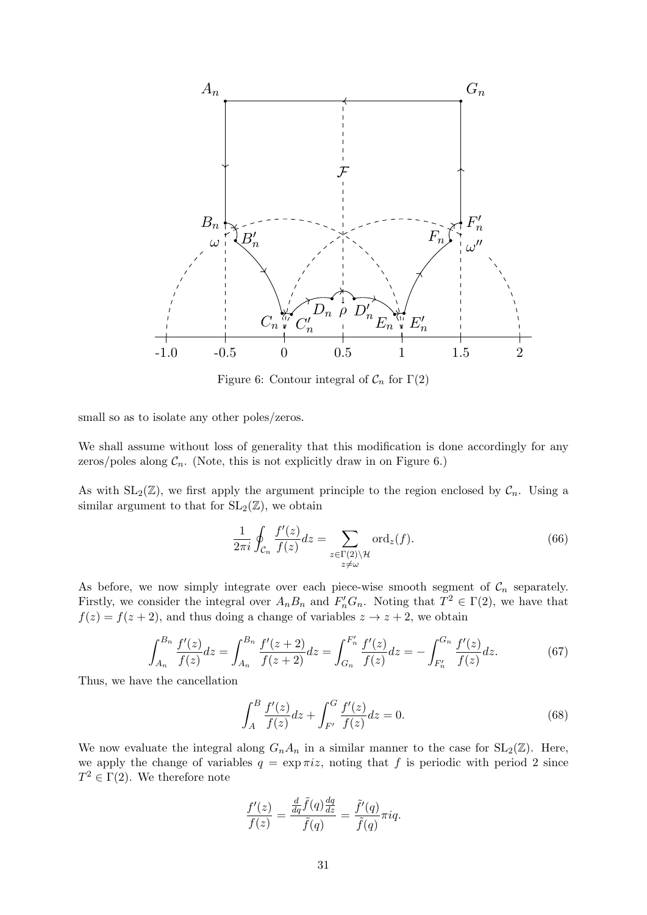Figure 6: Contour integral of $\mathcal{C}_n$ for $\Gamma(2)$

small so as to isolate any other poles/zeros.

We shall assume without loss of generality that this modification is done accordingly for any zeros/poles along $\mathcal{C}_n$. (Note, this is not explicitly draw in on Figure 6.)

As with $\mathrm{SL}_2(\mathbb{Z})$, we first apply the argument principle to the region enclosed by $\mathcal{C}_n$. Using a similar argument to that for $\mathrm{SL}_2(\mathbb{Z})$, we obtain

$$\frac{1}{2\pi i}\oint_{\mathcal{C}_n} \frac{f'(z)}{f(z)}dz = \sum_{\substack{z\in\Gamma(2)\backslash\mathcal{H} \\ z\neq\omega}} \mathrm{ord}_z(f). \tag{66}$$

As before, we now simply integrate over each piece-wise smooth segment of $\mathcal{C}_n$ separately. Firstly, we consider the integral over $A_nB_n$ and $F_n'G_n$. Noting that $T^2 \in \Gamma(2)$, we have that $f(z) = f(z+2)$, and thus doing a change of variables $z \to z+2$, we obtain

$$\int_{A_n}^{B_n} \frac{f'(z)}{f(z)}dz = \int_{A_n}^{B_n} \frac{f'(z+2)}{f(z+2)}dz = \int_{G_n}^{F_n'} \frac{f'(z)}{f(z)}dz = -\int_{F_n'}^{G_n} \frac{f'(z)}{f(z)}dz. \tag{67}$$

Thus, we have the cancellation

$$\int_A^B \frac{f'(z)}{f(z)}dz + \int_{F'}^G \frac{f'(z)}{f(z)}dz = 0. \tag{68}$$

We now evaluate the integral along $G_nA_n$ in a similar manner to the case for $\mathrm{SL}_2(\mathbb{Z})$. Here, we apply the change of variables $q = \exp \pi iz$, noting that $f$ is periodic with period 2 since $T^2 \in \Gamma(2)$. We therefore note

$$\frac{f'(z)}{f(z)} = \frac{\frac{d}{dq}\tilde{f}(q)\frac{dq}{dz}}{\tilde{f}(q)} = \frac{\tilde{f}'(q)}{\tilde{f}(q)}\pi iq.$$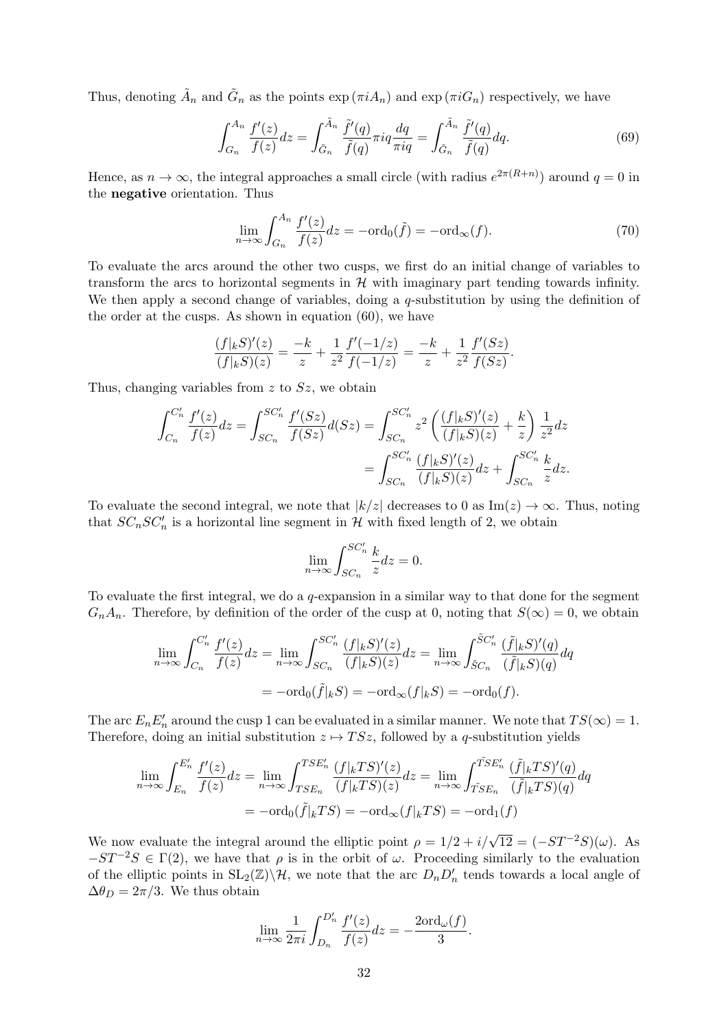Thus, denoting $\tilde{A}_n$ and $\tilde{G}_n$ as the points $\exp(\pi i A_n)$ and $\exp(\pi i G_n)$ respectively, we have

$$\int_{G_n}^{A_n} \frac{f'(z)}{f(z)} dz = \int_{\tilde{G}_n}^{\tilde{A}_n} \frac{\tilde{f}'(q)}{\tilde{f}(q)} \pi i q \frac{dq}{\pi i q} = \int_{\tilde{G}_n}^{\tilde{A}_n} \frac{\tilde{f}'(q)}{\tilde{f}(q)} dq. \tag{69}$$

Hence, as $n \to \infty$, the integral approaches a small circle (with radius $e^{2\pi(R+n)}$) around $q = 0$ in the **negative** orientation. Thus

$$\lim_{n\to\infty} \int_{G_n}^{A_n} \frac{f'(z)}{f(z)} dz = -\text{ord}_0(\tilde{f}) = -\text{ord}_\infty(f). \tag{70}$$

To evaluate the arcs around the other two cusps, we first do an initial change of variables to transform the arcs to horizontal segments in $\mathcal{H}$ with imaginary part tending towards infinity. We then apply a second change of variables, doing a $q$-substitution by using the definition of the order at the cusps. As shown in equation (60), we have

$$\frac{(f|_k S)'(z)}{(f|_k S)(z)} = \frac{-k}{z} + \frac{1}{z^2}\frac{f'(-1/z)}{f(-1/z)} = \frac{-k}{z} + \frac{1}{z^2}\frac{f'(Sz)}{f(Sz)}.$$

Thus, changing variables from $z$ to $Sz$, we obtain

$$\begin{aligned}
\int_{C_n}^{C_n'} \frac{f'(z)}{f(z)} dz = \int_{SC_n}^{SC_n'} \frac{f'(Sz)}{f(Sz)} d(Sz) &= \int_{SC_n}^{SC_n'} z^2 \left( \frac{(f|_k S)'(z)}{(f|_k S)(z)} + \frac{k}{z} \right) \frac{1}{z^2} dz \\
&= \int_{SC_n}^{SC_n'} \frac{(f|_k S)'(z)}{(f|_k S)(z)} dz + \int_{SC_n}^{SC_n'} \frac{k}{z} dz.
\end{aligned}$$

To evaluate the second integral, we note that $|k/z|$ decreases to 0 as $\text{Im}(z) \to \infty$. Thus, noting that $SC_nSC_n'$ is a horizontal line segment in $\mathcal{H}$ with fixed length of 2, we obtain

$$\lim_{n\to\infty} \int_{SC_n}^{SC_n'} \frac{k}{z} dz = 0.$$

To evaluate the first integral, we do a $q$-expansion in a similar way to that done for the segment $G_nA_n$. Therefore, by definition of the order of the cusp at 0, noting that $S(\infty) = 0$, we obtain

$$\begin{aligned}
\lim_{n\to\infty} \int_{C_n}^{C_n'} \frac{f'(z)}{f(z)} dz = \lim_{n\to\infty} \int_{SC_n}^{SC_n'} \frac{(f|_k S)'(z)}{(f|_k S)(z)} dz = \lim_{n\to\infty} \int_{\tilde{SC}_n}^{\tilde{SC}_n'} \frac{(\tilde{f}|_k S)'(q)}{(\tilde{f}|_k S)(q)} dq \\
= -\text{ord}_0(\tilde{f}|_k S) = -\text{ord}_\infty(f|_k S) = -\text{ord}_0(f).
\end{aligned}$$

The arc $E_nE_n'$ around the cusp 1 can be evaluated in a similar manner. We note that $TS(\infty) = 1$. Therefore, doing an initial substitution $z \mapsto TSz$, followed by a $q$-substitution yields

$$\begin{aligned}
\lim_{n\to\infty} \int_{E_n}^{E_n'} \frac{f'(z)}{f(z)} dz = \lim_{n\to\infty} \int_{TSE_n}^{TSE_n'} \frac{(f|_k TS)'(z)}{(f|_k TS)(z)} dz = \lim_{n\to\infty} \int_{\tilde{TSE}_n}^{\tilde{TSE}_n'} \frac{(\tilde{f}|_k TS)'(q)}{(\tilde{f}|_k TS)(q)} dq \\
= -\text{ord}_0(\tilde{f}|_k TS) = -\text{ord}_\infty(f|_k TS) = -\text{ord}_1(f)
\end{aligned}$$

We now evaluate the integral around the elliptic point $\rho = 1/2 + i/\sqrt{12} = (-ST^{-2}S)(\omega)$. As $-ST^{-2}S \in \Gamma(2)$, we have that $\rho$ is in the orbit of $\omega$. Proceeding similarly to the evaluation of the elliptic points in $\text{SL}_2(\mathbb{Z})\backslash\mathcal{H}$, we note that the arc $D_nD_n'$ tends towards a local angle of $\Delta\theta_D = 2\pi/3$. We thus obtain

$$\lim_{n\to\infty} \frac{1}{2\pi i} \int_{D_n}^{D_n'} \frac{f'(z)}{f(z)} dz = -\frac{2\text{ord}_\omega(f)}{3}.$$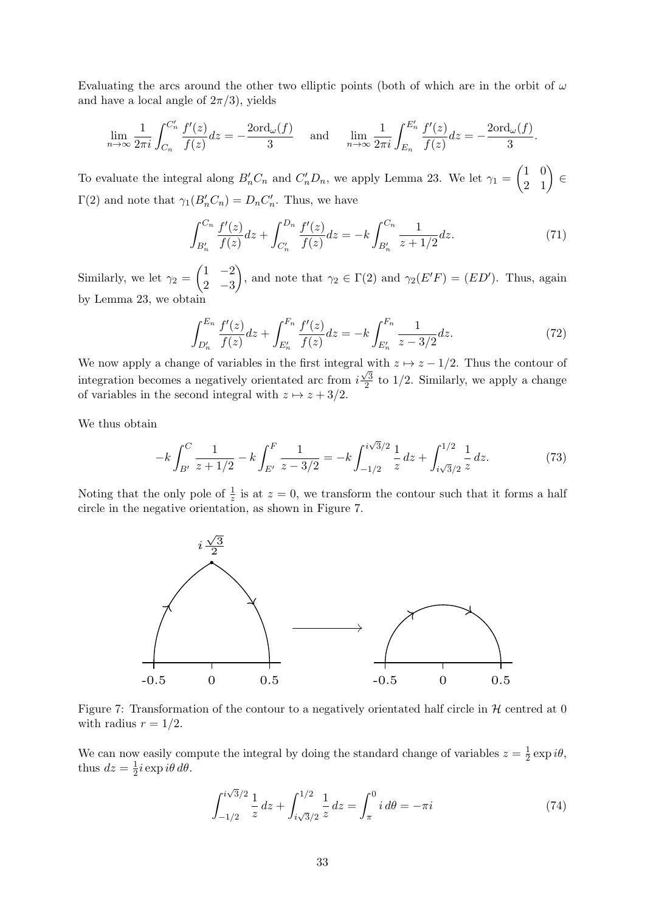Evaluating the arcs around the other two elliptic points (both of which are in the orbit of $\omega$ and have a local angle of $2\pi/3$), yields

$$\lim_{n\to\infty} \frac{1}{2\pi i}\int_{C_n}^{C_n'} \frac{f'(z)}{f(z)}dz = -\frac{2\mathrm{ord}_\omega(f)}{3} \quad \text{and} \quad \lim_{n\to\infty} \frac{1}{2\pi i}\int_{E_n}^{E_n'} \frac{f'(z)}{f(z)}dz = -\frac{2\mathrm{ord}_\omega(f)}{3}.$$

To evaluate the integral along $B_n'C_n$ and $C_n'D_n$, we apply Lemma 23. We let $\gamma_1 = \begin{pmatrix} 1 & 0 \\ 2 & 1 \end{pmatrix} \in \Gamma(2)$ and note that $\gamma_1(B_n'C_n) = D_nC_n'$. Thus, we have

$$\int_{B_n'}^{C_n} \frac{f'(z)}{f(z)}dz + \int_{C_n'}^{D_n} \frac{f'(z)}{f(z)}dz = -k\int_{B_n'}^{C_n} \frac{1}{z+1/2}dz. \tag{71}$$

Similarly, we let $\gamma_2 = \begin{pmatrix} 1 & -2 \\ 2 & -3 \end{pmatrix}$, and note that $\gamma_2 \in \Gamma(2)$ and $\gamma_2(E'F) = (ED')$. Thus, again by Lemma 23, we obtain

$$\int_{D_n'}^{E_n} \frac{f'(z)}{f(z)}dz + \int_{E_n'}^{F_n} \frac{f'(z)}{f(z)}dz = -k\int_{E_n'}^{F_n} \frac{1}{z-3/2}dz. \tag{72}$$

We now apply a change of variables in the first integral with $z \mapsto z - 1/2$. Thus the contour of integration becomes a negatively orientated arc from $i\frac{\sqrt{3}}{2}$ to $1/2$. Similarly, we apply a change of variables in the second integral with $z \mapsto z + 3/2$.

We thus obtain

$$-k\int_{B'}^{C} \frac{1}{z+1/2} - k\int_{E'}^{F} \frac{1}{z-3/2} = -k\int_{-1/2}^{i\sqrt{3}/2} \frac{1}{z}\,dz + \int_{i\sqrt{3}/2}^{1/2} \frac{1}{z}\,dz. \tag{73}$$

Noting that the only pole of $\frac{1}{z}$ is at $z = 0$, we transform the contour such that it forms a half circle in the negative orientation, as shown in Figure 7.

Figure 7: Transformation of the contour to a negatively orientated half circle in $\mathcal{H}$ centred at 0 with radius $r = 1/2$.

We can now easily compute the integral by doing the standard change of variables $z = \frac{1}{2}\exp i\theta$, thus $dz = \frac{1}{2}i\exp i\theta\, d\theta$.

$$\int_{-1/2}^{i\sqrt{3}/2} \frac{1}{z}\,dz + \int_{i\sqrt{3}/2}^{1/2} \frac{1}{z}\,dz = \int_{\pi}^{0} i\,d\theta = -\pi i \tag{74}$$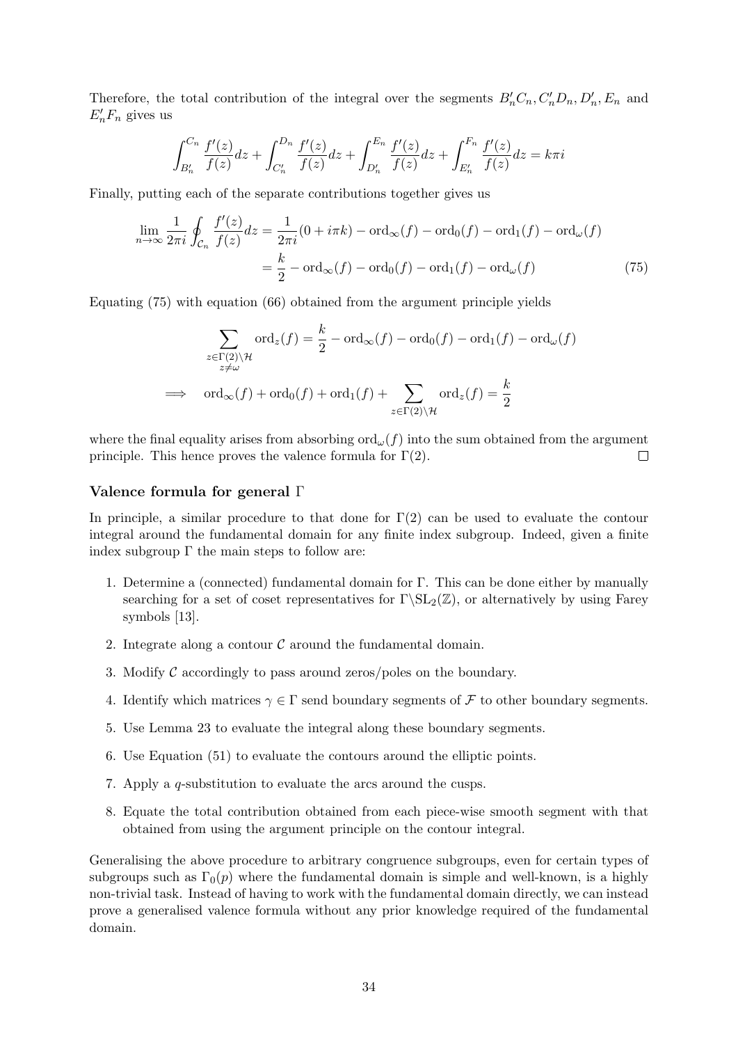Therefore, the total contribution of the integral over the segments $B_n'C_n, C_n'D_n, D_n', E_n$ and $E_n'F_n$ gives us

$$\int_{B_n'}^{C_n} \frac{f'(z)}{f(z)}dz + \int_{C_n'}^{D_n} \frac{f'(z)}{f(z)}dz + \int_{D_n'}^{E_n} \frac{f'(z)}{f(z)}dz + \int_{E_n'}^{F_n} \frac{f'(z)}{f(z)}dz = k\pi i$$

Finally, putting each of the separate contributions together gives us

$$\begin{aligned}
\lim_{n\to\infty} \frac{1}{2\pi i} \oint_{\mathcal{C}_n} \frac{f'(z)}{f(z)}dz &= \frac{1}{2\pi i}(0 + i\pi k) - \mathrm{ord}_\infty(f) - \mathrm{ord}_0(f) - \mathrm{ord}_1(f) - \mathrm{ord}_\omega(f) \\
&= \frac{k}{2} - \mathrm{ord}_\infty(f) - \mathrm{ord}_0(f) - \mathrm{ord}_1(f) - \mathrm{ord}_\omega(f)
\end{aligned} \tag{75}$$

Equating (75) with equation (66) obtained from the argument principle yields

$$\sum_{\substack{z\in\Gamma(2)\backslash\mathcal{H} \\ z\neq\omega}} \mathrm{ord}_z(f) = \frac{k}{2} - \mathrm{ord}_\infty(f) - \mathrm{ord}_0(f) - \mathrm{ord}_1(f) - \mathrm{ord}_\omega(f)$$

$$\implies \quad \mathrm{ord}_\infty(f) + \mathrm{ord}_0(f) + \mathrm{ord}_1(f) + \sum_{z\in\Gamma(2)\backslash\mathcal{H}} \mathrm{ord}_z(f) = \frac{k}{2}$$

where the final equality arises from absorbing $\mathrm{ord}_\omega(f)$ into the sum obtained from the argument principle. This hence proves the valence formula for $\Gamma(2)$. □

### Valence formula for general $\Gamma$

In principle, a similar procedure to that done for $\Gamma(2)$ can be used to evaluate the contour integral around the fundamental domain for any finite index subgroup. Indeed, given a finite index subgroup $\Gamma$ the main steps to follow are:

1. Determine a (connected) fundamental domain for $\Gamma$. This can be done either by manually searching for a set of coset representatives for $\Gamma\backslash\mathrm{SL}_2(\mathbb{Z})$, or alternatively by using Farey symbols [13].
2. Integrate along a contour $\mathcal{C}$ around the fundamental domain.
3. Modify $\mathcal{C}$ accordingly to pass around zeros/poles on the boundary.
4. Identify which matrices $\gamma \in \Gamma$ send boundary segments of $\mathcal{F}$ to other boundary segments.
5. Use Lemma 23 to evaluate the integral along these boundary segments.
6. Use Equation (51) to evaluate the contours around the elliptic points.
7. Apply a $q$-substitution to evaluate the arcs around the cusps.
8. Equate the total contribution obtained from each piece-wise smooth segment with that obtained from using the argument principle on the contour integral.

Generalising the above procedure to arbitrary congruence subgroups, even for certain types of subgroups such as $\Gamma_0(p)$ where the fundamental domain is simple and well-known, is a highly non-trivial task. Instead of having to work with the fundamental domain directly, we can instead prove a generalised valence formula without any prior knowledge required of the fundamental domain.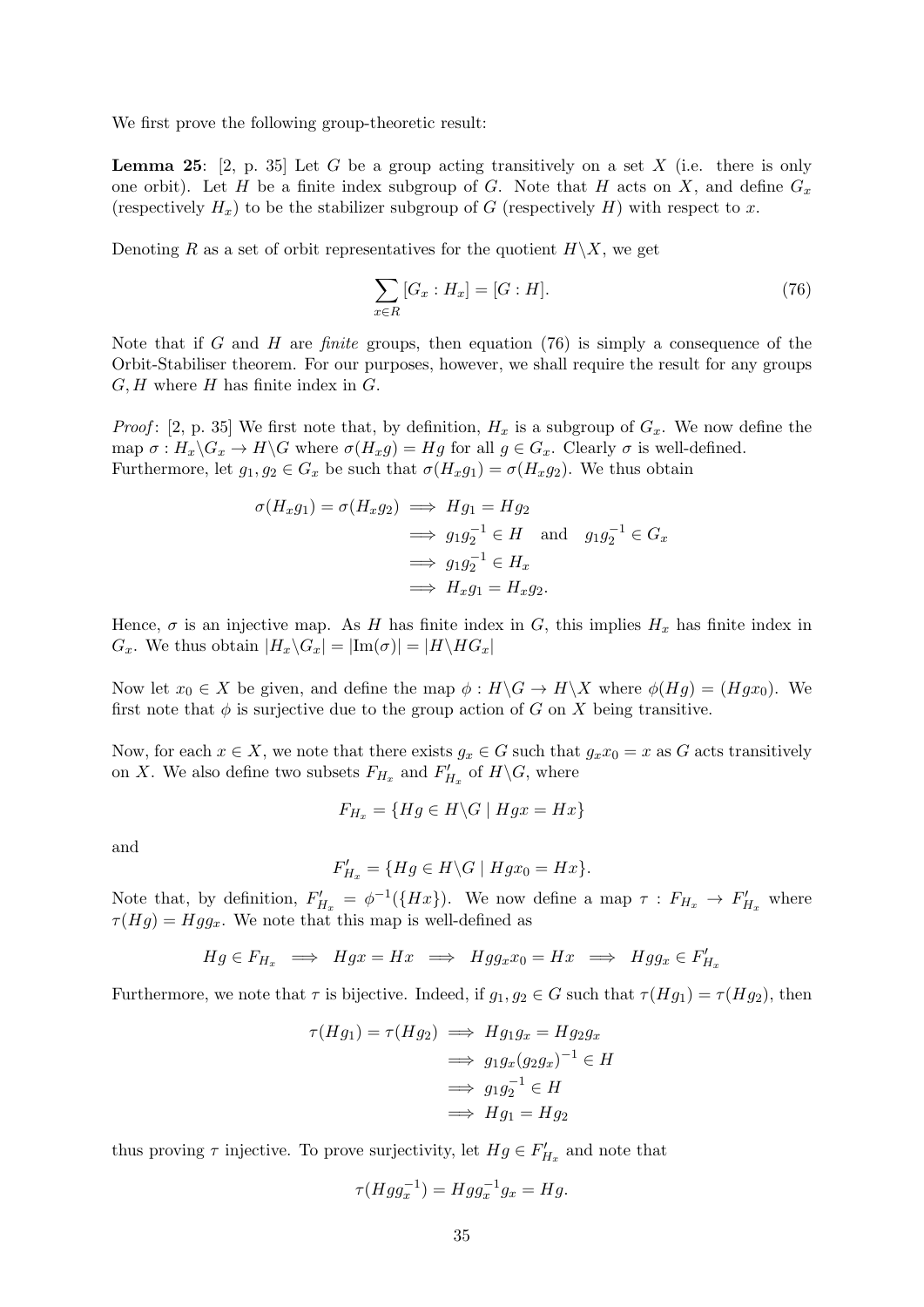We first prove the following group-theoretic result:

**Lemma 25**: [2, p. 35] Let $G$ be a group acting transitively on a set $X$ (i.e. there is only one orbit). Let $H$ be a finite index subgroup of $G$. Note that $H$ acts on $X$, and define $G_x$ (respectively $H_x$) to be the stabilizer subgroup of $G$ (respectively $H$) with respect to $x$.

Denoting $R$ as a set of orbit representatives for the quotient $H\backslash X$, we get

$$\sum_{x \in R} [G_x : H_x] = [G : H]. \tag{76}$$

Note that if $G$ and $H$ are *finite* groups, then equation (76) is simply a consequence of the Orbit-Stabiliser theorem. For our purposes, however, we shall require the result for any groups $G, H$ where $H$ has finite index in $G$.

*Proof*: [2, p. 35] We first note that, by definition, $H_x$ is a subgroup of $G_x$. We now define the map $\sigma : H_x\backslash G_x \to H\backslash G$ where $\sigma(H_x g) = Hg$ for all $g \in G_x$. Clearly $\sigma$ is well-defined. Furthermore, let $g_1, g_2 \in G_x$ be such that $\sigma(H_x g_1) = \sigma(H_x g_2)$. We thus obtain

$$\begin{aligned}
\sigma(H_x g_1) = \sigma(H_x g_2) &\implies Hg_1 = Hg_2 \\
&\implies g_1 g_2^{-1} \in H \quad \text{and} \quad g_1 g_2^{-1} \in G_x \\
&\implies g_1 g_2^{-1} \in H_x \\
&\implies H_x g_1 = H_x g_2.
\end{aligned}$$

Hence, $\sigma$ is an injective map. As $H$ has finite index in $G$, this implies $H_x$ has finite index in $G_x$. We thus obtain $|H_x\backslash G_x| = |\text{Im}(\sigma)| = |H\backslash HG_x|$

Now let $x_0 \in X$ be given, and define the map $\phi : H\backslash G \to H\backslash X$ where $\phi(Hg) = (Hgx_0)$. We first note that $\phi$ is surjective due to the group action of $G$ on $X$ being transitive.

Now, for each $x \in X$, we note that there exists $g_x \in G$ such that $g_x x_0 = x$ as $G$ acts transitively on $X$. We also define two subsets $F_{H_x}$ and $F'_{H_x}$ of $H\backslash G$, where

$$F_{H_x} = \{Hg \in H\backslash G \mid Hgx = Hx\}$$

and

$$F'_{H_x} = \{Hg \in H\backslash G \mid Hgx_0 = Hx\}.$$

Note that, by definition, $F'_{H_x} = \phi^{-1}(\{Hx\})$. We now define a map $\tau : F_{H_x} \to F'_{H_x}$ where $\tau(Hg) = Hgg_x$. We note that this map is well-defined as

$$Hg \in F_{H_x} \implies Hgx = Hx \implies Hgg_x x_0 = Hx \implies Hgg_x \in F'_{H_x}$$

Furthermore, we note that $\tau$ is bijective. Indeed, if $g_1, g_2 \in G$ such that $\tau(Hg_1) = \tau(Hg_2)$, then

$$\begin{aligned}
\tau(Hg_1) = \tau(Hg_2) &\implies Hg_1 g_x = Hg_2 g_x \\
&\implies g_1 g_x (g_2 g_x)^{-1} \in H \\
&\implies g_1 g_2^{-1} \in H \\
&\implies Hg_1 = Hg_2
\end{aligned}$$

thus proving $\tau$ injective. To prove surjectivity, let $Hg \in F'_{H_x}$ and note that

$$\tau(Hgg_x^{-1}) = Hgg_x^{-1} g_x = Hg.$$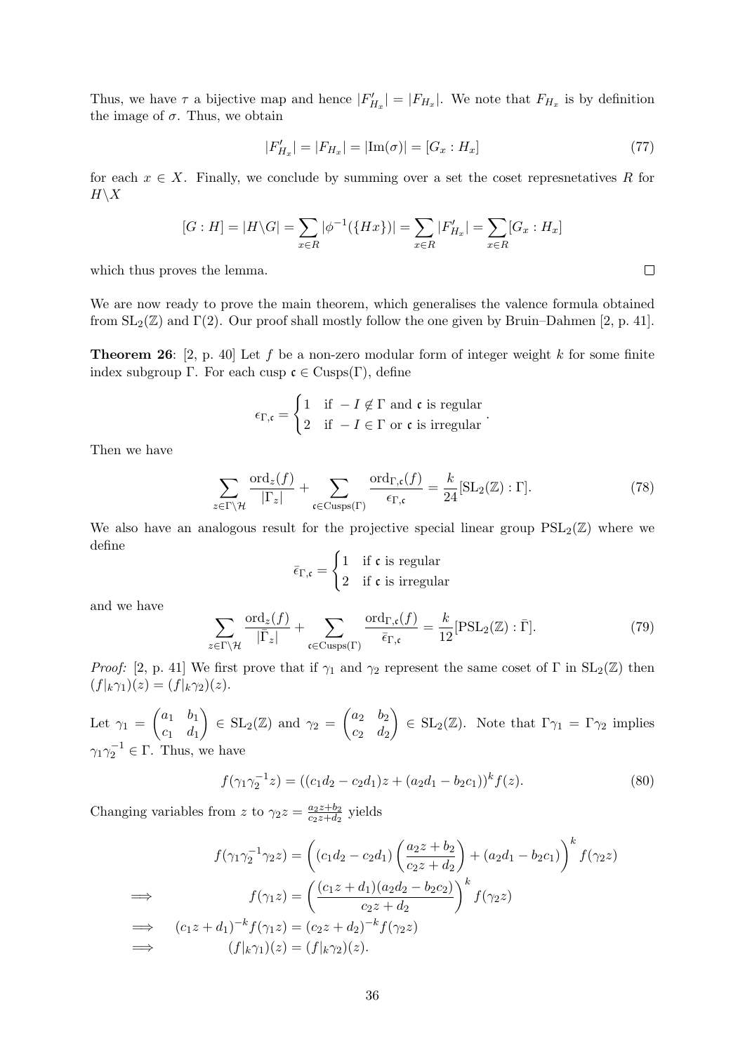Thus, we have $\tau$ a bijective map and hence $|F'_{H_x}| = |F_{H_x}|$. We note that $F_{H_x}$ is by definition the image of $\sigma$. Thus, we obtain

$$|F'_{H_x}| = |F_{H_x}| = |\mathrm{Im}(\sigma)| = [G_x : H_x] \tag{77}$$

for each $x \in X$. Finally, we conclude by summing over a set the coset represnetatives $R$ for $H\backslash X$

$$[G : H] = |H\backslash G| = \sum_{x\in R} |\phi^{-1}(\{Hx\})| = \sum_{x\in R} |F'_{H_x}| = \sum_{x\in R} [G_x : H_x]$$

which thus proves the lemma. $\square$

We are now ready to prove the main theorem, which generalises the valence formula obtained from $\mathrm{SL}_2(\mathbb{Z})$ and $\Gamma(2)$. Our proof shall mostly follow the one given by Bruin–Dahmen [2, p. 41].

**Theorem 26**: [2, p. 40] Let $f$ be a non-zero modular form of integer weight $k$ for some finite index subgroup $\Gamma$. For each cusp $\mathfrak{c} \in \mathrm{Cusps}(\Gamma)$, define

$$\epsilon_{\Gamma,\mathfrak{c}} = \begin{cases} 1 & \text{if } -I \notin \Gamma \text{ and } \mathfrak{c} \text{ is regular} \\ 2 & \text{if } -I \in \Gamma \text{ or } \mathfrak{c} \text{ is irregular} \end{cases}.$$

Then we have

$$\sum_{z\in\Gamma\backslash\mathcal{H}} \frac{\mathrm{ord}_z(f)}{|\Gamma_z|} + \sum_{\mathfrak{c}\in\mathrm{Cusps}(\Gamma)} \frac{\mathrm{ord}_{\Gamma,\mathfrak{c}}(f)}{\epsilon_{\Gamma,\mathfrak{c}}} = \frac{k}{24}[\mathrm{SL}_2(\mathbb{Z}) : \Gamma]. \tag{78}$$

We also have an analogous result for the projective special linear group $\mathrm{PSL}_2(\mathbb{Z})$ where we define

$$\bar{\epsilon}_{\Gamma,\mathfrak{c}} = \begin{cases} 1 & \text{if } \mathfrak{c} \text{ is regular} \\ 2 & \text{if } \mathfrak{c} \text{ is irregular} \end{cases}$$

and we have

$$\sum_{z\in\Gamma\backslash\mathcal{H}} \frac{\mathrm{ord}_z(f)}{|\bar{\Gamma}_z|} + \sum_{\mathfrak{c}\in\mathrm{Cusps}(\Gamma)} \frac{\mathrm{ord}_{\Gamma,\mathfrak{c}}(f)}{\bar{\epsilon}_{\Gamma,\mathfrak{c}}} = \frac{k}{12}[\mathrm{PSL}_2(\mathbb{Z}) : \bar{\Gamma}]. \tag{79}$$

*Proof:* [2, p. 41] We first prove that if $\gamma_1$ and $\gamma_2$ represent the same coset of $\Gamma$ in $\mathrm{SL}_2(\mathbb{Z})$ then $(f|_k\gamma_1)(z) = (f|_k\gamma_2)(z)$.

Let $\gamma_1 = \begin{pmatrix} a_1 & b_1 \\ c_1 & d_1 \end{pmatrix} \in \mathrm{SL}_2(\mathbb{Z})$ and $\gamma_2 = \begin{pmatrix} a_2 & b_2 \\ c_2 & d_2 \end{pmatrix} \in \mathrm{SL}_2(\mathbb{Z})$. Note that $\Gamma\gamma_1 = \Gamma\gamma_2$ implies $\gamma_1\gamma_2^{-1} \in \Gamma$. Thus, we have

$$f(\gamma_1\gamma_2^{-1}z) = ((c_1d_2 - c_2d_1)z + (a_2d_1 - b_2c_1))^k f(z). \tag{80}$$

Changing variables from $z$ to $\gamma_2 z = \frac{a_2z+b_2}{c_2z+d_2}$ yields

$$\begin{aligned}
& f(\gamma_1\gamma_2^{-1}\gamma_2 z) = \left((c_1d_2 - c_2d_1)\left(\frac{a_2z+b_2}{c_2z+d_2}\right) + (a_2d_1 - b_2c_1)\right)^k f(\gamma_2 z) \\
\implies \quad & f(\gamma_1 z) = \left(\frac{(c_1z+d_1)(a_2d_2 - b_2c_2)}{c_2z+d_2}\right)^k f(\gamma_2 z) \\
\implies \quad & (c_1z+d_1)^{-k} f(\gamma_1 z) = (c_2z+d_2)^{-k} f(\gamma_2 z) \\
\implies \quad & (f|_k\gamma_1)(z) = (f|_k\gamma_2)(z).
\end{aligned}$$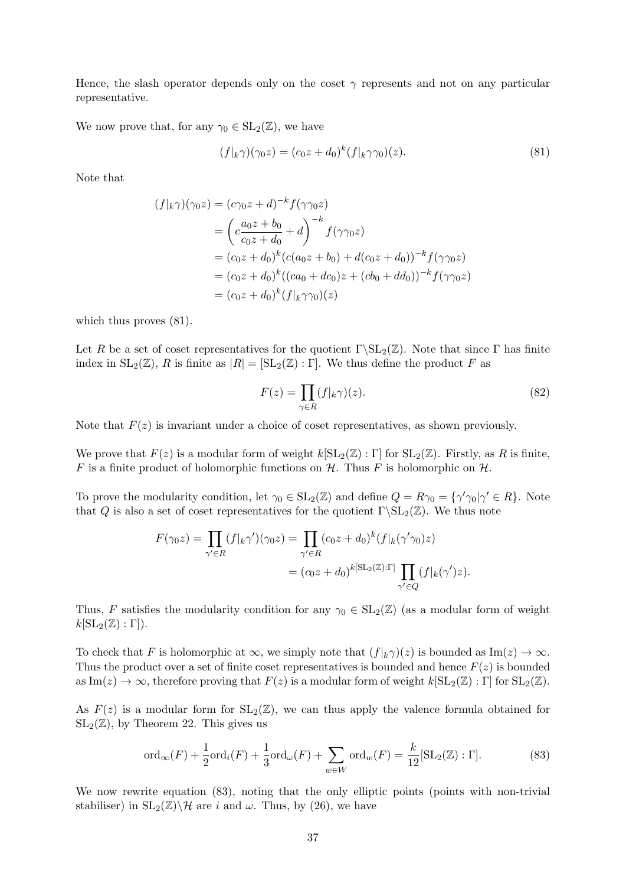Hence, the slash operator depends only on the coset $\gamma$ represents and not on any particular representative.

We now prove that, for any $\gamma_0 \in \mathrm{SL}_2(\mathbb{Z})$, we have

$$(f|_k\gamma)(\gamma_0 z) = (c_0 z + d_0)^k (f|_k \gamma\gamma_0)(z). \tag{81}$$

Note that

$$\begin{aligned}
(f|_k\gamma)(\gamma_0 z) &= (c\gamma_0 z + d)^{-k} f(\gamma\gamma_0 z) \\
&= \left(c\frac{a_0 z + b_0}{c_0 z + d_0} + d\right)^{-k} f(\gamma\gamma_0 z) \\
&= (c_0 z + d_0)^k (c(a_0 z + b_0) + d(c_0 z + d_0))^{-k} f(\gamma\gamma_0 z) \\
&= (c_0 z + d_0)^k ((ca_0 + dc_0)z + (cb_0 + dd_0))^{-k} f(\gamma\gamma_0 z) \\
&= (c_0 z + d_0)^k (f|_k \gamma\gamma_0)(z)
\end{aligned}$$

which thus proves (81).

Let $R$ be a set of coset representatives for the quotient $\Gamma\backslash\mathrm{SL}_2(\mathbb{Z})$. Note that since $\Gamma$ has finite index in $\mathrm{SL}_2(\mathbb{Z})$, $R$ is finite as $|R| = [\mathrm{SL}_2(\mathbb{Z}) : \Gamma]$. We thus define the product $F$ as

$$F(z) = \prod_{\gamma \in R} (f|_k\gamma)(z). \tag{82}$$

Note that $F(z)$ is invariant under a choice of coset representatives, as shown previously.

We prove that $F(z)$ is a modular form of weight $k[\mathrm{SL}_2(\mathbb{Z}) : \Gamma]$ for $\mathrm{SL}_2(\mathbb{Z})$. Firstly, as $R$ is finite, $F$ is a finite product of holomorphic functions on $\mathcal{H}$. Thus $F$ is holomorphic on $\mathcal{H}$.

To prove the modularity condition, let $\gamma_0 \in \mathrm{SL}_2(\mathbb{Z})$ and define $Q = R\gamma_0 = \{\gamma'\gamma_0 | \gamma' \in R\}$. Note that $Q$ is also a set of coset representatives for the quotient $\Gamma\backslash\mathrm{SL}_2(\mathbb{Z})$. We thus note

$$\begin{aligned}
F(\gamma_0 z) = \prod_{\gamma' \in R} (f|_k\gamma')(\gamma_0 z) &= \prod_{\gamma' \in R} (c_0 z + d_0)^k (f|_k(\gamma'\gamma_0)z) \\
&= (c_0 z + d_0)^{k[\mathrm{SL}_2(\mathbb{Z}):\Gamma]} \prod_{\gamma' \in Q} (f|_k(\gamma')z).
\end{aligned}$$

Thus, $F$ satisfies the modularity condition for any $\gamma_0 \in \mathrm{SL}_2(\mathbb{Z})$ (as a modular form of weight $k[\mathrm{SL}_2(\mathbb{Z}) : \Gamma]$).

To check that $F$ is holomorphic at $\infty$, we simply note that $(f|_k\gamma)(z)$ is bounded as $\mathrm{Im}(z) \to \infty$. Thus the product over a set of finite coset representatives is bounded and hence $F(z)$ is bounded as $\mathrm{Im}(z) \to \infty$, therefore proving that $F(z)$ is a modular form of weight $k[\mathrm{SL}_2(\mathbb{Z}) : \Gamma]$ for $\mathrm{SL}_2(\mathbb{Z})$.

As $F(z)$ is a modular form for $\mathrm{SL}_2(\mathbb{Z})$, we can thus apply the valence formula obtained for $\mathrm{SL}_2(\mathbb{Z})$, by Theorem 22. This gives us

$$\mathrm{ord}_\infty(F) + \frac{1}{2}\mathrm{ord}_i(F) + \frac{1}{3}\mathrm{ord}_\omega(F) + \sum_{w \in W} \mathrm{ord}_w(F) = \frac{k}{12}[\mathrm{SL}_2(\mathbb{Z}) : \Gamma]. \tag{83}$$

We now rewrite equation (83), noting that the only elliptic points (points with non-trivial stabiliser) in $\mathrm{SL}_2(\mathbb{Z})\backslash\mathcal{H}$ are $i$ and $\omega$. Thus, by (26), we have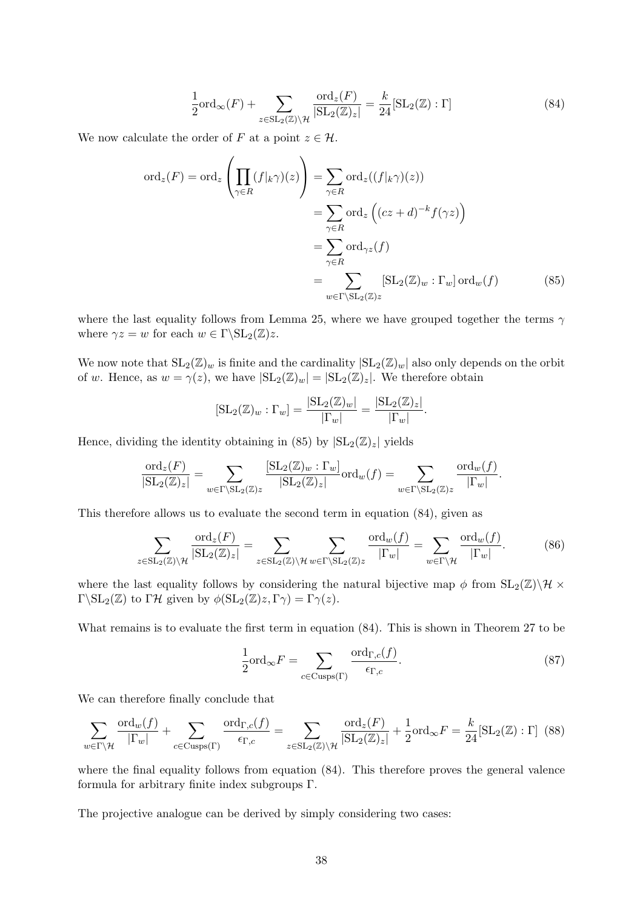$$\frac{1}{2}\text{ord}_\infty(F) + \sum_{z\in \text{SL}_2(\mathbb{Z})\backslash\mathcal{H}} \frac{\text{ord}_z(F)}{|\text{SL}_2(\mathbb{Z})_z|} = \frac{k}{24}[\text{SL}_2(\mathbb{Z}):\Gamma] \tag{84}$$

We now calculate the order of $F$ at a point $z \in \mathcal{H}$.

$$\begin{aligned}
\text{ord}_z(F) = \text{ord}_z\left(\prod_{\gamma\in R}(f|_k\gamma)(z)\right) &= \sum_{\gamma\in R}\text{ord}_z((f|_k\gamma)(z)) \\
&= \sum_{\gamma\in R}\text{ord}_z\left((cz+d)^{-k}f(\gamma z)\right) \\
&= \sum_{\gamma\in R}\text{ord}_{\gamma z}(f) \\
&= \sum_{w\in\Gamma\backslash \text{SL}_2(\mathbb{Z})z}[\text{SL}_2(\mathbb{Z})_w : \Gamma_w]\,\text{ord}_w(f)
\end{aligned} \tag{85}$$

where the last equality follows from Lemma 25, where we have grouped together the terms $\gamma$ where $\gamma z = w$ for each $w \in \Gamma\backslash\text{SL}_2(\mathbb{Z})z$.

We now note that $\text{SL}_2(\mathbb{Z})_w$ is finite and the cardinality $|\text{SL}_2(\mathbb{Z})_w|$ also only depends on the orbit of $w$. Hence, as $w = \gamma(z)$, we have $|\text{SL}_2(\mathbb{Z})_w| = |\text{SL}_2(\mathbb{Z})_z|$. We therefore obtain

$$[\text{SL}_2(\mathbb{Z})_w : \Gamma_w] = \frac{|\text{SL}_2(\mathbb{Z})_w|}{|\Gamma_w|} = \frac{|\text{SL}_2(\mathbb{Z})_z|}{|\Gamma_w|}.$$

Hence, dividing the identity obtaining in (85) by $|\text{SL}_2(\mathbb{Z})_z|$ yields

$$\frac{\text{ord}_z(F)}{|\text{SL}_2(\mathbb{Z})_z|} = \sum_{w\in\Gamma\backslash\text{SL}_2(\mathbb{Z})z}\frac{[\text{SL}_2(\mathbb{Z})_w : \Gamma_w]}{|\text{SL}_2(\mathbb{Z})_z|}\text{ord}_w(f) = \sum_{w\in\Gamma\backslash\text{SL}_2(\mathbb{Z})z}\frac{\text{ord}_w(f)}{|\Gamma_w|}.$$

This therefore allows us to evaluate the second term in equation (84), given as

$$\sum_{z\in\text{SL}_2(\mathbb{Z})\backslash\mathcal{H}}\frac{\text{ord}_z(F)}{|\text{SL}_2(\mathbb{Z})_z|} = \sum_{z\in\text{SL}_2(\mathbb{Z})\backslash\mathcal{H}}\sum_{w\in\Gamma\backslash\text{SL}_2(\mathbb{Z})z}\frac{\text{ord}_w(f)}{|\Gamma_w|} = \sum_{w\in\Gamma\backslash\mathcal{H}}\frac{\text{ord}_w(f)}{|\Gamma_w|}. \tag{86}$$

where the last equality follows by considering the natural bijective map $\phi$ from $\text{SL}_2(\mathbb{Z})\backslash\mathcal{H} \times \Gamma\backslash\text{SL}_2(\mathbb{Z})$ to $\Gamma\mathcal{H}$ given by $\phi(\text{SL}_2(\mathbb{Z})z, \Gamma\gamma) = \Gamma\gamma(z)$.

What remains is to evaluate the first term in equation (84). This is shown in Theorem 27 to be

$$\frac{1}{2}\text{ord}_\infty F = \sum_{c\in\text{Cusps}(\Gamma)}\frac{\text{ord}_{\Gamma,c}(f)}{\epsilon_{\Gamma,c}}. \tag{87}$$

We can therefore finally conclude that

$$\sum_{w\in\Gamma\backslash\mathcal{H}}\frac{\text{ord}_w(f)}{|\Gamma_w|} + \sum_{c\in\text{Cusps}(\Gamma)}\frac{\text{ord}_{\Gamma,c}(f)}{\epsilon_{\Gamma,c}} = \sum_{z\in\text{SL}_2(\mathbb{Z})\backslash\mathcal{H}}\frac{\text{ord}_z(F)}{|\text{SL}_2(\mathbb{Z})_z|} + \frac{1}{2}\text{ord}_\infty F = \frac{k}{24}[\text{SL}_2(\mathbb{Z}):\Gamma] \tag{88}$$

where the final equality follows from equation (84). This therefore proves the general valence formula for arbitrary finite index subgroups $\Gamma$.

The projective analogue can be derived by simply considering two cases: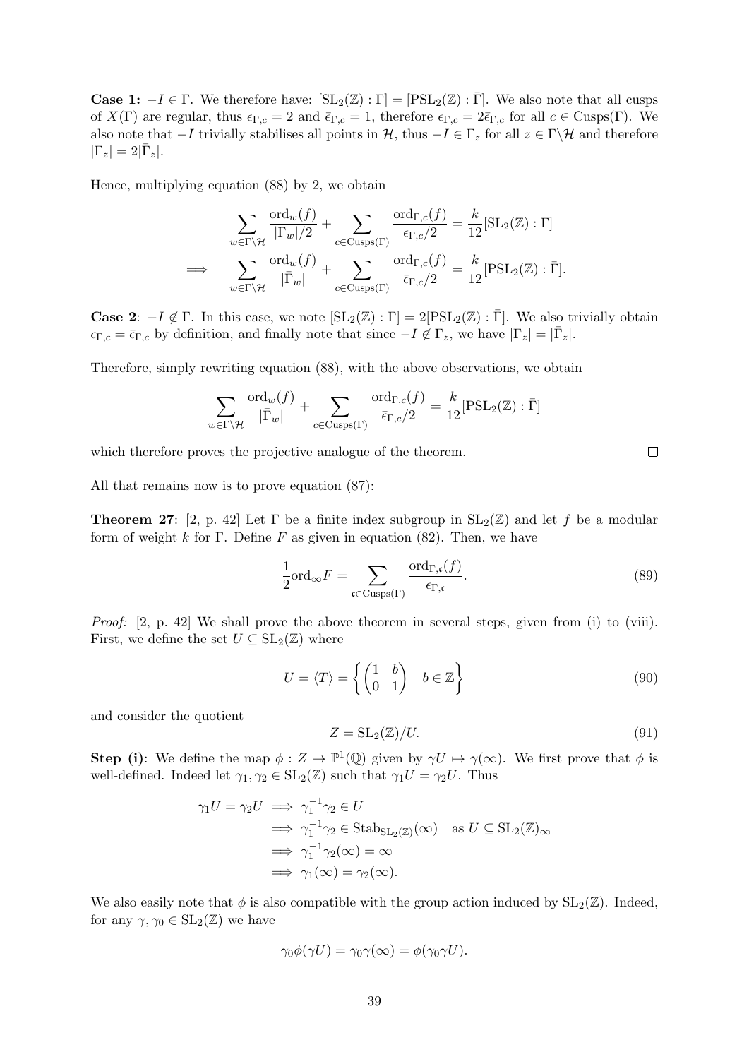**Case 1:** $-I \in \Gamma$. We therefore have: $[\mathrm{SL}_2(\mathbb{Z}) : \Gamma] = [\mathrm{PSL}_2(\mathbb{Z}) : \bar{\Gamma}]$. We also note that all cusps of $X(\Gamma)$ are regular, thus $\epsilon_{\Gamma,c} = 2$ and $\bar{\epsilon}_{\Gamma,c} = 1$, therefore $\epsilon_{\Gamma,c} = 2\bar{\epsilon}_{\Gamma,c}$ for all $c \in \mathrm{Cusps}(\Gamma)$. We also note that $-I$ trivially stabilises all points in $\mathcal{H}$, thus $-I \in \Gamma_z$ for all $z \in \Gamma\backslash\mathcal{H}$ and therefore $|\Gamma_z| = 2|\bar{\Gamma}_z|$.

Hence, multiplying equation (88) by 2, we obtain

$$\begin{aligned}
&\sum_{w \in \Gamma\backslash\mathcal{H}} \frac{\mathrm{ord}_w(f)}{|\Gamma_w|/2} + \sum_{c \in \mathrm{Cusps}(\Gamma)} \frac{\mathrm{ord}_{\Gamma,c}(f)}{\epsilon_{\Gamma,c}/2} = \frac{k}{12}[\mathrm{SL}_2(\mathbb{Z}) : \Gamma] \\
\implies \quad &\sum_{w \in \Gamma\backslash\mathcal{H}} \frac{\mathrm{ord}_w(f)}{|\bar{\Gamma}_w|} + \sum_{c \in \mathrm{Cusps}(\Gamma)} \frac{\mathrm{ord}_{\Gamma,c}(f)}{\bar{\epsilon}_{\Gamma,c}/2} = \frac{k}{12}[\mathrm{PSL}_2(\mathbb{Z}) : \bar{\Gamma}].
\end{aligned}$$

**Case 2**: $-I \notin \Gamma$. In this case, we note $[\mathrm{SL}_2(\mathbb{Z}) : \Gamma] = 2[\mathrm{PSL}_2(\mathbb{Z}) : \bar{\Gamma}]$. We also trivially obtain $\epsilon_{\Gamma,c} = \bar{\epsilon}_{\Gamma,c}$ by definition, and finally note that since $-I \notin \Gamma_z$, we have $|\Gamma_z| = |\bar{\Gamma}_z|$.

Therefore, simply rewriting equation (88), with the above observations, we obtain

$$\sum_{w \in \Gamma\backslash\mathcal{H}} \frac{\mathrm{ord}_w(f)}{|\bar{\Gamma}_w|} + \sum_{c \in \mathrm{Cusps}(\Gamma)} \frac{\mathrm{ord}_{\Gamma,c}(f)}{\bar{\epsilon}_{\Gamma,c}/2} = \frac{k}{12}[\mathrm{PSL}_2(\mathbb{Z}) : \bar{\Gamma}]$$

which therefore proves the projective analogue of the theorem. □

All that remains now is to prove equation (87):

**Theorem 27**: [2, p. 42] Let $\Gamma$ be a finite index subgroup in $\mathrm{SL}_2(\mathbb{Z})$ and let $f$ be a modular form of weight $k$ for $\Gamma$. Define $F$ as given in equation (82). Then, we have

$$\frac{1}{2}\mathrm{ord}_\infty F = \sum_{\mathfrak{c} \in \mathrm{Cusps}(\Gamma)} \frac{\mathrm{ord}_{\Gamma,\mathfrak{c}}(f)}{\epsilon_{\Gamma,\mathfrak{c}}}. \tag{89}$$

*Proof:* [2, p. 42] We shall prove the above theorem in several steps, given from (i) to (viii). First, we define the set $U \subseteq \mathrm{SL}_2(\mathbb{Z})$ where

$$U = \langle T \rangle = \left\{ \begin{pmatrix} 1 & b \\ 0 & 1 \end{pmatrix} \mid b \in \mathbb{Z} \right\} \tag{90}$$

and consider the quotient

$$Z = \mathrm{SL}_2(\mathbb{Z})/U. \tag{91}$$

**Step (i)**: We define the map $\phi : Z \to \mathbb{P}^1(\mathbb{Q})$ given by $\gamma U \mapsto \gamma(\infty)$. We first prove that $\phi$ is well-defined. Indeed let $\gamma_1, \gamma_2 \in \mathrm{SL}_2(\mathbb{Z})$ such that $\gamma_1 U = \gamma_2 U$. Thus

$$\begin{aligned}
\gamma_1 U = \gamma_2 U &\implies \gamma_1^{-1}\gamma_2 \in U \\
&\implies \gamma_1^{-1}\gamma_2 \in \mathrm{Stab}_{\mathrm{SL}_2(\mathbb{Z})}(\infty) \quad \text{as } U \subseteq \mathrm{SL}_2(\mathbb{Z})_\infty \\
&\implies \gamma_1^{-1}\gamma_2(\infty) = \infty \\
&\implies \gamma_1(\infty) = \gamma_2(\infty).
\end{aligned}$$

We also easily note that $\phi$ is also compatible with the group action induced by $\mathrm{SL}_2(\mathbb{Z})$. Indeed, for any $\gamma, \gamma_0 \in \mathrm{SL}_2(\mathbb{Z})$ we have

$$\gamma_0 \phi(\gamma U) = \gamma_0 \gamma(\infty) = \phi(\gamma_0 \gamma U).$$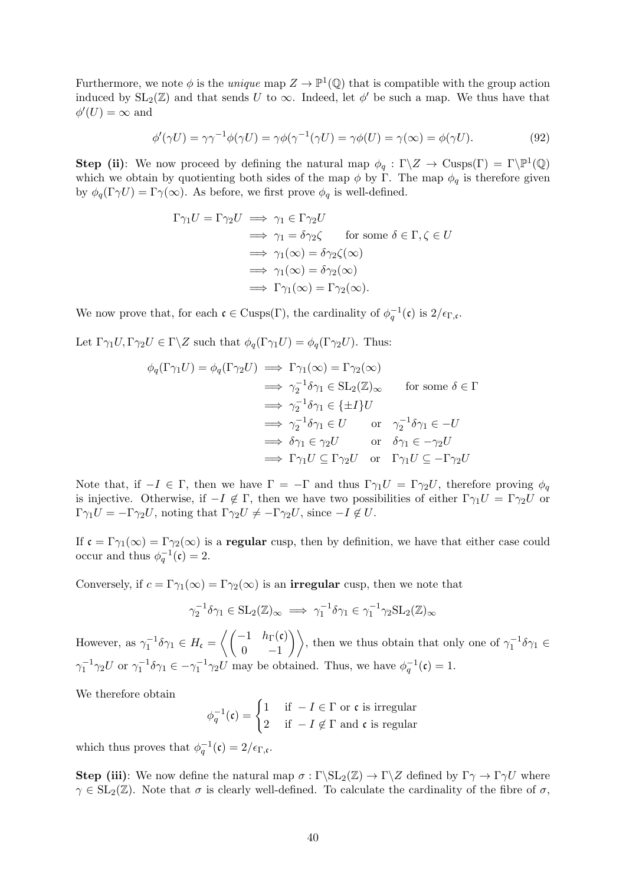Furthermore, we note $\phi$ is the *unique* map $Z \to \mathbb{P}^1(\mathbb{Q})$ that is compatible with the group action induced by $\mathrm{SL}_2(\mathbb{Z})$ and that sends $U$ to $\infty$. Indeed, let $\phi'$ be such a map. We thus have that $\phi'(U) = \infty$ and

$$\phi'(\gamma U) = \gamma\gamma^{-1}\phi(\gamma U) = \gamma\phi(\gamma^{-1}(\gamma U) = \gamma\phi(U) = \gamma(\infty) = \phi(\gamma U). \tag{92}$$

**Step (ii)**: We now proceed by defining the natural map $\phi_q : \Gamma\backslash Z \to \mathrm{Cusps}(\Gamma) = \Gamma\backslash\mathbb{P}^1(\mathbb{Q})$ which we obtain by quotienting both sides of the map $\phi$ by $\Gamma$. The map $\phi_q$ is therefore given by $\phi_q(\Gamma\gamma U) = \Gamma\gamma(\infty)$. As before, we first prove $\phi_q$ is well-defined.

$$\begin{aligned}
\Gamma\gamma_1 U = \Gamma\gamma_2 U &\implies \gamma_1 \in \Gamma\gamma_2 U \\
&\implies \gamma_1 = \delta\gamma_2\zeta \qquad \text{for some } \delta \in \Gamma, \zeta \in U \\
&\implies \gamma_1(\infty) = \delta\gamma_2\zeta(\infty) \\
&\implies \gamma_1(\infty) = \delta\gamma_2(\infty) \\
&\implies \Gamma\gamma_1(\infty) = \Gamma\gamma_2(\infty).
\end{aligned}$$

We now prove that, for each $\mathfrak{c} \in \mathrm{Cusps}(\Gamma)$, the cardinality of $\phi_q^{-1}(\mathfrak{c})$ is $2/\epsilon_{\Gamma,\mathfrak{c}}$.

Let $\Gamma\gamma_1 U, \Gamma\gamma_2 U \in \Gamma\backslash Z$ such that $\phi_q(\Gamma\gamma_1 U) = \phi_q(\Gamma\gamma_2 U)$. Thus:

$$\begin{aligned}
\phi_q(\Gamma\gamma_1 U) = \phi_q(\Gamma\gamma_2 U) &\implies \Gamma\gamma_1(\infty) = \Gamma\gamma_2(\infty) \\
&\implies \gamma_2^{-1}\delta\gamma_1 \in \mathrm{SL}_2(\mathbb{Z})_\infty \qquad \text{for some } \delta \in \Gamma \\
&\implies \gamma_2^{-1}\delta\gamma_1 \in \{\pm I\}U \\
&\implies \gamma_2^{-1}\delta\gamma_1 \in U \qquad \text{or} \quad \gamma_2^{-1}\delta\gamma_1 \in -U \\
&\implies \delta\gamma_1 \in \gamma_2 U \qquad \text{or} \quad \delta\gamma_1 \in -\gamma_2 U \\
&\implies \Gamma\gamma_1 U \subseteq \Gamma\gamma_2 U \quad \text{or} \quad \Gamma\gamma_1 U \subseteq -\Gamma\gamma_2 U
\end{aligned}$$

Note that, if $-I \in \Gamma$, then we have $\Gamma = -\Gamma$ and thus $\Gamma\gamma_1 U = \Gamma\gamma_2 U$, therefore proving $\phi_q$ is injective. Otherwise, if $-I \notin \Gamma$, then we have two possibilities of either $\Gamma\gamma_1 U = \Gamma\gamma_2 U$ or $\Gamma\gamma_1 U = -\Gamma\gamma_2 U$, noting that $\Gamma\gamma_2 U \neq -\Gamma\gamma_2 U$, since $-I \notin U$.

If $\mathfrak{c} = \Gamma\gamma_1(\infty) = \Gamma\gamma_2(\infty)$ is a **regular** cusp, then by definition, we have that either case could occur and thus $\phi_q^{-1}(\mathfrak{c}) = 2$.

Conversely, if $c = \Gamma\gamma_1(\infty) = \Gamma\gamma_2(\infty)$ is an **irregular** cusp, then we note that

$$\gamma_2^{-1}\delta\gamma_1 \in \mathrm{SL}_2(\mathbb{Z})_\infty \implies \gamma_1^{-1}\delta\gamma_1 \in \gamma_1^{-1}\gamma_2\mathrm{SL}_2(\mathbb{Z})_\infty$$

However, as $\gamma_1^{-1}\delta\gamma_1 \in H_\mathfrak{c} = \left\langle \begin{pmatrix} -1 & h_\Gamma(\mathfrak{c}) \\ 0 & -1 \end{pmatrix} \right\rangle$, then we thus obtain that only one of $\gamma_1^{-1}\delta\gamma_1 \in \gamma_1^{-1}\gamma_2 U$ or $\gamma_1^{-1}\delta\gamma_1 \in -\gamma_1^{-1}\gamma_2 U$ may be obtained. Thus, we have $\phi_q^{-1}(\mathfrak{c}) = 1$.

We therefore obtain

$$\phi_q^{-1}(\mathfrak{c}) = \begin{cases} 1 & \text{if } -I \in \Gamma \text{ or } \mathfrak{c} \text{ is irregular} \\ 2 & \text{if } -I \notin \Gamma \text{ and } \mathfrak{c} \text{ is regular} \end{cases}$$

which thus proves that $\phi_q^{-1}(\mathfrak{c}) = 2/\epsilon_{\Gamma,\mathfrak{c}}$.

**Step (iii)**: We now define the natural map $\sigma : \Gamma\backslash\mathrm{SL}_2(\mathbb{Z}) \to \Gamma\backslash Z$ defined by $\Gamma\gamma \to \Gamma\gamma U$ where $\gamma \in \mathrm{SL}_2(\mathbb{Z})$. Note that $\sigma$ is clearly well-defined. To calculate the cardinality of the fibre of $\sigma$,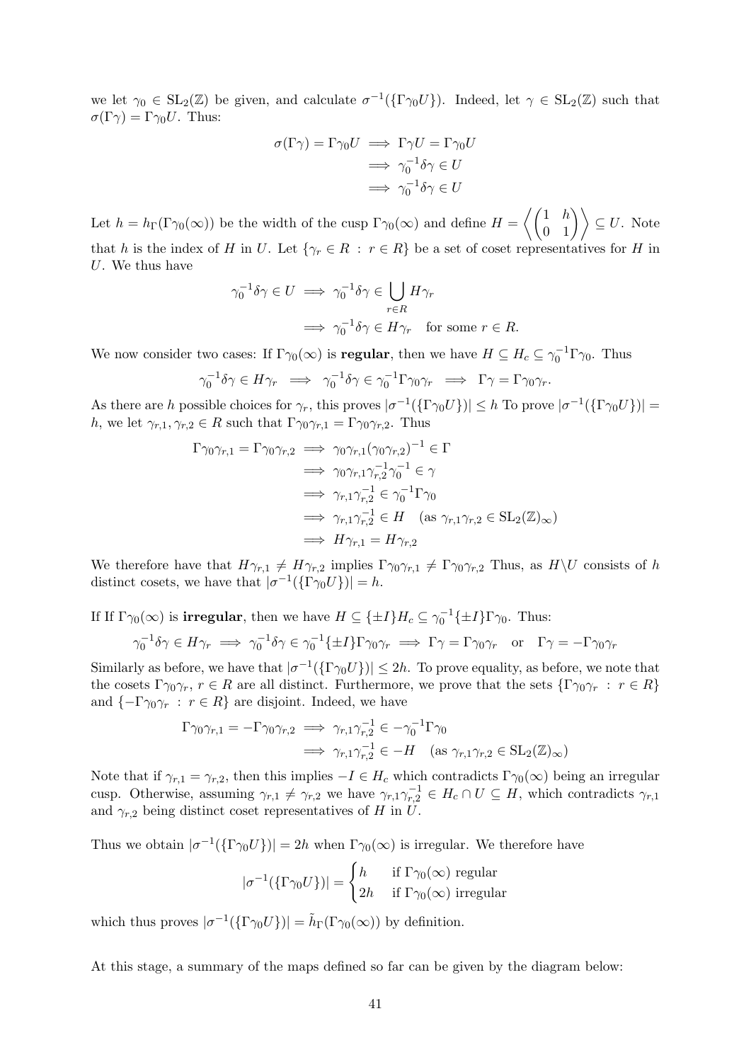we let $\gamma_0 \in \mathrm{SL}_2(\mathbb{Z})$ be given, and calculate $\sigma^{-1}(\{\Gamma\gamma_0 U\})$. Indeed, let $\gamma \in \mathrm{SL}_2(\mathbb{Z})$ such that $\sigma(\Gamma\gamma) = \Gamma\gamma_0 U$. Thus:

$$\begin{aligned}\sigma(\Gamma\gamma) = \Gamma\gamma_0 U &\implies \Gamma\gamma U = \Gamma\gamma_0 U \\ &\implies \gamma_0^{-1}\delta\gamma \in U \\ &\implies \gamma_0^{-1}\delta\gamma \in U\end{aligned}$$

Let $h = h_\Gamma(\Gamma\gamma_0(\infty))$ be the width of the cusp $\Gamma\gamma_0(\infty)$ and define $H = \left\langle \begin{pmatrix} 1 & h \\ 0 & 1 \end{pmatrix} \right\rangle \subseteq U$. Note that $h$ is the index of $H$ in $U$. Let $\{\gamma_r \in R \ : \ r \in R\}$ be a set of coset representatives for $H$ in $U$. We thus have

$$\begin{aligned}\gamma_0^{-1}\delta\gamma \in U &\implies \gamma_0^{-1}\delta\gamma \in \bigcup_{r\in R} H\gamma_r \\ &\implies \gamma_0^{-1}\delta\gamma \in H\gamma_r \quad \text{for some } r \in R.\end{aligned}$$

We now consider two cases: If $\Gamma\gamma_0(\infty)$ is **regular**, then we have $H \subseteq H_c \subseteq \gamma_0^{-1}\Gamma\gamma_0$. Thus

$$\gamma_0^{-1}\delta\gamma \in H\gamma_r \implies \gamma_0^{-1}\delta\gamma \in \gamma_0^{-1}\Gamma\gamma_0\gamma_r \implies \Gamma\gamma = \Gamma\gamma_0\gamma_r.$$

As there are $h$ possible choices for $\gamma_r$, this proves $|\sigma^{-1}(\{\Gamma\gamma_0 U\})| \leq h$ To prove $|\sigma^{-1}(\{\Gamma\gamma_0 U\})| = h$, we let $\gamma_{r,1}, \gamma_{r,2} \in R$ such that $\Gamma\gamma_0\gamma_{r,1} = \Gamma\gamma_0\gamma_{r,2}$. Thus

$$\begin{aligned}\Gamma\gamma_0\gamma_{r,1} = \Gamma\gamma_0\gamma_{r,2} &\implies \gamma_0\gamma_{r,1}(\gamma_0\gamma_{r,2})^{-1} \in \Gamma \\ &\implies \gamma_0\gamma_{r,1}\gamma_{r,2}^{-1}\gamma_0^{-1} \in \gamma \\ &\implies \gamma_{r,1}\gamma_{r,2}^{-1} \in \gamma_0^{-1}\Gamma\gamma_0 \\ &\implies \gamma_{r,1}\gamma_{r,2}^{-1} \in H \quad (\text{as } \gamma_{r,1}\gamma_{r,2} \in \mathrm{SL}_2(\mathbb{Z})_\infty) \\ &\implies H\gamma_{r,1} = H\gamma_{r,2}\end{aligned}$$

We therefore have that $H\gamma_{r,1} \neq H\gamma_{r,2}$ implies $\Gamma\gamma_0\gamma_{r,1} \neq \Gamma\gamma_0\gamma_{r,2}$ Thus, as $H\backslash U$ consists of $h$ distinct cosets, we have that $|\sigma^{-1}(\{\Gamma\gamma_0 U\})| = h$.

If If $\Gamma\gamma_0(\infty)$ is **irregular**, then we have $H \subseteq \{\pm I\}H_c \subseteq \gamma_0^{-1}\{\pm I\}\Gamma\gamma_0$. Thus:

$$\gamma_0^{-1}\delta\gamma \in H\gamma_r \implies \gamma_0^{-1}\delta\gamma \in \gamma_0^{-1}\{\pm I\}\Gamma\gamma_0\gamma_r \implies \Gamma\gamma = \Gamma\gamma_0\gamma_r \quad \text{or} \quad \Gamma\gamma = -\Gamma\gamma_0\gamma_r$$

Similarly as before, we have that $|\sigma^{-1}(\{\Gamma\gamma_0 U\})| \leq 2h$. To prove equality, as before, we note that the cosets $\Gamma\gamma_0\gamma_r$, $r \in R$ are all distinct. Furthermore, we prove that the sets $\{\Gamma\gamma_0\gamma_r \ : \ r \in R\}$ and $\{-\Gamma\gamma_0\gamma_r \ : \ r \in R\}$ are disjoint. Indeed, we have

$$\begin{aligned}\Gamma\gamma_0\gamma_{r,1} = -\Gamma\gamma_0\gamma_{r,2} &\implies \gamma_{r,1}\gamma_{r,2}^{-1} \in -\gamma_0^{-1}\Gamma\gamma_0 \\ &\implies \gamma_{r,1}\gamma_{r,2}^{-1} \in -H \quad (\text{as } \gamma_{r,1}\gamma_{r,2} \in \mathrm{SL}_2(\mathbb{Z})_\infty)\end{aligned}$$

Note that if $\gamma_{r,1} = \gamma_{r,2}$, then this implies $-I \in H_c$ which contradicts $\Gamma\gamma_0(\infty)$ being an irregular cusp. Otherwise, assuming $\gamma_{r,1} \neq \gamma_{r,2}$ we have $\gamma_{r,1}\gamma_{r,2}^{-1} \in H_c \cap U \subseteq H$, which contradicts $\gamma_{r,1}$ and $\gamma_{r,2}$ being distinct coset representatives of $H$ in $U$.

Thus we obtain $|\sigma^{-1}(\{\Gamma\gamma_0 U\})| = 2h$ when $\Gamma\gamma_0(\infty)$ is irregular. We therefore have

$$|\sigma^{-1}(\{\Gamma\gamma_0 U\})| = \begin{cases} h & \text{if } \Gamma\gamma_0(\infty) \text{ regular} \\ 2h & \text{if } \Gamma\gamma_0(\infty) \text{ irregular} \end{cases}$$

which thus proves $|\sigma^{-1}(\{\Gamma\gamma_0 U\})| = \tilde{h}_\Gamma(\Gamma\gamma_0(\infty))$ by definition.

At this stage, a summary of the maps defined so far can be given by the diagram below: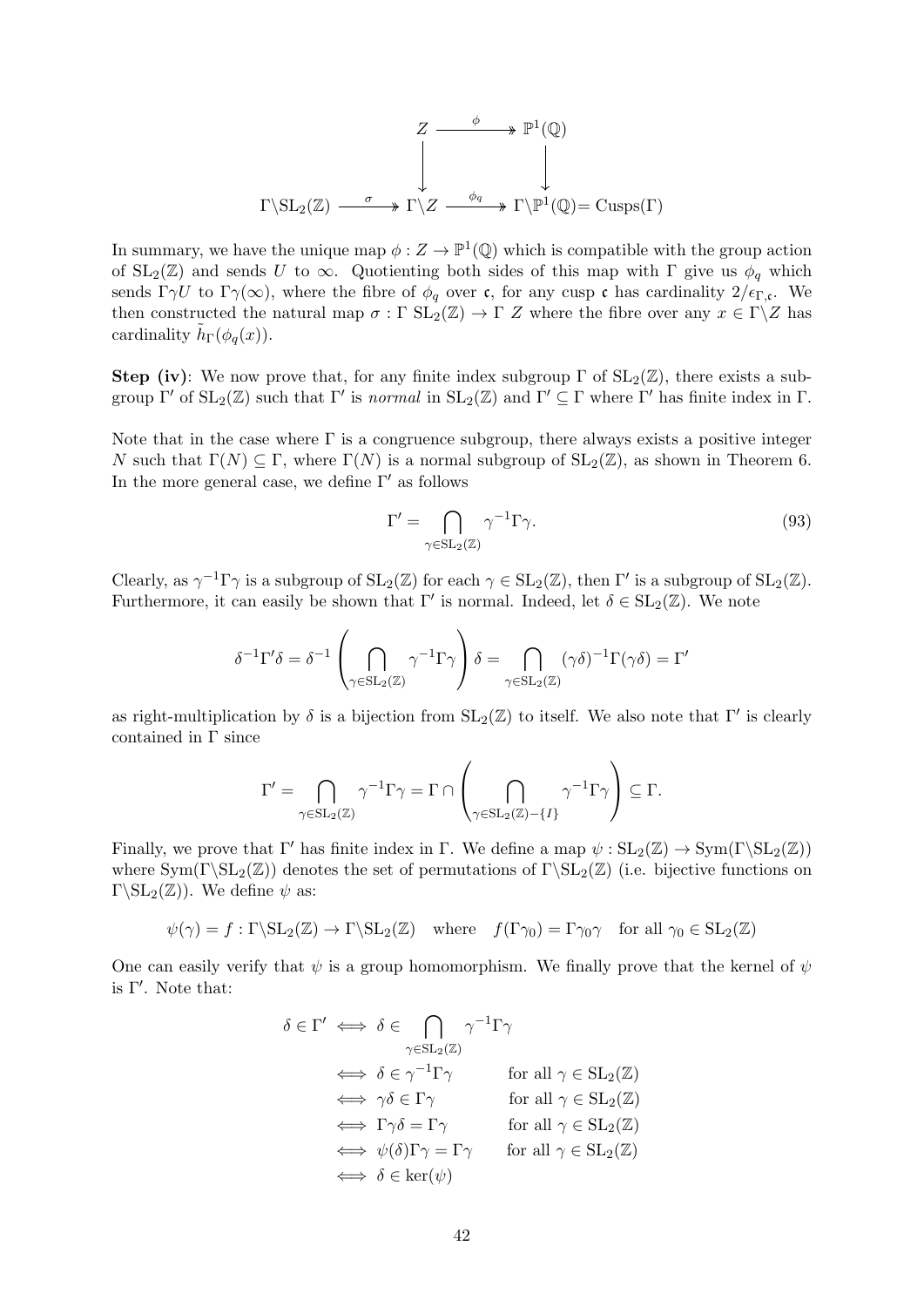$$
\begin{array}{ccccc}
 & & Z & \xrightarrow{\phi} & \mathbb{P}^1(\mathbb{Q}) \\
 & & \downarrow & & \downarrow \\
\Gamma\backslash \mathrm{SL}_2(\mathbb{Z}) & \xrightarrow{\sigma} & \Gamma\backslash Z & \xrightarrow{\phi_q} & \Gamma\backslash\mathbb{P}^1(\mathbb{Q}) = \mathrm{Cusps}(\Gamma)
\end{array}
$$

In summary, we have the unique map $\phi : Z \to \mathbb{P}^1(\mathbb{Q})$ which is compatible with the group action of $\mathrm{SL}_2(\mathbb{Z})$ and sends $U$ to $\infty$. Quotienting both sides of this map with $\Gamma$ give us $\phi_q$ which sends $\Gamma\gamma U$ to $\Gamma\gamma(\infty)$, where the fibre of $\phi_q$ over $\mathfrak{c}$, for any cusp $\mathfrak{c}$ has cardinality $2/\epsilon_{\Gamma,\mathfrak{c}}$. We then constructed the natural map $\sigma : \Gamma\ \mathrm{SL}_2(\mathbb{Z}) \to \Gamma\ Z$ where the fibre over any $x \in \Gamma\backslash Z$ has cardinality $\tilde{h}_\Gamma(\phi_q(x))$.

**Step (iv)**: We now prove that, for any finite index subgroup $\Gamma$ of $\mathrm{SL}_2(\mathbb{Z})$, there exists a subgroup $\Gamma'$ of $\mathrm{SL}_2(\mathbb{Z})$ such that $\Gamma'$ is *normal* in $\mathrm{SL}_2(\mathbb{Z})$ and $\Gamma' \subseteq \Gamma$ where $\Gamma'$ has finite index in $\Gamma$.

Note that in the case where $\Gamma$ is a congruence subgroup, there always exists a positive integer $N$ such that $\Gamma(N) \subseteq \Gamma$, where $\Gamma(N)$ is a normal subgroup of $\mathrm{SL}_2(\mathbb{Z})$, as shown in Theorem 6. In the more general case, we define $\Gamma'$ as follows

$$
\Gamma' = \bigcap_{\gamma \in \mathrm{SL}_2(\mathbb{Z})} \gamma^{-1}\Gamma\gamma. \tag{93}
$$

Clearly, as $\gamma^{-1}\Gamma\gamma$ is a subgroup of $\mathrm{SL}_2(\mathbb{Z})$ for each $\gamma \in \mathrm{SL}_2(\mathbb{Z})$, then $\Gamma'$ is a subgroup of $\mathrm{SL}_2(\mathbb{Z})$. Furthermore, it can easily be shown that $\Gamma'$ is normal. Indeed, let $\delta \in \mathrm{SL}_2(\mathbb{Z})$. We note

$$
\delta^{-1}\Gamma'\delta = \delta^{-1}\left(\bigcap_{\gamma \in \mathrm{SL}_2(\mathbb{Z})} \gamma^{-1}\Gamma\gamma\right)\delta = \bigcap_{\gamma \in \mathrm{SL}_2(\mathbb{Z})} (\gamma\delta)^{-1}\Gamma(\gamma\delta) = \Gamma'
$$

as right-multiplication by $\delta$ is a bijection from $\mathrm{SL}_2(\mathbb{Z})$ to itself. We also note that $\Gamma'$ is clearly contained in $\Gamma$ since

$$
\Gamma' = \bigcap_{\gamma \in \mathrm{SL}_2(\mathbb{Z})} \gamma^{-1}\Gamma\gamma = \Gamma \cap \left(\bigcap_{\gamma \in \mathrm{SL}_2(\mathbb{Z}) - \{I\}} \gamma^{-1}\Gamma\gamma\right) \subseteq \Gamma.
$$

Finally, we prove that $\Gamma'$ has finite index in $\Gamma$. We define a map $\psi : \mathrm{SL}_2(\mathbb{Z}) \to \mathrm{Sym}(\Gamma\backslash\mathrm{SL}_2(\mathbb{Z}))$ where $\mathrm{Sym}(\Gamma\backslash\mathrm{SL}_2(\mathbb{Z}))$ denotes the set of permutations of $\Gamma\backslash\mathrm{SL}_2(\mathbb{Z})$ (i.e. bijective functions on $\Gamma\backslash\mathrm{SL}_2(\mathbb{Z})$). We define $\psi$ as:

$$
\psi(\gamma) = f : \Gamma\backslash\mathrm{SL}_2(\mathbb{Z}) \to \Gamma\backslash\mathrm{SL}_2(\mathbb{Z}) \quad \text{where} \quad f(\Gamma\gamma_0) = \Gamma\gamma_0\gamma \quad \text{for all } \gamma_0 \in \mathrm{SL}_2(\mathbb{Z})
$$

One can easily verify that $\psi$ is a group homomorphism. We finally prove that the kernel of $\psi$ is $\Gamma'$. Note that:

$$
\begin{aligned}
\delta \in \Gamma' &\iff \delta \in \bigcap_{\gamma \in \mathrm{SL}_2(\mathbb{Z})} \gamma^{-1}\Gamma\gamma \\
&\iff \delta \in \gamma^{-1}\Gamma\gamma \qquad \text{for all } \gamma \in \mathrm{SL}_2(\mathbb{Z}) \\
&\iff \gamma\delta \in \Gamma\gamma \qquad \text{for all } \gamma \in \mathrm{SL}_2(\mathbb{Z}) \\
&\iff \Gamma\gamma\delta = \Gamma\gamma \qquad \text{for all } \gamma \in \mathrm{SL}_2(\mathbb{Z}) \\
&\iff \psi(\delta)\Gamma\gamma = \Gamma\gamma \qquad \text{for all } \gamma \in \mathrm{SL}_2(\mathbb{Z}) \\
&\iff \delta \in \ker(\psi)
\end{aligned}
$$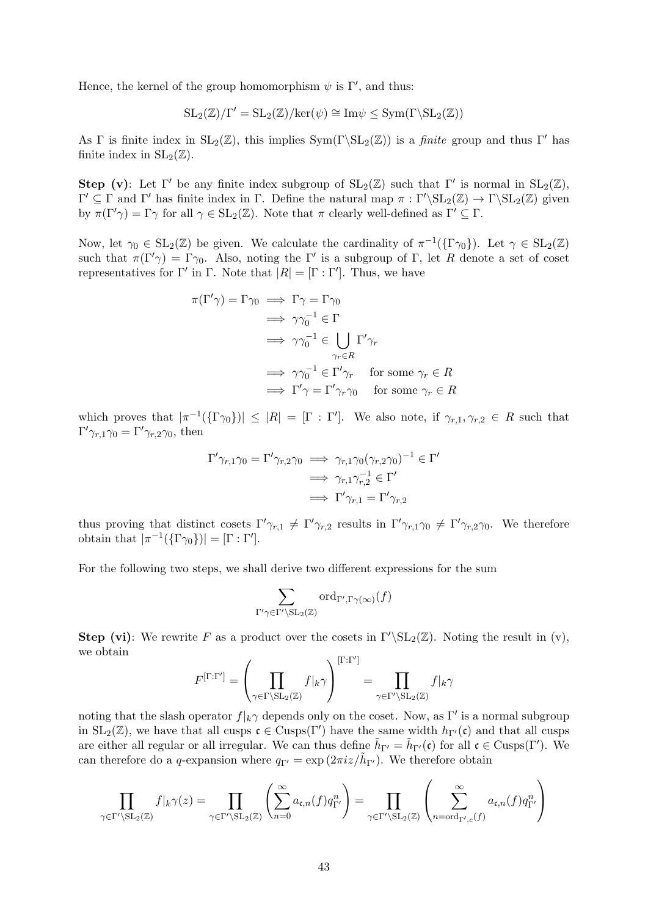Hence, the kernel of the group homomorphism $\psi$ is $\Gamma'$, and thus:

$$\mathrm{SL}_2(\mathbb{Z})/\Gamma' = \mathrm{SL}_2(\mathbb{Z})/\ker(\psi) \cong \mathrm{Im}\psi \leq \mathrm{Sym}(\Gamma\backslash\mathrm{SL}_2(\mathbb{Z}))$$

As $\Gamma$ is finite index in $\mathrm{SL}_2(\mathbb{Z})$, this implies $\mathrm{Sym}(\Gamma\backslash\mathrm{SL}_2(\mathbb{Z}))$ is a *finite* group and thus $\Gamma'$ has finite index in $\mathrm{SL}_2(\mathbb{Z})$.

**Step (v)**: Let $\Gamma'$ be any finite index subgroup of $\mathrm{SL}_2(\mathbb{Z})$ such that $\Gamma'$ is normal in $\mathrm{SL}_2(\mathbb{Z})$, $\Gamma' \subseteq \Gamma$ and $\Gamma'$ has finite index in $\Gamma$. Define the natural map $\pi : \Gamma'\backslash\mathrm{SL}_2(\mathbb{Z}) \to \Gamma\backslash\mathrm{SL}_2(\mathbb{Z})$ given by $\pi(\Gamma'\gamma) = \Gamma\gamma$ for all $\gamma \in \mathrm{SL}_2(\mathbb{Z})$. Note that $\pi$ clearly well-defined as $\Gamma' \subseteq \Gamma$.

Now, let $\gamma_0 \in \mathrm{SL}_2(\mathbb{Z})$ be given. We calculate the cardinality of $\pi^{-1}(\{\Gamma\gamma_0\})$. Let $\gamma \in \mathrm{SL}_2(\mathbb{Z})$ such that $\pi(\Gamma'\gamma) = \Gamma\gamma_0$. Also, noting the $\Gamma'$ is a subgroup of $\Gamma$, let $R$ denote a set of coset representatives for $\Gamma'$ in $\Gamma$. Note that $|R| = [\Gamma : \Gamma']$. Thus, we have

$$\begin{aligned}
\pi(\Gamma'\gamma) = \Gamma\gamma_0 &\implies \Gamma\gamma = \Gamma\gamma_0 \\
&\implies \gamma\gamma_0^{-1} \in \Gamma \\
&\implies \gamma\gamma_0^{-1} \in \bigcup_{\gamma_r \in R} \Gamma'\gamma_r \\
&\implies \gamma\gamma_0^{-1} \in \Gamma'\gamma_r \quad \text{for some } \gamma_r \in R \\
&\implies \Gamma'\gamma = \Gamma'\gamma_r\gamma_0 \quad \text{for some } \gamma_r \in R
\end{aligned}$$

which proves that $|\pi^{-1}(\{\Gamma\gamma_0\})| \leq |R| = [\Gamma : \Gamma']$. We also note, if $\gamma_{r,1}, \gamma_{r,2} \in R$ such that $\Gamma'\gamma_{r,1}\gamma_0 = \Gamma'\gamma_{r,2}\gamma_0$, then

$$\begin{aligned}
\Gamma'\gamma_{r,1}\gamma_0 = \Gamma'\gamma_{r,2}\gamma_0 &\implies \gamma_{r,1}\gamma_0(\gamma_{r,2}\gamma_0)^{-1} \in \Gamma' \\
&\implies \gamma_{r,1}\gamma_{r,2}^{-1} \in \Gamma' \\
&\implies \Gamma'\gamma_{r,1} = \Gamma'\gamma_{r,2}
\end{aligned}$$

thus proving that distinct cosets $\Gamma'\gamma_{r,1} \neq \Gamma'\gamma_{r,2}$ results in $\Gamma'\gamma_{r,1}\gamma_0 \neq \Gamma'\gamma_{r,2}\gamma_0$. We therefore obtain that $|\pi^{-1}(\{\Gamma\gamma_0\})| = [\Gamma : \Gamma']$.

For the following two steps, we shall derive two different expressions for the sum

$$\sum_{\Gamma'\gamma \in \Gamma'\backslash\mathrm{SL}_2(\mathbb{Z})} \mathrm{ord}_{\Gamma',\Gamma\gamma(\infty)}(f)$$

**Step (vi)**: We rewrite $F$ as a product over the cosets in $\Gamma'\backslash\mathrm{SL}_2(\mathbb{Z})$. Noting the result in (v), we obtain

$$F^{[\Gamma:\Gamma']} = \left(\prod_{\gamma \in \Gamma\backslash\mathrm{SL}_2(\mathbb{Z})} f|_k\gamma\right)^{[\Gamma:\Gamma']} = \prod_{\gamma \in \Gamma'\backslash\mathrm{SL}_2(\mathbb{Z})} f|_k\gamma$$

noting that the slash operator $f|_k\gamma$ depends only on the coset. Now, as $\Gamma'$ is a normal subgroup in $\mathrm{SL}_2(\mathbb{Z})$, we have that all cusps $\mathfrak{c} \in \mathrm{Cusps}(\Gamma')$ have the same width $h_{\Gamma'}(\mathfrak{c})$ and that all cusps are either all regular or all irregular. We can thus define $\tilde{h}_{\Gamma'} = \tilde{h}_{\Gamma'}(\mathfrak{c})$ for all $\mathfrak{c} \in \mathrm{Cusps}(\Gamma')$. We can therefore do a $q$-expansion where $q_{\Gamma'} = \exp(2\pi i z/\tilde{h}_{\Gamma'})$. We therefore obtain

$$\prod_{\gamma \in \Gamma'\backslash\mathrm{SL}_2(\mathbb{Z})} f|_k\gamma(z) = \prod_{\gamma \in \Gamma'\backslash\mathrm{SL}_2(\mathbb{Z})} \left(\sum_{n=0}^{\infty} a_{\mathfrak{c},n}(f) q_{\Gamma'}^n\right) = \prod_{\gamma \in \Gamma'\backslash\mathrm{SL}_2(\mathbb{Z})} \left(\sum_{n=\mathrm{ord}_{\Gamma',\mathfrak{c}}(f)}^{\infty} a_{\mathfrak{c},n}(f) q_{\Gamma'}^n\right)$$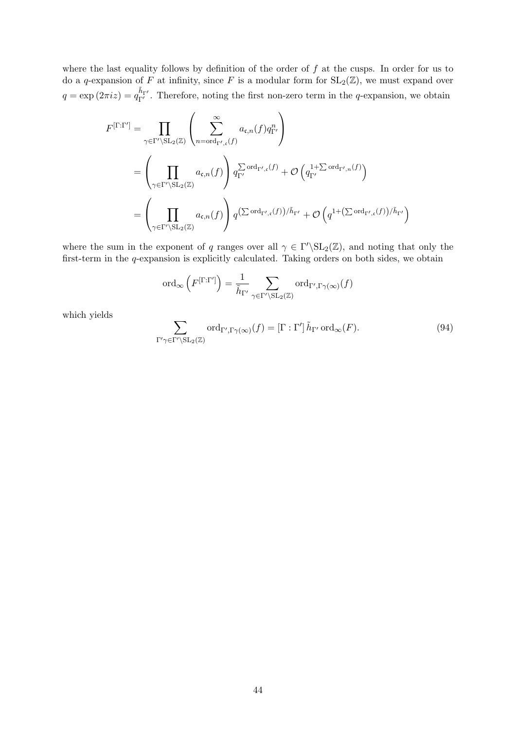where the last equality follows by definition of the order of $f$ at the cusps. In order for us to do a $q$-expansion of $F$ at infinity, since $F$ is a modular form for $\mathrm{SL}_2(\mathbb{Z})$, we must expand over $q = \exp(2\pi i z) = q_{\Gamma'}^{\tilde{h}_{\Gamma'}}$. Therefore, noting the first non-zero term in the $q$-expansion, we obtain

$$
\begin{aligned}
F^{[\Gamma:\Gamma']} &= \prod_{\gamma \in \Gamma' \backslash \mathrm{SL}_2(\mathbb{Z})} \left( \sum_{n=\mathrm{ord}_{\Gamma',\mathfrak{c}}(f)}^{\infty} a_{\mathfrak{c},n}(f) q_{\Gamma'}^{n} \right) \\
&= \left( \prod_{\gamma \in \Gamma' \backslash \mathrm{SL}_2(\mathbb{Z})} a_{\mathfrak{c},n}(f) \right) q_{\Gamma'}^{\sum \mathrm{ord}_{\Gamma',\mathfrak{c}}(f)} + \mathcal{O}\left( q_{\Gamma'}^{1+\sum \mathrm{ord}_{\Gamma',n}(f)} \right) \\
&= \left( \prod_{\gamma \in \Gamma' \backslash \mathrm{SL}_2(\mathbb{Z})} a_{\mathfrak{c},n}(f) \right) q^{\left(\sum \mathrm{ord}_{\Gamma',\mathfrak{c}}(f)\right)/\tilde{h}_{\Gamma'}} + \mathcal{O}\left( q^{1+\left(\sum \mathrm{ord}_{\Gamma',\mathfrak{c}}(f)\right)/\tilde{h}_{\Gamma'}} \right)
\end{aligned}
$$

where the sum in the exponent of $q$ ranges over all $\gamma \in \Gamma' \backslash \mathrm{SL}_2(\mathbb{Z})$, and noting that only the first-term in the $q$-expansion is explicitly calculated. Taking orders on both sides, we obtain

$$
\mathrm{ord}_{\infty}\left( F^{[\Gamma:\Gamma']} \right) = \frac{1}{\tilde{h}_{\Gamma'}} \sum_{\gamma \in \Gamma' \backslash \mathrm{SL}_2(\mathbb{Z})} \mathrm{ord}_{\Gamma', \Gamma\gamma(\infty)}(f)
$$

which yields

$$
\sum_{\Gamma'\gamma \in \Gamma' \backslash \mathrm{SL}_2(\mathbb{Z})} \mathrm{ord}_{\Gamma', \Gamma\gamma(\infty)}(f) = [\Gamma : \Gamma']\, \tilde{h}_{\Gamma'} \, \mathrm{ord}_{\infty}(F). \tag{94}
$$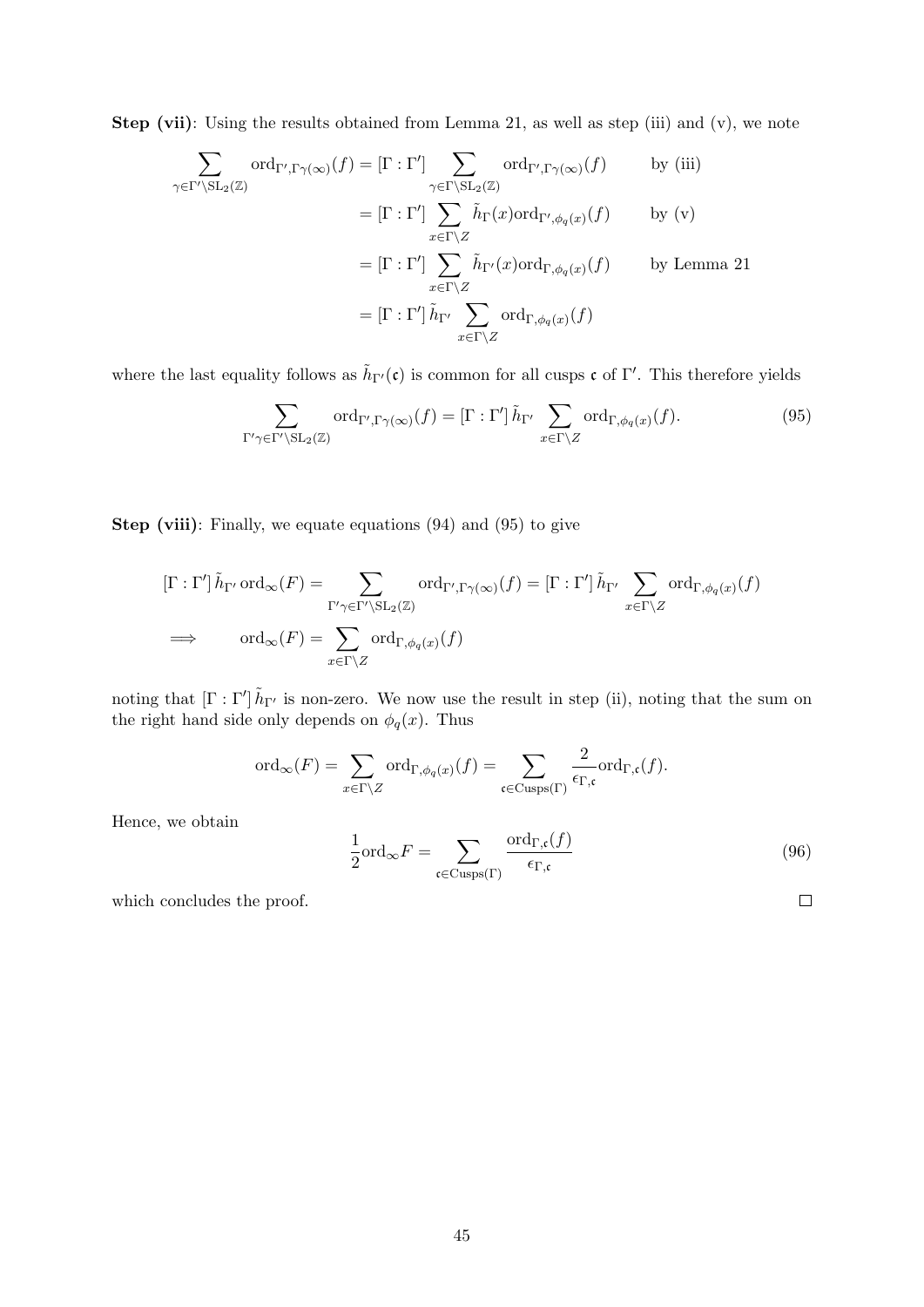**Step (vii)**: Using the results obtained from Lemma 21, as well as step (iii) and (v), we note

$$
\begin{aligned}
\sum_{\gamma \in \Gamma' \backslash \mathrm{SL}_2(\mathbb{Z})} \mathrm{ord}_{\Gamma', \Gamma\gamma(\infty)}(f) &= [\Gamma : \Gamma'] \sum_{\gamma \in \Gamma \backslash \mathrm{SL}_2(\mathbb{Z})} \mathrm{ord}_{\Gamma', \Gamma\gamma(\infty)}(f) && \text{by (iii)} \\
&= [\Gamma : \Gamma'] \sum_{x \in \Gamma \backslash Z} \tilde{h}_{\Gamma}(x) \mathrm{ord}_{\Gamma', \phi_q(x)}(f) && \text{by (v)} \\
&= [\Gamma : \Gamma'] \sum_{x \in \Gamma \backslash Z} \tilde{h}_{\Gamma'}(x) \mathrm{ord}_{\Gamma, \phi_q(x)}(f) && \text{by Lemma 21} \\
&= [\Gamma : \Gamma'] \, \tilde{h}_{\Gamma'} \sum_{x \in \Gamma \backslash Z} \mathrm{ord}_{\Gamma, \phi_q(x)}(f)
\end{aligned}
$$

where the last equality follows as $\tilde{h}_{\Gamma'}(\mathfrak{c})$ is common for all cusps $\mathfrak{c}$ of $\Gamma'$. This therefore yields

$$
\sum_{\Gamma'\gamma \in \Gamma' \backslash \mathrm{SL}_2(\mathbb{Z})} \mathrm{ord}_{\Gamma', \Gamma\gamma(\infty)}(f) = [\Gamma : \Gamma'] \, \tilde{h}_{\Gamma'} \sum_{x \in \Gamma \backslash Z} \mathrm{ord}_{\Gamma, \phi_q(x)}(f). \tag{95}
$$

**Step (viii)**: Finally, we equate equations (94) and (95) to give

$$
\begin{aligned}
[\Gamma : \Gamma'] \, \tilde{h}_{\Gamma'} \, \mathrm{ord}_{\infty}(F) = \sum_{\Gamma'\gamma \in \Gamma' \backslash \mathrm{SL}_2(\mathbb{Z})} \mathrm{ord}_{\Gamma', \Gamma\gamma(\infty)}(f) &= [\Gamma : \Gamma'] \, \tilde{h}_{\Gamma'} \sum_{x \in \Gamma \backslash Z} \mathrm{ord}_{\Gamma, \phi_q(x)}(f) \\
\implies \qquad \mathrm{ord}_{\infty}(F) = \sum_{x \in \Gamma \backslash Z} \mathrm{ord}_{\Gamma, \phi_q(x)}(f)
\end{aligned}
$$

noting that $[\Gamma : \Gamma'] \, \tilde{h}_{\Gamma'}$ is non-zero. We now use the result in step (ii), noting that the sum on the right hand side only depends on $\phi_q(x)$. Thus

$$
\mathrm{ord}_{\infty}(F) = \sum_{x \in \Gamma \backslash Z} \mathrm{ord}_{\Gamma, \phi_q(x)}(f) = \sum_{\mathfrak{c} \in \mathrm{Cusps}(\Gamma)} \frac{2}{\epsilon_{\Gamma, \mathfrak{c}}} \mathrm{ord}_{\Gamma, \mathfrak{c}}(f).
$$

Hence, we obtain

$$
\frac{1}{2} \mathrm{ord}_{\infty} F = \sum_{\mathfrak{c} \in \mathrm{Cusps}(\Gamma)} \frac{\mathrm{ord}_{\Gamma, \mathfrak{c}}(f)}{\epsilon_{\Gamma, \mathfrak{c}}} \tag{96}
$$

which concludes the proof. $\square$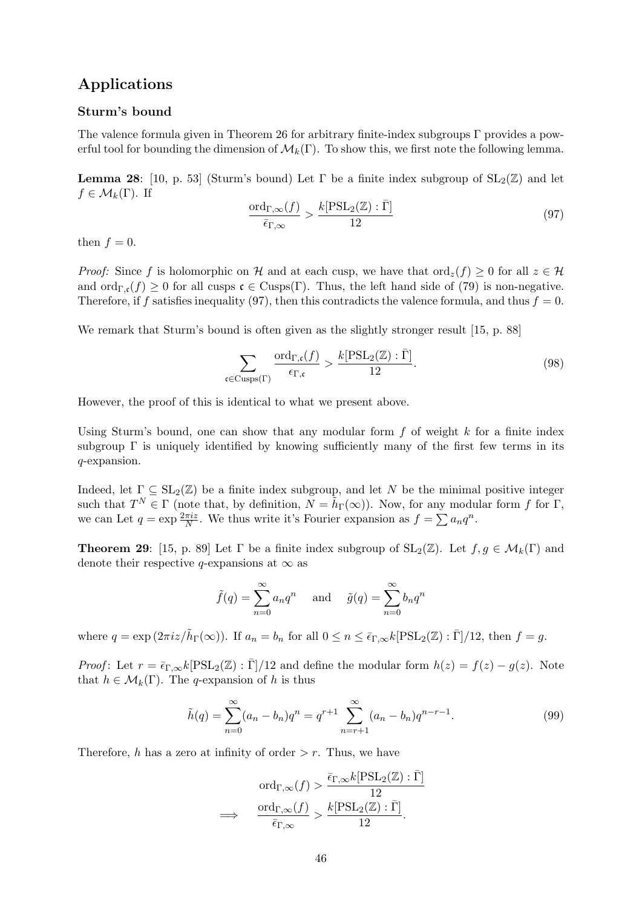## Applications

### Sturm's bound

The valence formula given in Theorem 26 for arbitrary finite-index subgroups $\Gamma$ provides a powerful tool for bounding the dimension of $\mathcal{M}_k(\Gamma)$. To show this, we first note the following lemma.

**Lemma 28**: [10, p. 53] (Sturm's bound) Let $\Gamma$ be a finite index subgroup of $\mathrm{SL}_2(\mathbb{Z})$ and let $f \in \mathcal{M}_k(\Gamma)$. If

$$\frac{\mathrm{ord}_{\Gamma,\infty}(f)}{\bar{\epsilon}_{\Gamma,\infty}} > \frac{k[\mathrm{PSL}_2(\mathbb{Z}) : \bar{\Gamma}]}{12} \tag{97}$$

then $f = 0$.

*Proof:* Since $f$ is holomorphic on $\mathcal{H}$ and at each cusp, we have that $\mathrm{ord}_z(f) \geq 0$ for all $z \in \mathcal{H}$ and $\mathrm{ord}_{\Gamma,\mathfrak{c}}(f) \geq 0$ for all cusps $\mathfrak{c} \in \mathrm{Cusps}(\Gamma)$. Thus, the left hand side of (79) is non-negative. Therefore, if $f$ satisfies inequality (97), then this contradicts the valence formula, and thus $f = 0$.

We remark that Sturm's bound is often given as the slightly stronger result [15, p. 88]

$$\sum_{\mathfrak{c} \in \mathrm{Cusps}(\Gamma)} \frac{\mathrm{ord}_{\Gamma,\mathfrak{c}}(f)}{\epsilon_{\Gamma,\mathfrak{c}}} > \frac{k[\mathrm{PSL}_2(\mathbb{Z}) : \bar{\Gamma}]}{12}. \tag{98}$$

However, the proof of this is identical to what we present above.

Using Sturm's bound, one can show that any modular form $f$ of weight $k$ for a finite index subgroup $\Gamma$ is uniquely identified by knowing sufficiently many of the first few terms in its $q$-expansion.

Indeed, let $\Gamma \subseteq \mathrm{SL}_2(\mathbb{Z})$ be a finite index subgroup, and let $N$ be the minimal positive integer such that $T^N \in \Gamma$ (note that, by definition, $N = \tilde{h}_\Gamma(\infty)$). Now, for any modular form $f$ for $\Gamma$, we can Let $q = \exp \frac{2\pi i z}{N}$. We thus write it's Fourier expansion as $f = \sum a_n q^n$.

**Theorem 29**: [15, p. 89] Let $\Gamma$ be a finite index subgroup of $\mathrm{SL}_2(\mathbb{Z})$. Let $f, g \in \mathcal{M}_k(\Gamma)$ and denote their respective $q$-expansions at $\infty$ as

$$\tilde{f}(q) = \sum_{n=0}^{\infty} a_n q^n \quad \text{and} \quad \tilde{g}(q) = \sum_{n=0}^{\infty} b_n q^n$$

where $q = \exp(2\pi i z / \tilde{h}_\Gamma(\infty))$. If $a_n = b_n$ for all $0 \leq n \leq \bar{\epsilon}_{\Gamma,\infty} k[\mathrm{PSL}_2(\mathbb{Z}) : \bar{\Gamma}]/12$, then $f = g$.

*Proof*: Let $r = \bar{\epsilon}_{\Gamma,\infty} k[\mathrm{PSL}_2(\mathbb{Z}) : \bar{\Gamma}]/12$ and define the modular form $h(z) = f(z) - g(z)$. Note that $h \in \mathcal{M}_k(\Gamma)$. The $q$-expansion of $h$ is thus

$$\tilde{h}(q) = \sum_{n=0}^{\infty} (a_n - b_n) q^n = q^{r+1} \sum_{n=r+1}^{\infty} (a_n - b_n) q^{n-r-1}. \tag{99}$$

Therefore, $h$ has a zero at infinity of order $> r$. Thus, we have

$$\begin{aligned} &\mathrm{ord}_{\Gamma,\infty}(f) > \frac{\bar{\epsilon}_{\Gamma,\infty} k[\mathrm{PSL}_2(\mathbb{Z}) : \bar{\Gamma}]}{12} \\ \implies \quad &\frac{\mathrm{ord}_{\Gamma,\infty}(f)}{\bar{\epsilon}_{\Gamma,\infty}} > \frac{k[\mathrm{PSL}_2(\mathbb{Z}) : \bar{\Gamma}]}{12}. \end{aligned}$$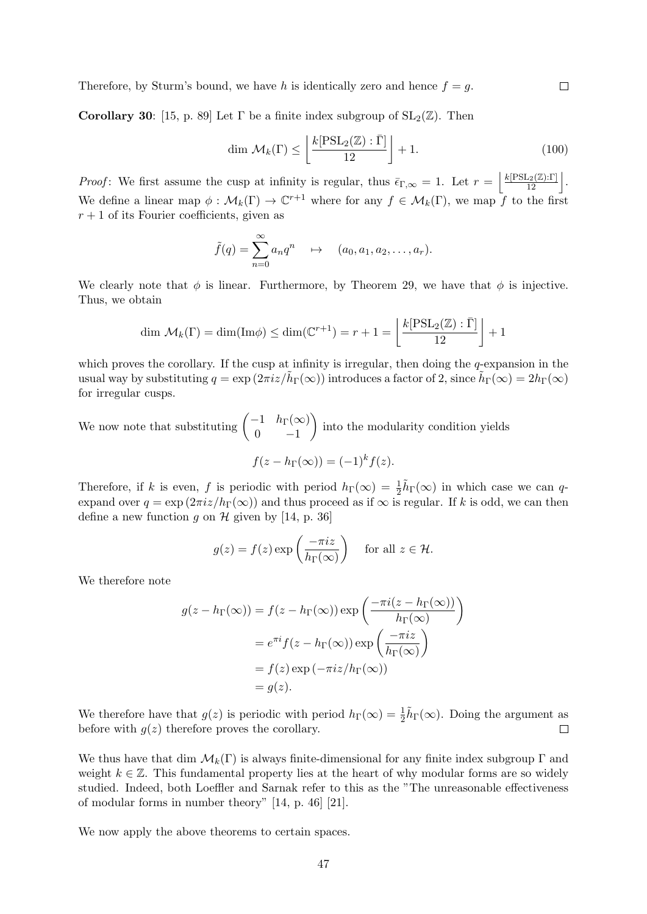Therefore, by Sturm's bound, we have $h$ is identically zero and hence $f = g$. $\square$

**Corollary 30**: [15, p. 89] Let $\Gamma$ be a finite index subgroup of $\mathrm{SL}_2(\mathbb{Z})$. Then

$$\dim \mathcal{M}_k(\Gamma) \leq \left\lfloor \frac{k[\mathrm{PSL}_2(\mathbb{Z}) : \bar{\Gamma}]}{12} \right\rfloor + 1. \tag{100}$$

*Proof*: We first assume the cusp at infinity is regular, thus $\bar{\epsilon}_{\Gamma,\infty} = 1$. Let $r = \left\lfloor \frac{k[\mathrm{PSL}_2(\mathbb{Z}):\bar{\Gamma}]}{12} \right\rfloor$. We define a linear map $\phi : \mathcal{M}_k(\Gamma) \to \mathbb{C}^{r+1}$ where for any $f \in \mathcal{M}_k(\Gamma)$, we map $f$ to the first $r+1$ of its Fourier coefficients, given as

$$\tilde{f}(q) = \sum_{n=0}^{\infty} a_n q^n \quad \mapsto \quad (a_0, a_1, a_2, \ldots, a_r).$$

We clearly note that $\phi$ is linear. Furthermore, by Theorem 29, we have that $\phi$ is injective. Thus, we obtain

$$\dim \mathcal{M}_k(\Gamma) = \dim(\mathrm{Im}\phi) \leq \dim(\mathbb{C}^{r+1}) = r + 1 = \left\lfloor \frac{k[\mathrm{PSL}_2(\mathbb{Z}) : \bar{\Gamma}]}{12} \right\rfloor + 1$$

which proves the corollary. If the cusp at infinity is irregular, then doing the $q$-expansion in the usual way by substituting $q = \exp(2\pi i z / \tilde{h}_\Gamma(\infty))$ introduces a factor of 2, since $\tilde{h}_\Gamma(\infty) = 2h_\Gamma(\infty)$ for irregular cusps.

We now note that substituting $\begin{pmatrix} -1 & h_\Gamma(\infty) \\ 0 & -1 \end{pmatrix}$ into the modularity condition yields

$$f(z - h_\Gamma(\infty)) = (-1)^k f(z).$$

Therefore, if $k$ is even, $f$ is periodic with period $h_\Gamma(\infty) = \frac{1}{2}\tilde{h}_\Gamma(\infty)$ in which case we can $q$-expand over $q = \exp(2\pi i z / h_\Gamma(\infty))$ and thus proceed as if $\infty$ is regular. If $k$ is odd, we can then define a new function $g$ on $\mathcal{H}$ given by [14, p. 36]

$$g(z) = f(z) \exp\left(\frac{-\pi i z}{h_\Gamma(\infty)}\right) \quad \text{for all } z \in \mathcal{H}.$$

We therefore note

$$\begin{aligned}
g(z - h_\Gamma(\infty)) &= f(z - h_\Gamma(\infty)) \exp\left(\frac{-\pi i (z - h_\Gamma(\infty))}{h_\Gamma(\infty)}\right) \\
&= e^{\pi i} f(z - h_\Gamma(\infty)) \exp\left(\frac{-\pi i z}{h_\Gamma(\infty)}\right) \\
&= f(z) \exp(-\pi i z / h_\Gamma(\infty)) \\
&= g(z).
\end{aligned}$$

We therefore have that $g(z)$ is periodic with period $h_\Gamma(\infty) = \frac{1}{2}\tilde{h}_\Gamma(\infty)$. Doing the argument as before with $g(z)$ therefore proves the corollary. $\square$

We thus have that $\dim \mathcal{M}_k(\Gamma)$ is always finite-dimensional for any finite index subgroup $\Gamma$ and weight $k \in \mathbb{Z}$. This fundamental property lies at the heart of why modular forms are so widely studied. Indeed, both Loeffler and Sarnak refer to this as the "The unreasonable effectiveness of modular forms in number theory" [14, p. 46] [21].

We now apply the above theorems to certain spaces.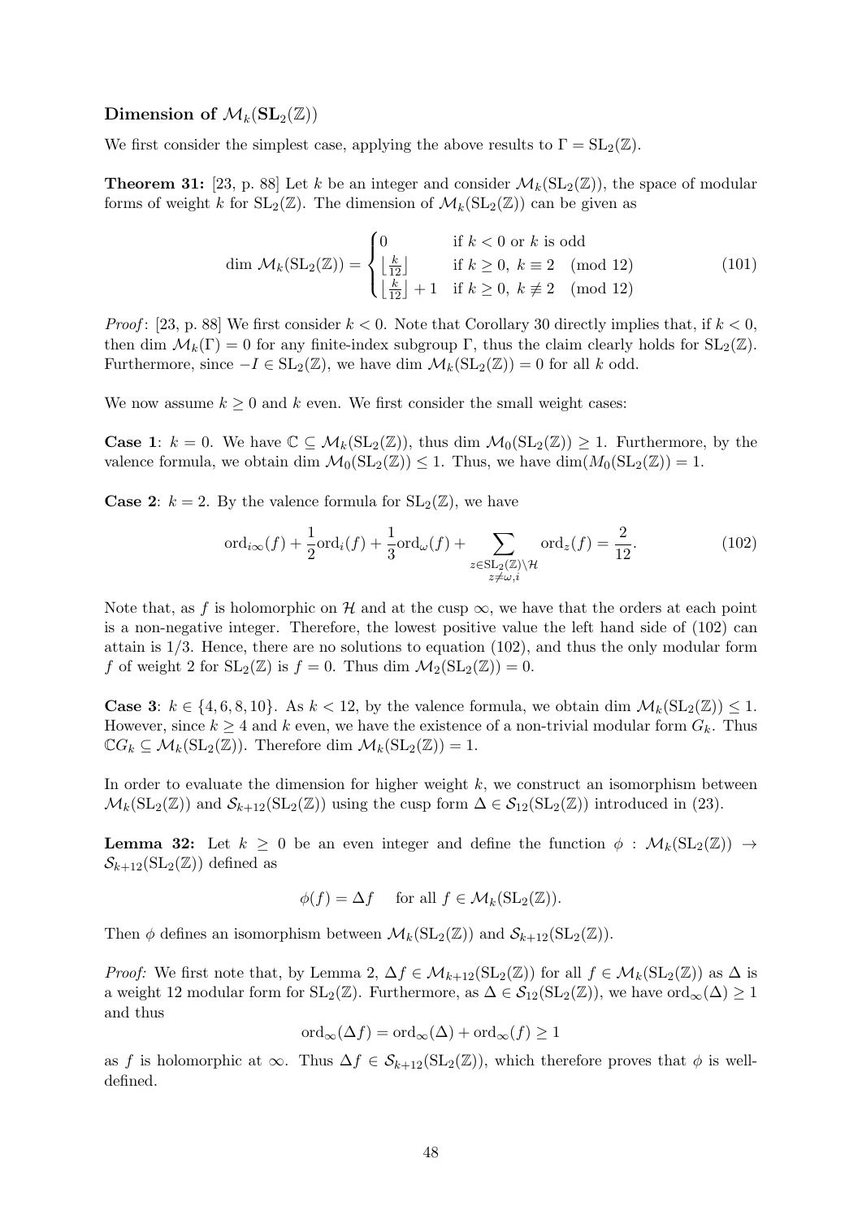### Dimension of $\mathcal{M}_k(\mathbf{SL}_2(\mathbb{Z}))$

We first consider the simplest case, applying the above results to $\Gamma = \mathrm{SL}_2(\mathbb{Z})$.

**Theorem 31:** [23, p. 88] Let $k$ be an integer and consider $\mathcal{M}_k(\mathrm{SL}_2(\mathbb{Z}))$, the space of modular forms of weight $k$ for $\mathrm{SL}_2(\mathbb{Z})$. The dimension of $\mathcal{M}_k(\mathrm{SL}_2(\mathbb{Z}))$ can be given as

$$\dim \mathcal{M}_k(\mathrm{SL}_2(\mathbb{Z})) = \begin{cases} 0 & \text{if } k < 0 \text{ or } k \text{ is odd} \\ \left\lfloor \frac{k}{12} \right\rfloor & \text{if } k \geq 0,\ k \equiv 2 \pmod{12} \\ \left\lfloor \frac{k}{12} \right\rfloor + 1 & \text{if } k \geq 0,\ k \not\equiv 2 \pmod{12} \end{cases} \tag{101}$$

*Proof*: [23, p. 88] We first consider $k < 0$. Note that Corollary 30 directly implies that, if $k < 0$, then $\dim \mathcal{M}_k(\Gamma) = 0$ for any finite-index subgroup $\Gamma$, thus the claim clearly holds for $\mathrm{SL}_2(\mathbb{Z})$. Furthermore, since $-I \in \mathrm{SL}_2(\mathbb{Z})$, we have $\dim \mathcal{M}_k(\mathrm{SL}_2(\mathbb{Z})) = 0$ for all $k$ odd.

We now assume $k \geq 0$ and $k$ even. We first consider the small weight cases:

**Case 1**: $k = 0$. We have $\mathbb{C} \subseteq \mathcal{M}_k(\mathrm{SL}_2(\mathbb{Z}))$, thus $\dim \mathcal{M}_0(\mathrm{SL}_2(\mathbb{Z})) \geq 1$. Furthermore, by the valence formula, we obtain $\dim \mathcal{M}_0(\mathrm{SL}_2(\mathbb{Z})) \leq 1$. Thus, we have $\dim(M_0(\mathrm{SL}_2(\mathbb{Z})) = 1$.

**Case 2**: $k = 2$. By the valence formula for $\mathrm{SL}_2(\mathbb{Z})$, we have

$$\mathrm{ord}_{i\infty}(f) + \frac{1}{2}\mathrm{ord}_i(f) + \frac{1}{3}\mathrm{ord}_\omega(f) + \sum_{\substack{z \in \mathrm{SL}_2(\mathbb{Z}) \setminus \mathcal{H} \\ z \neq \omega, i}} \mathrm{ord}_z(f) = \frac{2}{12}. \tag{102}$$

Note that, as $f$ is holomorphic on $\mathcal{H}$ and at the cusp $\infty$, we have that the orders at each point is a non-negative integer. Therefore, the lowest positive value the left hand side of (102) can attain is $1/3$. Hence, there are no solutions to equation (102), and thus the only modular form $f$ of weight 2 for $\mathrm{SL}_2(\mathbb{Z})$ is $f = 0$. Thus $\dim \mathcal{M}_2(\mathrm{SL}_2(\mathbb{Z})) = 0$.

**Case 3**: $k \in \{4, 6, 8, 10\}$. As $k < 12$, by the valence formula, we obtain $\dim \mathcal{M}_k(\mathrm{SL}_2(\mathbb{Z})) \leq 1$. However, since $k \geq 4$ and $k$ even, we have the existence of a non-trivial modular form $G_k$. Thus $\mathbb{C}G_k \subseteq \mathcal{M}_k(\mathrm{SL}_2(\mathbb{Z}))$. Therefore $\dim \mathcal{M}_k(\mathrm{SL}_2(\mathbb{Z})) = 1$.

In order to evaluate the dimension for higher weight $k$, we construct an isomorphism between $\mathcal{M}_k(\mathrm{SL}_2(\mathbb{Z}))$ and $\mathcal{S}_{k+12}(\mathrm{SL}_2(\mathbb{Z}))$ using the cusp form $\Delta \in \mathcal{S}_{12}(\mathrm{SL}_2(\mathbb{Z}))$ introduced in (23).

**Lemma 32:** Let $k \geq 0$ be an even integer and define the function $\phi : \mathcal{M}_k(\mathrm{SL}_2(\mathbb{Z})) \to \mathcal{S}_{k+12}(\mathrm{SL}_2(\mathbb{Z}))$ defined as

$$\phi(f) = \Delta f \quad \text{for all } f \in \mathcal{M}_k(\mathrm{SL}_2(\mathbb{Z})).$$

Then $\phi$ defines an isomorphism between $\mathcal{M}_k(\mathrm{SL}_2(\mathbb{Z}))$ and $\mathcal{S}_{k+12}(\mathrm{SL}_2(\mathbb{Z}))$.

*Proof:* We first note that, by Lemma 2, $\Delta f \in \mathcal{M}_{k+12}(\mathrm{SL}_2(\mathbb{Z}))$ for all $f \in \mathcal{M}_k(\mathrm{SL}_2(\mathbb{Z}))$ as $\Delta$ is a weight 12 modular form for $\mathrm{SL}_2(\mathbb{Z})$. Furthermore, as $\Delta \in \mathcal{S}_{12}(\mathrm{SL}_2(\mathbb{Z}))$, we have $\mathrm{ord}_\infty(\Delta) \geq 1$ and thus

$$\mathrm{ord}_\infty(\Delta f) = \mathrm{ord}_\infty(\Delta) + \mathrm{ord}_\infty(f) \geq 1$$

as $f$ is holomorphic at $\infty$. Thus $\Delta f \in \mathcal{S}_{k+12}(\mathrm{SL}_2(\mathbb{Z}))$, which therefore proves that $\phi$ is well-defined.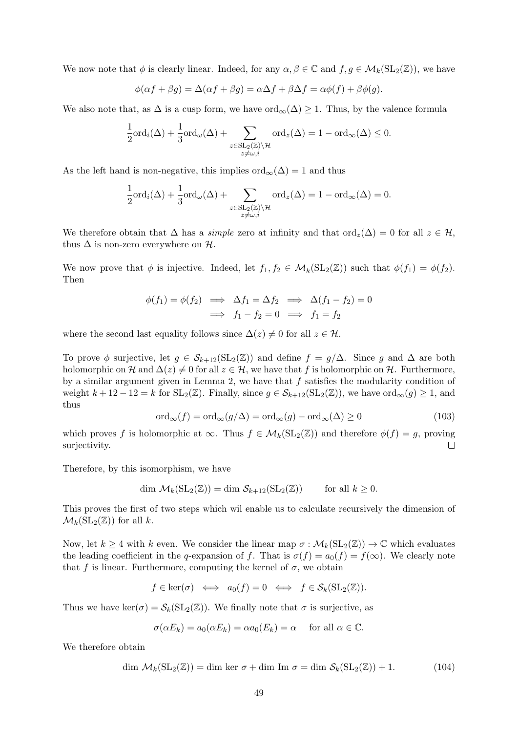We now note that $\phi$ is clearly linear. Indeed, for any $\alpha, \beta \in \mathbb{C}$ and $f, g \in \mathcal{M}_k(\mathrm{SL}_2(\mathbb{Z}))$, we have

$$\phi(\alpha f + \beta g) = \Delta(\alpha f + \beta g) = \alpha \Delta f + \beta \Delta f = \alpha \phi(f) + \beta \phi(g).$$

We also note that, as $\Delta$ is a cusp form, we have $\mathrm{ord}_\infty(\Delta) \geq 1$. Thus, by the valence formula

$$\frac{1}{2}\mathrm{ord}_i(\Delta) + \frac{1}{3}\mathrm{ord}_\omega(\Delta) + \sum_{\substack{z \in \mathrm{SL}_2(\mathbb{Z})\backslash\mathcal{H} \\ z \neq \omega, i}} \mathrm{ord}_z(\Delta) = 1 - \mathrm{ord}_\infty(\Delta) \leq 0.$$

As the left hand is non-negative, this implies $\mathrm{ord}_\infty(\Delta) = 1$ and thus

$$\frac{1}{2}\mathrm{ord}_i(\Delta) + \frac{1}{3}\mathrm{ord}_\omega(\Delta) + \sum_{\substack{z \in \mathrm{SL}_2(\mathbb{Z})\backslash\mathcal{H} \\ z \neq \omega, i}} \mathrm{ord}_z(\Delta) = 1 - \mathrm{ord}_\infty(\Delta) = 0.$$

We therefore obtain that $\Delta$ has a *simple* zero at infinity and that $\mathrm{ord}_z(\Delta) = 0$ for all $z \in \mathcal{H}$, thus $\Delta$ is non-zero everywhere on $\mathcal{H}$.

We now prove that $\phi$ is injective. Indeed, let $f_1, f_2 \in \mathcal{M}_k(\mathrm{SL}_2(\mathbb{Z}))$ such that $\phi(f_1) = \phi(f_2)$. Then

$$\begin{aligned} \phi(f_1) = \phi(f_2) &\implies \Delta f_1 = \Delta f_2 \implies \Delta(f_1 - f_2) = 0 \\ &\implies f_1 - f_2 = 0 \implies f_1 = f_2 \end{aligned}$$

where the second last equality follows since $\Delta(z) \neq 0$ for all $z \in \mathcal{H}$.

To prove $\phi$ surjective, let $g \in \mathcal{S}_{k+12}(\mathrm{SL}_2(\mathbb{Z}))$ and define $f = g/\Delta$. Since $g$ and $\Delta$ are both holomorphic on $\mathcal{H}$ and $\Delta(z) \neq 0$ for all $z \in \mathcal{H}$, we have that $f$ is holomorphic on $\mathcal{H}$. Furthermore, by a similar argument given in Lemma 2, we have that $f$ satisfies the modularity condition of weight $k + 12 - 12 = k$ for $\mathrm{SL}_2(\mathbb{Z})$. Finally, since $g \in \mathcal{S}_{k+12}(\mathrm{SL}_2(\mathbb{Z}))$, we have $\mathrm{ord}_\infty(g) \geq 1$, and thus

$$\mathrm{ord}_\infty(f) = \mathrm{ord}_\infty(g/\Delta) = \mathrm{ord}_\infty(g) - \mathrm{ord}_\infty(\Delta) \geq 0 \tag{103}$$

which proves $f$ is holomorphic at $\infty$. Thus $f \in \mathcal{M}_k(\mathrm{SL}_2(\mathbb{Z}))$ and therefore $\phi(f) = g$, proving surjectivity. $\square$

Therefore, by this isomorphism, we have

$$\dim\, \mathcal{M}_k(\mathrm{SL}_2(\mathbb{Z})) = \dim\, \mathcal{S}_{k+12}(\mathrm{SL}_2(\mathbb{Z})) \qquad \text{for all } k \geq 0.$$

This proves the first of two steps which wil enable us to calculate recursively the dimension of $\mathcal{M}_k(\mathrm{SL}_2(\mathbb{Z}))$ for all $k$.

Now, let $k \geq 4$ with $k$ even. We consider the linear map $\sigma : \mathcal{M}_k(\mathrm{SL}_2(\mathbb{Z})) \to \mathbb{C}$ which evaluates the leading coefficient in the $q$-expansion of $f$. That is $\sigma(f) = a_0(f) = f(\infty)$. We clearly note that $f$ is linear. Furthermore, computing the kernel of $\sigma$, we obtain

$$f \in \ker(\sigma) \iff a_0(f) = 0 \iff f \in \mathcal{S}_k(\mathrm{SL}_2(\mathbb{Z})).$$

Thus we have $\ker(\sigma) = \mathcal{S}_k(\mathrm{SL}_2(\mathbb{Z}))$. We finally note that $\sigma$ is surjective, as

$$\sigma(\alpha E_k) = a_0(\alpha E_k) = \alpha a_0(E_k) = \alpha \quad \text{ for all } \alpha \in \mathbb{C}.$$

We therefore obtain

$$\dim\, \mathcal{M}_k(\mathrm{SL}_2(\mathbb{Z})) = \dim\, \ker\, \sigma + \dim\, \mathrm{Im}\, \sigma = \dim\, \mathcal{S}_k(\mathrm{SL}_2(\mathbb{Z})) + 1. \tag{104}$$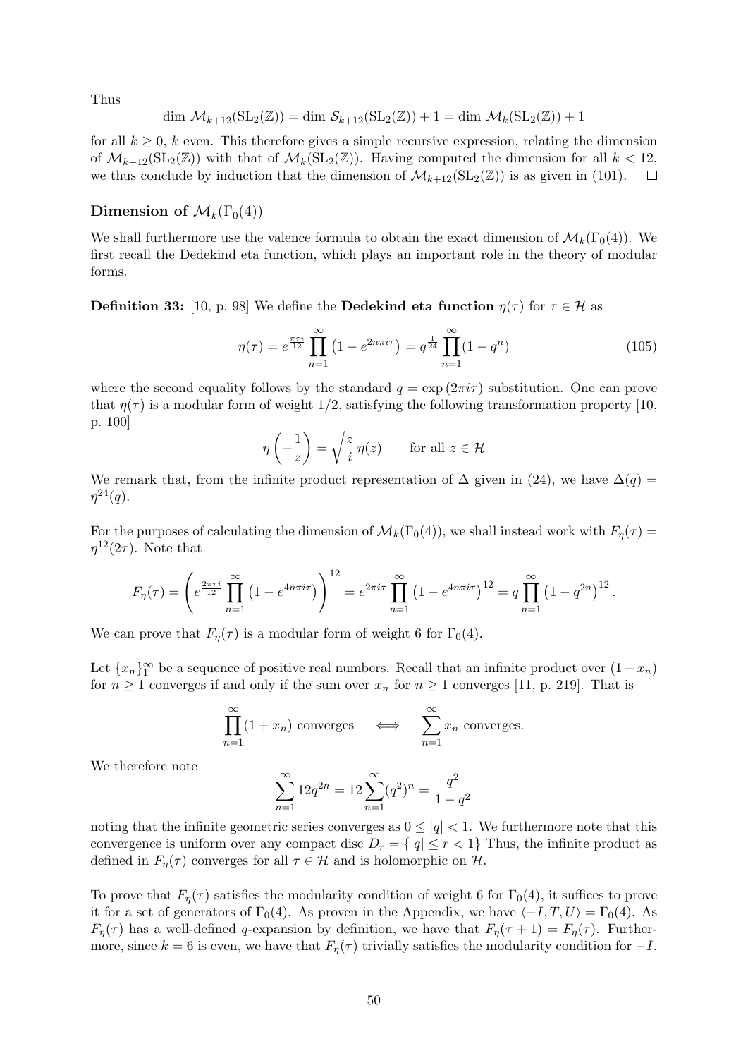Thus

$$\dim \mathcal{M}_{k+12}(\mathrm{SL}_2(\mathbb{Z})) = \dim \mathcal{S}_{k+12}(\mathrm{SL}_2(\mathbb{Z})) + 1 = \dim \mathcal{M}_k(\mathrm{SL}_2(\mathbb{Z})) + 1$$

for all $k \geq 0$, $k$ even. This therefore gives a simple recursive expression, relating the dimension of $\mathcal{M}_{k+12}(\mathrm{SL}_2(\mathbb{Z}))$ with that of $\mathcal{M}_k(\mathrm{SL}_2(\mathbb{Z}))$. Having computed the dimension for all $k < 12$, we thus conclude by induction that the dimension of $\mathcal{M}_{k+12}(\mathrm{SL}_2(\mathbb{Z}))$ is as given in (101). $\square$

### Dimension of $\mathcal{M}_k(\Gamma_0(4))$

We shall furthermore use the valence formula to obtain the exact dimension of $\mathcal{M}_k(\Gamma_0(4))$. We first recall the Dedekind eta function, which plays an important role in the theory of modular forms.

**Definition 33:** [10, p. 98] We define the **Dedekind eta function** $\eta(\tau)$ for $\tau \in \mathcal{H}$ as

$$\eta(\tau) = e^{\frac{\pi\tau i}{12}} \prod_{n=1}^{\infty} \left(1 - e^{2n\pi i\tau}\right) = q^{\frac{1}{24}} \prod_{n=1}^{\infty} (1 - q^n) \tag{105}$$

where the second equality follows by the standard $q = \exp(2\pi i\tau)$ substitution. One can prove that $\eta(\tau)$ is a modular form of weight $1/2$, satisfying the following transformation property [10, p. 100]

$$\eta\left(-\frac{1}{z}\right) = \sqrt{\frac{z}{i}}\,\eta(z) \qquad \text{for all } z \in \mathcal{H}$$

We remark that, from the infinite product representation of $\Delta$ given in (24), we have $\Delta(q) = \eta^{24}(q)$.

For the purposes of calculating the dimension of $\mathcal{M}_k(\Gamma_0(4))$, we shall instead work with $F_\eta(\tau) = \eta^{12}(2\tau)$. Note that

$$F_\eta(\tau) = \left(e^{\frac{2\pi\tau i}{12}} \prod_{n=1}^{\infty} \left(1 - e^{4n\pi i\tau}\right)\right)^{12} = e^{2\pi i\tau} \prod_{n=1}^{\infty} \left(1 - e^{4n\pi i\tau}\right)^{12} = q \prod_{n=1}^{\infty} \left(1 - q^{2n}\right)^{12}.$$

We can prove that $F_\eta(\tau)$ is a modular form of weight 6 for $\Gamma_0(4)$.

Let $\{x_n\}_1^\infty$ be a sequence of positive real numbers. Recall that an infinite product over $(1 - x_n)$ for $n \geq 1$ converges if and only if the sum over $x_n$ for $n \geq 1$ converges [11, p. 219]. That is

$$\prod_{n=1}^{\infty} (1 + x_n) \text{ converges} \quad \iff \quad \sum_{n=1}^{\infty} x_n \text{ converges.}$$

We therefore note

$$\sum_{n=1}^{\infty} 12q^{2n} = 12\sum_{n=1}^{\infty} (q^2)^n = \frac{q^2}{1 - q^2}$$

noting that the infinite geometric series converges as $0 \leq |q| < 1$. We furthermore note that this convergence is uniform over any compact disc $D_r = \{|q| \leq r < 1\}$ Thus, the infinite product as defined in $F_\eta(\tau)$ converges for all $\tau \in \mathcal{H}$ and is holomorphic on $\mathcal{H}$.

To prove that $F_\eta(\tau)$ satisfies the modularity condition of weight 6 for $\Gamma_0(4)$, it suffices to prove it for a set of generators of $\Gamma_0(4)$. As proven in the Appendix, we have $\langle -I, T, U \rangle = \Gamma_0(4)$. As $F_\eta(\tau)$ has a well-defined $q$-expansion by definition, we have that $F_\eta(\tau + 1) = F_\eta(\tau)$. Furthermore, since $k = 6$ is even, we have that $F_\eta(\tau)$ trivially satisfies the modularity condition for $-I$.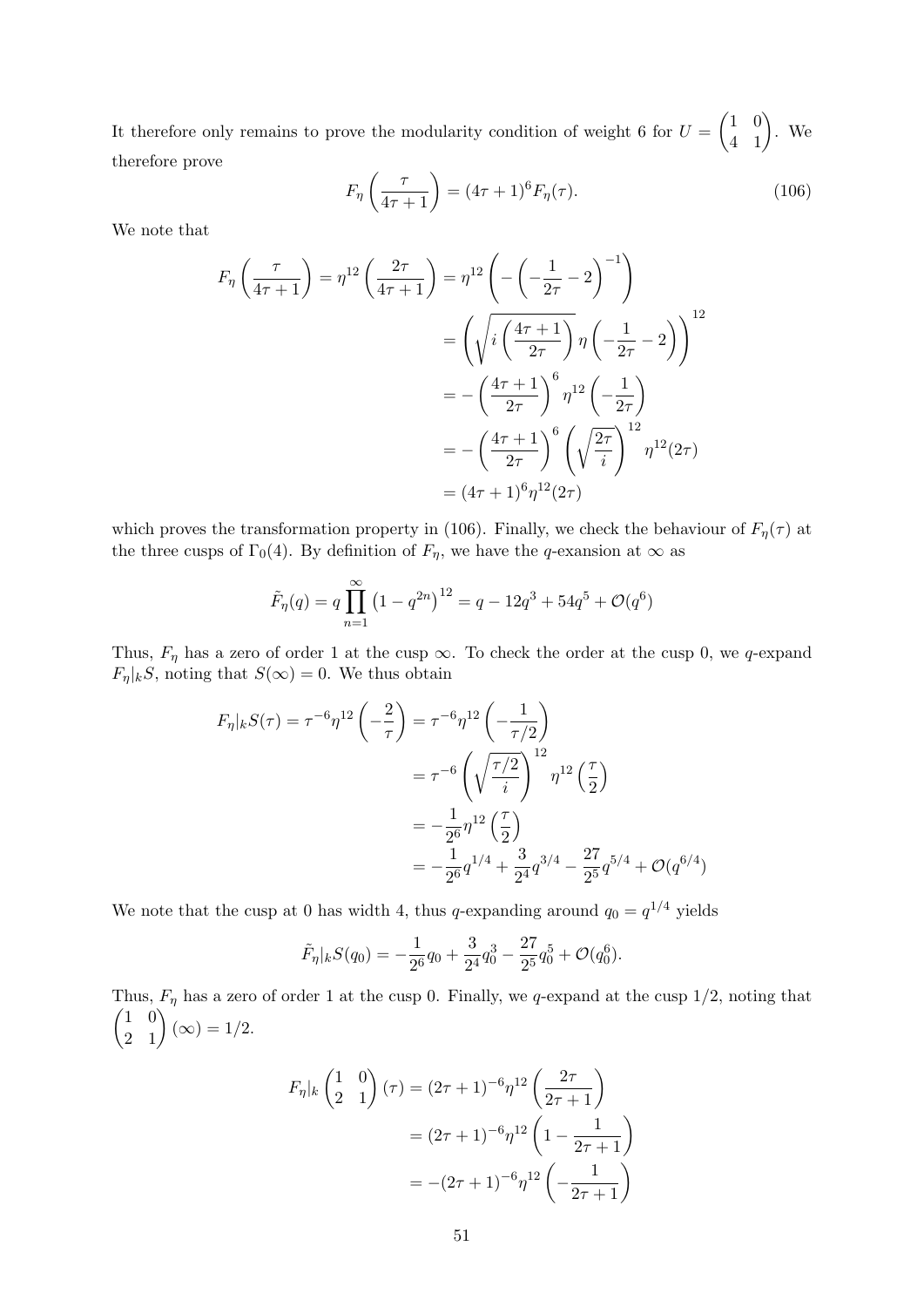It therefore only remains to prove the modularity condition of weight 6 for $U = \begin{pmatrix} 1 & 0 \\ 4 & 1 \end{pmatrix}$. We therefore prove

$$F_\eta\left(\frac{\tau}{4\tau+1}\right) = (4\tau+1)^6 F_\eta(\tau). \tag{106}$$

We note that

$$\begin{aligned}
F_\eta\left(\frac{\tau}{4\tau+1}\right) = \eta^{12}\left(\frac{2\tau}{4\tau+1}\right) &= \eta^{12}\left(-\left(-\frac{1}{2\tau}-2\right)^{-1}\right) \\
&= \left(\sqrt{i\left(\frac{4\tau+1}{2\tau}\right)}\,\eta\left(-\frac{1}{2\tau}-2\right)\right)^{12} \\
&= -\left(\frac{4\tau+1}{2\tau}\right)^6 \eta^{12}\left(-\frac{1}{2\tau}\right) \\
&= -\left(\frac{4\tau+1}{2\tau}\right)^6 \left(\sqrt{\frac{2\tau}{i}}\right)^{12} \eta^{12}(2\tau) \\
&= (4\tau+1)^6 \eta^{12}(2\tau)
\end{aligned}$$

which proves the transformation property in (106). Finally, we check the behaviour of $F_\eta(\tau)$ at the three cusps of $\Gamma_0(4)$. By definition of $F_\eta$, we have the $q$-exansion at $\infty$ as

$$\tilde{F}_\eta(q) = q\prod_{n=1}^{\infty}\left(1-q^{2n}\right)^{12} = q - 12q^3 + 54q^5 + \mathcal{O}(q^6)$$

Thus, $F_\eta$ has a zero of order 1 at the cusp $\infty$. To check the order at the cusp 0, we $q$-expand $F_\eta|_k S$, noting that $S(\infty) = 0$. We thus obtain

$$\begin{aligned}
F_\eta|_k S(\tau) = \tau^{-6}\eta^{12}\left(-\frac{2}{\tau}\right) &= \tau^{-6}\eta^{12}\left(-\frac{1}{\tau/2}\right) \\
&= \tau^{-6}\left(\sqrt{\frac{\tau/2}{i}}\right)^{12}\eta^{12}\left(\frac{\tau}{2}\right) \\
&= -\frac{1}{2^6}\eta^{12}\left(\frac{\tau}{2}\right) \\
&= -\frac{1}{2^6}q^{1/4} + \frac{3}{2^4}q^{3/4} - \frac{27}{2^5}q^{5/4} + \mathcal{O}(q^{6/4})
\end{aligned}$$

We note that the cusp at 0 has width 4, thus $q$-expanding around $q_0 = q^{1/4}$ yields

$$\tilde{F}_\eta|_k S(q_0) = -\frac{1}{2^6}q_0 + \frac{3}{2^4}q_0^3 - \frac{27}{2^5}q_0^5 + \mathcal{O}(q_0^6).$$

Thus, $F_\eta$ has a zero of order 1 at the cusp 0. Finally, we $q$-expand at the cusp 1/2, noting that $\begin{pmatrix} 1 & 0 \\ 2 & 1 \end{pmatrix}(\infty) = 1/2$.

$$\begin{aligned}
F_\eta|_k \begin{pmatrix} 1 & 0 \\ 2 & 1 \end{pmatrix}(\tau) &= (2\tau+1)^{-6}\eta^{12}\left(\frac{2\tau}{2\tau+1}\right) \\
&= (2\tau+1)^{-6}\eta^{12}\left(1-\frac{1}{2\tau+1}\right) \\
&= -(2\tau+1)^{-6}\eta^{12}\left(-\frac{1}{2\tau+1}\right)
\end{aligned}$$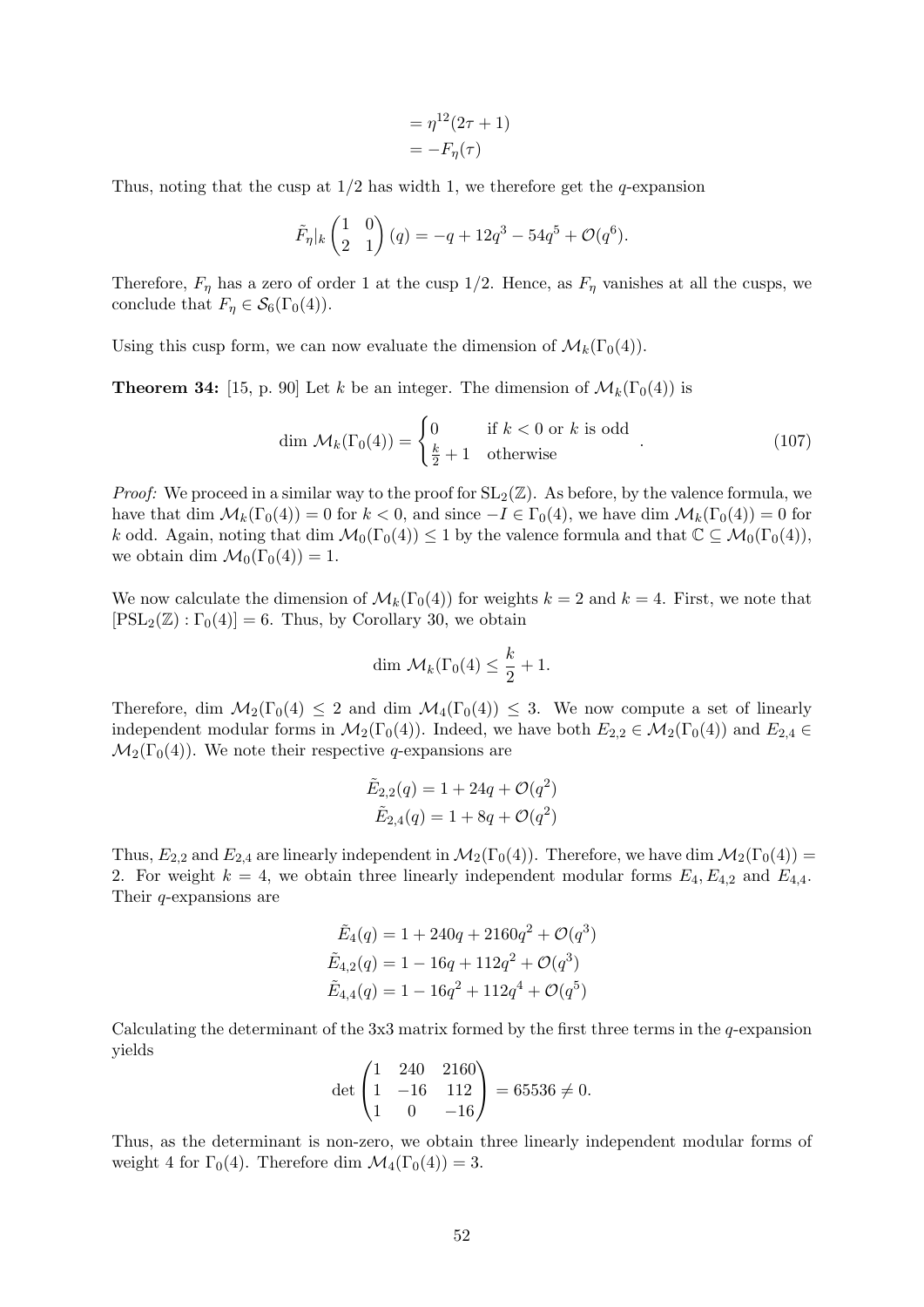$$
\begin{aligned}
&= \eta^{12}(2\tau + 1) \\
&= -F_\eta(\tau)
\end{aligned}
$$

Thus, noting that the cusp at $1/2$ has width 1, we therefore get the $q$-expansion

$$
\tilde{F}_\eta|_k \begin{pmatrix} 1 & 0 \\ 2 & 1 \end{pmatrix} (q) = -q + 12q^3 - 54q^5 + \mathcal{O}(q^6).
$$

Therefore, $F_\eta$ has a zero of order 1 at the cusp $1/2$. Hence, as $F_\eta$ vanishes at all the cusps, we conclude that $F_\eta \in \mathcal{S}_6(\Gamma_0(4))$.

Using this cusp form, we can now evaluate the dimension of $\mathcal{M}_k(\Gamma_0(4))$.

**Theorem 34:** [15, p. 90] Let $k$ be an integer. The dimension of $\mathcal{M}_k(\Gamma_0(4))$ is

$$
\dim \mathcal{M}_k(\Gamma_0(4)) = \begin{cases} 0 & \text{if } k < 0 \text{ or } k \text{ is odd} \\ \frac{k}{2} + 1 & \text{otherwise} \end{cases}. \tag{107}
$$

*Proof:* We proceed in a similar way to the proof for $\mathrm{SL}_2(\mathbb{Z})$. As before, by the valence formula, we have that $\dim \mathcal{M}_k(\Gamma_0(4)) = 0$ for $k < 0$, and since $-I \in \Gamma_0(4)$, we have $\dim \mathcal{M}_k(\Gamma_0(4)) = 0$ for $k$ odd. Again, noting that $\dim \mathcal{M}_0(\Gamma_0(4)) \leq 1$ by the valence formula and that $\mathbb{C} \subseteq \mathcal{M}_0(\Gamma_0(4))$, we obtain $\dim \mathcal{M}_0(\Gamma_0(4)) = 1$.

We now calculate the dimension of $\mathcal{M}_k(\Gamma_0(4))$ for weights $k = 2$ and $k = 4$. First, we note that $[\mathrm{PSL}_2(\mathbb{Z}) : \Gamma_0(4)] = 6$. Thus, by Corollary 30, we obtain

$$
\dim \mathcal{M}_k(\Gamma_0(4) \leq \frac{k}{2} + 1.
$$

Therefore, $\dim \mathcal{M}_2(\Gamma_0(4) \leq 2$ and $\dim \mathcal{M}_4(\Gamma_0(4)) \leq 3$. We now compute a set of linearly independent modular forms in $\mathcal{M}_2(\Gamma_0(4))$. Indeed, we have both $E_{2,2} \in \mathcal{M}_2(\Gamma_0(4))$ and $E_{2,4} \in \mathcal{M}_2(\Gamma_0(4))$. We note their respective $q$-expansions are

$$
\begin{aligned}
\tilde{E}_{2,2}(q) &= 1 + 24q + \mathcal{O}(q^2) \\
\tilde{E}_{2,4}(q) &= 1 + 8q + \mathcal{O}(q^2)
\end{aligned}
$$

Thus, $E_{2,2}$ and $E_{2,4}$ are linearly independent in $\mathcal{M}_2(\Gamma_0(4))$. Therefore, we have $\dim \mathcal{M}_2(\Gamma_0(4)) = 2$. For weight $k = 4$, we obtain three linearly independent modular forms $E_4, E_{4,2}$ and $E_{4,4}$. Their $q$-expansions are

$$
\begin{aligned}
\tilde{E}_4(q) &= 1 + 240q + 2160q^2 + \mathcal{O}(q^3) \\
\tilde{E}_{4,2}(q) &= 1 - 16q + 112q^2 + \mathcal{O}(q^3) \\
\tilde{E}_{4,4}(q) &= 1 - 16q^2 + 112q^4 + \mathcal{O}(q^5)
\end{aligned}
$$

Calculating the determinant of the 3x3 matrix formed by the first three terms in the $q$-expansion yields

$$
\det \begin{pmatrix} 1 & 240 & 2160 \\ 1 & -16 & 112 \\ 1 & 0 & -16 \end{pmatrix} = 65536 \neq 0.
$$

Thus, as the determinant is non-zero, we obtain three linearly independent modular forms of weight 4 for $\Gamma_0(4)$. Therefore $\dim \mathcal{M}_4(\Gamma_0(4)) = 3$.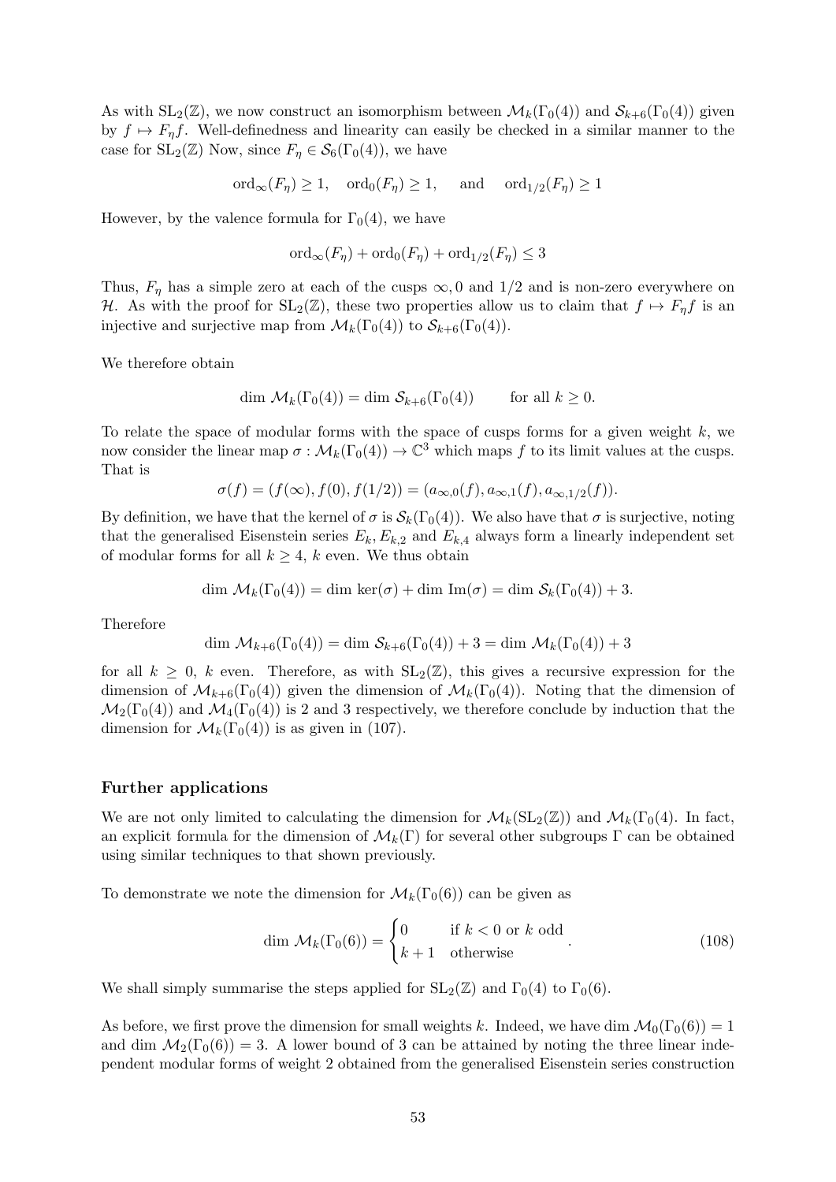As with $\mathrm{SL}_2(\mathbb{Z})$, we now construct an isomorphism between $\mathcal{M}_k(\Gamma_0(4))$ and $\mathcal{S}_{k+6}(\Gamma_0(4))$ given by $f \mapsto F_\eta f$. Well-definedness and linearity can easily be checked in a similar manner to the case for $\mathrm{SL}_2(\mathbb{Z})$ Now, since $F_\eta \in \mathcal{S}_6(\Gamma_0(4))$, we have

$$\mathrm{ord}_\infty(F_\eta) \geq 1, \quad \mathrm{ord}_0(F_\eta) \geq 1, \quad \text{ and } \quad \mathrm{ord}_{1/2}(F_\eta) \geq 1$$

However, by the valence formula for $\Gamma_0(4)$, we have

$$\mathrm{ord}_\infty(F_\eta) + \mathrm{ord}_0(F_\eta) + \mathrm{ord}_{1/2}(F_\eta) \leq 3$$

Thus, $F_\eta$ has a simple zero at each of the cusps $\infty, 0$ and $1/2$ and is non-zero everywhere on $\mathcal{H}$. As with the proof for $\mathrm{SL}_2(\mathbb{Z})$, these two properties allow us to claim that $f \mapsto F_\eta f$ is an injective and surjective map from $\mathcal{M}_k(\Gamma_0(4))$ to $\mathcal{S}_{k+6}(\Gamma_0(4))$.

We therefore obtain

$$\dim\, \mathcal{M}_k(\Gamma_0(4)) = \dim\, \mathcal{S}_{k+6}(\Gamma_0(4)) \qquad \text{for all } k \geq 0.$$

To relate the space of modular forms with the space of cusps forms for a given weight $k$, we now consider the linear map $\sigma : \mathcal{M}_k(\Gamma_0(4)) \to \mathbb{C}^3$ which maps $f$ to its limit values at the cusps. That is

$$\sigma(f) = (f(\infty), f(0), f(1/2)) = (a_{\infty,0}(f), a_{\infty,1}(f), a_{\infty,1/2}(f)).$$

By definition, we have that the kernel of $\sigma$ is $\mathcal{S}_k(\Gamma_0(4))$. We also have that $\sigma$ is surjective, noting that the generalised Eisenstein series $E_k, E_{k,2}$ and $E_{k,4}$ always form a linearly independent set of modular forms for all $k \geq 4$, $k$ even. We thus obtain

$$\dim\, \mathcal{M}_k(\Gamma_0(4)) = \dim\, \ker(\sigma) + \dim\, \mathrm{Im}(\sigma) = \dim\, \mathcal{S}_k(\Gamma_0(4)) + 3.$$

Therefore

$$\dim\, \mathcal{M}_{k+6}(\Gamma_0(4)) = \dim\, \mathcal{S}_{k+6}(\Gamma_0(4)) + 3 = \dim\, \mathcal{M}_k(\Gamma_0(4)) + 3$$

for all $k \geq 0$, $k$ even. Therefore, as with $\mathrm{SL}_2(\mathbb{Z})$, this gives a recursive expression for the dimension of $\mathcal{M}_{k+6}(\Gamma_0(4))$ given the dimension of $\mathcal{M}_k(\Gamma_0(4))$. Noting that the dimension of $\mathcal{M}_2(\Gamma_0(4))$ and $\mathcal{M}_4(\Gamma_0(4))$ is 2 and 3 respectively, we therefore conclude by induction that the dimension for $\mathcal{M}_k(\Gamma_0(4))$ is as given in (107).

### Further applications

We are not only limited to calculating the dimension for $\mathcal{M}_k(\mathrm{SL}_2(\mathbb{Z}))$ and $\mathcal{M}_k(\Gamma_0(4)$. In fact, an explicit formula for the dimension of $\mathcal{M}_k(\Gamma)$ for several other subgroups $\Gamma$ can be obtained using similar techniques to that shown previously.

To demonstrate we note the dimension for $\mathcal{M}_k(\Gamma_0(6))$ can be given as

$$\dim\, \mathcal{M}_k(\Gamma_0(6)) = \begin{cases} 0 & \text{if } k < 0 \text{ or } k \text{ odd} \\ k+1 & \text{otherwise} \end{cases}. \tag{108}$$

We shall simply summarise the steps applied for $\mathrm{SL}_2(\mathbb{Z})$ and $\Gamma_0(4)$ to $\Gamma_0(6)$.

As before, we first prove the dimension for small weights $k$. Indeed, we have $\dim\, \mathcal{M}_0(\Gamma_0(6)) = 1$ and $\dim\, \mathcal{M}_2(\Gamma_0(6)) = 3$. A lower bound of 3 can be attained by noting the three linear independent modular forms of weight 2 obtained from the generalised Eisenstein series construction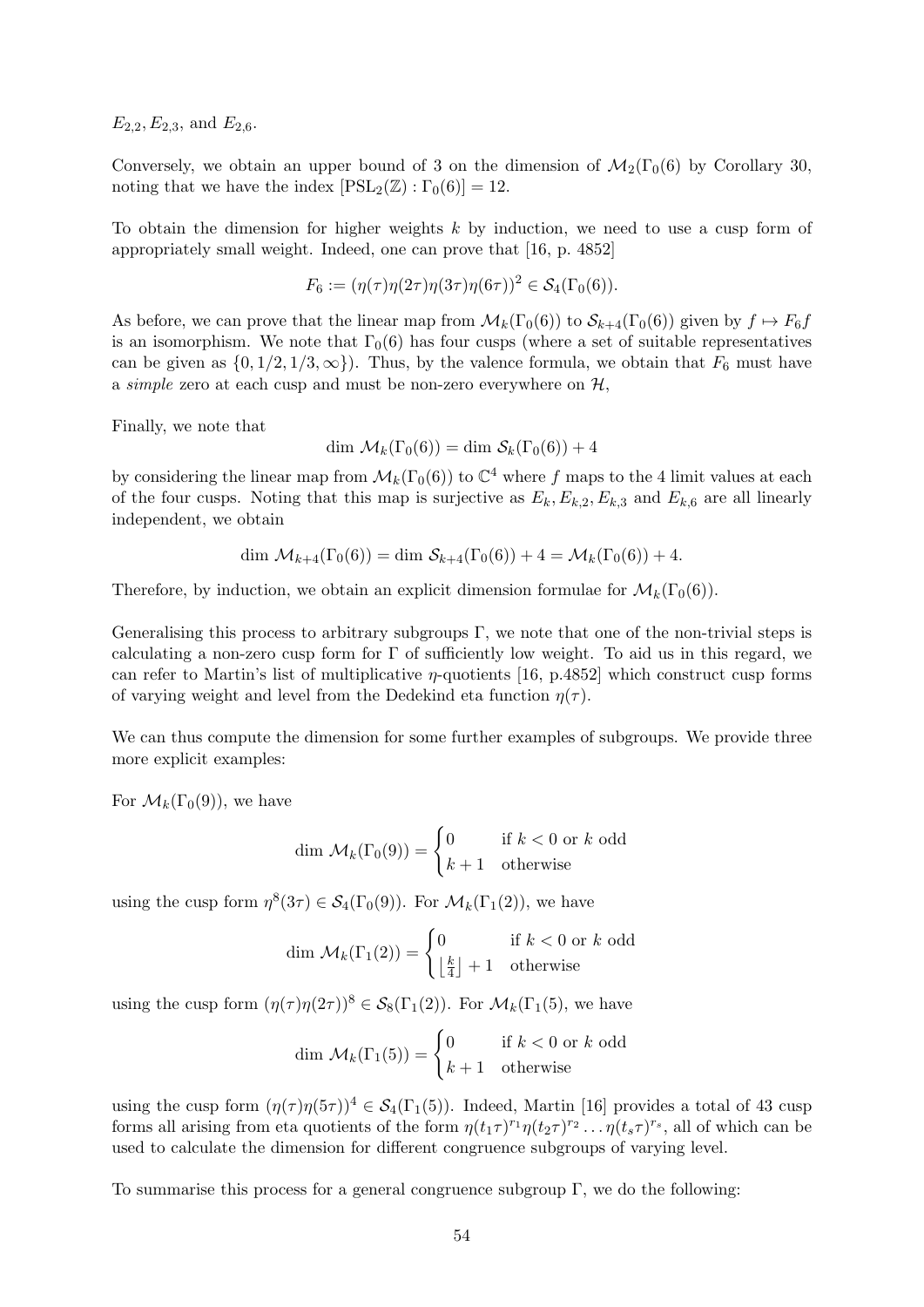$E_{2,2}, E_{2,3}$, and $E_{2,6}$.

Conversely, we obtain an upper bound of 3 on the dimension of $\mathcal{M}_2(\Gamma_0(6)$ by Corollary 30, noting that we have the index $[\mathrm{PSL}_2(\mathbb{Z}) : \Gamma_0(6)] = 12$.

To obtain the dimension for higher weights $k$ by induction, we need to use a cusp form of appropriately small weight. Indeed, one can prove that [16, p. 4852]

$$F_6 := (\eta(\tau)\eta(2\tau)\eta(3\tau)\eta(6\tau))^2 \in \mathcal{S}_4(\Gamma_0(6)).$$

As before, we can prove that the linear map from $\mathcal{M}_k(\Gamma_0(6))$ to $\mathcal{S}_{k+4}(\Gamma_0(6))$ given by $f \mapsto F_6 f$ is an isomorphism. We note that $\Gamma_0(6)$ has four cusps (where a set of suitable representatives can be given as $\{0, 1/2, 1/3, \infty\}$). Thus, by the valence formula, we obtain that $F_6$ must have a *simple* zero at each cusp and must be non-zero everywhere on $\mathcal{H}$,

Finally, we note that

$$\dim\, \mathcal{M}_k(\Gamma_0(6)) = \dim\, \mathcal{S}_k(\Gamma_0(6)) + 4$$

by considering the linear map from $\mathcal{M}_k(\Gamma_0(6))$ to $\mathbb{C}^4$ where $f$ maps to the 4 limit values at each of the four cusps. Noting that this map is surjective as $E_k, E_{k,2}, E_{k,3}$ and $E_{k,6}$ are all linearly independent, we obtain

$$\dim\, \mathcal{M}_{k+4}(\Gamma_0(6)) = \dim\, \mathcal{S}_{k+4}(\Gamma_0(6)) + 4 = \mathcal{M}_k(\Gamma_0(6)) + 4.$$

Therefore, by induction, we obtain an explicit dimension formulae for $\mathcal{M}_k(\Gamma_0(6))$.

Generalising this process to arbitrary subgroups $\Gamma$, we note that one of the non-trivial steps is calculating a non-zero cusp form for $\Gamma$ of sufficiently low weight. To aid us in this regard, we can refer to Martin's list of multiplicative $\eta$-quotients [16, p.4852] which construct cusp forms of varying weight and level from the Dedekind eta function $\eta(\tau)$.

We can thus compute the dimension for some further examples of subgroups. We provide three more explicit examples:

For $\mathcal{M}_k(\Gamma_0(9))$, we have

$$\dim\, \mathcal{M}_k(\Gamma_0(9)) = \begin{cases} 0 & \text{if } k < 0 \text{ or } k \text{ odd} \\ k+1 & \text{otherwise} \end{cases}$$

using the cusp form $\eta^8(3\tau) \in \mathcal{S}_4(\Gamma_0(9))$. For $\mathcal{M}_k(\Gamma_1(2))$, we have

$$\dim\, \mathcal{M}_k(\Gamma_1(2)) = \begin{cases} 0 & \text{if } k < 0 \text{ or } k \text{ odd} \\ \left\lfloor \frac{k}{4} \right\rfloor + 1 & \text{otherwise} \end{cases}$$

using the cusp form $(\eta(\tau)\eta(2\tau))^8 \in \mathcal{S}_8(\Gamma_1(2))$. For $\mathcal{M}_k(\Gamma_1(5)$, we have

$$\dim\, \mathcal{M}_k(\Gamma_1(5)) = \begin{cases} 0 & \text{if } k < 0 \text{ or } k \text{ odd} \\ k+1 & \text{otherwise} \end{cases}$$

using the cusp form $(\eta(\tau)\eta(5\tau))^4 \in \mathcal{S}_4(\Gamma_1(5))$. Indeed, Martin [16] provides a total of 43 cusp forms all arising from eta quotients of the form $\eta(t_1\tau)^{r_1}\eta(t_2\tau)^{r_2} \ldots \eta(t_s\tau)^{r_s}$, all of which can be used to calculate the dimension for different congruence subgroups of varying level.

To summarise this process for a general congruence subgroup $\Gamma$, we do the following: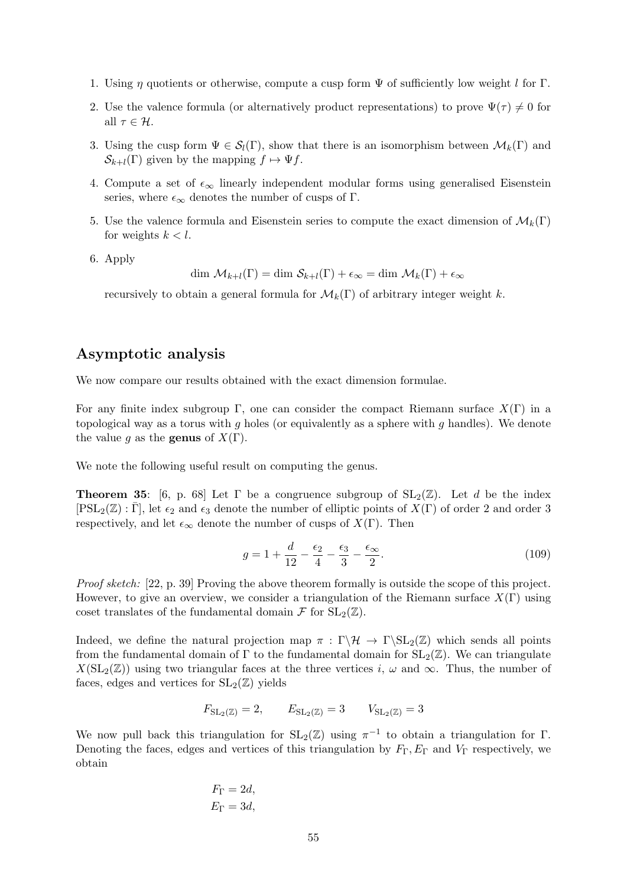1. Using $\eta$ quotients or otherwise, compute a cusp form $\Psi$ of sufficiently low weight $l$ for $\Gamma$.
2. Use the valence formula (or alternatively product representations) to prove $\Psi(\tau) \neq 0$ for all $\tau \in \mathcal{H}$.
3. Using the cusp form $\Psi \in \mathcal{S}_l(\Gamma)$, show that there is an isomorphism between $\mathcal{M}_k(\Gamma)$ and $\mathcal{S}_{k+l}(\Gamma)$ given by the mapping $f \mapsto \Psi f$.
4. Compute a set of $\epsilon_\infty$ linearly independent modular forms using generalised Eisenstein series, where $\epsilon_\infty$ denotes the number of cusps of $\Gamma$.
5. Use the valence formula and Eisenstein series to compute the exact dimension of $\mathcal{M}_k(\Gamma)$ for weights $k < l$.
6. Apply
$$\dim \mathcal{M}_{k+l}(\Gamma) = \dim \mathcal{S}_{k+l}(\Gamma) + \epsilon_\infty = \dim \mathcal{M}_k(\Gamma) + \epsilon_\infty$$
recursively to obtain a general formula for $\mathcal{M}_k(\Gamma)$ of arbitrary integer weight $k$.

## Asymptotic analysis

We now compare our results obtained with the exact dimension formulae.

For any finite index subgroup $\Gamma$, one can consider the compact Riemann surface $X(\Gamma)$ in a topological way as a torus with $g$ holes (or equivalently as a sphere with $g$ handles). We denote the value $g$ as the **genus** of $X(\Gamma)$.

We note the following useful result on computing the genus.

**Theorem 35**: [6, p. 68] Let $\Gamma$ be a congruence subgroup of $\mathrm{SL}_2(\mathbb{Z})$. Let $d$ be the index $[\mathrm{PSL}_2(\mathbb{Z}) : \bar{\Gamma}]$, let $\epsilon_2$ and $\epsilon_3$ denote the number of elliptic points of $X(\Gamma)$ of order 2 and order 3 respectively, and let $\epsilon_\infty$ denote the number of cusps of $X(\Gamma)$. Then

$$g = 1 + \frac{d}{12} - \frac{\epsilon_2}{4} - \frac{\epsilon_3}{3} - \frac{\epsilon_\infty}{2}. \tag{109}$$

*Proof sketch:* [22, p. 39] Proving the above theorem formally is outside the scope of this project. However, to give an overview, we consider a triangulation of the Riemann surface $X(\Gamma)$ using coset translates of the fundamental domain $\mathcal{F}$ for $\mathrm{SL}_2(\mathbb{Z})$.

Indeed, we define the natural projection map $\pi : \Gamma\backslash\mathcal{H} \to \Gamma\backslash\mathrm{SL}_2(\mathbb{Z})$ which sends all points from the fundamental domain of $\Gamma$ to the fundamental domain for $\mathrm{SL}_2(\mathbb{Z})$. We can triangulate $X(\mathrm{SL}_2(\mathbb{Z}))$ using two triangular faces at the three vertices $i$, $\omega$ and $\infty$. Thus, the number of faces, edges and vertices for $\mathrm{SL}_2(\mathbb{Z})$ yields

$$F_{\mathrm{SL}_2(\mathbb{Z})} = 2, \qquad E_{\mathrm{SL}_2(\mathbb{Z})} = 3 \qquad V_{\mathrm{SL}_2(\mathbb{Z})} = 3$$

We now pull back this triangulation for $\mathrm{SL}_2(\mathbb{Z})$ using $\pi^{-1}$ to obtain a triangulation for $\Gamma$. Denoting the faces, edges and vertices of this triangulation by $F_\Gamma, E_\Gamma$ and $V_\Gamma$ respectively, we obtain

$$\begin{aligned} F_\Gamma &= 2d, \\ E_\Gamma &= 3d, \end{aligned}$$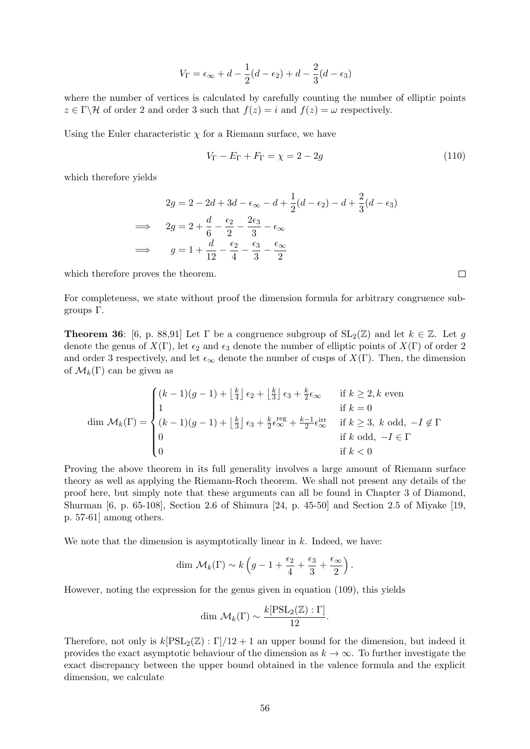$$V_\Gamma = \epsilon_\infty + d - \frac{1}{2}(d - \epsilon_2) + d - \frac{2}{3}(d - \epsilon_3)$$

where the number of vertices is calculated by carefully counting the number of elliptic points $z \in \Gamma\backslash\mathcal{H}$ of order 2 and order 3 such that $f(z) = i$ and $f(z) = \omega$ respectively.

Using the Euler characteristic $\chi$ for a Riemann surface, we have

$$V_\Gamma - E_\Gamma + F_\Gamma = \chi = 2 - 2g \tag{110}$$

which therefore yields

$$\begin{aligned}
&2g = 2 - 2d + 3d - \epsilon_\infty - d + \frac{1}{2}(d - \epsilon_2) - d + \frac{2}{3}(d - \epsilon_3) \\
\implies \quad &2g = 2 + \frac{d}{6} - \frac{\epsilon_2}{2} - \frac{2\epsilon_3}{3} - \epsilon_\infty \\
\implies \quad &g = 1 + \frac{d}{12} - \frac{\epsilon_2}{4} - \frac{\epsilon_3}{3} - \frac{\epsilon_\infty}{2}
\end{aligned}$$

which therefore proves the theorem. $\square$

For completeness, we state without proof the dimension formula for arbitrary congruence subgroups $\Gamma$.

**Theorem 36**: [6, p. 88,91] Let $\Gamma$ be a congruence subgroup of $\mathrm{SL}_2(\mathbb{Z})$ and let $k \in \mathbb{Z}$. Let $g$ denote the genus of $X(\Gamma)$, let $\epsilon_2$ and $\epsilon_3$ denote the number of elliptic points of $X(\Gamma)$ of order 2 and order 3 respectively, and let $\epsilon_\infty$ denote the number of cusps of $X(\Gamma)$. Then, the dimension of $\mathcal{M}_k(\Gamma)$ can be given as

$$\dim \mathcal{M}_k(\Gamma) = \begin{cases} (k-1)(g-1) + \left\lfloor \frac{k}{4} \right\rfloor \epsilon_2 + \left\lfloor \frac{k}{3} \right\rfloor \epsilon_3 + \frac{k}{2}\epsilon_\infty & \text{if } k \geq 2, k \text{ even} \\ 1 & \text{if } k = 0 \\ (k-1)(g-1) + \left\lfloor \frac{k}{3} \right\rfloor \epsilon_3 + \frac{k}{2}\epsilon_\infty^{\text{reg}} + \frac{k-1}{2}\epsilon_\infty^{\text{irr}} & \text{if } k \geq 3,\ k \text{ odd},\ -I \notin \Gamma \\ 0 & \text{if } k \text{ odd},\ -I \in \Gamma \\ 0 & \text{if } k < 0 \end{cases}$$

Proving the above theorem in its full generality involves a large amount of Riemann surface theory as well as applying the Riemann-Roch theorem. We shall not present any details of the proof here, but simply note that these arguments can all be found in Chapter 3 of Diamond, Shurman [6, p. 65-108], Section 2.6 of Shimura [24, p. 45-50] and Section 2.5 of Miyake [19, p. 57-61] among others.

We note that the dimension is asymptotically linear in $k$. Indeed, we have:

$$\dim \mathcal{M}_k(\Gamma) \sim k\left(g - 1 + \frac{\epsilon_2}{4} + \frac{\epsilon_3}{3} + \frac{\epsilon_\infty}{2}\right).$$

However, noting the expression for the genus given in equation (109), this yields

$$\dim \mathcal{M}_k(\Gamma) \sim \frac{k[\mathrm{PSL}_2(\mathbb{Z}) : \Gamma]}{12}.$$

Therefore, not only is $k[\mathrm{PSL}_2(\mathbb{Z}) : \Gamma]/12 + 1$ an upper bound for the dimension, but indeed it provides the exact asymptotic behaviour of the dimension as $k \to \infty$. To further investigate the exact discrepancy between the upper bound obtained in the valence formula and the explicit dimension, we calculate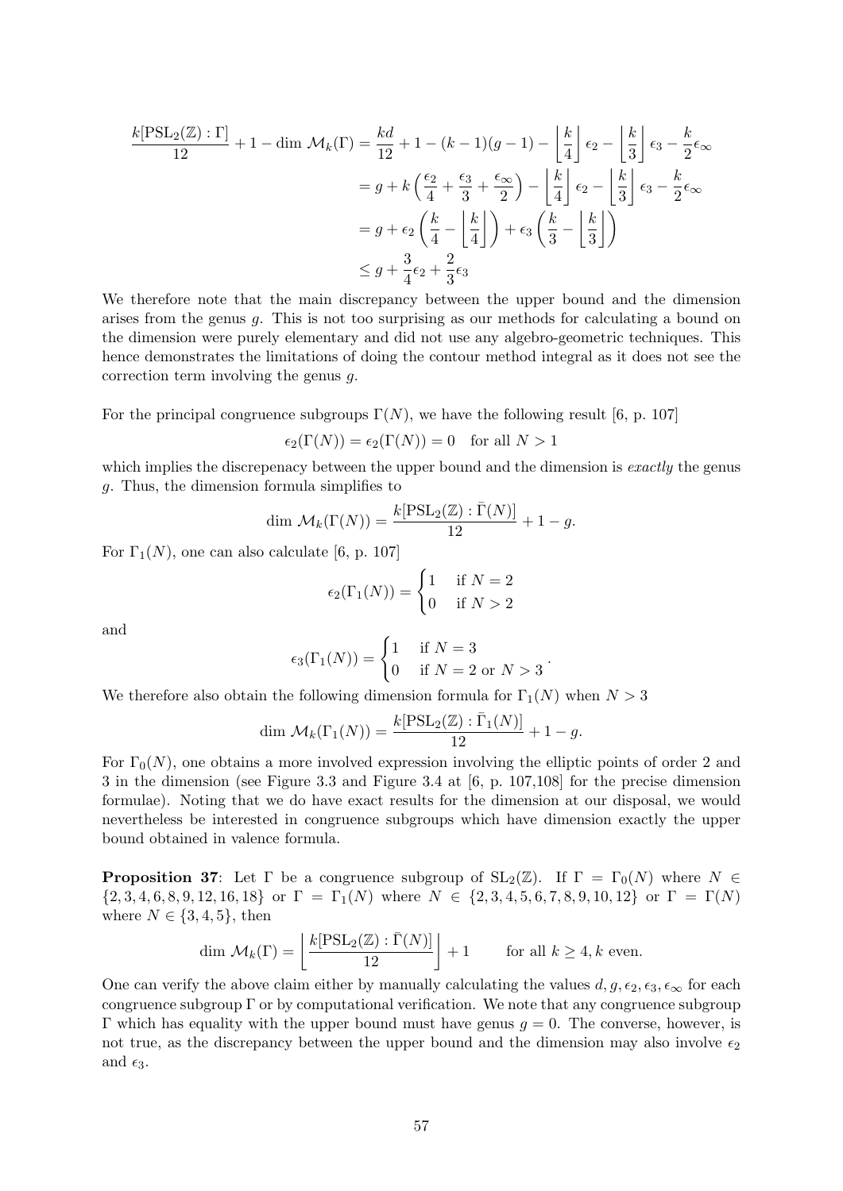$$
\begin{aligned}
\frac{k[\mathrm{PSL}_2(\mathbb{Z}):\Gamma]}{12}+1-\dim\,\mathcal{M}_k(\Gamma) &= \frac{kd}{12}+1-(k-1)(g-1)-\left\lfloor\frac{k}{4}\right\rfloor\epsilon_2-\left\lfloor\frac{k}{3}\right\rfloor\epsilon_3-\frac{k}{2}\epsilon_\infty \\
&= g+k\left(\frac{\epsilon_2}{4}+\frac{\epsilon_3}{3}+\frac{\epsilon_\infty}{2}\right)-\left\lfloor\frac{k}{4}\right\rfloor\epsilon_2-\left\lfloor\frac{k}{3}\right\rfloor\epsilon_3-\frac{k}{2}\epsilon_\infty \\
&= g+\epsilon_2\left(\frac{k}{4}-\left\lfloor\frac{k}{4}\right\rfloor\right)+\epsilon_3\left(\frac{k}{3}-\left\lfloor\frac{k}{3}\right\rfloor\right) \\
&\leq g+\frac{3}{4}\epsilon_2+\frac{2}{3}\epsilon_3
\end{aligned}
$$

We therefore note that the main discrepancy between the upper bound and the dimension arises from the genus $g$. This is not too surprising as our methods for calculating a bound on the dimension were purely elementary and did not use any algebro-geometric techniques. This hence demonstrates the limitations of doing the contour method integral as it does not see the correction term involving the genus $g$.

For the principal congruence subgroups $\Gamma(N)$, we have the following result [6, p. 107]

$$
\epsilon_2(\Gamma(N))=\epsilon_2(\Gamma(N))=0 \quad \text{for all } N>1
$$

which implies the discrepenacy between the upper bound and the dimension is *exactly* the genus $g$. Thus, the dimension formula simplifies to

$$
\dim\,\mathcal{M}_k(\Gamma(N))=\frac{k[\mathrm{PSL}_2(\mathbb{Z}):\bar{\Gamma}(N)]}{12}+1-g.
$$

For $\Gamma_1(N)$, one can also calculate [6, p. 107]

$$
\epsilon_2(\Gamma_1(N))=\begin{cases}1 & \text{if } N=2\\ 0 & \text{if } N>2\end{cases}
$$

and

$$
\epsilon_3(\Gamma_1(N))=\begin{cases}1 & \text{if } N=3\\ 0 & \text{if } N=2 \text{ or } N>3\end{cases}.
$$

We therefore also obtain the following dimension formula for $\Gamma_1(N)$ when $N>3$

$$
\dim\,\mathcal{M}_k(\Gamma_1(N))=\frac{k[\mathrm{PSL}_2(\mathbb{Z}):\bar{\Gamma}_1(N)]}{12}+1-g.
$$

For $\Gamma_0(N)$, one obtains a more involved expression involving the elliptic points of order 2 and 3 in the dimension (see Figure 3.3 and Figure 3.4 at [6, p. 107,108] for the precise dimension formulae). Noting that we do have exact results for the dimension at our disposal, we would nevertheless be interested in congruence subgroups which have dimension exactly the upper bound obtained in valence formula.

**Proposition 37**: Let $\Gamma$ be a congruence subgroup of $\mathrm{SL}_2(\mathbb{Z})$. If $\Gamma=\Gamma_0(N)$ where $N\in\{2,3,4,6,8,9,12,16,18\}$ or $\Gamma=\Gamma_1(N)$ where $N\in\{2,3,4,5,6,7,8,9,10,12\}$ or $\Gamma=\Gamma(N)$ where $N\in\{3,4,5\}$, then

$$
\dim\,\mathcal{M}_k(\Gamma)=\left\lfloor\frac{k[\mathrm{PSL}_2(\mathbb{Z}):\bar{\Gamma}(N)]}{12}\right\rfloor+1 \qquad \text{for all } k\geq 4, k \text{ even}.
$$

One can verify the above claim either by manually calculating the values $d,g,\epsilon_2,\epsilon_3,\epsilon_\infty$ for each congruence subgroup $\Gamma$ or by computational verification. We note that any congruence subgroup $\Gamma$ which has equality with the upper bound must have genus $g=0$. The converse, however, is not true, as the discrepancy between the upper bound and the dimension may also involve $\epsilon_2$ and $\epsilon_3$.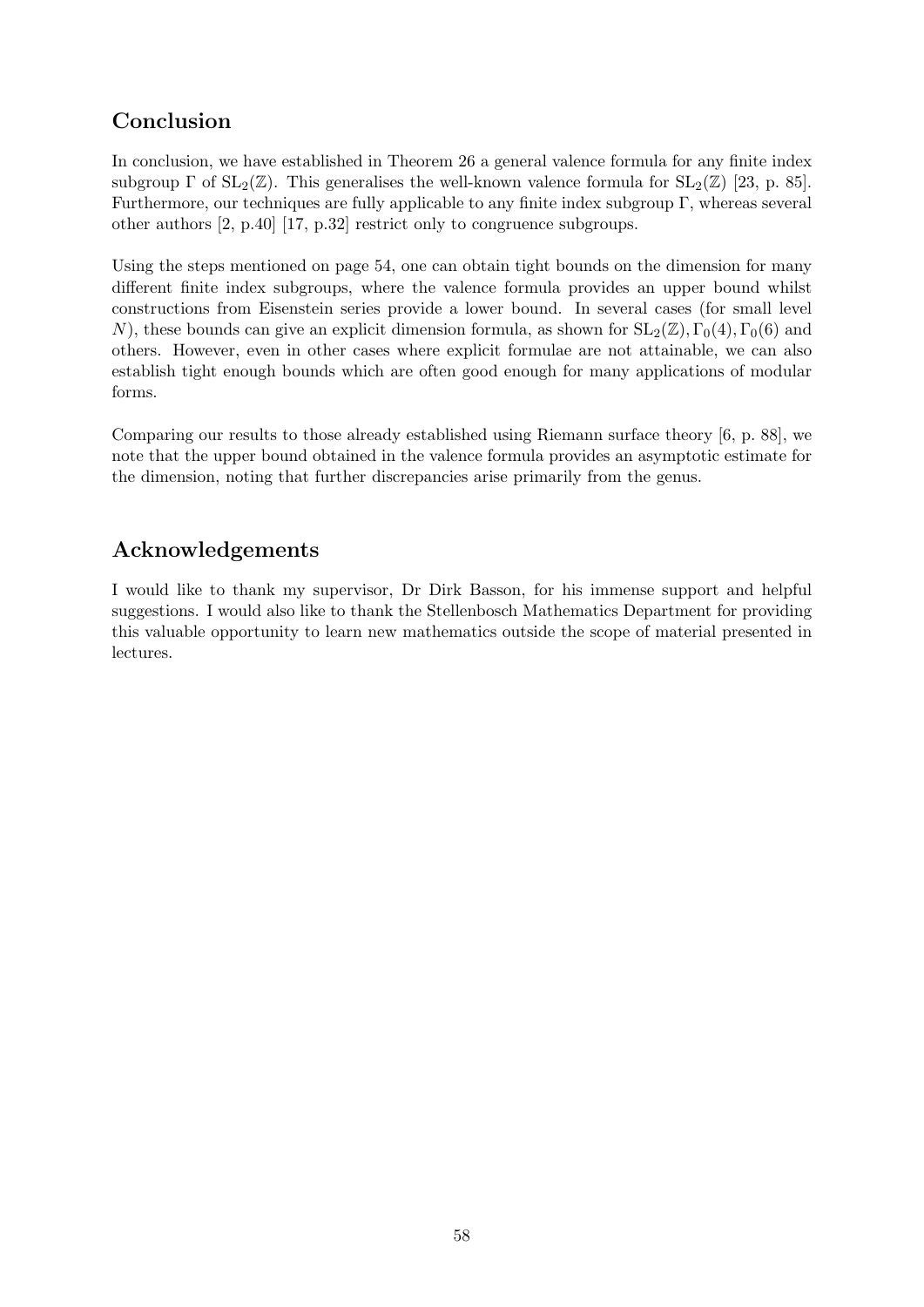## Conclusion

In conclusion, we have established in Theorem 26 a general valence formula for any finite index subgroup $\Gamma$ of $\mathrm{SL}_2(\mathbb{Z})$. This generalises the well-known valence formula for $\mathrm{SL}_2(\mathbb{Z})$ [23, p. 85]. Furthermore, our techniques are fully applicable to any finite index subgroup $\Gamma$, whereas several other authors [2, p.40] [17, p.32] restrict only to congruence subgroups.

Using the steps mentioned on page 54, one can obtain tight bounds on the dimension for many different finite index subgroups, where the valence formula provides an upper bound whilst constructions from Eisenstein series provide a lower bound. In several cases (for small level $N$), these bounds can give an explicit dimension formula, as shown for $\mathrm{SL}_2(\mathbb{Z}), \Gamma_0(4), \Gamma_0(6)$ and others. However, even in other cases where explicit formulae are not attainable, we can also establish tight enough bounds which are often good enough for many applications of modular forms.

Comparing our results to those already established using Riemann surface theory [6, p. 88], we note that the upper bound obtained in the valence formula provides an asymptotic estimate for the dimension, noting that further discrepancies arise primarily from the genus.

## Acknowledgements

I would like to thank my supervisor, Dr Dirk Basson, for his immense support and helpful suggestions. I would also like to thank the Stellenbosch Mathematics Department for providing this valuable opportunity to learn new mathematics outside the scope of material presented in lectures.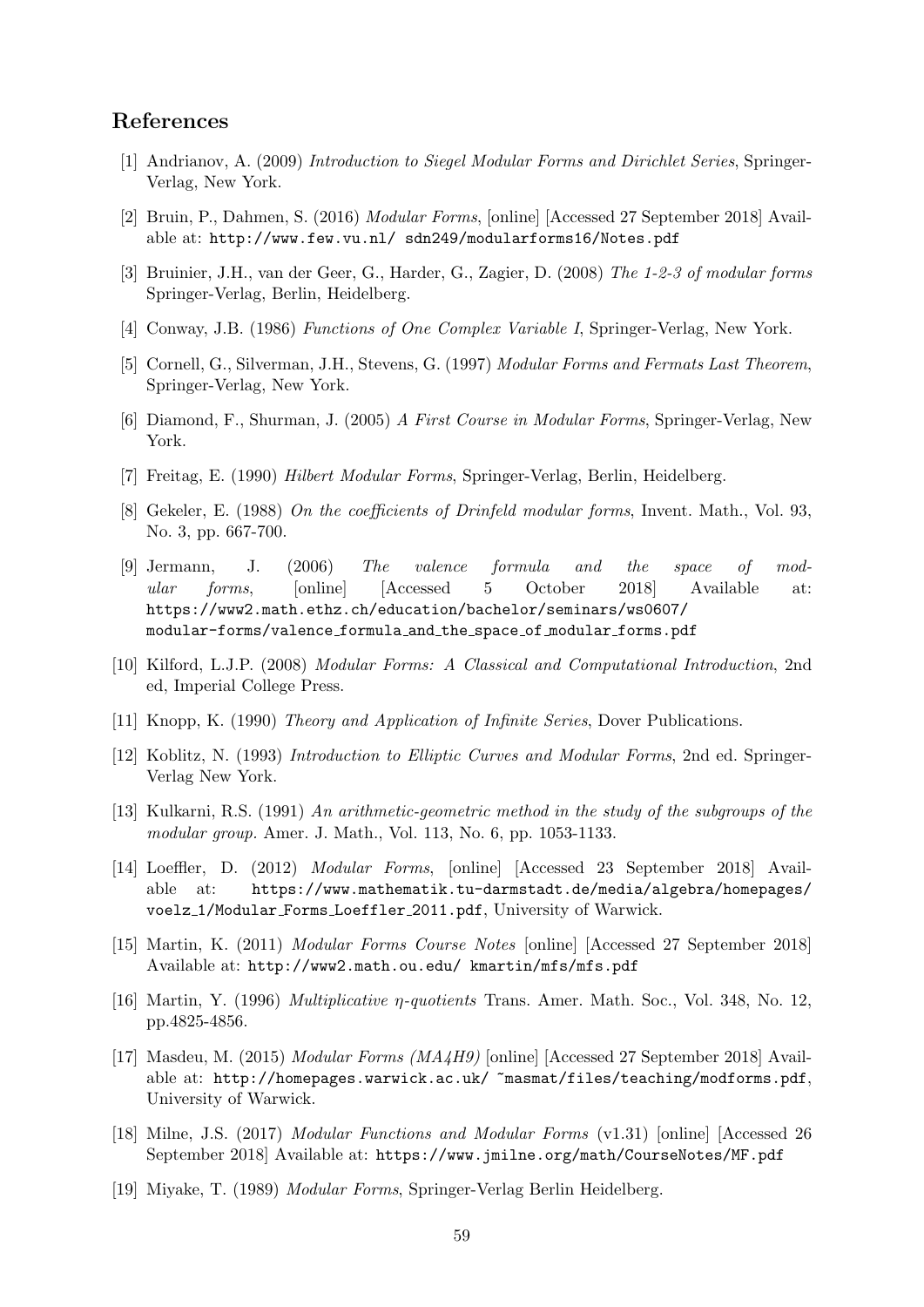## References

[1] Andrianov, A. (2009) *Introduction to Siegel Modular Forms and Dirichlet Series*, Springer-Verlag, New York.

[2] Bruin, P., Dahmen, S. (2016) *Modular Forms*, [online] [Accessed 27 September 2018] Available at: `http://www.few.vu.nl/ sdn249/modularforms16/Notes.pdf`

[3] Bruinier, J.H., van der Geer, G., Harder, G., Zagier, D. (2008) *The 1-2-3 of modular forms* Springer-Verlag, Berlin, Heidelberg.

[4] Conway, J.B. (1986) *Functions of One Complex Variable I*, Springer-Verlag, New York.

[5] Cornell, G., Silverman, J.H., Stevens, G. (1997) *Modular Forms and Fermats Last Theorem*, Springer-Verlag, New York.

[6] Diamond, F., Shurman, J. (2005) *A First Course in Modular Forms*, Springer-Verlag, New York.

[7] Freitag, E. (1990) *Hilbert Modular Forms*, Springer-Verlag, Berlin, Heidelberg.

[8] Gekeler, E. (1988) *On the coefficients of Drinfeld modular forms*, Invent. Math., Vol. 93, No. 3, pp. 667-700.

[9] Jermann, J. (2006) *The valence formula and the space of modular forms*, [online] [Accessed 5 October 2018] Available at: `https://www2.math.ethz.ch/education/bachelor/seminars/ws0607/modular-forms/valence_formula_and_the_space_of_modular_forms.pdf`

[10] Kilford, L.J.P. (2008) *Modular Forms: A Classical and Computational Introduction*, 2nd ed, Imperial College Press.

[11] Knopp, K. (1990) *Theory and Application of Infinite Series*, Dover Publications.

[12] Koblitz, N. (1993) *Introduction to Elliptic Curves and Modular Forms*, 2nd ed. Springer-Verlag New York.

[13] Kulkarni, R.S. (1991) *An arithmetic-geometric method in the study of the subgroups of the modular group*. Amer. J. Math., Vol. 113, No. 6, pp. 1053-1133.

[14] Loeffler, D. (2012) *Modular Forms*, [online] [Accessed 23 September 2018] Available at: `https://www.mathematik.tu-darmstadt.de/media/algebra/homepages/voelz_1/Modular_Forms_Loeffler_2011.pdf`, University of Warwick.

[15] Martin, K. (2011) *Modular Forms Course Notes* [online] [Accessed 27 September 2018] Available at: `http://www2.math.ou.edu/ kmartin/mfs/mfs.pdf`

[16] Martin, Y. (1996) *Multiplicative $\eta$-quotients* Trans. Amer. Math. Soc., Vol. 348, No. 12, pp.4825-4856.

[17] Masdeu, M. (2015) *Modular Forms (MA4H9)* [online] [Accessed 27 September 2018] Available at: `http://homepages.warwick.ac.uk/ ~masmat/files/teaching/modforms.pdf`, University of Warwick.

[18] Milne, J.S. (2017) *Modular Functions and Modular Forms* (v1.31) [online] [Accessed 26 September 2018] Available at: `https://www.jmilne.org/math/CourseNotes/MF.pdf`

[19] Miyake, T. (1989) *Modular Forms*, Springer-Verlag Berlin Heidelberg.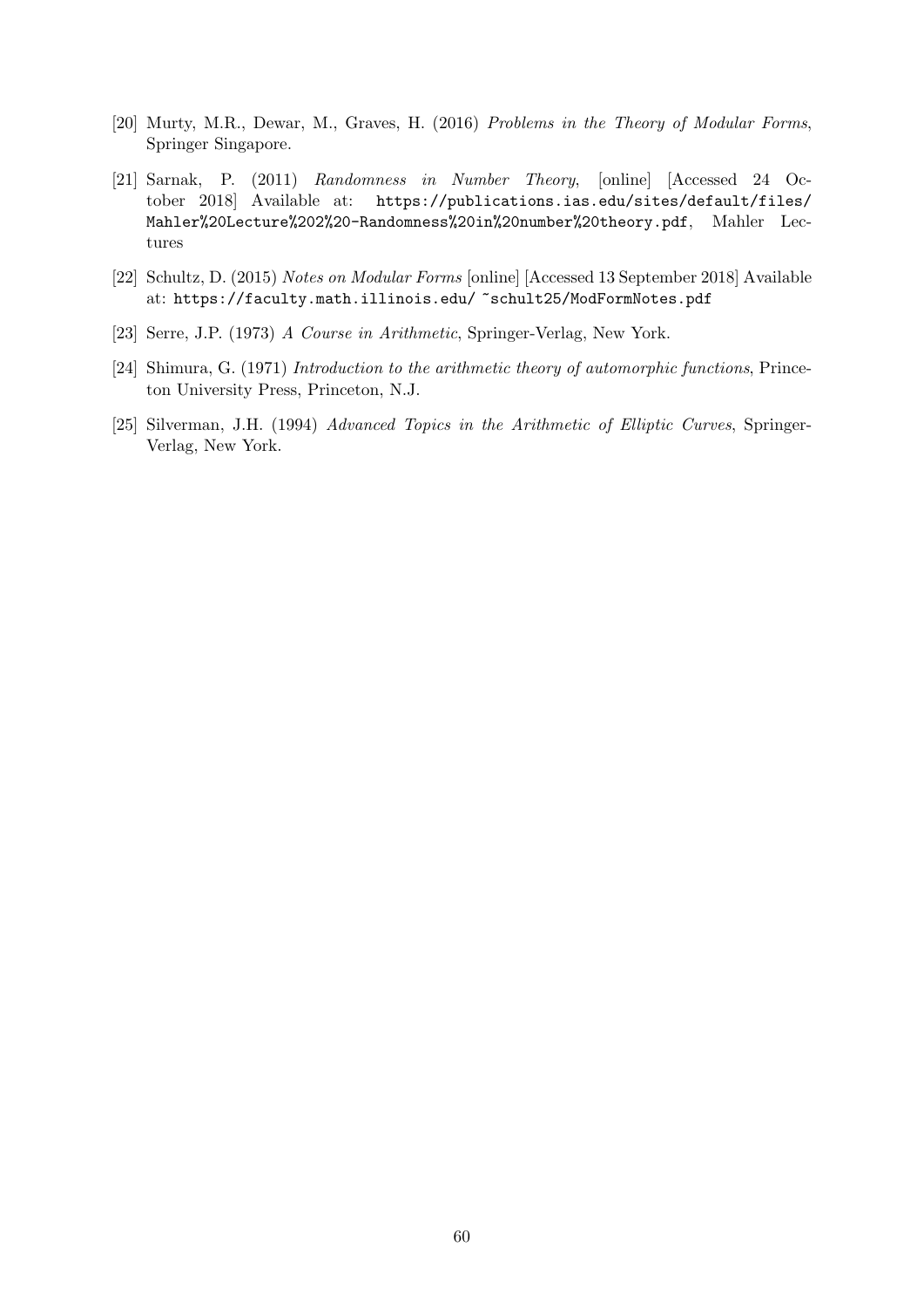[20] Murty, M.R., Dewar, M., Graves, H. (2016) *Problems in the Theory of Modular Forms*, Springer Singapore.

[21] Sarnak, P. (2011) *Randomness in Number Theory*, [online] [Accessed 24 October 2018] Available at: https://publications.ias.edu/sites/default/files/Mahler%20Lecture%202%20-Randomness%20in%20number%20theory.pdf, Mahler Lectures

[22] Schultz, D. (2015) *Notes on Modular Forms* [online] [Accessed 13 September 2018] Available at: https://faculty.math.illinois.edu/ ~schult25/ModFormNotes.pdf

[23] Serre, J.P. (1973) *A Course in Arithmetic*, Springer-Verlag, New York.

[24] Shimura, G. (1971) *Introduction to the arithmetic theory of automorphic functions*, Princeton University Press, Princeton, N.J.

[25] Silverman, J.H. (1994) *Advanced Topics in the Arithmetic of Elliptic Curves*, Springer-Verlag, New York.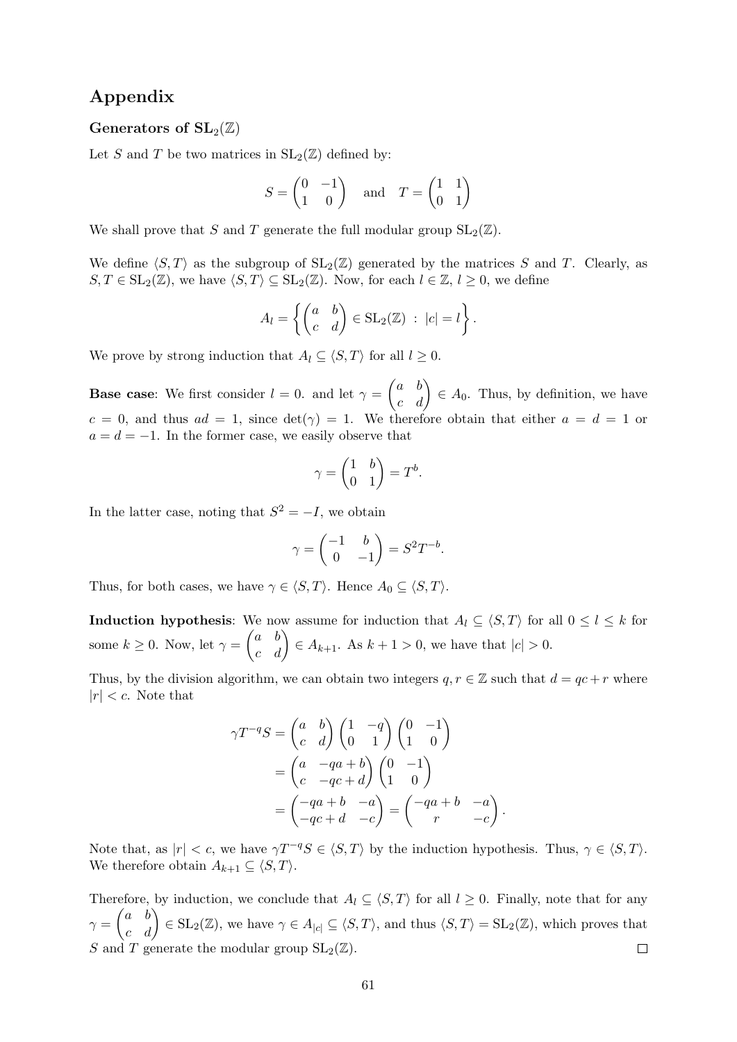# Appendix

### Generators of $\mathrm{SL}_2(\mathbb{Z})$

Let $S$ and $T$ be two matrices in $\mathrm{SL}_2(\mathbb{Z})$ defined by:

$$S = \begin{pmatrix} 0 & -1 \\ 1 & 0 \end{pmatrix} \quad \text{and} \quad T = \begin{pmatrix} 1 & 1 \\ 0 & 1 \end{pmatrix}$$

We shall prove that $S$ and $T$ generate the full modular group $\mathrm{SL}_2(\mathbb{Z})$.

We define $\langle S, T \rangle$ as the subgroup of $\mathrm{SL}_2(\mathbb{Z})$ generated by the matrices $S$ and $T$. Clearly, as $S, T \in \mathrm{SL}_2(\mathbb{Z})$, we have $\langle S, T \rangle \subseteq \mathrm{SL}_2(\mathbb{Z})$. Now, for each $l \in \mathbb{Z}$, $l \geq 0$, we define

$$A_l = \left\{ \begin{pmatrix} a & b \\ c & d \end{pmatrix} \in \mathrm{SL}_2(\mathbb{Z}) \ : \ |c| = l \right\}.$$

We prove by strong induction that $A_l \subseteq \langle S, T \rangle$ for all $l \geq 0$.

**Base case**: We first consider $l = 0$. and let $\gamma = \begin{pmatrix} a & b \\ c & d \end{pmatrix} \in A_0$. Thus, by definition, we have $c = 0$, and thus $ad = 1$, since $\det(\gamma) = 1$. We therefore obtain that either $a = d = 1$ or $a = d = -1$. In the former case, we easily observe that

$$\gamma = \begin{pmatrix} 1 & b \\ 0 & 1 \end{pmatrix} = T^b.$$

In the latter case, noting that $S^2 = -I$, we obtain

$$\gamma = \begin{pmatrix} -1 & b \\ 0 & -1 \end{pmatrix} = S^2 T^{-b}.$$

Thus, for both cases, we have $\gamma \in \langle S, T \rangle$. Hence $A_0 \subseteq \langle S, T \rangle$.

**Induction hypothesis**: We now assume for induction that $A_l \subseteq \langle S, T \rangle$ for all $0 \leq l \leq k$ for some $k \geq 0$. Now, let $\gamma = \begin{pmatrix} a & b \\ c & d \end{pmatrix} \in A_{k+1}$. As $k + 1 > 0$, we have that $|c| > 0$.

Thus, by the division algorithm, we can obtain two integers $q, r \in \mathbb{Z}$ such that $d = qc + r$ where $|r| < c$. Note that

$$\begin{aligned}
\gamma T^{-q} S &= \begin{pmatrix} a & b \\ c & d \end{pmatrix} \begin{pmatrix} 1 & -q \\ 0 & 1 \end{pmatrix} \begin{pmatrix} 0 & -1 \\ 1 & 0 \end{pmatrix} \\
&= \begin{pmatrix} a & -qa + b \\ c & -qc + d \end{pmatrix} \begin{pmatrix} 0 & -1 \\ 1 & 0 \end{pmatrix} \\
&= \begin{pmatrix} -qa + b & -a \\ -qc + d & -c \end{pmatrix} = \begin{pmatrix} -qa + b & -a \\ r & -c \end{pmatrix}.
\end{aligned}$$

Note that, as $|r| < c$, we have $\gamma T^{-q} S \in \langle S, T \rangle$ by the induction hypothesis. Thus, $\gamma \in \langle S, T \rangle$. We therefore obtain $A_{k+1} \subseteq \langle S, T \rangle$.

Therefore, by induction, we conclude that $A_l \subseteq \langle S, T \rangle$ for all $l \geq 0$. Finally, note that for any $\gamma = \begin{pmatrix} a & b \\ c & d \end{pmatrix} \in \mathrm{SL}_2(\mathbb{Z})$, we have $\gamma \in A_{|c|} \subseteq \langle S, T \rangle$, and thus $\langle S, T \rangle = \mathrm{SL}_2(\mathbb{Z})$, which proves that $S$ and $T$ generate the modular group $\mathrm{SL}_2(\mathbb{Z})$. $\square$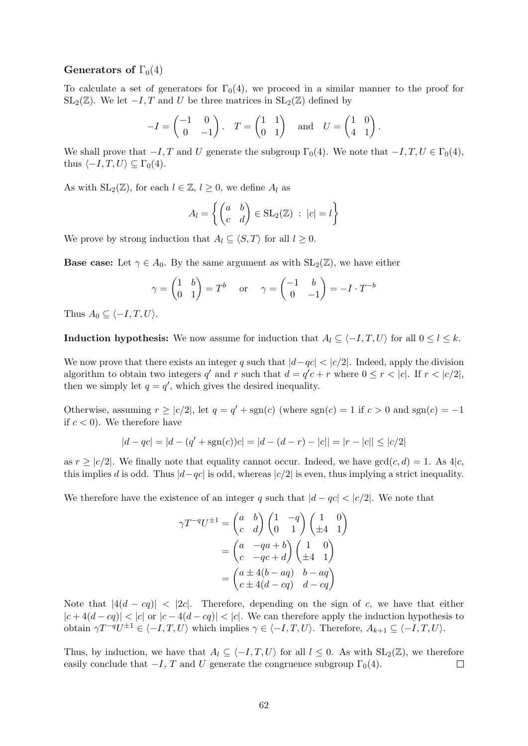**Generators of $\Gamma_0(4)$**

To calculate a set of generators for $\Gamma_0(4)$, we proceed in a similar manner to the proof for $\mathrm{SL}_2(\mathbb{Z})$. We let $-I, T$ and $U$ be three matrices in $\mathrm{SL}_2(\mathbb{Z})$ defined by

$$-I = \begin{pmatrix} -1 & 0 \\ 0 & -1 \end{pmatrix}, \quad T = \begin{pmatrix} 1 & 1 \\ 0 & 1 \end{pmatrix} \quad \text{and} \quad U = \begin{pmatrix} 1 & 0 \\ 4 & 1 \end{pmatrix}.$$

We shall prove that $-I, T$ and $U$ generate the subgroup $\Gamma_0(4)$. We note that $-I, T, U \in \Gamma_0(4)$, thus $\langle -I, T, U \rangle \subseteq \Gamma_0(4)$.

As with $\mathrm{SL}_2(\mathbb{Z})$, for each $l \in \mathbb{Z}$, $l \geq 0$, we define $A_l$ as

$$A_l = \left\{ \begin{pmatrix} a & b \\ c & d \end{pmatrix} \in \mathrm{SL}_2(\mathbb{Z}) \, : \, |c| = l \right\}$$

We prove by strong induction that $A_l \subseteq \langle S, T \rangle$ for all $l \geq 0$.

**Base case:** Let $\gamma \in A_0$. By the same argument as with $\mathrm{SL}_2(\mathbb{Z})$, we have either

$$\gamma = \begin{pmatrix} 1 & b \\ 0 & 1 \end{pmatrix} = T^b \quad \text{or} \quad \gamma = \begin{pmatrix} -1 & b \\ 0 & -1 \end{pmatrix} = -I \cdot T^{-b}$$

Thus $A_0 \subseteq \langle -I, T, U \rangle$.

**Induction hypothesis:** We now assume for induction that $A_l \subseteq \langle -I, T, U \rangle$ for all $0 \leq l \leq k$.

We now prove that there exists an integer $q$ such that $|d - qc| < |c/2|$. Indeed, apply the division algorithm to obtain two integers $q'$ and $r$ such that $d = q'c + r$ where $0 \leq r < |c|$. If $r < |c/2|$, then we simply let $q = q'$, which gives the desired inequality.

Otherwise, assuming $r \geq |c/2|$, let $q = q' + \mathrm{sgn}(c)$ (where $\mathrm{sgn}(c) = 1$ if $c > 0$ and $\mathrm{sgn}(c) = -1$ if $c < 0$). We therefore have

$$|d - qc| = |d - (q' + \mathrm{sgn}(c))c| = |d - (d - r) - |c|| = |r - |c|| \leq |c/2|$$

as $r \geq |c/2|$. We finally note that equality cannot occur. Indeed, we have $\gcd(c, d) = 1$. As $4|c$, this implies $d$ is odd. Thus $|d - qc|$ is odd, whereas $|c/2|$ is even, thus implying a strict inequality.

We therefore have the existence of an integer $q$ such that $|d - qc| < |c/2|$. We note that

$$\begin{aligned}
\gamma T^{-q} U^{\pm 1} &= \begin{pmatrix} a & b \\ c & d \end{pmatrix} \begin{pmatrix} 1 & -q \\ 0 & 1 \end{pmatrix} \begin{pmatrix} 1 & 0 \\ \pm 4 & 1 \end{pmatrix} \\
&= \begin{pmatrix} a & -qa + b \\ c & -qc + d \end{pmatrix} \begin{pmatrix} 1 & 0 \\ \pm 4 & 1 \end{pmatrix} \\
&= \begin{pmatrix} a \pm 4(b - aq) & b - aq \\ c \pm 4(d - cq) & d - cq \end{pmatrix}
\end{aligned}$$

Note that $|4(d - cq)| < |2c|$. Therefore, depending on the sign of $c$, we have that either $|c + 4(d - cq)| < |c|$ or $|c - 4(d - cq)| < |c|$. We can therefore apply the induction hypothesis to obtain $\gamma T^{-q} U^{\pm 1} \in \langle -I, T, U \rangle$ which implies $\gamma \in \langle -I, T, U \rangle$. Therefore, $A_{k+1} \subseteq \langle -I, T, U \rangle$.

Thus, by induction, we have that $A_l \subseteq \langle -I, T, U \rangle$ for all $l \leq 0$. As with $\mathrm{SL}_2(\mathbb{Z})$, we therefore easily conclude that $-I$, $T$ and $U$ generate the congruence subgroup $\Gamma_0(4)$. $\square$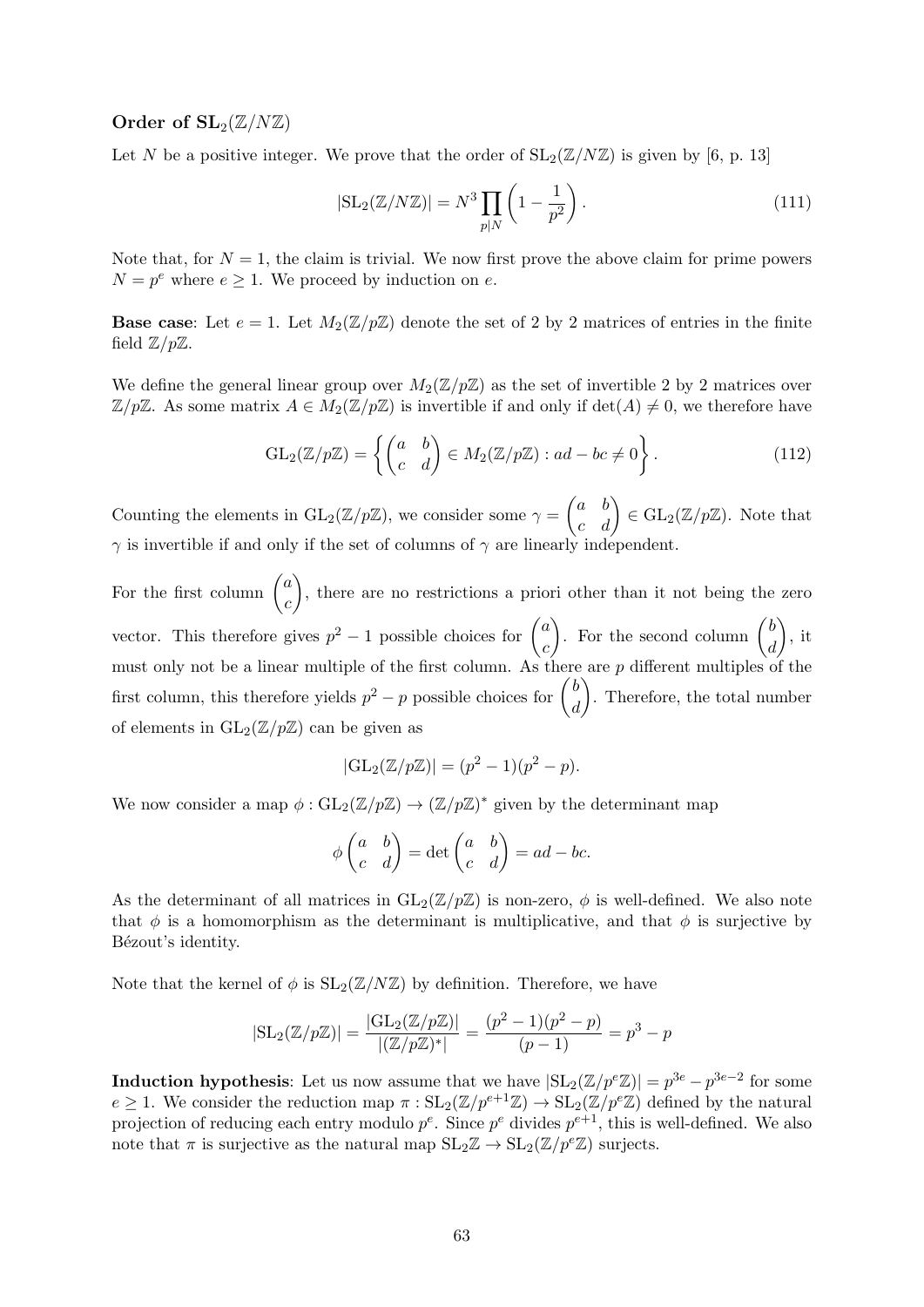### Order of $\mathbf{SL}_2(\mathbb{Z}/N\mathbb{Z})$

Let $N$ be a positive integer. We prove that the order of $\mathrm{SL}_2(\mathbb{Z}/N\mathbb{Z})$ is given by [6, p. 13]

$$|\mathrm{SL}_2(\mathbb{Z}/N\mathbb{Z})| = N^3 \prod_{p|N} \left(1 - \frac{1}{p^2}\right). \tag{111}$$

Note that, for $N = 1$, the claim is trivial. We now first prove the above claim for prime powers $N = p^e$ where $e \geq 1$. We proceed by induction on $e$.

**Base case**: Let $e = 1$. Let $M_2(\mathbb{Z}/p\mathbb{Z})$ denote the set of 2 by 2 matrices of entries in the finite field $\mathbb{Z}/p\mathbb{Z}$.

We define the general linear group over $M_2(\mathbb{Z}/p\mathbb{Z})$ as the set of invertible 2 by 2 matrices over $\mathbb{Z}/p\mathbb{Z}$. As some matrix $A \in M_2(\mathbb{Z}/p\mathbb{Z})$ is invertible if and only if $\det(A) \neq 0$, we therefore have

$$\mathrm{GL}_2(\mathbb{Z}/p\mathbb{Z}) = \left\{ \begin{pmatrix} a & b \\ c & d \end{pmatrix} \in M_2(\mathbb{Z}/p\mathbb{Z}) : ad - bc \neq 0 \right\}. \tag{112}$$

Counting the elements in $\mathrm{GL}_2(\mathbb{Z}/p\mathbb{Z})$, we consider some $\gamma = \begin{pmatrix} a & b \\ c & d \end{pmatrix} \in \mathrm{GL}_2(\mathbb{Z}/p\mathbb{Z})$. Note that $\gamma$ is invertible if and only if the set of columns of $\gamma$ are linearly independent.

For the first column $\begin{pmatrix} a \\ c \end{pmatrix}$, there are no restrictions a priori other than it not being the zero vector. This therefore gives $p^2 - 1$ possible choices for $\begin{pmatrix} a \\ c \end{pmatrix}$. For the second column $\begin{pmatrix} b \\ d \end{pmatrix}$, it must only not be a linear multiple of the first column. As there are $p$ different multiples of the first column, this therefore yields $p^2 - p$ possible choices for $\begin{pmatrix} b \\ d \end{pmatrix}$. Therefore, the total number of elements in $\mathrm{GL}_2(\mathbb{Z}/p\mathbb{Z})$ can be given as

$$|\mathrm{GL}_2(\mathbb{Z}/p\mathbb{Z})| = (p^2 - 1)(p^2 - p).$$

We now consider a map $\phi : \mathrm{GL}_2(\mathbb{Z}/p\mathbb{Z}) \to (\mathbb{Z}/p\mathbb{Z})^*$ given by the determinant map

$$\phi \begin{pmatrix} a & b \\ c & d \end{pmatrix} = \det \begin{pmatrix} a & b \\ c & d \end{pmatrix} = ad - bc.$$

As the determinant of all matrices in $\mathrm{GL}_2(\mathbb{Z}/p\mathbb{Z})$ is non-zero, $\phi$ is well-defined. We also note that $\phi$ is a homomorphism as the determinant is multiplicative, and that $\phi$ is surjective by Bézout's identity.

Note that the kernel of $\phi$ is $\mathrm{SL}_2(\mathbb{Z}/N\mathbb{Z})$ by definition. Therefore, we have

$$|\mathrm{SL}_2(\mathbb{Z}/p\mathbb{Z})| = \frac{|\mathrm{GL}_2(\mathbb{Z}/p\mathbb{Z})|}{|(\mathbb{Z}/p\mathbb{Z})^*|} = \frac{(p^2 - 1)(p^2 - p)}{(p - 1)} = p^3 - p$$

**Induction hypothesis**: Let us now assume that we have $|\mathrm{SL}_2(\mathbb{Z}/p^e\mathbb{Z})| = p^{3e} - p^{3e-2}$ for some $e \geq 1$. We consider the reduction map $\pi : \mathrm{SL}_2(\mathbb{Z}/p^{e+1}\mathbb{Z}) \to \mathrm{SL}_2(\mathbb{Z}/p^e\mathbb{Z})$ defined by the natural projection of reducing each entry modulo $p^e$. Since $p^e$ divides $p^{e+1}$, this is well-defined. We also note that $\pi$ is surjective as the natural map $\mathrm{SL}_2\mathbb{Z} \to \mathrm{SL}_2(\mathbb{Z}/p^e\mathbb{Z})$ surjects.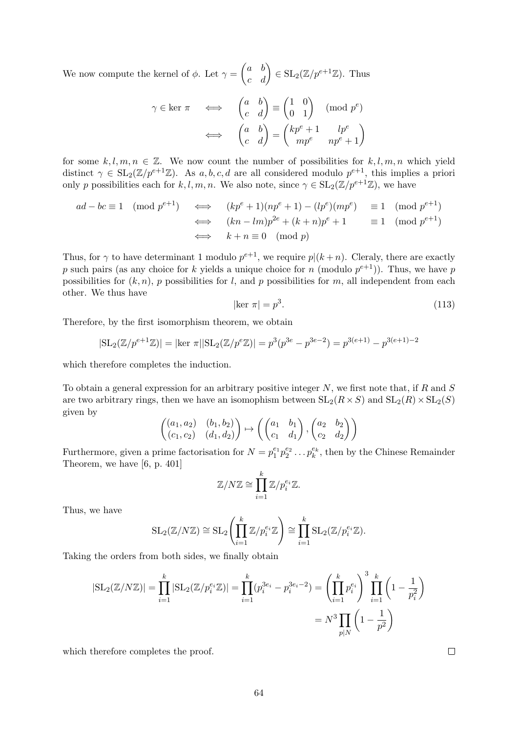We now compute the kernel of $\phi$. Let $\gamma = \begin{pmatrix} a & b \\ c & d \end{pmatrix} \in \mathrm{SL}_2(\mathbb{Z}/p^{e+1}\mathbb{Z})$. Thus

$$
\begin{aligned}
\gamma \in \ker\, \pi \quad &\iff \quad \begin{pmatrix} a & b \\ c & d \end{pmatrix} \equiv \begin{pmatrix} 1 & 0 \\ 0 & 1 \end{pmatrix} \pmod{p^e} \\
&\iff \quad \begin{pmatrix} a & b \\ c & d \end{pmatrix} = \begin{pmatrix} kp^e + 1 & lp^e \\ mp^e & np^e + 1 \end{pmatrix}
\end{aligned}
$$

for some $k, l, m, n \in \mathbb{Z}$. We now count the number of possibilities for $k, l, m, n$ which yield distinct $\gamma \in \mathrm{SL}_2(\mathbb{Z}/p^{e+1}\mathbb{Z})$. As $a, b, c, d$ are all considered modulo $p^{e+1}$, this implies a priori only $p$ possibilities each for $k, l, m, n$. We also note, since $\gamma \in \mathrm{SL}_2(\mathbb{Z}/p^{e+1}\mathbb{Z})$, we have

$$
\begin{aligned}
ad - bc \equiv 1 \pmod{p^{e+1}} \quad &\iff \quad (kp^e + 1)(np^e + 1) - (lp^e)(mp^e) &&\equiv 1 \pmod{p^{e+1}} \\
&\iff \quad (kn - lm)p^{2e} + (k + n)p^e + 1 &&\equiv 1 \pmod{p^{e+1}} \\
&\iff \quad k + n \equiv 0 \pmod{p}
\end{aligned}
$$

Thus, for $\gamma$ to have determinant 1 modulo $p^{e+1}$, we require $p|(k+n)$. Cleraly, there are exactly $p$ such pairs (as any choice for $k$ yields a unique choice for $n$ (modulo $p^{e+1}$)). Thus, we have $p$ possibilities for $(k, n)$, $p$ possibilities for $l$, and $p$ possibilities for $m$, all independent from each other. We thus have

$$
|\ker\, \pi| = p^3. \tag{113}
$$

Therefore, by the first isomorphism theorem, we obtain

$$
|\mathrm{SL}_2(\mathbb{Z}/p^{e+1}\mathbb{Z})| = |\ker\, \pi||\mathrm{SL}_2(\mathbb{Z}/p^e\mathbb{Z})| = p^3(p^{3e} - p^{3e-2}) = p^{3(e+1)} - p^{3(e+1)-2}
$$

which therefore completes the induction.

To obtain a general expression for an arbitrary positive integer $N$, we first note that, if $R$ and $S$ are two arbitrary rings, then we have an isomophism between $\mathrm{SL}_2(R \times S)$ and $\mathrm{SL}_2(R) \times \mathrm{SL}_2(S)$ given by

$$
\begin{pmatrix} (a_1, a_2) & (b_1, b_2) \\ (c_1, c_2) & (d_1, d_2) \end{pmatrix} \mapsto \left( \begin{pmatrix} a_1 & b_1 \\ c_1 & d_1 \end{pmatrix}, \begin{pmatrix} a_2 & b_2 \\ c_2 & d_2 \end{pmatrix} \right)
$$

Furthermore, given a prime factorisation for $N = p_1^{e_1} p_2^{e_2} \dots p_k^{e_k}$, then by the Chinese Remainder Theorem, we have [6, p. 401]

$$
\mathbb{Z}/N\mathbb{Z} \cong \prod_{i=1}^{k} \mathbb{Z}/p_i^{e_i}\mathbb{Z}.
$$

Thus, we have

$$
\mathrm{SL}_2(\mathbb{Z}/N\mathbb{Z}) \cong \mathrm{SL}_2\left( \prod_{i=1}^{k} \mathbb{Z}/p_i^{e_i}\mathbb{Z} \right) \cong \prod_{i=1}^{k} \mathrm{SL}_2(\mathbb{Z}/p_i^{e_i}\mathbb{Z}).
$$

Taking the orders from both sides, we finally obtain

$$
\begin{aligned}
|\mathrm{SL}_2(\mathbb{Z}/N\mathbb{Z})| = \prod_{i=1}^{k} |\mathrm{SL}_2(\mathbb{Z}/p_i^{e_i}\mathbb{Z})| = \prod_{i=1}^{k} (p_i^{3e_i} - p_i^{3e_i - 2}) &= \left( \prod_{i=1}^{k} p_i^{e_i} \right)^3 \prod_{i=1}^{k} \left( 1 - \frac{1}{p_i^2} \right) \\
&= N^3 \prod_{p|N} \left( 1 - \frac{1}{p^2} \right)
\end{aligned}
$$

which therefore completes the proof. $\square$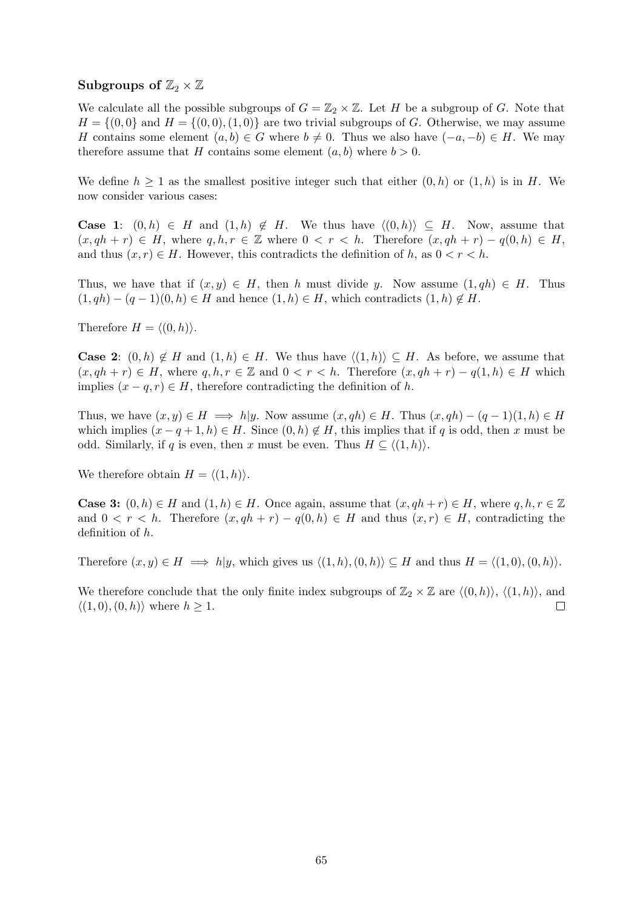**Subgroups of $\mathbb{Z}_2 \times \mathbb{Z}$**

We calculate all the possible subgroups of $G = \mathbb{Z}_2 \times \mathbb{Z}$. Let $H$ be a subgroup of $G$. Note that $H = \{(0, 0\}$ and $H = \{(0, 0), (1, 0)\}$ are two trivial subgroups of $G$. Otherwise, we may assume $H$ contains some element $(a, b) \in G$ where $b \neq 0$. Thus we also have $(-a, -b) \in H$. We may therefore assume that $H$ contains some element $(a, b)$ where $b > 0$.

We define $h \geq 1$ as the smallest positive integer such that either $(0, h)$ or $(1, h)$ is in $H$. We now consider various cases:

**Case 1**: $(0, h) \in H$ and $(1, h) \notin H$. We thus have $\langle (0, h) \rangle \subseteq H$. Now, assume that $(x, qh + r) \in H$, where $q, h, r \in \mathbb{Z}$ where $0 < r < h$. Therefore $(x, qh + r) - q(0, h) \in H$, and thus $(x, r) \in H$. However, this contradicts the definition of $h$, as $0 < r < h$.

Thus, we have that if $(x, y) \in H$, then $h$ must divide $y$. Now assume $(1, qh) \in H$. Thus $(1, qh) - (q - 1)(0, h) \in H$ and hence $(1, h) \in H$, which contradicts $(1, h) \notin H$.

Therefore $H = \langle (0, h) \rangle$.

**Case 2**: $(0, h) \notin H$ and $(1, h) \in H$. We thus have $\langle (1, h) \rangle \subseteq H$. As before, we assume that $(x, qh + r) \in H$, where $q, h, r \in \mathbb{Z}$ and $0 < r < h$. Therefore $(x, qh + r) - q(1, h) \in H$ which implies $(x - q, r) \in H$, therefore contradicting the definition of $h$.

Thus, we have $(x, y) \in H \implies h | y$. Now assume $(x, qh) \in H$. Thus $(x, qh) - (q - 1)(1, h) \in H$ which implies $(x - q + 1, h) \in H$. Since $(0, h) \notin H$, this implies that if $q$ is odd, then $x$ must be odd. Similarly, if $q$ is even, then $x$ must be even. Thus $H \subseteq \langle (1, h) \rangle$.

We therefore obtain $H = \langle (1, h) \rangle$.

**Case 3:** $(0, h) \in H$ and $(1, h) \in H$. Once again, assume that $(x, qh + r) \in H$, where $q, h, r \in \mathbb{Z}$ and $0 < r < h$. Therefore $(x, qh + r) - q(0, h) \in H$ and thus $(x, r) \in H$, contradicting the definition of $h$.

Therefore $(x, y) \in H \implies h | y$, which gives us $\langle (1, h), (0, h) \rangle \subseteq H$ and thus $H = \langle (1, 0), (0, h) \rangle$.

We therefore conclude that the only finite index subgroups of $\mathbb{Z}_2 \times \mathbb{Z}$ are $\langle (0, h) \rangle$, $\langle (1, h) \rangle$, and $\langle (1, 0), (0, h) \rangle$ where $h \geq 1$. □